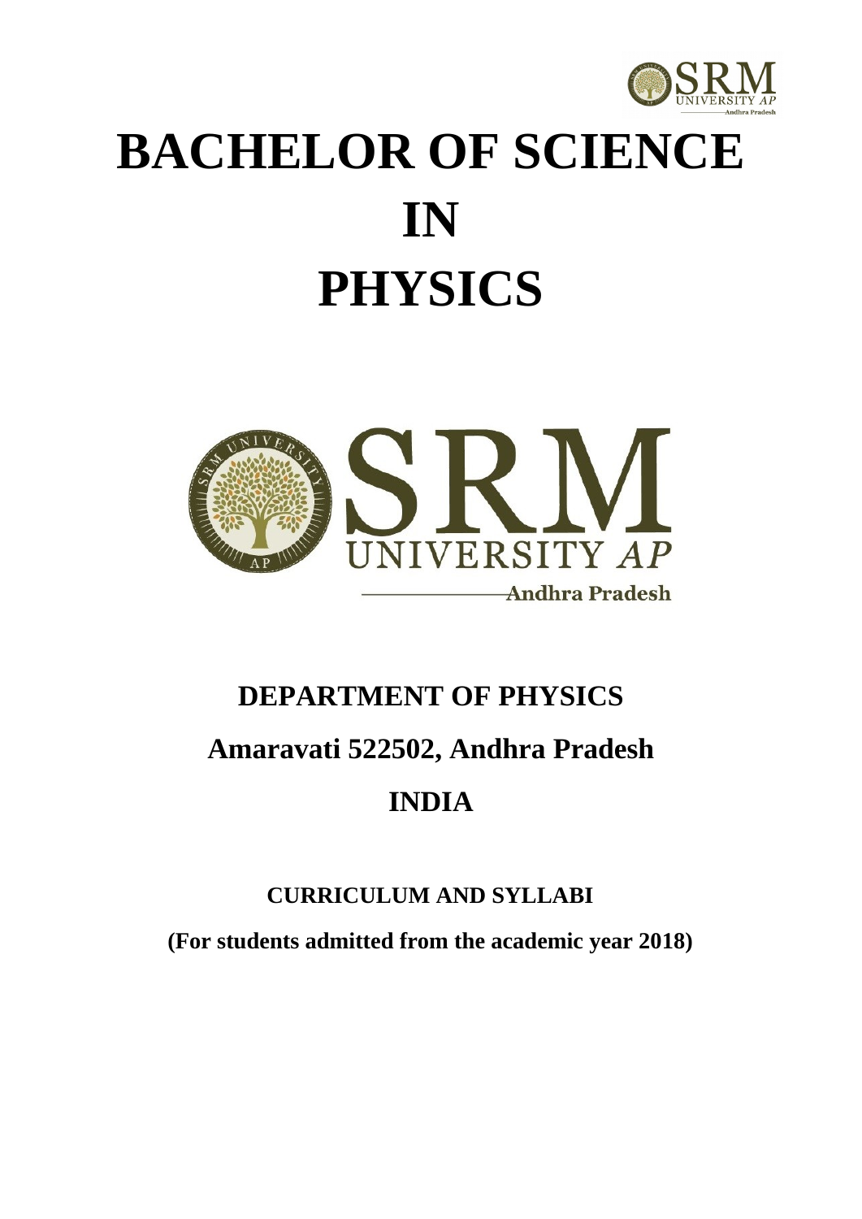# BACHELOR OF SCIENCE IN PHYSICS

## DEPARTMENT OF PHYSICS

## Amaravati 522502, Andhra Pradesh

## INDIA

**CURRICULUM AND SYLLABI**

**(For students admitted from the academic year 2018)**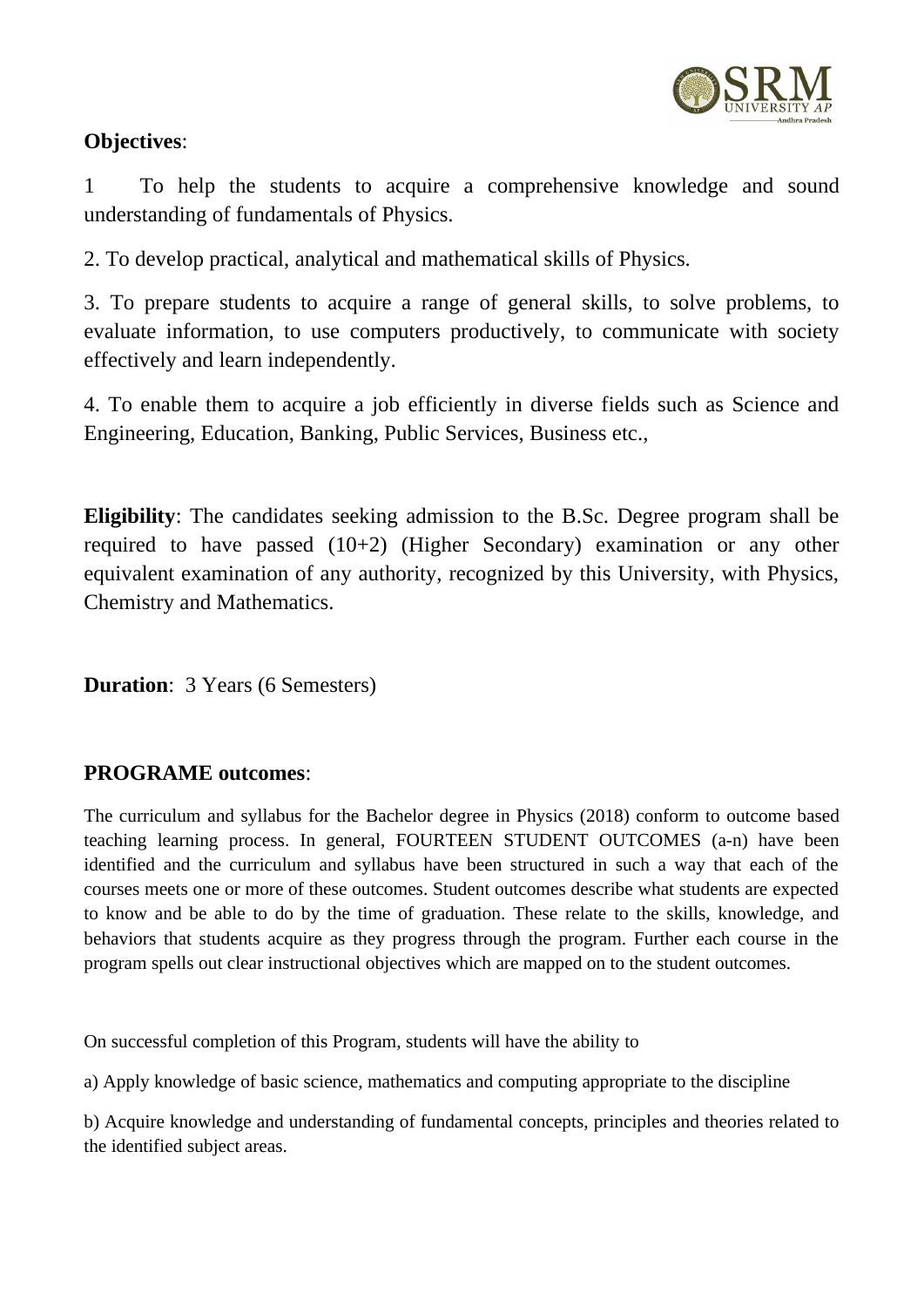**Objectives**:

1 To help the students to acquire a comprehensive knowledge and sound understanding of fundamentals of Physics.

2. To develop practical, analytical and mathematical skills of Physics.

3. To prepare students to acquire a range of general skills, to solve problems, to evaluate information, to use computers productively, to communicate with society effectively and learn independently.

4. To enable them to acquire a job efficiently in diverse fields such as Science and Engineering, Education, Banking, Public Services, Business etc.,

**Eligibility**: The candidates seeking admission to the B.Sc. Degree program shall be required to have passed (10+2) (Higher Secondary) examination or any other equivalent examination of any authority, recognized by this University, with Physics, Chemistry and Mathematics.

**Duration**: 3 Years (6 Semesters)

**PROGRAME outcomes**:

The curriculum and syllabus for the Bachelor degree in Physics (2018) conform to outcome based teaching learning process. In general, FOURTEEN STUDENT OUTCOMES (a-n) have been identified and the curriculum and syllabus have been structured in such a way that each of the courses meets one or more of these outcomes. Student outcomes describe what students are expected to know and be able to do by the time of graduation. These relate to the skills, knowledge, and behaviors that students acquire as they progress through the program. Further each course in the program spells out clear instructional objectives which are mapped on to the student outcomes.

On successful completion of this Program, students will have the ability to

a) Apply knowledge of basic science, mathematics and computing appropriate to the discipline

b) Acquire knowledge and understanding of fundamental concepts, principles and theories related to the identified subject areas.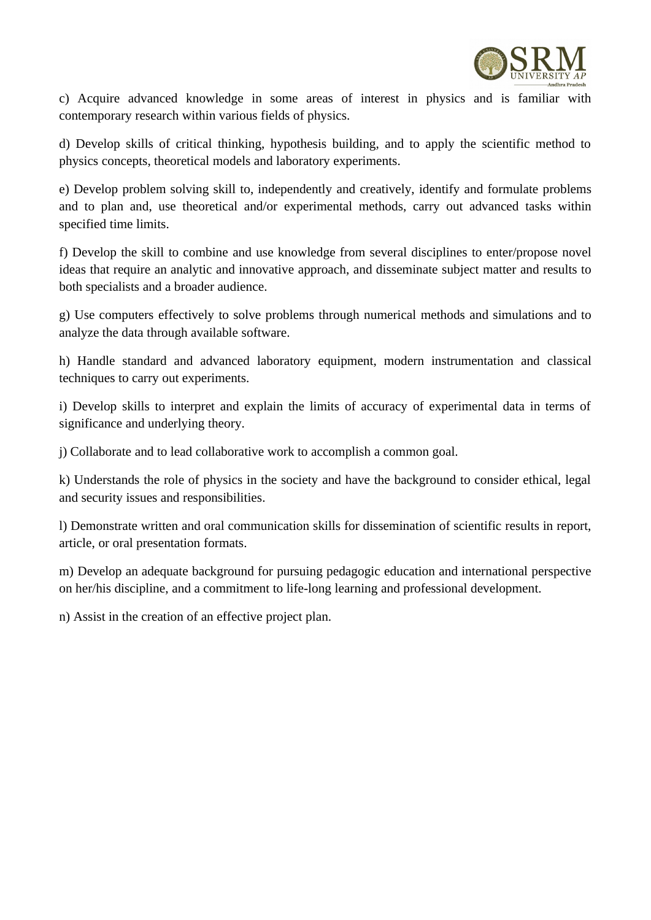c) Acquire advanced knowledge in some areas of interest in physics and is familiar with contemporary research within various fields of physics.

d) Develop skills of critical thinking, hypothesis building, and to apply the scientific method to physics concepts, theoretical models and laboratory experiments.

e) Develop problem solving skill to, independently and creatively, identify and formulate problems and to plan and, use theoretical and/or experimental methods, carry out advanced tasks within specified time limits.

f) Develop the skill to combine and use knowledge from several disciplines to enter/propose novel ideas that require an analytic and innovative approach, and disseminate subject matter and results to both specialists and a broader audience.

g) Use computers effectively to solve problems through numerical methods and simulations and to analyze the data through available software.

h) Handle standard and advanced laboratory equipment, modern instrumentation and classical techniques to carry out experiments.

i) Develop skills to interpret and explain the limits of accuracy of experimental data in terms of significance and underlying theory.

j) Collaborate and to lead collaborative work to accomplish a common goal.

k) Understands the role of physics in the society and have the background to consider ethical, legal and security issues and responsibilities.

l) Demonstrate written and oral communication skills for dissemination of scientific results in report, article, or oral presentation formats.

m) Develop an adequate background for pursuing pedagogic education and international perspective on her/his discipline, and a commitment to life-long learning and professional development.

n) Assist in the creation of an effective project plan.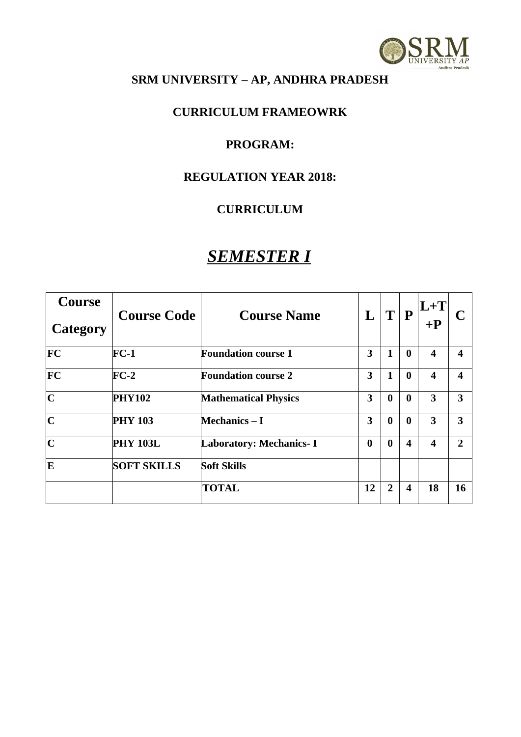**SRM UNIVERSITY – AP, ANDHRA PRADESH**

**CURRICULUM FRAMEOWRK**

**PROGRAM:**

**REGULATION YEAR 2018:**

**CURRICULUM**

# ***SEMESTER I***

| Course Category | Course Code | Course Name | L | T | P | L+T+P | C |
|---|---|---|---|---|---|---|---|
| FC | FC-1 | Foundation course 1 | 3 | 1 | 0 | 4 | 4 |
| FC | FC-2 | Foundation course 2 | 3 | 1 | 0 | 4 | 4 |
| C | PHY102 | Mathematical Physics | 3 | 0 | 0 | 3 | 3 |
| C | PHY 103 | Mechanics – I | 3 | 0 | 0 | 3 | 3 |
| C | PHY 103L | Laboratory: Mechanics- I | 0 | 0 | 4 | 4 | 2 |
| E | SOFT SKILLS | Soft Skills | | | | | |
| | | TOTAL | 12 | 2 | 4 | 18 | 16 |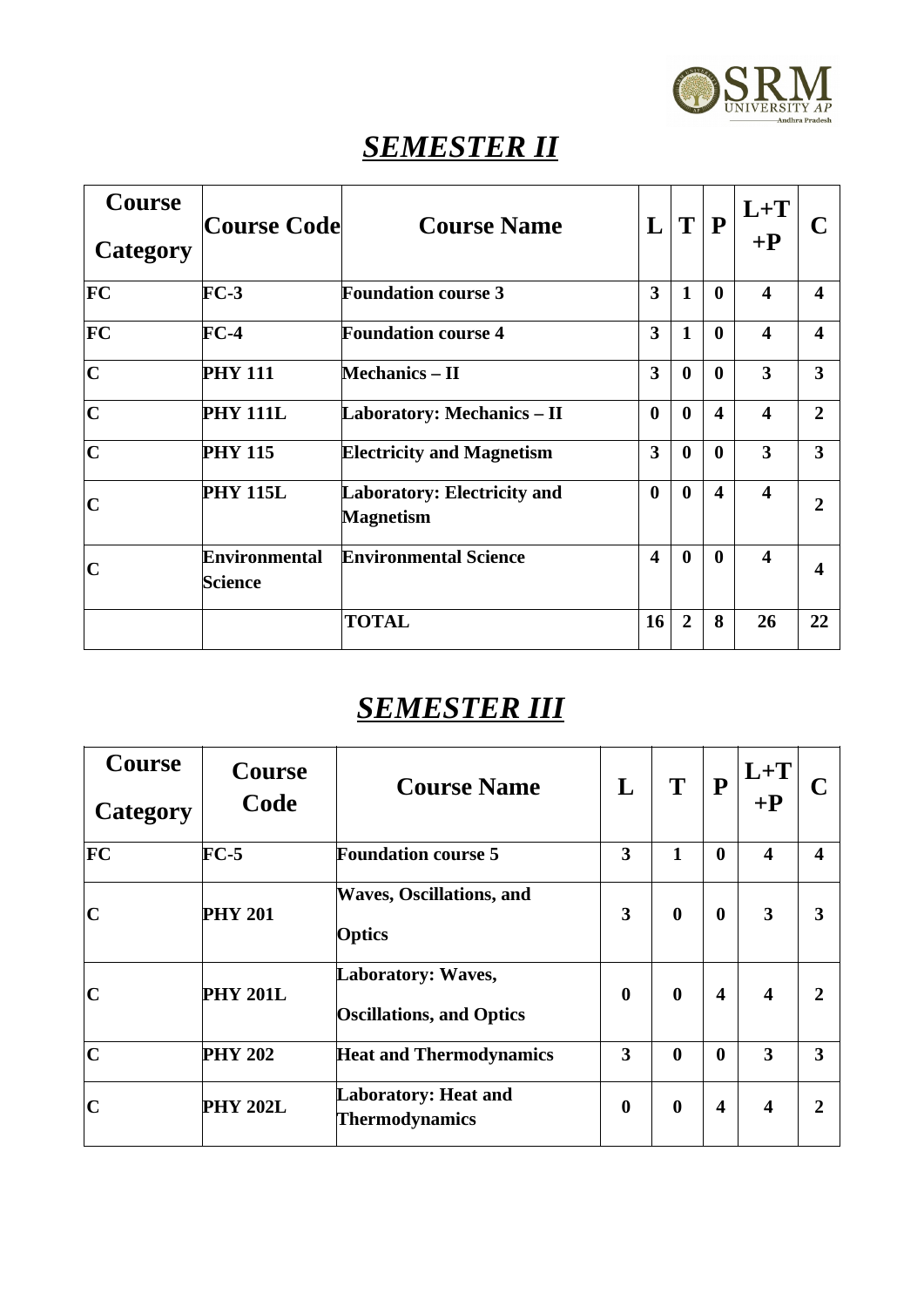## *SEMESTER II*

| Course Category | Course Code | Course Name | L | T | P | L+T +P | C |
|---|---|---|---|---|---|---|---|
| FC | FC-3 | Foundation course 3 | 3 | 1 | 0 | 4 | 4 |
| FC | FC-4 | Foundation course 4 | 3 | 1 | 0 | 4 | 4 |
| C | PHY 111 | Mechanics – II | 3 | 0 | 0 | 3 | 3 |
| C | PHY 111L | Laboratory: Mechanics – II | 0 | 0 | 4 | 4 | 2 |
| C | PHY 115 | Electricity and Magnetism | 3 | 0 | 0 | 3 | 3 |
| C | PHY 115L | Laboratory: Electricity and Magnetism | 0 | 0 | 4 | 4 | 2 |
| C | Environmental Science | Environmental Science | 4 | 0 | 0 | 4 | 4 |
| | | TOTAL | 16 | 2 | 8 | 26 | 22 |

## *SEMESTER III*

| Course Category | Course Code | Course Name | L | T | P | L+T +P | C |
|---|---|---|---|---|---|---|---|
| FC | FC-5 | Foundation course 5 | 3 | 1 | 0 | 4 | 4 |
| C | PHY 201 | Waves, Oscillations, and Optics | 3 | 0 | 0 | 3 | 3 |
| C | PHY 201L | Laboratory: Waves, Oscillations, and Optics | 0 | 0 | 4 | 4 | 2 |
| C | PHY 202 | Heat and Thermodynamics | 3 | 0 | 0 | 3 | 3 |
| C | PHY 202L | Laboratory: Heat and Thermodynamics | 0 | 0 | 4 | 4 | 2 |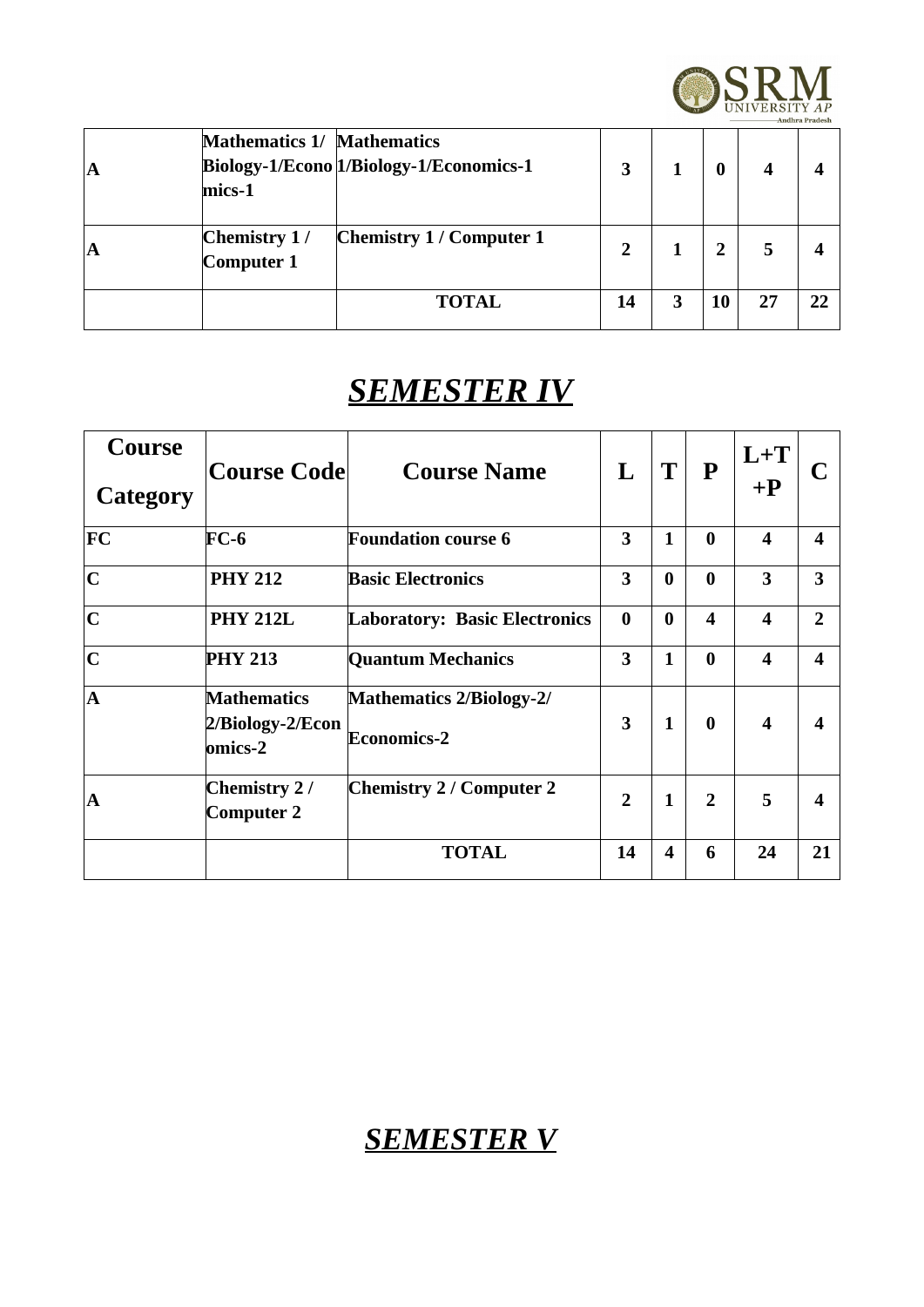| A | Mathematics 1/ Biology-1/Economics-1 | Mathematics 1/Biology-1/Economics-1 | 3 | 1 | 0 | 4 | 4 |
|---|---|---|---|---|---|---|---|
| A | Chemistry 1 / Computer 1 | Chemistry 1 / Computer 1 | 2 | 1 | 2 | 5 | 4 |
| | | TOTAL | 14 | 3 | 10 | 27 | 22 |

# *SEMESTER IV*

| Course Category | Course Code | Course Name | L | T | P | L+T+P | C |
|---|---|---|---|---|---|---|---|
| FC | FC-6 | Foundation course 6 | 3 | 1 | 0 | 4 | 4 |
| C | PHY 212 | Basic Electronics | 3 | 0 | 0 | 3 | 3 |
| C | PHY 212L | Laboratory: Basic Electronics | 0 | 0 | 4 | 4 | 2 |
| C | PHY 213 | Quantum Mechanics | 3 | 1 | 0 | 4 | 4 |
| A | Mathematics 2/Biology-2/Economics-2 | Mathematics 2/Biology-2/ Economics-2 | 3 | 1 | 0 | 4 | 4 |
| A | Chemistry 2 / Computer 2 | Chemistry 2 / Computer 2 | 2 | 1 | 2 | 5 | 4 |
| | | TOTAL | 14 | 4 | 6 | 24 | 21 |

# *SEMESTER V*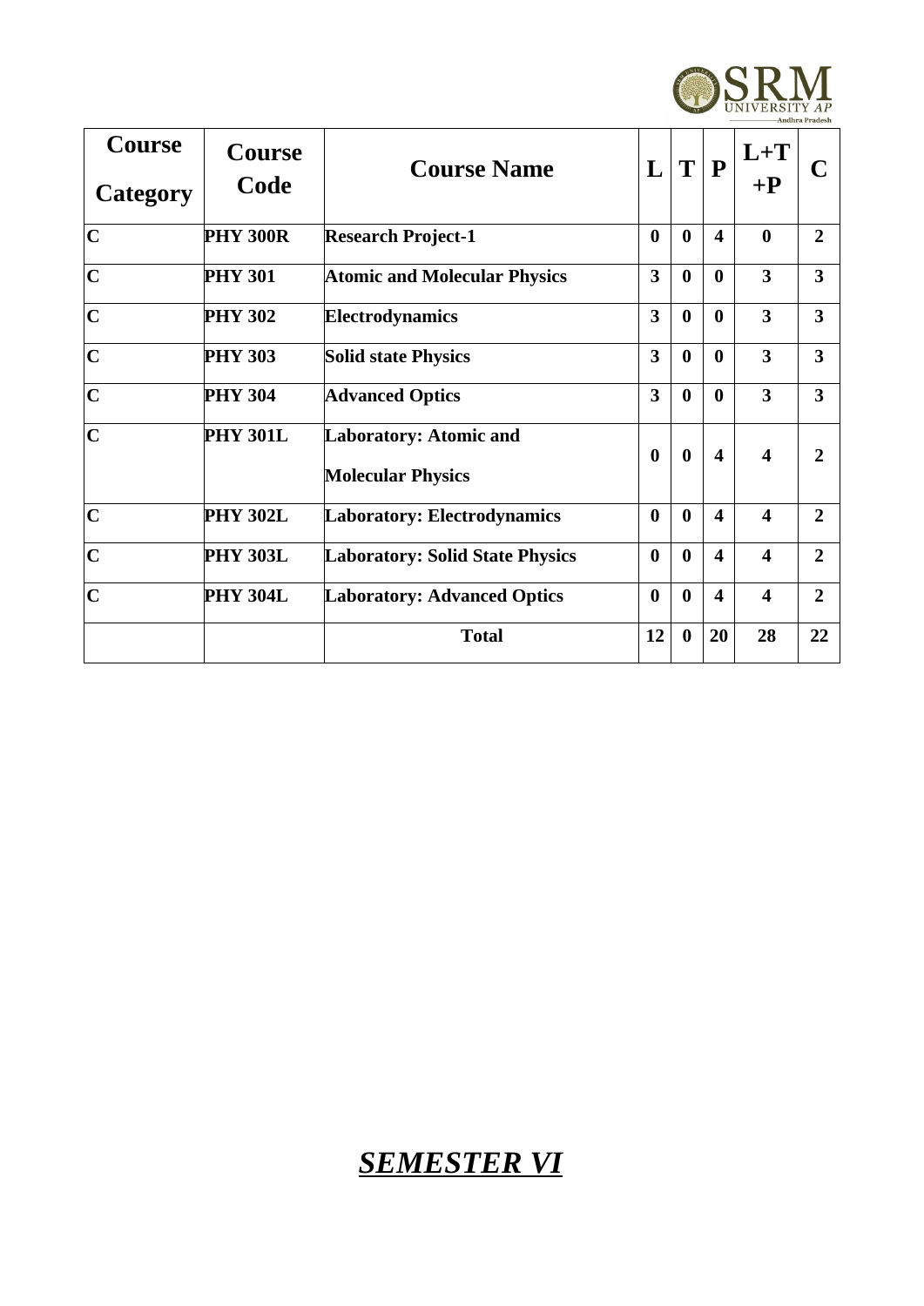| Course Category | Course Code | Course Name | L | T | P | L+T +P | C |
|---|---|---|---|---|---|---|---|
| C | PHY 300R | Research Project-1 | 0 | 0 | 4 | 0 | 2 |
| C | PHY 301 | Atomic and Molecular Physics | 3 | 0 | 0 | 3 | 3 |
| C | PHY 302 | Electrodynamics | 3 | 0 | 0 | 3 | 3 |
| C | PHY 303 | Solid state Physics | 3 | 0 | 0 | 3 | 3 |
| C | PHY 304 | Advanced Optics | 3 | 0 | 0 | 3 | 3 |
| C | PHY 301L | Laboratory: Atomic and Molecular Physics | 0 | 0 | 4 | 4 | 2 |
| C | PHY 302L | Laboratory: Electrodynamics | 0 | 0 | 4 | 4 | 2 |
| C | PHY 303L | Laboratory: Solid State Physics | 0 | 0 | 4 | 4 | 2 |
| C | PHY 304L | Laboratory: Advanced Optics | 0 | 0 | 4 | 4 | 2 |
| | | **Total** | 12 | 0 | 20 | 28 | 22 |

# ***SEMESTER VI***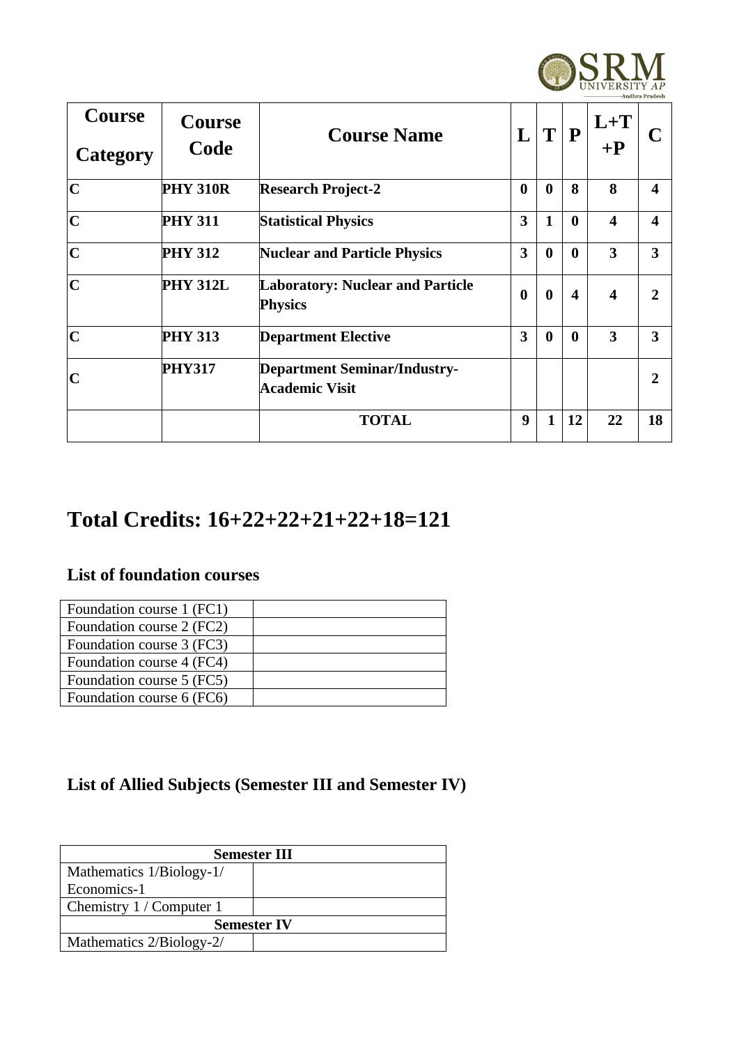| Course Category | Course Code | Course Name | L | T | P | L+T +P | C |
|---|---|---|---|---|---|---|---|
| C | PHY 310R | Research Project-2 | 0 | 0 | 8 | 8 | 4 |
| C | PHY 311 | Statistical Physics | 3 | 1 | 0 | 4 | 4 |
| C | PHY 312 | Nuclear and Particle Physics | 3 | 0 | 0 | 3 | 3 |
| C | PHY 312L | Laboratory: Nuclear and Particle Physics | 0 | 0 | 4 | 4 | 2 |
| C | PHY 313 | Department Elective | 3 | 0 | 0 | 3 | 3 |
| C | PHY317 | Department Seminar/Industry-Academic Visit | | | | | 2 |
| | | TOTAL | 9 | 1 | 12 | 22 | 18 |

# Total Credits: 16+22+22+21+22+18=121

## List of foundation courses

| Foundation course 1 (FC1) | |
|---|---|
| Foundation course 2 (FC2) | |
| Foundation course 3 (FC3) | |
| Foundation course 4 (FC4) | |
| Foundation course 5 (FC5) | |
| Foundation course 6 (FC6) | |

## List of Allied Subjects (Semester III and Semester IV)

| Semester III | |
|---|---|
| Mathematics 1/Biology-1/ Economics-1 | |
| Chemistry 1 / Computer 1 | |
| Semester IV | |
| Mathematics 2/Biology-2/ | |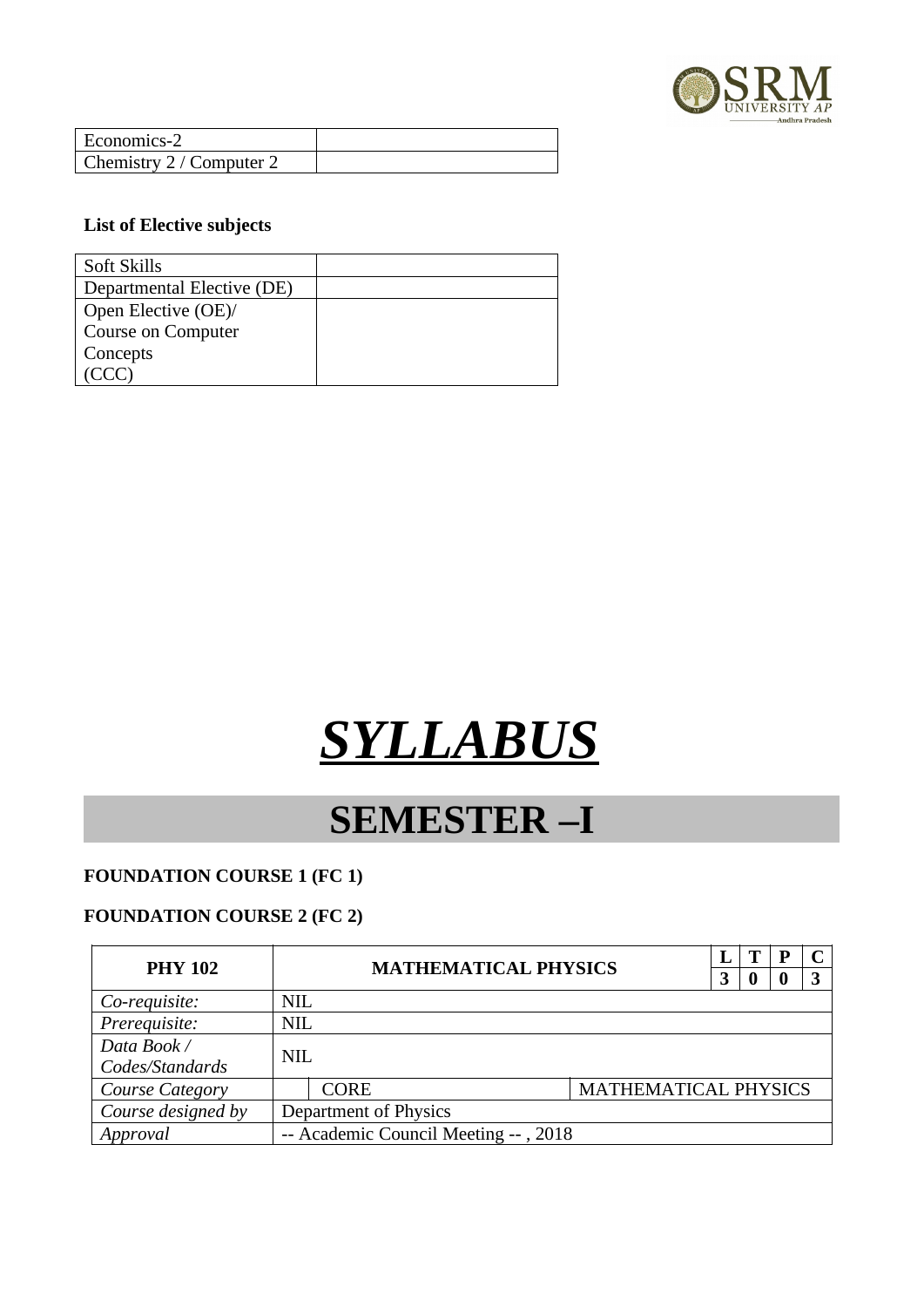| Economics-2 | |
| --- | --- |
| Chemistry 2 / Computer 2 | |

**List of Elective subjects**

| Soft Skills | |
| --- | --- |
| Departmental Elective (DE) | |
| Open Elective (OE)/ Course on Computer Concepts (CCC) | |

# ***SYLLABUS***

# SEMESTER –I

**FOUNDATION COURSE 1 (FC 1)**

**FOUNDATION COURSE 2 (FC 2)**

| **PHY 102** | **MATHEMATICAL PHYSICS** | | **L** | **T** | **P** | **C** |
| --- | --- | --- | --- | --- | --- | --- |
| | | | **3** | **0** | **0** | **3** |
| *Co-requisite:* | NIL | | | | | |
| *Prerequisite:* | NIL | | | | | |
| *Data Book / Codes/Standards* | NIL | | | | | |
| *Course Category* | CORE | MATHEMATICAL PHYSICS | | | | |
| *Course designed by* | Department of Physics | | | | | |
| *Approval* | -- Academic Council Meeting -- , 2018 | | | | | |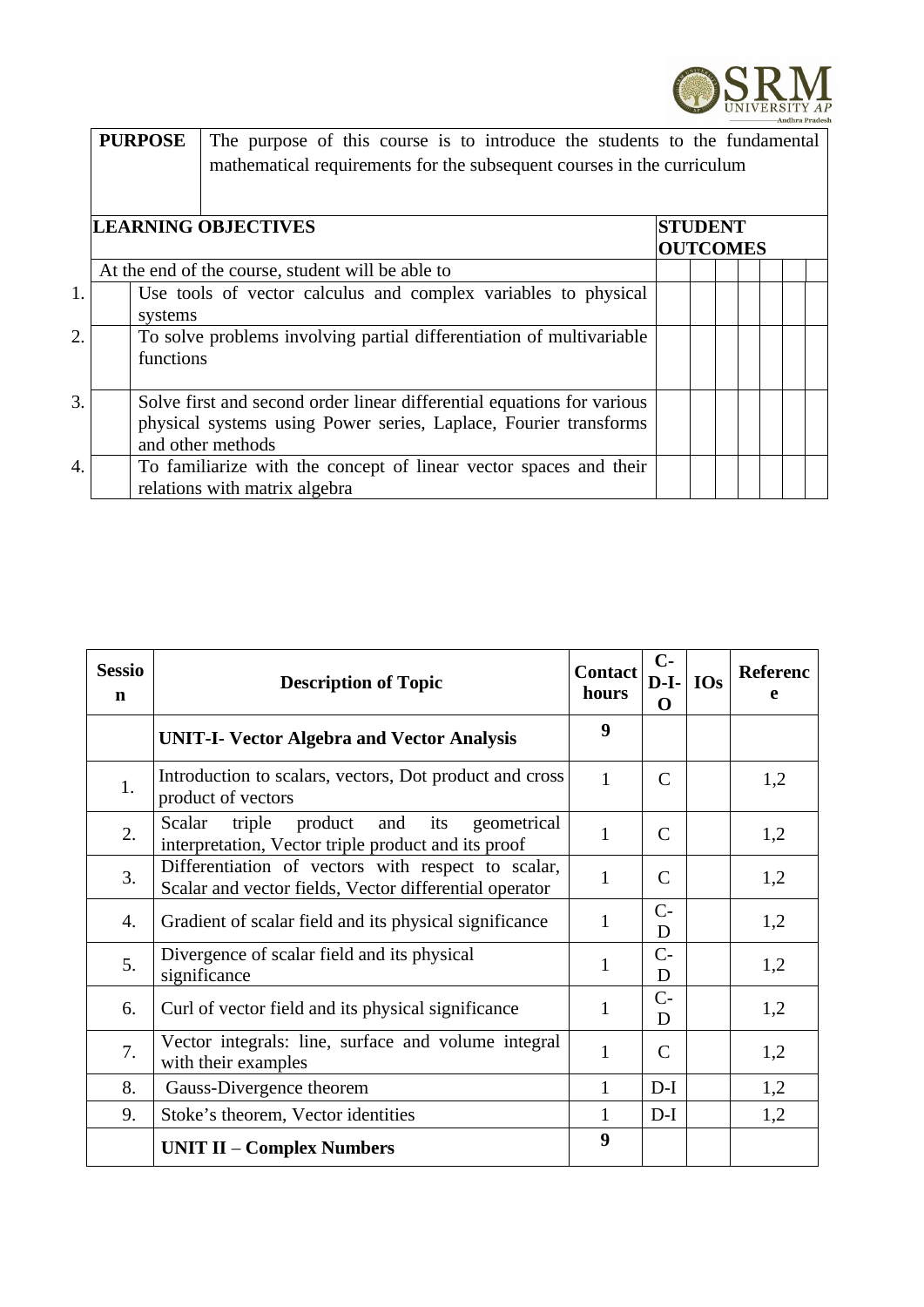| PURPOSE | The purpose of this course is to introduce the students to the fundamental mathematical requirements for the subsequent courses in the curriculum |
|---|---|

| | LEARNING OBJECTIVES | STUDENT OUTCOMES | | | | | | | |
|---|---|---|---|---|---|---|---|---|---|
| | At the end of the course, student will be able to | | | | | | | | |
| 1. | Use tools of vector calculus and complex variables to physical systems | | | | | | | | |
| 2. | To solve problems involving partial differentiation of multivariable functions | | | | | | | | |
| 3. | Solve first and second order linear differential equations for various physical systems using Power series, Laplace, Fourier transforms and other methods | | | | | | | | |
| 4. | To familiarize with the concept of linear vector spaces and their relations with matrix algebra | | | | | | | | |

| Session | Description of Topic | Contact hours | C-D-I-O | IOs | Reference |
|---|---|---|---|---|---|
| | **UNIT-I- Vector Algebra and Vector Analysis** | **9** | | | |
| 1. | Introduction to scalars, vectors, Dot product and cross product of vectors | 1 | C | | 1,2 |
| 2. | Scalar triple product and its geometrical interpretation, Vector triple product and its proof | 1 | C | | 1,2 |
| 3. | Differentiation of vectors with respect to scalar, Scalar and vector fields, Vector differential operator | 1 | C | | 1,2 |
| 4. | Gradient of scalar field and its physical significance | 1 | C-D | | 1,2 |
| 5. | Divergence of scalar field and its physical significance | 1 | C-D | | 1,2 |
| 6. | Curl of vector field and its physical significance | 1 | C-D | | 1,2 |
| 7. | Vector integrals: line, surface and volume integral with their examples | 1 | C | | 1,2 |
| 8. | Gauss-Divergence theorem | 1 | D-I | | 1,2 |
| 9. | Stoke's theorem, Vector identities | 1 | D-I | | 1,2 |
| | **UNIT II – Complex Numbers** | **9** | | | |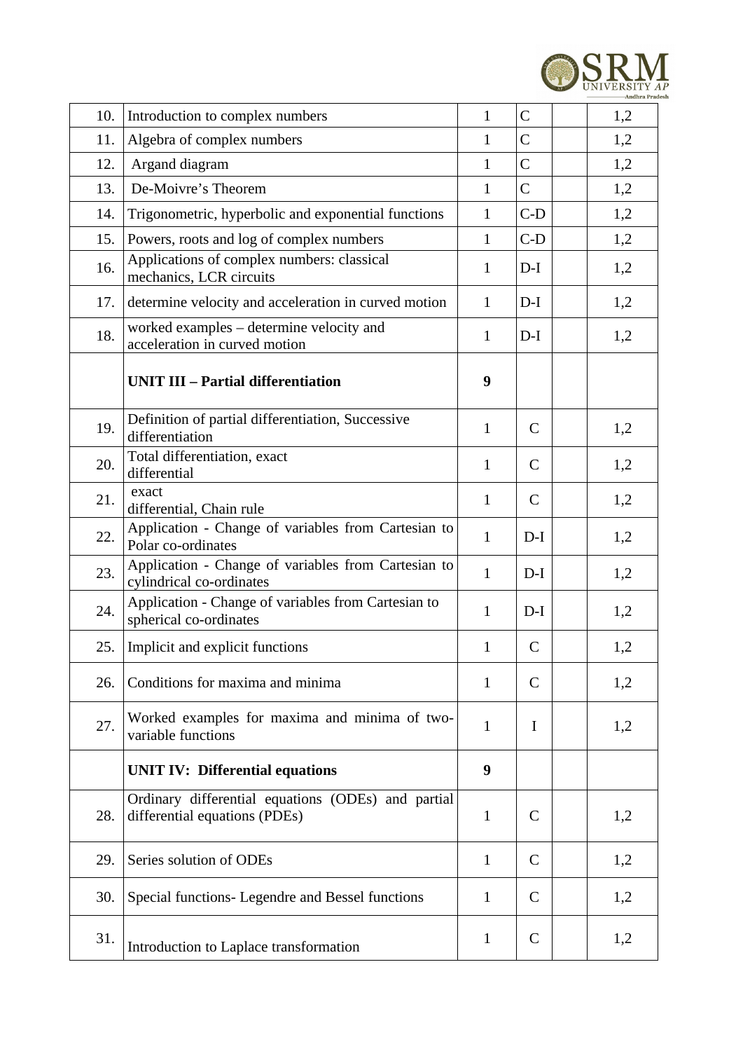| | | | | | |
|---|---|---|---|---|---|
| 10. | Introduction to complex numbers | 1 | C | | 1,2 |
| 11. | Algebra of complex numbers | 1 | C | | 1,2 |
| 12. | Argand diagram | 1 | C | | 1,2 |
| 13. | De-Moivre's Theorem | 1 | C | | 1,2 |
| 14. | Trigonometric, hyperbolic and exponential functions | 1 | C-D | | 1,2 |
| 15. | Powers, roots and log of complex numbers | 1 | C-D | | 1,2 |
| 16. | Applications of complex numbers: classical mechanics, LCR circuits | 1 | D-I | | 1,2 |
| 17. | determine velocity and acceleration in curved motion | 1 | D-I | | 1,2 |
| 18. | worked examples – determine velocity and acceleration in curved motion | 1 | D-I | | 1,2 |
| | **UNIT III – Partial differentiation** | **9** | | | |
| 19. | Definition of partial differentiation, Successive differentiation | 1 | C | | 1,2 |
| 20. | Total differentiation, exact differential | 1 | C | | 1,2 |
| 21. | exact differential, Chain rule | 1 | C | | 1,2 |
| 22. | Application - Change of variables from Cartesian to Polar co-ordinates | 1 | D-I | | 1,2 |
| 23. | Application - Change of variables from Cartesian to cylindrical co-ordinates | 1 | D-I | | 1,2 |
| 24. | Application - Change of variables from Cartesian to spherical co-ordinates | 1 | D-I | | 1,2 |
| 25. | Implicit and explicit functions | 1 | C | | 1,2 |
| 26. | Conditions for maxima and minima | 1 | C | | 1,2 |
| 27. | Worked examples for maxima and minima of two-variable functions | 1 | I | | 1,2 |
| | **UNIT IV: Differential equations** | **9** | | | |
| 28. | Ordinary differential equations (ODEs) and partial differential equations (PDEs) | 1 | C | | 1,2 |
| 29. | Series solution of ODEs | 1 | C | | 1,2 |
| 30. | Special functions- Legendre and Bessel functions | 1 | C | | 1,2 |
| 31. | Introduction to Laplace transformation | 1 | C | | 1,2 |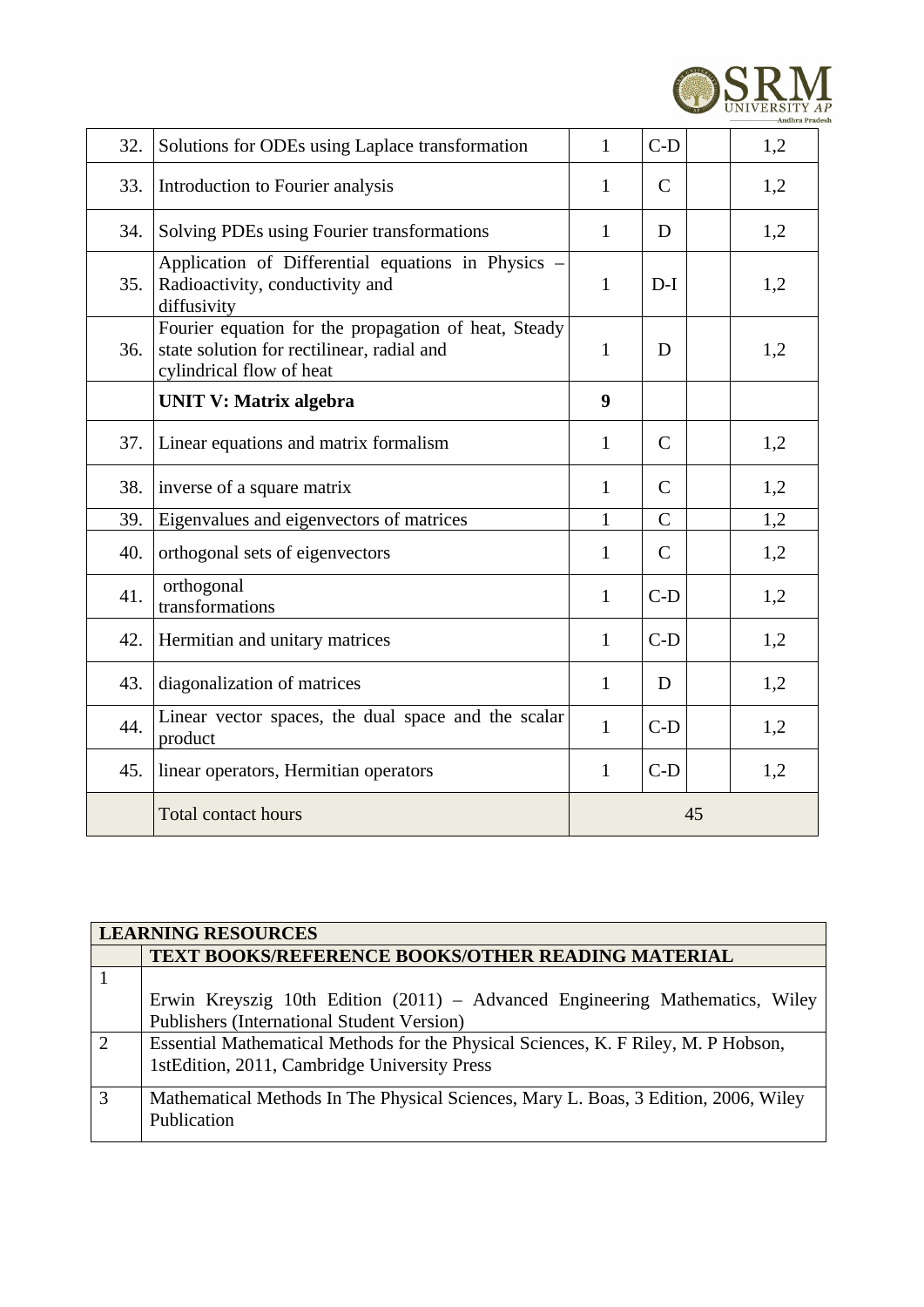| | | | | | |
|---|---|---|---|---|---|
| 32. | Solutions for ODEs using Laplace transformation | 1 | C-D | | 1,2 |
| 33. | Introduction to Fourier analysis | 1 | C | | 1,2 |
| 34. | Solving PDEs using Fourier transformations | 1 | D | | 1,2 |
| 35. | Application of Differential equations in Physics – Radioactivity, conductivity and diffusivity | 1 | D-I | | 1,2 |
| 36. | Fourier equation for the propagation of heat, Steady state solution for rectilinear, radial and cylindrical flow of heat | 1 | D | | 1,2 |
| | **UNIT V: Matrix algebra** | **9** | | | |
| 37. | Linear equations and matrix formalism | 1 | C | | 1,2 |
| 38. | inverse of a square matrix | 1 | C | | 1,2 |
| 39. | Eigenvalues and eigenvectors of matrices | 1 | C | | 1,2 |
| 40. | orthogonal sets of eigenvectors | 1 | C | | 1,2 |
| 41. | orthogonal transformations | 1 | C-D | | 1,2 |
| 42. | Hermitian and unitary matrices | 1 | C-D | | 1,2 |
| 43. | diagonalization of matrices | 1 | D | | 1,2 |
| 44. | Linear vector spaces, the dual space and the scalar product | 1 | C-D | | 1,2 |
| 45. | linear operators, Hermitian operators | 1 | C-D | | 1,2 |
| | Total contact hours | 45 | | | |

| **LEARNING RESOURCES** | |
|---|---|
| | **TEXT BOOKS/REFERENCE BOOKS/OTHER READING MATERIAL** |
| 1 | Erwin Kreyszig 10th Edition (2011) – Advanced Engineering Mathematics, Wiley Publishers (International Student Version) |
| 2 | Essential Mathematical Methods for the Physical Sciences, K. F Riley, M. P Hobson, 1stEdition, 2011, Cambridge University Press |
| 3 | Mathematical Methods In The Physical Sciences, Mary L. Boas, 3 Edition, 2006, Wiley Publication |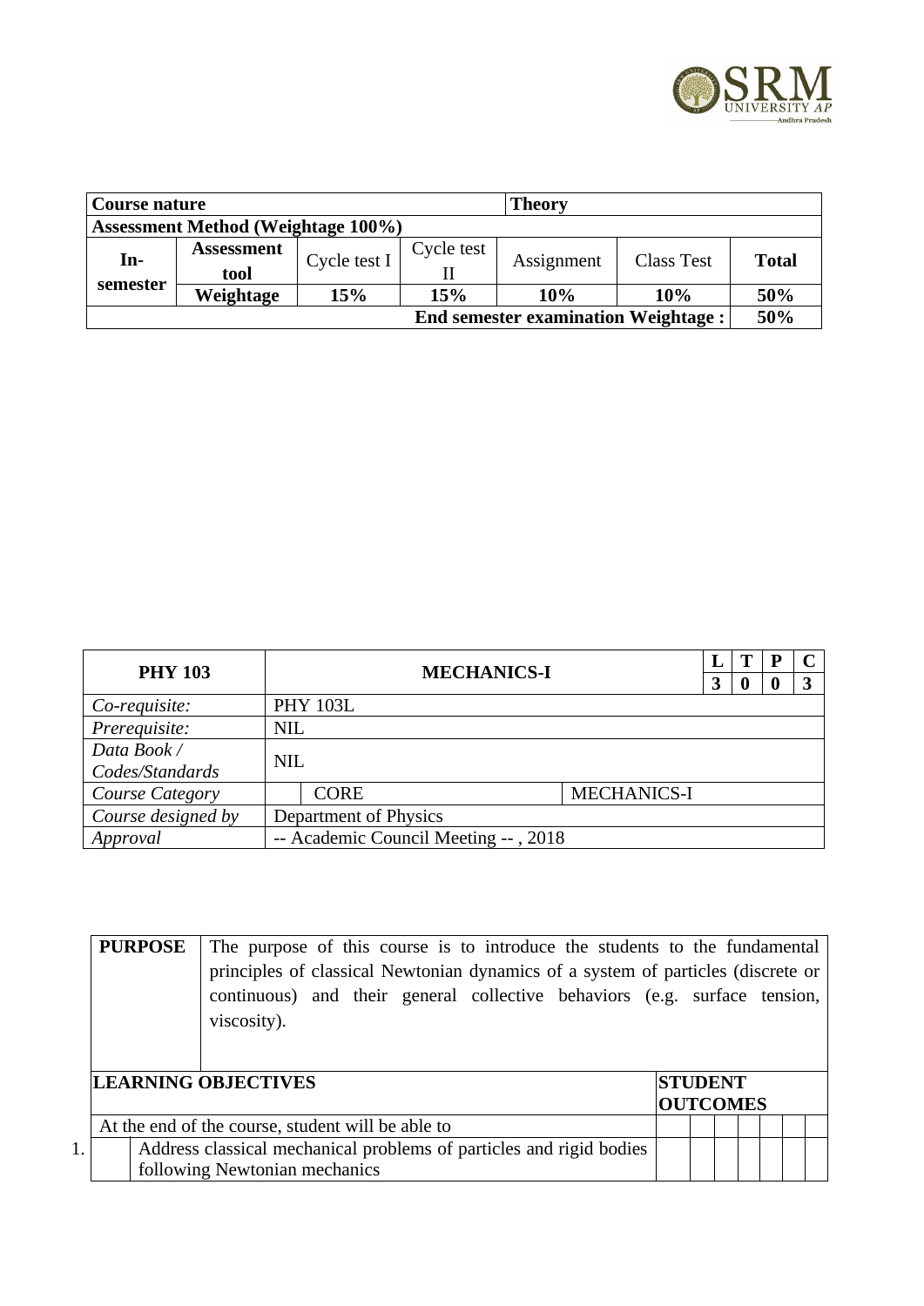| **Course nature** | | | | **Theory** | | |
|---|---|---|---|---|---|---|
| **Assessment Method (Weightage 100%)** | | | | | | |
| **In-semester** | **Assessment tool** | Cycle test I | Cycle test II | Assignment | Class Test | **Total** |
| | **Weightage** | **15%** | **15%** | **10%** | **10%** | **50%** |
| | | | | | **End semester examination Weightage :** | **50%** |

| **PHY 103** | **MECHANICS-I** | | **L** | **T** | **P** | **C** |
|---|---|---|---|---|---|---|
| | | | **3** | **0** | **0** | **3** |
| *Co-requisite:* | PHY 103L | | | | | |
| *Prerequisite:* | NIL | | | | | |
| *Data Book / Codes/Standards* | NIL | | | | | |
| *Course Category* | CORE | MECHANICS-I | | | | |
| *Course designed by* | Department of Physics | | | | | |
| *Approval* | -- Academic Council Meeting -- , 2018 | | | | | |

| **PURPOSE** | The purpose of this course is to introduce the students to the fundamental principles of classical Newtonian dynamics of a system of particles (discrete or continuous) and their general collective behaviors (e.g. surface tension, viscosity). | | | | | | | |
|---|---|---|---|---|---|---|---|---|
| **LEARNING OBJECTIVES** | | **STUDENT OUTCOMES** | | | | | | |
| At the end of the course, student will be able to | | | | | | | | |
| 1. | Address classical mechanical problems of particles and rigid bodies following Newtonian mechanics | | | | | | | |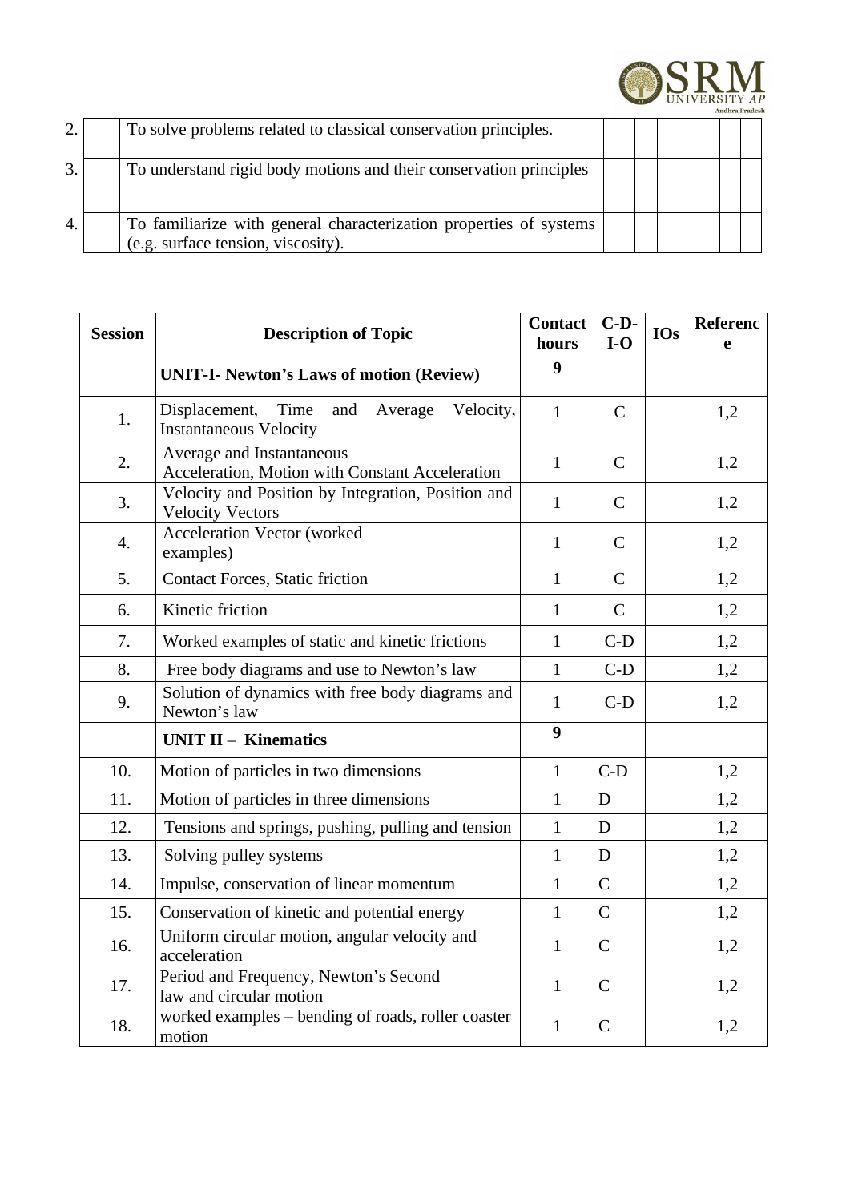| | | | | | | | | | |
|---|---|---|---|---|---|---|---|---|---|
| 2. | | To solve problems related to classical conservation principles. | | | | | | | |
| 3. | | To understand rigid body motions and their conservation principles | | | | | | | |
| 4. | | To familiarize with general characterization properties of systems (e.g. surface tension, viscosity). | | | | | | | |

| Session | Description of Topic | Contact hours | C-D-I-O | IOs | Reference |
|---|---|---|---|---|---|
| | **UNIT-I- Newton's Laws of motion (Review)** | **9** | | | |
| 1. | Displacement, Time and Average Velocity, Instantaneous Velocity | 1 | C | | 1,2 |
| 2. | Average and Instantaneous Acceleration, Motion with Constant Acceleration | 1 | C | | 1,2 |
| 3. | Velocity and Position by Integration, Position and Velocity Vectors | 1 | C | | 1,2 |
| 4. | Acceleration Vector (worked examples) | 1 | C | | 1,2 |
| 5. | Contact Forces, Static friction | 1 | C | | 1,2 |
| 6. | Kinetic friction | 1 | C | | 1,2 |
| 7. | Worked examples of static and kinetic frictions | 1 | C-D | | 1,2 |
| 8. | Free body diagrams and use to Newton's law | 1 | C-D | | 1,2 |
| 9. | Solution of dynamics with free body diagrams and Newton's law | 1 | C-D | | 1,2 |
| | **UNIT II – Kinematics** | **9** | | | |
| 10. | Motion of particles in two dimensions | 1 | C-D | | 1,2 |
| 11. | Motion of particles in three dimensions | 1 | D | | 1,2 |
| 12. | Tensions and springs, pushing, pulling and tension | 1 | D | | 1,2 |
| 13. | Solving pulley systems | 1 | D | | 1,2 |
| 14. | Impulse, conservation of linear momentum | 1 | C | | 1,2 |
| 15. | Conservation of kinetic and potential energy | 1 | C | | 1,2 |
| 16. | Uniform circular motion, angular velocity and acceleration | 1 | C | | 1,2 |
| 17. | Period and Frequency, Newton's Second law and circular motion | 1 | C | | 1,2 |
| 18. | worked examples – bending of roads, roller coaster motion | 1 | C | | 1,2 |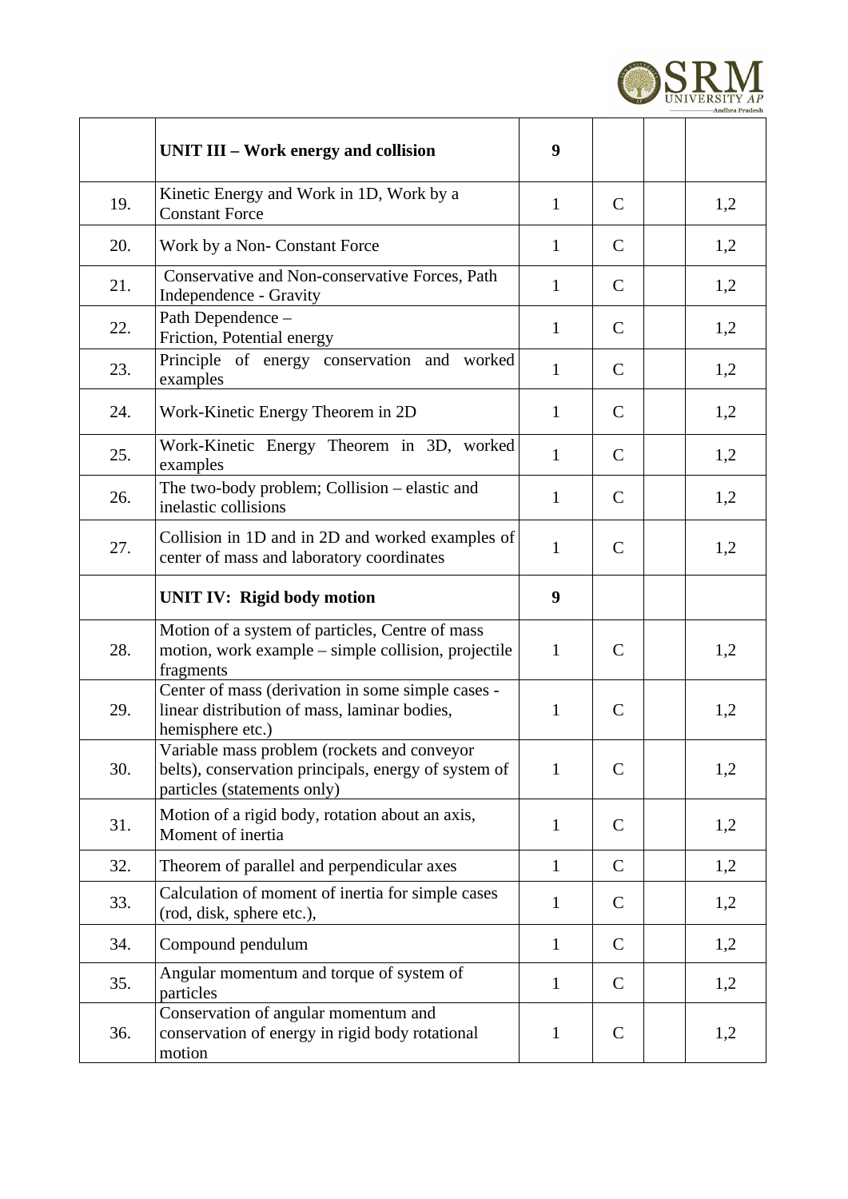| | | | | | |
|---|---|---|---|---|---|
| | **UNIT III – Work energy and collision** | **9** | | | |
| 19. | Kinetic Energy and Work in 1D, Work by a Constant Force | 1 | C | | 1,2 |
| 20. | Work by a Non- Constant Force | 1 | C | | 1,2 |
| 21. | Conservative and Non-conservative Forces, Path Independence - Gravity | 1 | C | | 1,2 |
| 22. | Path Dependence – Friction, Potential energy | 1 | C | | 1,2 |
| 23. | Principle of energy conservation and worked examples | 1 | C | | 1,2 |
| 24. | Work-Kinetic Energy Theorem in 2D | 1 | C | | 1,2 |
| 25. | Work-Kinetic Energy Theorem in 3D, worked examples | 1 | C | | 1,2 |
| 26. | The two-body problem; Collision – elastic and inelastic collisions | 1 | C | | 1,2 |
| 27. | Collision in 1D and in 2D and worked examples of center of mass and laboratory coordinates | 1 | C | | 1,2 |
| | **UNIT IV: Rigid body motion** | **9** | | | |
| 28. | Motion of a system of particles, Centre of mass motion, work example – simple collision, projectile fragments | 1 | C | | 1,2 |
| 29. | Center of mass (derivation in some simple cases - linear distribution of mass, laminar bodies, hemisphere etc.) | 1 | C | | 1,2 |
| 30. | Variable mass problem (rockets and conveyor belts), conservation principals, energy of system of particles (statements only) | 1 | C | | 1,2 |
| 31. | Motion of a rigid body, rotation about an axis, Moment of inertia | 1 | C | | 1,2 |
| 32. | Theorem of parallel and perpendicular axes | 1 | C | | 1,2 |
| 33. | Calculation of moment of inertia for simple cases (rod, disk, sphere etc.), | 1 | C | | 1,2 |
| 34. | Compound pendulum | 1 | C | | 1,2 |
| 35. | Angular momentum and torque of system of particles | 1 | C | | 1,2 |
| 36. | Conservation of angular momentum and conservation of energy in rigid body rotational motion | 1 | C | | 1,2 |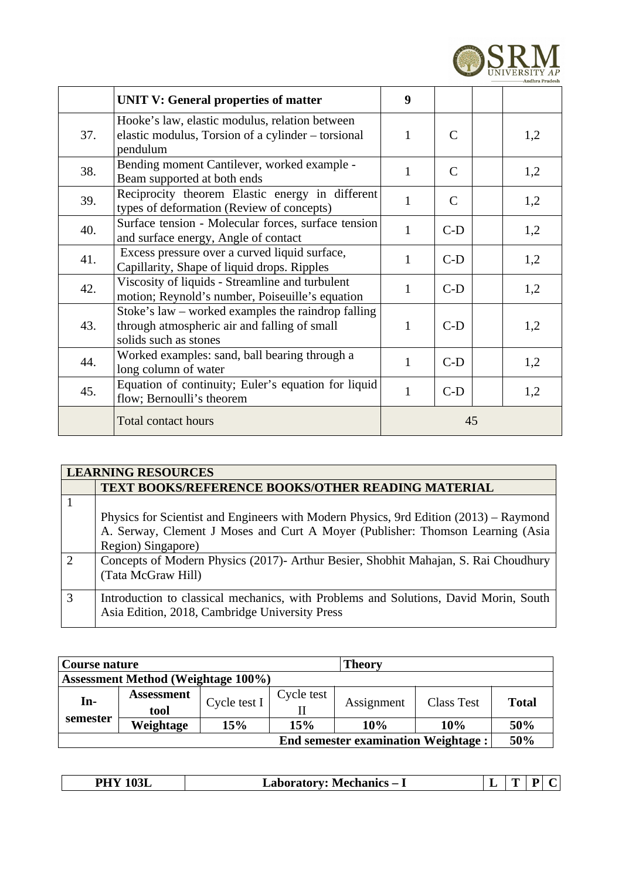|  | **UNIT V: General properties of matter** | **9** |  |  |  |
|---|---|---|---|---|---|
| 37. | Hooke's law, elastic modulus, relation between elastic modulus, Torsion of a cylinder – torsional pendulum | 1 | C |  | 1,2 |
| 38. | Bending moment Cantilever, worked example - Beam supported at both ends | 1 | C |  | 1,2 |
| 39. | Reciprocity theorem Elastic energy in different types of deformation (Review of concepts) | 1 | C |  | 1,2 |
| 40. | Surface tension - Molecular forces, surface tension and surface energy, Angle of contact | 1 | C-D |  | 1,2 |
| 41. | Excess pressure over a curved liquid surface, Capillarity, Shape of liquid drops. Ripples | 1 | C-D |  | 1,2 |
| 42. | Viscosity of liquids - Streamline and turbulent motion; Reynold's number, Poiseuille's equation | 1 | C-D |  | 1,2 |
| 43. | Stoke's law – worked examples the raindrop falling through atmospheric air and falling of small solids such as stones | 1 | C-D |  | 1,2 |
| 44. | Worked examples: sand, ball bearing through a long column of water | 1 | C-D |  | 1,2 |
| 45. | Equation of continuity; Euler's equation for liquid flow; Bernoulli's theorem | 1 | C-D |  | 1,2 |
|  | Total contact hours | 45 |  |  |  |

| **LEARNING RESOURCES** | |
|---|---|
|  | **TEXT BOOKS/REFERENCE BOOKS/OTHER READING MATERIAL** |
| 1 | Physics for Scientist and Engineers with Modern Physics, 9rd Edition (2013) – Raymond A. Serway, Clement J Moses and Curt A Moyer (Publisher: Thomson Learning (Asia Region) Singapore) |
| 2 | Concepts of Modern Physics (2017)- Arthur Besier, Shobhit Mahajan, S. Rai Choudhury (Tata McGraw Hill) |
| 3 | Introduction to classical mechanics, with Problems and Solutions, David Morin, South Asia Edition, 2018, Cambridge University Press |

| **Course nature** | | | | **Theory** | | |
|---|---|---|---|---|---|---|
| **Assessment Method (Weightage 100%)** | | | | | | |
| **In-semester** | **Assessment tool** | Cycle test I | Cycle test II | Assignment | Class Test | **Total** |
|  | **Weightage** | **15%** | **15%** | **10%** | **10%** | **50%** |
| **End semester examination Weightage :** | | | | | | **50%** |

| **PHY 103L** | **Laboratory: Mechanics – I** | **L** | **T** | **P** | **C** |
|---|---|---|---|---|---|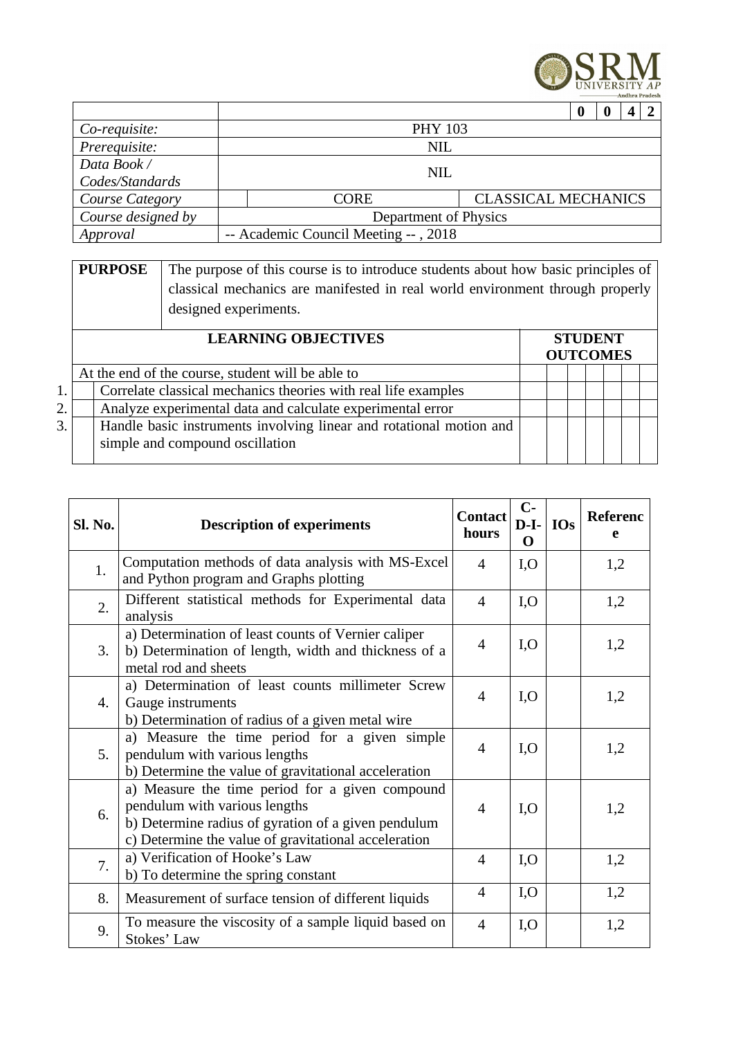| | | | | 0 | 0 | 4 | 2 |
|---|---|---|---|---|---|---|---|
| *Co-requisite:* | PHY 103 | | | | | | |
| *Prerequisite:* | NIL | | | | | | |
| *Data Book / Codes/Standards* | NIL | | | | | | |
| *Course Category* | | CORE | CLASSICAL MECHANICS | | | | |
| *Course designed by* | Department of Physics | | | | | | |
| *Approval* | -- Academic Council Meeting -- , 2018 | | | | | | |

| **PURPOSE** | The purpose of this course is to introduce students about how basic principles of classical mechanics are manifested in real world environment through properly designed experiments. | | | | | | | |
|---|---|---|---|---|---|---|---|---|
| **LEARNING OBJECTIVES** | | **STUDENT OUTCOMES** | | | | | | |
| At the end of the course, student will be able to | | | | | | | | |
| 1. | Correlate classical mechanics theories with real life examples | | | | | | | |
| 2. | Analyze experimental data and calculate experimental error | | | | | | | |
| 3. | Handle basic instruments involving linear and rotational motion and simple and compound oscillation | | | | | | | |

| Sl. No. | Description of experiments | Contact hours | C-D-I-O | IOs | Reference |
|---|---|---|---|---|---|
| 1. | Computation methods of data analysis with MS-Excel and Python program and Graphs plotting | 4 | I,O | | 1,2 |
| 2. | Different statistical methods for Experimental data analysis | 4 | I,O | | 1,2 |
| 3. | a) Determination of least counts of Vernier caliper<br>b) Determination of length, width and thickness of a metal rod and sheets | 4 | I,O | | 1,2 |
| 4. | a) Determination of least counts millimeter Screw Gauge instruments<br>b) Determination of radius of a given metal wire | 4 | I,O | | 1,2 |
| 5. | a) Measure the time period for a given simple pendulum with various lengths<br>b) Determine the value of gravitational acceleration | 4 | I,O | | 1,2 |
| 6. | a) Measure the time period for a given compound pendulum with various lengths<br>b) Determine radius of gyration of a given pendulum<br>c) Determine the value of gravitational acceleration | 4 | I,O | | 1,2 |
| 7. | a) Verification of Hooke's Law<br>b) To determine the spring constant | 4 | I,O | | 1,2 |
| 8. | Measurement of surface tension of different liquids | 4 | I,O | | 1,2 |
| 9. | To measure the viscosity of a sample liquid based on Stokes' Law | 4 | I,O | | 1,2 |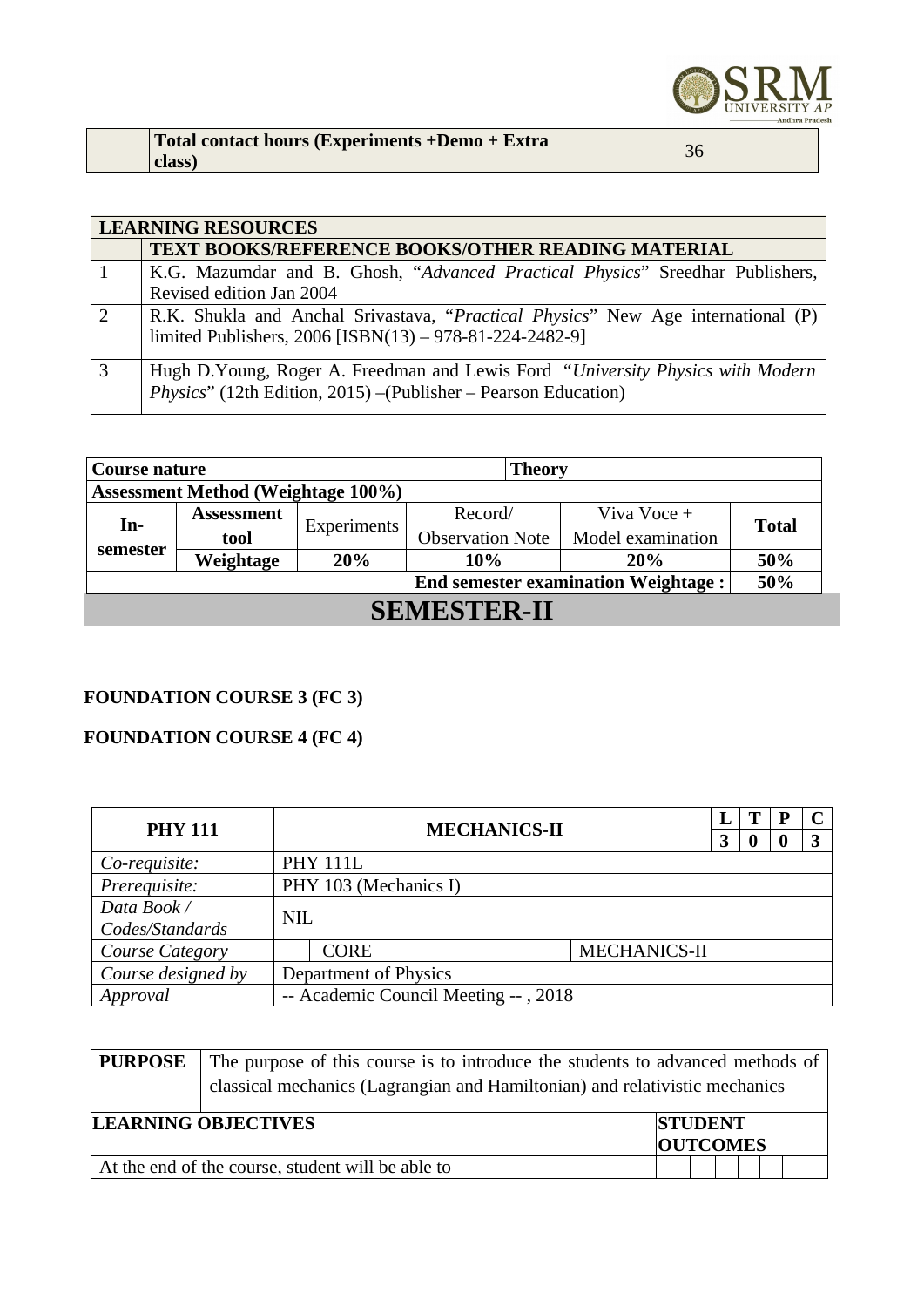| | **Total contact hours (Experiments +Demo + Extra class)** | 36 |
|---|---|---|

| **LEARNING RESOURCES** | |
|---|---|
| | **TEXT BOOKS/REFERENCE BOOKS/OTHER READING MATERIAL** |
| 1 | K.G. Mazumdar and B. Ghosh, "*Advanced Practical Physics*" Sreedhar Publishers, Revised edition Jan 2004 |
| 2 | R.K. Shukla and Anchal Srivastava, "*Practical Physics*" New Age international (P) limited Publishers, 2006 [ISBN(13) – 978-81-224-2482-9] |
| 3 | Hugh D.Young, Roger A. Freedman and Lewis Ford "*University Physics with Modern Physics*" (12th Edition, 2015) –(Publisher – Pearson Education) |

| **Course nature** | | | **Theory** | | |
|---|---|---|---|---|---|
| **Assessment Method (Weightage 100%)** | | | | | |
| **In-semester** | **Assessment tool** | Experiments | Record/ Observation Note | Viva Voce + Model examination | **Total** |
| | **Weightage** | **20%** | **10%** | **20%** | **50%** |
| **End semester examination Weightage :** | | | | | **50%** |

# SEMESTER-II

**FOUNDATION COURSE 3 (FC 3)**

**FOUNDATION COURSE 4 (FC 4)**

| **PHY 111** | **MECHANICS-II** | | **L** | **T** | **P** | **C** |
|---|---|---|---|---|---|---|
| | | | **3** | **0** | **0** | **3** |
| *Co-requisite:* | PHY 111L | | | | | |
| *Prerequisite:* | PHY 103 (Mechanics I) | | | | | |
| *Data Book / Codes/Standards* | NIL | | | | | |
| *Course Category* | CORE | MECHANICS-II | | | | |
| *Course designed by* | Department of Physics | | | | | |
| *Approval* | -- Academic Council Meeting -- , 2018 | | | | | |

| **PURPOSE** | The purpose of this course is to introduce the students to advanced methods of classical mechanics (Lagrangian and Hamiltonian) and relativistic mechanics |
|---|---|

| **LEARNING OBJECTIVES** | **STUDENT OUTCOMES** | | | | | | |
|---|---|---|---|---|---|---|---|
| At the end of the course, student will be able to | | | | | | | |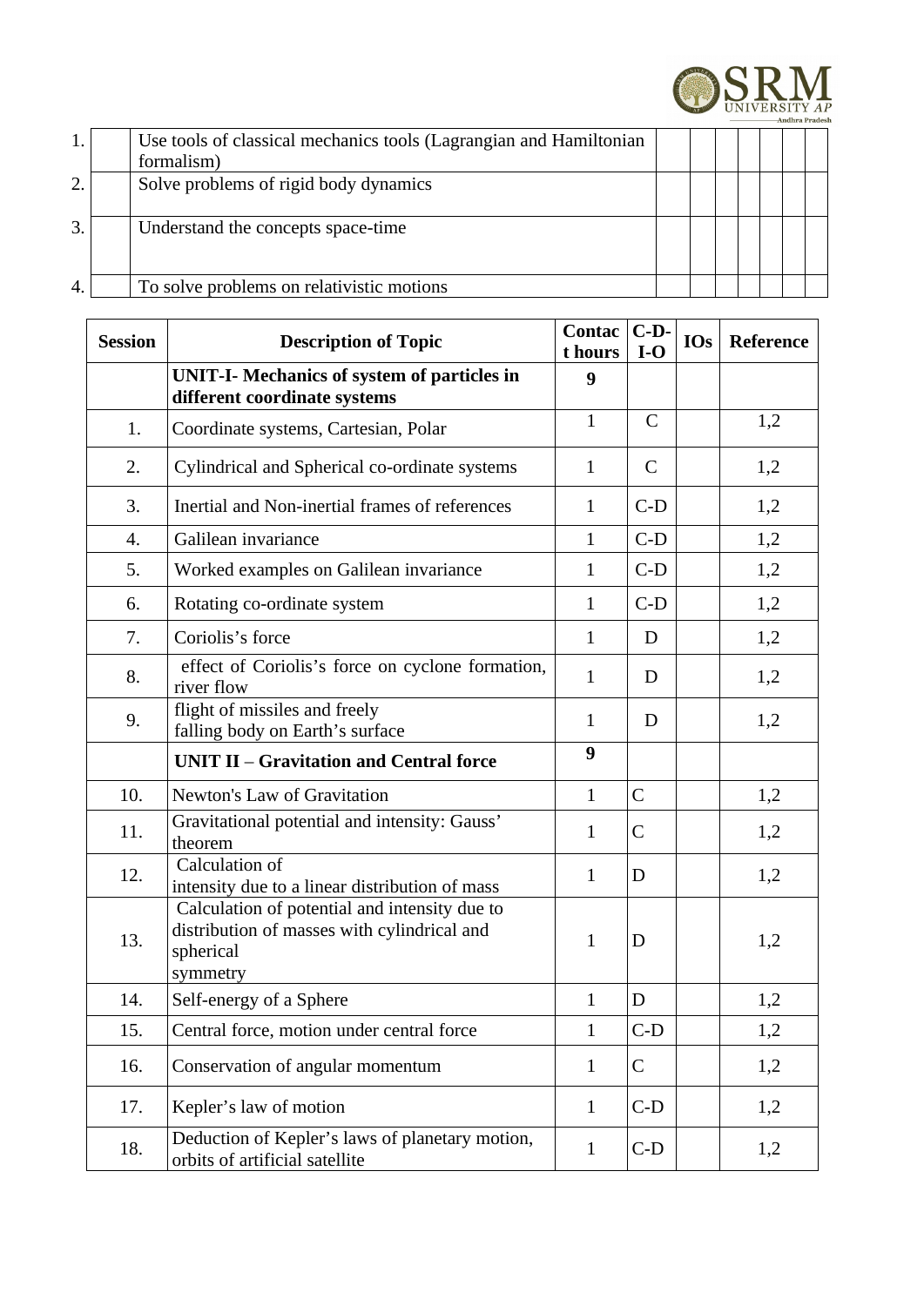| | | | | | | | | | |
|---|---|---|---|---|---|---|---|---|---|
| 1. | | Use tools of classical mechanics tools (Lagrangian and Hamiltonian formalism) | | | | | | | |
| 2. | | Solve problems of rigid body dynamics | | | | | | | |
| 3. | | Understand the concepts space-time | | | | | | | |
| 4. | | To solve problems on relativistic motions | | | | | | | |

| Session | Description of Topic | Contact hours | C-D-I-O | IOs | Reference |
|---|---|---|---|---|---|
| | **UNIT-I- Mechanics of system of particles in different coordinate systems** | **9** | | | |
| 1. | Coordinate systems, Cartesian, Polar | 1 | C | | 1,2 |
| 2. | Cylindrical and Spherical co-ordinate systems | 1 | C | | 1,2 |
| 3. | Inertial and Non-inertial frames of references | 1 | C-D | | 1,2 |
| 4. | Galilean invariance | 1 | C-D | | 1,2 |
| 5. | Worked examples on Galilean invariance | 1 | C-D | | 1,2 |
| 6. | Rotating co-ordinate system | 1 | C-D | | 1,2 |
| 7. | Coriolis's force | 1 | D | | 1,2 |
| 8. | effect of Coriolis's force on cyclone formation, river flow | 1 | D | | 1,2 |
| 9. | flight of missiles and freely falling body on Earth's surface | 1 | D | | 1,2 |
| | **UNIT II – Gravitation and Central force** | **9** | | | |
| 10. | Newton's Law of Gravitation | 1 | C | | 1,2 |
| 11. | Gravitational potential and intensity: Gauss' theorem | 1 | C | | 1,2 |
| 12. | Calculation of intensity due to a linear distribution of mass | 1 | D | | 1,2 |
| 13. | Calculation of potential and intensity due to distribution of masses with cylindrical and spherical symmetry | 1 | D | | 1,2 |
| 14. | Self-energy of a Sphere | 1 | D | | 1,2 |
| 15. | Central force, motion under central force | 1 | C-D | | 1,2 |
| 16. | Conservation of angular momentum | 1 | C | | 1,2 |
| 17. | Kepler's law of motion | 1 | C-D | | 1,2 |
| 18. | Deduction of Kepler's laws of planetary motion, orbits of artificial satellite | 1 | C-D | | 1,2 |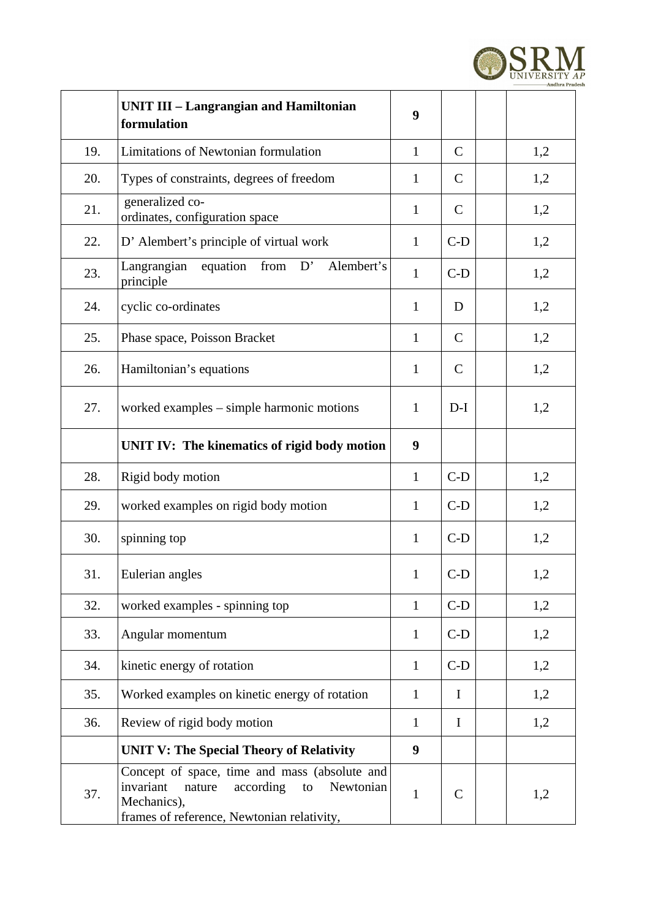| | **UNIT III – Langrangian and Hamiltonian formulation** | **9** | | | |
|---|---|---|---|---|---|
| 19. | Limitations of Newtonian formulation | 1 | C | | 1,2 |
| 20. | Types of constraints, degrees of freedom | 1 | C | | 1,2 |
| 21. | generalized co-ordinates, configuration space | 1 | C | | 1,2 |
| 22. | D' Alembert's principle of virtual work | 1 | C-D | | 1,2 |
| 23. | Langrangian equation from D' Alembert's principle | 1 | C-D | | 1,2 |
| 24. | cyclic co-ordinates | 1 | D | | 1,2 |
| 25. | Phase space, Poisson Bracket | 1 | C | | 1,2 |
| 26. | Hamiltonian's equations | 1 | C | | 1,2 |
| 27. | worked examples – simple harmonic motions | 1 | D-I | | 1,2 |
| | **UNIT IV: The kinematics of rigid body motion** | **9** | | | |
| 28. | Rigid body motion | 1 | C-D | | 1,2 |
| 29. | worked examples on rigid body motion | 1 | C-D | | 1,2 |
| 30. | spinning top | 1 | C-D | | 1,2 |
| 31. | Eulerian angles | 1 | C-D | | 1,2 |
| 32. | worked examples - spinning top | 1 | C-D | | 1,2 |
| 33. | Angular momentum | 1 | C-D | | 1,2 |
| 34. | kinetic energy of rotation | 1 | C-D | | 1,2 |
| 35. | Worked examples on kinetic energy of rotation | 1 | I | | 1,2 |
| 36. | Review of rigid body motion | 1 | I | | 1,2 |
| | **UNIT V: The Special Theory of Relativity** | **9** | | | |
| 37. | Concept of space, time and mass (absolute and invariant nature according to Newtonian Mechanics), frames of reference, Newtonian relativity, | 1 | C | | 1,2 |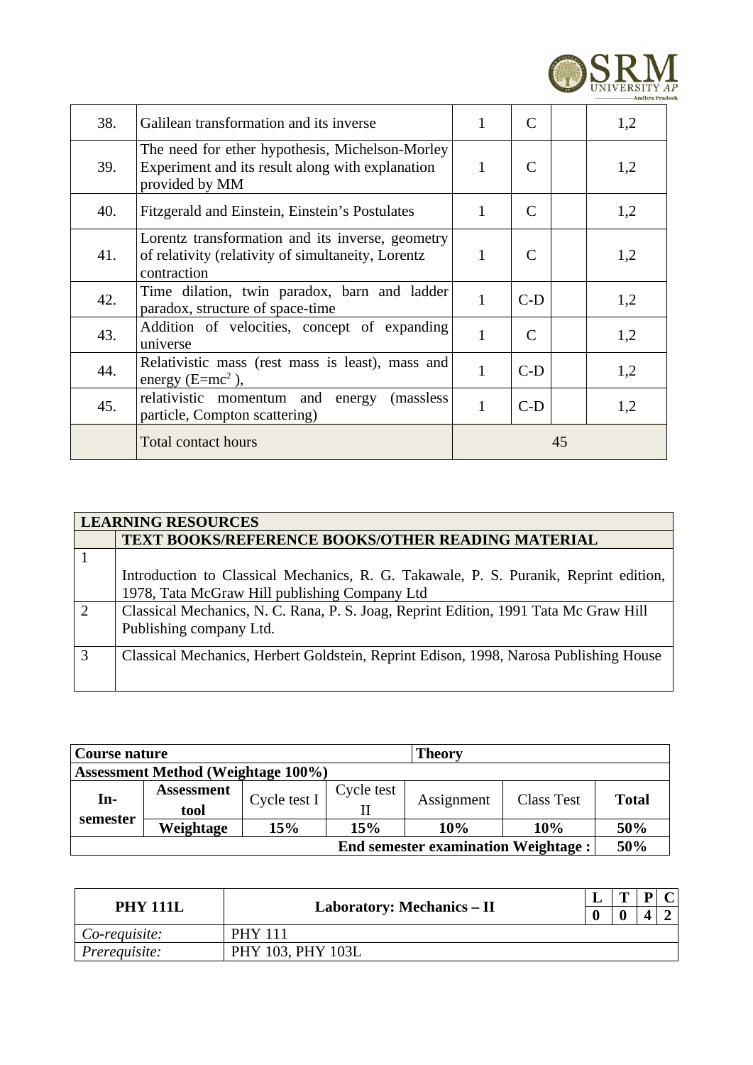| 38. | Galilean transformation and its inverse | 1 | C | | 1,2 |
|---|---|---|---|---|---|
| 39. | The need for ether hypothesis, Michelson-Morley Experiment and its result along with explanation provided by MM | 1 | C | | 1,2 |
| 40. | Fitzgerald and Einstein, Einstein's Postulates | 1 | C | | 1,2 |
| 41. | Lorentz transformation and its inverse, geometry of relativity (relativity of simultaneity, Lorentz contraction | 1 | C | | 1,2 |
| 42. | Time dilation, twin paradox, barn and ladder paradox, structure of space-time | 1 | C-D | | 1,2 |
| 43. | Addition of velocities, concept of expanding universe | 1 | C | | 1,2 |
| 44. | Relativistic mass (rest mass is least), mass and energy ($E=mc^2$ ), | 1 | C-D | | 1,2 |
| 45. | relativistic momentum and energy (massless particle, Compton scattering) | 1 | C-D | | 1,2 |
| | Total contact hours | 45 | | | |

| LEARNING RESOURCES | |
|---|---|
| | **TEXT BOOKS/REFERENCE BOOKS/OTHER READING MATERIAL** |
| 1 | Introduction to Classical Mechanics, R. G. Takawale, P. S. Puranik, Reprint edition, 1978, Tata McGraw Hill publishing Company Ltd |
| 2 | Classical Mechanics, N. C. Rana, P. S. Joag, Reprint Edition, 1991 Tata Mc Graw Hill Publishing company Ltd. |
| 3 | Classical Mechanics, Herbert Goldstein, Reprint Edison, 1998, Narosa Publishing House |

| **Course nature** | | | | **Theory** | | |
|---|---|---|---|---|---|---|
| **Assessment Method (Weightage 100%)** | | | | | | |
| **In-semester** | **Assessment tool** | Cycle test I | Cycle test II | Assignment | Class Test | **Total** |
| | **Weightage** | **15%** | **15%** | **10%** | **10%** | **50%** |
| **End semester examination Weightage :** | | | | | | **50%** |

| **PHY 111L** | **Laboratory: Mechanics – II** | **L** | **T** | **P** | **C** |
|---|---|---|---|---|---|
| | | **0** | **0** | **4** | **2** |
| *Co-requisite:* | PHY 111 | | | | |
| *Prerequisite:* | PHY 103, PHY 103L | | | | |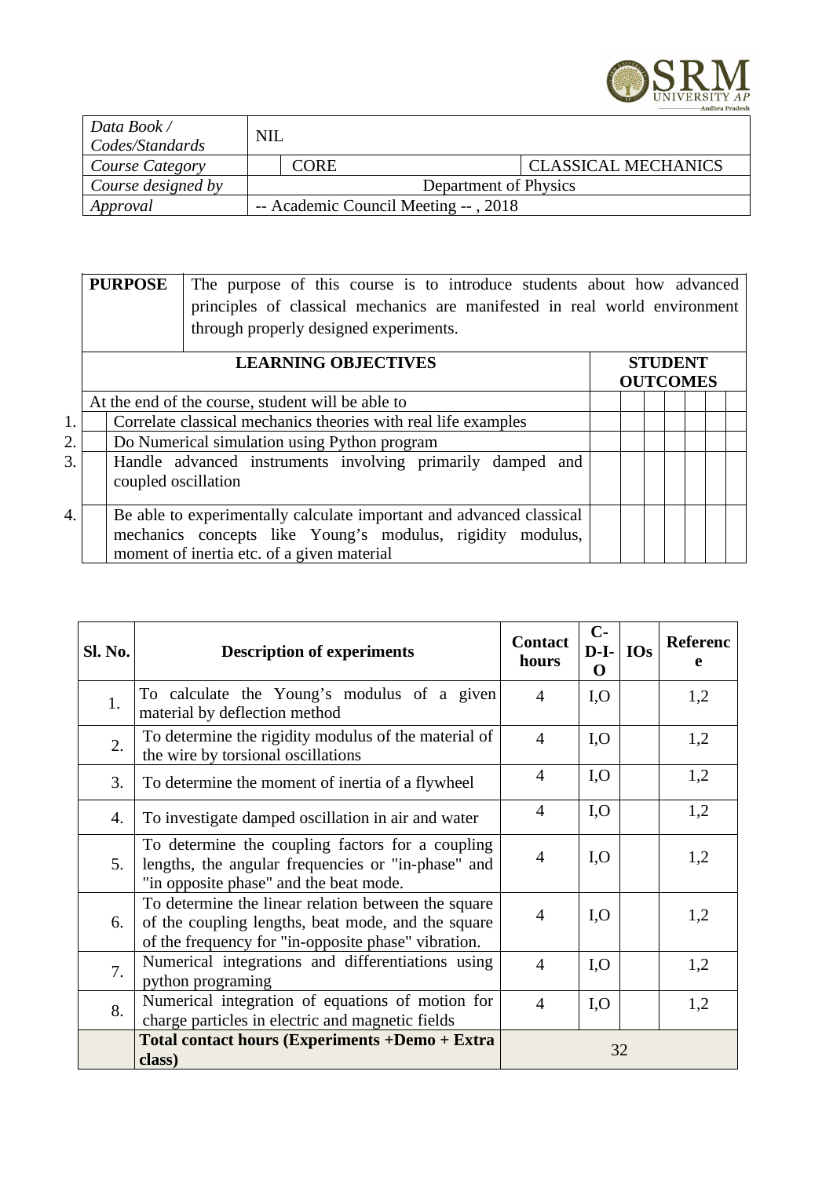| *Data Book / Codes/Standards* | NIL | |
|---|---|---|
| *Course Category* | CORE | CLASSICAL MECHANICS |
| *Course designed by* | Department of Physics | |
| *Approval* | -- Academic Council Meeting -- , 2018 | |

| **PURPOSE** | The purpose of this course is to introduce students about how advanced principles of classical mechanics are manifested in real world environment through properly designed experiments. |
|---|---|

| | **LEARNING OBJECTIVES** | **STUDENT OUTCOMES** | | | | | | |
|---|---|---|---|---|---|---|---|---|
| | At the end of the course, student will be able to | | | | | | | |
| 1. | Correlate classical mechanics theories with real life examples | | | | | | | |
| 2. | Do Numerical simulation using Python program | | | | | | | |
| 3. | Handle advanced instruments involving primarily damped and coupled oscillation | | | | | | | |
| 4. | Be able to experimentally calculate important and advanced classical mechanics concepts like Young's modulus, rigidity modulus, moment of inertia etc. of a given material | | | | | | | |

| **Sl. No.** | **Description of experiments** | **Contact hours** | **C-D-I-O** | **IOs** | **Reference** |
|---|---|---|---|---|---|
| 1. | To calculate the Young's modulus of a given material by deflection method | 4 | I,O | | 1,2 |
| 2. | To determine the rigidity modulus of the material of the wire by torsional oscillations | 4 | I,O | | 1,2 |
| 3. | To determine the moment of inertia of a flywheel | 4 | I,O | | 1,2 |
| 4. | To investigate damped oscillation in air and water | 4 | I,O | | 1,2 |
| 5. | To determine the coupling factors for a coupling lengths, the angular frequencies or "in-phase" and "in opposite phase" and the beat mode. | 4 | I,O | | 1,2 |
| 6. | To determine the linear relation between the square of the coupling lengths, beat mode, and the square of the frequency for "in-opposite phase" vibration. | 4 | I,O | | 1,2 |
| 7. | Numerical integrations and differentiations using python programing | 4 | I,O | | 1,2 |
| 8. | Numerical integration of equations of motion for charge particles in electric and magnetic fields | 4 | I,O | | 1,2 |
| | **Total contact hours (Experiments +Demo + Extra class)** | 32 | | | |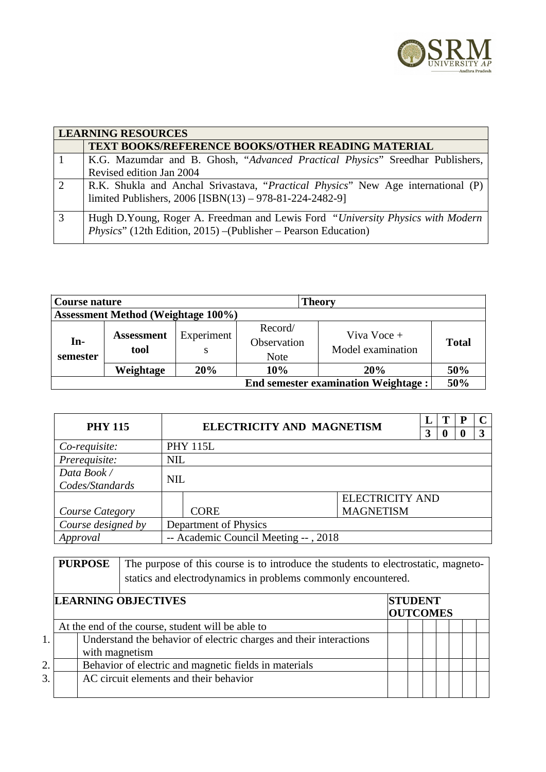| LEARNING RESOURCES | |
|---|---|
| | **TEXT BOOKS/REFERENCE BOOKS/OTHER READING MATERIAL** |
| 1 | K.G. Mazumdar and B. Ghosh, "*Advanced Practical Physics*" Sreedhar Publishers, Revised edition Jan 2004 |
| 2 | R.K. Shukla and Anchal Srivastava, "*Practical Physics*" New Age international (P) limited Publishers, 2006 [ISBN(13) – 978-81-224-2482-9] |
| 3 | Hugh D.Young, Roger A. Freedman and Lewis Ford "*University Physics with Modern Physics*" (12th Edition, 2015) –(Publisher – Pearson Education) |

| **Course nature** | | | | **Theory** | |
|---|---|---|---|---|---|
| **Assessment Method (Weightage 100%)** | | | | | |
| **In-semester** | **Assessment tool** | Experiments | Record/ Observation Note | Viva Voce + Model examination | **Total** |
| | **Weightage** | **20%** | **10%** | **20%** | **50%** |
| | | | | **End semester examination Weightage :** | **50%** |

| **PHY 115** | **ELECTRICITY AND MAGNETISM** | | **L** | **T** | **P** | **C** |
|---|---|---|---|---|---|---|
| | | | **3** | **0** | **0** | **3** |
| *Co-requisite:* | PHY 115L | | | | | |
| *Prerequisite:* | NIL | | | | | |
| *Data Book / Codes/Standards* | NIL | | | | | |
| *Course Category* | CORE | ELECTRICITY AND MAGNETISM | | | | |
| *Course designed by* | Department of Physics | | | | | |
| *Approval* | -- Academic Council Meeting -- , 2018 | | | | | |

| **PURPOSE** | The purpose of this course is to introduce the students to electrostatic, magneto-statics and electrodynamics in problems commonly encountered. |
|---|---|

| | **LEARNING OBJECTIVES** | **STUDENT OUTCOMES** | | | | | | |
|---|---|---|---|---|---|---|---|---|
| | At the end of the course, student will be able to | | | | | | | |
| 1. | Understand the behavior of electric charges and their interactions with magnetism | | | | | | | |
| 2. | Behavior of electric and magnetic fields in materials | | | | | | | |
| 3. | AC circuit elements and their behavior | | | | | | | |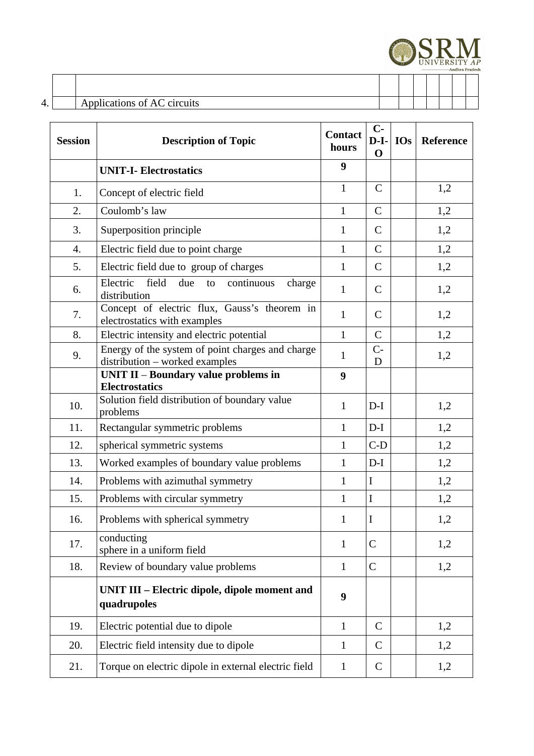| | | | | | | | | |
|---|---|---|---|---|---|---|---|---|
| | | | | | | | | |
| 4. | Applications of AC circuits | | | | | | | |

| Session | Description of Topic | Contact hours | C-D-I-O | IOs | Reference |
|---|---|---|---|---|---|
| | **UNIT-I- Electrostatics** | **9** | | | |
| 1. | Concept of electric field | 1 | C | | 1,2 |
| 2. | Coulomb's law | 1 | C | | 1,2 |
| 3. | Superposition principle | 1 | C | | 1,2 |
| 4. | Electric field due to point charge | 1 | C | | 1,2 |
| 5. | Electric field due to group of charges | 1 | C | | 1,2 |
| 6. | Electric field due to continuous charge distribution | 1 | C | | 1,2 |
| 7. | Concept of electric flux, Gauss's theorem in electrostatics with examples | 1 | C | | 1,2 |
| 8. | Electric intensity and electric potential | 1 | C | | 1,2 |
| 9. | Energy of the system of point charges and charge distribution – worked examples | 1 | C-D | | 1,2 |
| | **UNIT II – Boundary value problems in Electrostatics** | **9** | | | |
| 10. | Solution field distribution of boundary value problems | 1 | D-I | | 1,2 |
| 11. | Rectangular symmetric problems | 1 | D-I | | 1,2 |
| 12. | spherical symmetric systems | 1 | C-D | | 1,2 |
| 13. | Worked examples of boundary value problems | 1 | D-I | | 1,2 |
| 14. | Problems with azimuthal symmetry | 1 | I | | 1,2 |
| 15. | Problems with circular symmetry | 1 | I | | 1,2 |
| 16. | Problems with spherical symmetry | 1 | I | | 1,2 |
| 17. | conducting sphere in a uniform field | 1 | C | | 1,2 |
| 18. | Review of boundary value problems | 1 | C | | 1,2 |
| | **UNIT III – Electric dipole, dipole moment and quadrupoles** | **9** | | | |
| 19. | Electric potential due to dipole | 1 | C | | 1,2 |
| 20. | Electric field intensity due to dipole | 1 | C | | 1,2 |
| 21. | Torque on electric dipole in external electric field | 1 | C | | 1,2 |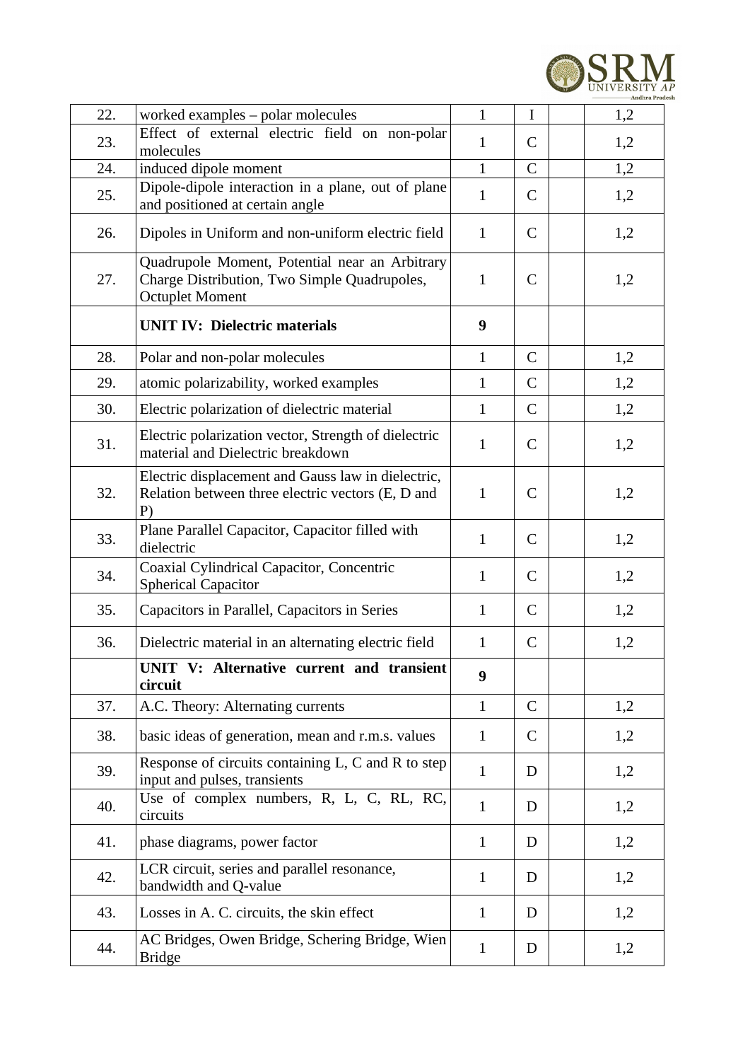| | | | | | |
|---|---|---|---|---|---|
| 22. | worked examples – polar molecules | 1 | I | | 1,2 |
| 23. | Effect of external electric field on non-polar molecules | 1 | C | | 1,2 |
| 24. | induced dipole moment | 1 | C | | 1,2 |
| 25. | Dipole-dipole interaction in a plane, out of plane and positioned at certain angle | 1 | C | | 1,2 |
| 26. | Dipoles in Uniform and non-uniform electric field | 1 | C | | 1,2 |
| 27. | Quadrupole Moment, Potential near an Arbitrary Charge Distribution, Two Simple Quadrupoles, Octuplet Moment | 1 | C | | 1,2 |
| | **UNIT IV: Dielectric materials** | **9** | | | |
| 28. | Polar and non-polar molecules | 1 | C | | 1,2 |
| 29. | atomic polarizability, worked examples | 1 | C | | 1,2 |
| 30. | Electric polarization of dielectric material | 1 | C | | 1,2 |
| 31. | Electric polarization vector, Strength of dielectric material and Dielectric breakdown | 1 | C | | 1,2 |
| 32. | Electric displacement and Gauss law in dielectric, Relation between three electric vectors (E, D and P) | 1 | C | | 1,2 |
| 33. | Plane Parallel Capacitor, Capacitor filled with dielectric | 1 | C | | 1,2 |
| 34. | Coaxial Cylindrical Capacitor, Concentric Spherical Capacitor | 1 | C | | 1,2 |
| 35. | Capacitors in Parallel, Capacitors in Series | 1 | C | | 1,2 |
| 36. | Dielectric material in an alternating electric field | 1 | C | | 1,2 |
| | **UNIT V: Alternative current and transient circuit** | **9** | | | |
| 37. | A.C. Theory: Alternating currents | 1 | C | | 1,2 |
| 38. | basic ideas of generation, mean and r.m.s. values | 1 | C | | 1,2 |
| 39. | Response of circuits containing L, C and R to step input and pulses, transients | 1 | D | | 1,2 |
| 40. | Use of complex numbers, R, L, C, RL, RC, circuits | 1 | D | | 1,2 |
| 41. | phase diagrams, power factor | 1 | D | | 1,2 |
| 42. | LCR circuit, series and parallel resonance, bandwidth and Q-value | 1 | D | | 1,2 |
| 43. | Losses in A. C. circuits, the skin effect | 1 | D | | 1,2 |
| 44. | AC Bridges, Owen Bridge, Schering Bridge, Wien Bridge | 1 | D | | 1,2 |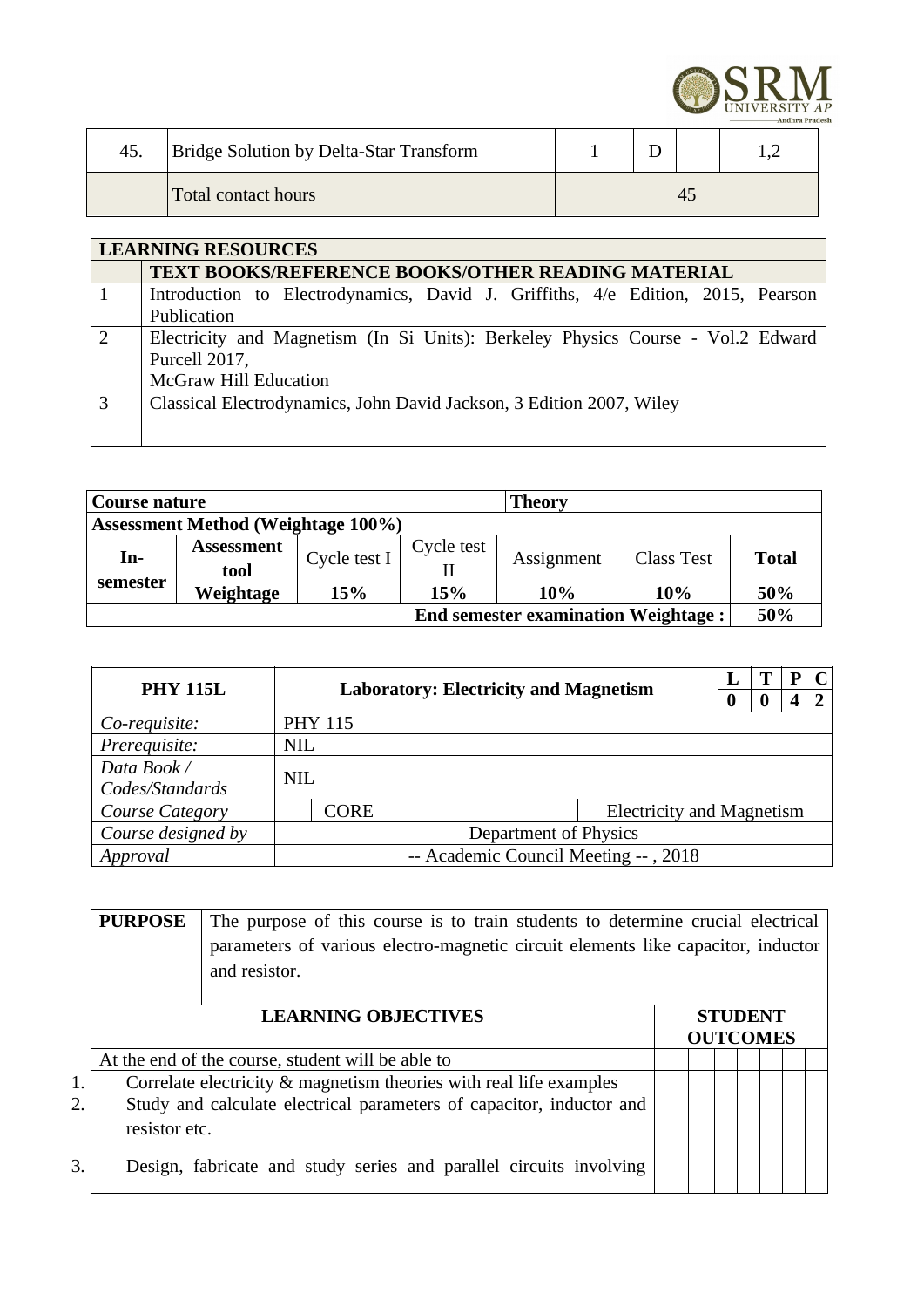| 45. | Bridge Solution by Delta-Star Transform | 1 | D | | 1,2 |
|---|---|---|---|---|---|
| | Total contact hours | 45 | | | |

| **LEARNING RESOURCES** | |
|---|---|
| | **TEXT BOOKS/REFERENCE BOOKS/OTHER READING MATERIAL** |
| 1 | Introduction to Electrodynamics, David J. Griffiths, 4/e Edition, 2015, Pearson Publication |
| 2 | Electricity and Magnetism (In Si Units): Berkeley Physics Course - Vol.2 Edward Purcell 2017, McGraw Hill Education |
| 3 | Classical Electrodynamics, John David Jackson, 3 Edition 2007, Wiley |

| **Course nature** | | | | **Theory** | | |
|---|---|---|---|---|---|---|
| **Assessment Method (Weightage 100%)** | | | | | | |
| **In-semester** | **Assessment tool** | Cycle test I | Cycle test II | Assignment | Class Test | **Total** |
| | **Weightage** | **15%** | **15%** | **10%** | **10%** | **50%** |
| | | | | | **End semester examination Weightage :** | **50%** |

| **PHY 115L** | **Laboratory: Electricity and Magnetism** | | **L** | **T** | **P** | **C** |
|---|---|---|---|---|---|---|
| | | | **0** | **0** | **4** | **2** |
| *Co-requisite:* | PHY 115 | | | | | |
| *Prerequisite:* | NIL | | | | | |
| *Data Book / Codes/Standards* | NIL | | | | | |
| *Course Category* | CORE | Electricity and Magnetism | | | | |
| *Course designed by* | Department of Physics | | | | | |
| *Approval* | -- Academic Council Meeting -- , 2018 | | | | | |

| **PURPOSE** | The purpose of this course is to train students to determine crucial electrical parameters of various electro-magnetic circuit elements like capacitor, inductor and resistor. | | | | | | | | |
|---|---|---|---|---|---|---|---|---|---|
| **LEARNING OBJECTIVES** | | **STUDENT OUTCOMES** | | | | | | | |
| At the end of the course, student will be able to | | | | | | | | | |
| 1. | Correlate electricity & magnetism theories with real life examples | | | | | | | | |
| 2. | Study and calculate electrical parameters of capacitor, inductor and resistor etc. | | | | | | | | |
| 3. | Design, fabricate and study series and parallel circuits involving | | | | | | | | |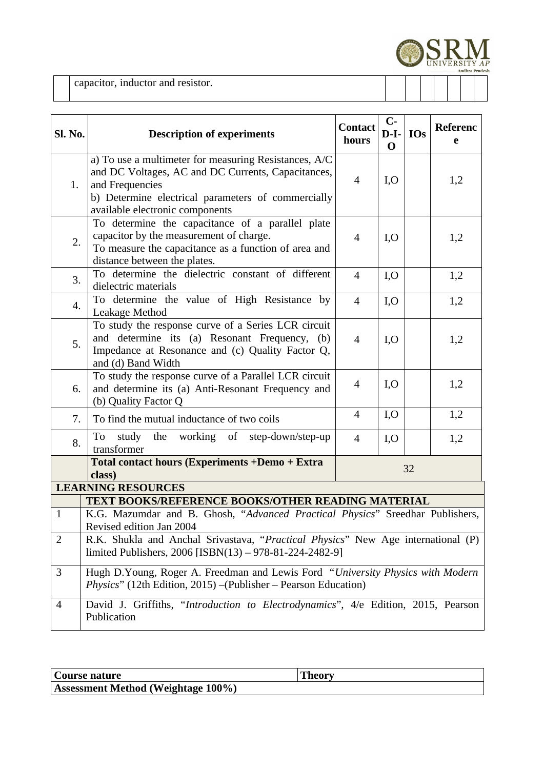| | capacitor, inductor and resistor. | | | | | | | |
|---|---|---|---|---|---|---|---|---|

| Sl. No. | Description of experiments | Contact hours | C-D-I-O | IOs | Reference |
|---|---|---|---|---|---|
| 1. | a) To use a multimeter for measuring Resistances, A/C and DC Voltages, AC and DC Currents, Capacitances, and Frequencies<br>b) Determine electrical parameters of commercially available electronic components | 4 | I,O | | 1,2 |
| 2. | To determine the capacitance of a parallel plate capacitor by the measurement of charge.<br>To measure the capacitance as a function of area and distance between the plates. | 4 | I,O | | 1,2 |
| 3. | To determine the dielectric constant of different dielectric materials | 4 | I,O | | 1,2 |
| 4. | To determine the value of High Resistance by Leakage Method | 4 | I,O | | 1,2 |
| 5. | To study the response curve of a Series LCR circuit and determine its (a) Resonant Frequency, (b) Impedance at Resonance and (c) Quality Factor Q, and (d) Band Width | 4 | I,O | | 1,2 |
| 6. | To study the response curve of a Parallel LCR circuit and determine its (a) Anti-Resonant Frequency and (b) Quality Factor Q | 4 | I,O | | 1,2 |
| 7. | To find the mutual inductance of two coils | 4 | I,O | | 1,2 |
| 8. | To study the working of step-down/step-up transformer | 4 | I,O | | 1,2 |
| | **Total contact hours (Experiments +Demo + Extra class)** | 32 | | | |

| **LEARNING RESOURCES** | |
|---|---|
| | **TEXT BOOKS/REFERENCE BOOKS/OTHER READING MATERIAL** |
| 1 | K.G. Mazumdar and B. Ghosh, "*Advanced Practical Physics*" Sreedhar Publishers, Revised edition Jan 2004 |
| 2 | R.K. Shukla and Anchal Srivastava, "*Practical Physics*" New Age international (P) limited Publishers, 2006 [ISBN(13) – 978-81-224-2482-9] |
| 3 | Hugh D.Young, Roger A. Freedman and Lewis Ford "*University Physics with Modern Physics*" (12th Edition, 2015) –(Publisher – Pearson Education) |
| 4 | David J. Griffiths, "*Introduction to Electrodynamics*", 4/e Edition, 2015, Pearson Publication |

| **Course nature** | **Theory** |
|---|---|
| **Assessment Method (Weightage 100%)** | |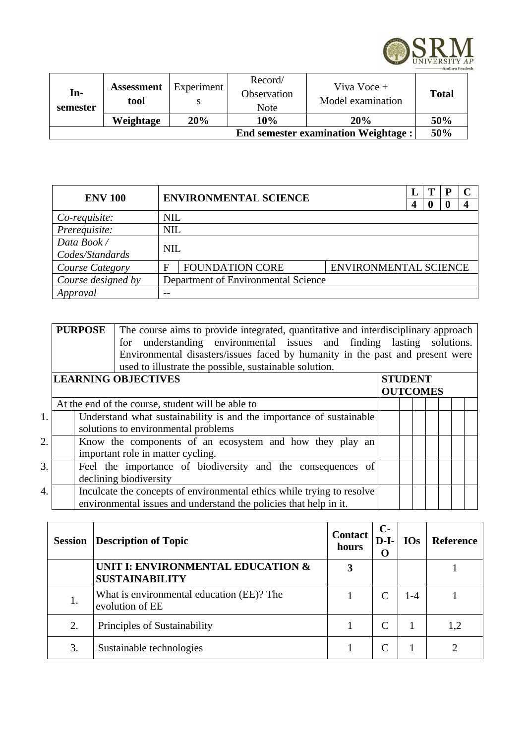| In-semester | Assessment tool | Experiments | Record/ Observation Note | Viva Voce + Model examination | Total |
|---|---|---|---|---|---|
| | Weightage | 20% | 10% | 20% | 50% |
| End semester examination Weightage : | | | | | 50% |

| ENV 100 | ENVIRONMENTAL SCIENCE | | | L | T | P | C |
|---|---|---|---|---|---|---|---|
| | | | | 4 | 0 | 0 | 4 |
| *Co-requisite:* | NIL | | | | | | |
| *Prerequisite:* | NIL | | | | | | |
| *Data Book / Codes/Standards* | NIL | | | | | | |
| *Course Category* | F | FOUNDATION CORE | ENVIRONMENTAL SCIENCE | | | | |
| *Course designed by* | Department of Environmental Science | | | | | | |
| *Approval* | -- | | | | | | |

| PURPOSE | The course aims to provide integrated, quantitative and interdisciplinary approach for understanding environmental issues and finding lasting solutions. Environmental disasters/issues faced by humanity in the past and present were used to illustrate the possible, sustainable solution. | | | | | | | |
|---|---|---|---|---|---|---|---|---|
| **LEARNING OBJECTIVES** | | **STUDENT OUTCOMES** | | | | | | |
| At the end of the course, student will be able to | | | | | | | | |
| 1. | Understand what sustainability is and the importance of sustainable solutions to environmental problems | | | | | | | |
| 2. | Know the components of an ecosystem and how they play an important role in matter cycling. | | | | | | | |
| 3. | Feel the importance of biodiversity and the consequences of declining biodiversity | | | | | | | |
| 4. | Inculcate the concepts of environmental ethics while trying to resolve environmental issues and understand the policies that help in it. | | | | | | | |

| Session | Description of Topic | Contact hours | C-D-I-O | IOs | Reference |
|---|---|---|---|---|---|
| | **UNIT I: ENVIRONMENTAL EDUCATION & SUSTAINABILITY** | **3** | | | 1 |
| 1. | What is environmental education (EE)? The evolution of EE | 1 | C | 1-4 | 1 |
| 2. | Principles of Sustainability | 1 | C | 1 | 1,2 |
| 3. | Sustainable technologies | 1 | C | 1 | 2 |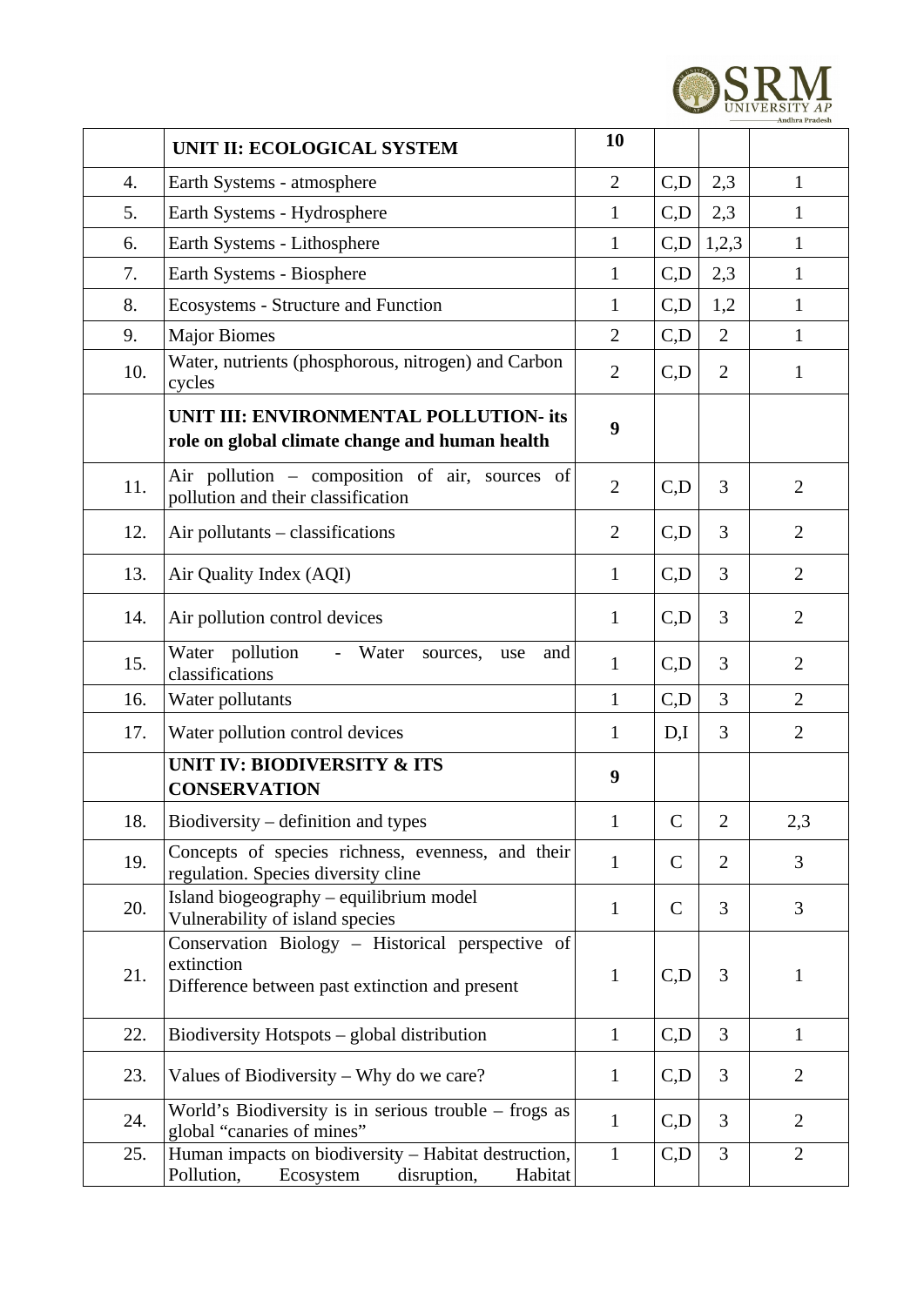| | **UNIT II: ECOLOGICAL SYSTEM** | **10** | | | |
|---|---|---|---|---|---|
| 4. | Earth Systems - atmosphere | 2 | C,D | 2,3 | 1 |
| 5. | Earth Systems - Hydrosphere | 1 | C,D | 2,3 | 1 |
| 6. | Earth Systems - Lithosphere | 1 | C,D | 1,2,3 | 1 |
| 7. | Earth Systems - Biosphere | 1 | C,D | 2,3 | 1 |
| 8. | Ecosystems - Structure and Function | 1 | C,D | 1,2 | 1 |
| 9. | Major Biomes | 2 | C,D | 2 | 1 |
| 10. | Water, nutrients (phosphorous, nitrogen) and Carbon cycles | 2 | C,D | 2 | 1 |
| | **UNIT III: ENVIRONMENTAL POLLUTION- its role on global climate change and human health** | **9** | | | |
| 11. | Air pollution – composition of air, sources of pollution and their classification | 2 | C,D | 3 | 2 |
| 12. | Air pollutants – classifications | 2 | C,D | 3 | 2 |
| 13. | Air Quality Index (AQI) | 1 | C,D | 3 | 2 |
| 14. | Air pollution control devices | 1 | C,D | 3 | 2 |
| 15. | Water pollution - Water sources, use and classifications | 1 | C,D | 3 | 2 |
| 16. | Water pollutants | 1 | C,D | 3 | 2 |
| 17. | Water pollution control devices | 1 | D,I | 3 | 2 |
| | **UNIT IV: BIODIVERSITY & ITS CONSERVATION** | **9** | | | |
| 18. | Biodiversity – definition and types | 1 | C | 2 | 2,3 |
| 19. | Concepts of species richness, evenness, and their regulation. Species diversity cline | 1 | C | 2 | 3 |
| 20. | Island biogeography – equilibrium model Vulnerability of island species | 1 | C | 3 | 3 |
| 21. | Conservation Biology – Historical perspective of extinction Difference between past extinction and present | 1 | C,D | 3 | 1 |
| 22. | Biodiversity Hotspots – global distribution | 1 | C,D | 3 | 1 |
| 23. | Values of Biodiversity – Why do we care? | 1 | C,D | 3 | 2 |
| 24. | World's Biodiversity is in serious trouble – frogs as global "canaries of mines" | 1 | C,D | 3 | 2 |
| 25. | Human impacts on biodiversity – Habitat destruction, Pollution, Ecosystem disruption, Habitat | 1 | C,D | 3 | 2 |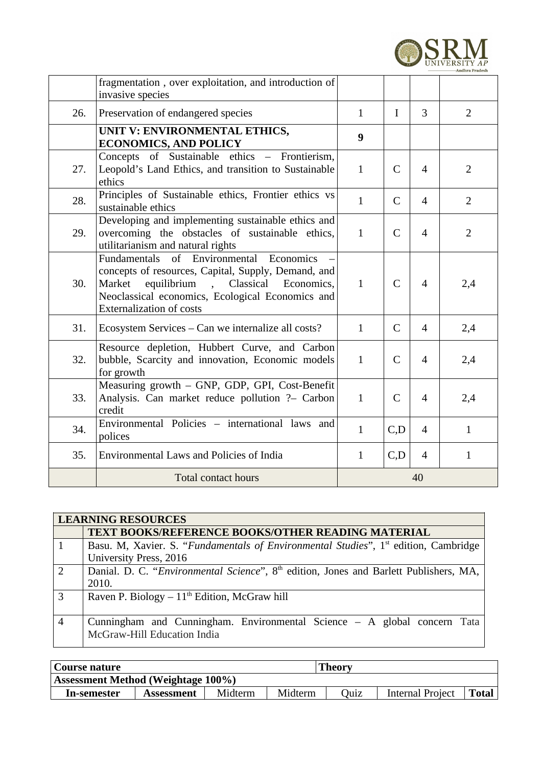|  |  |  |  |  |  |
|---|---|---|---|---|---|
|  | fragmentation , over exploitation, and introduction of invasive species |  |  |  |  |
| 26. | Preservation of endangered species | 1 | I | 3 | 2 |
|  | **UNIT V: ENVIRONMENTAL ETHICS, ECONOMICS, AND POLICY** | **9** |  |  |  |
| 27. | Concepts of Sustainable ethics – Frontierism, Leopold's Land Ethics, and transition to Sustainable ethics | 1 | C | 4 | 2 |
| 28. | Principles of Sustainable ethics, Frontier ethics vs sustainable ethics | 1 | C | 4 | 2 |
| 29. | Developing and implementing sustainable ethics and overcoming the obstacles of sustainable ethics, utilitarianism and natural rights | 1 | C | 4 | 2 |
| 30. | Fundamentals of Environmental Economics – concepts of resources, Capital, Supply, Demand, and Market equilibrium , Classical Economics, Neoclassical economics, Ecological Economics and Externalization of costs | 1 | C | 4 | 2,4 |
| 31. | Ecosystem Services – Can we internalize all costs? | 1 | C | 4 | 2,4 |
| 32. | Resource depletion, Hubbert Curve, and Carbon bubble, Scarcity and innovation, Economic models for growth | 1 | C | 4 | 2,4 |
| 33. | Measuring growth – GNP, GDP, GPI, Cost-Benefit Analysis. Can market reduce pollution ?– Carbon credit | 1 | C | 4 | 2,4 |
| 34. | Environmental Policies – international laws and polices | 1 | C,D | 4 | 1 |
| 35. | Environmental Laws and Policies of India | 1 | C,D | 4 | 1 |
|  | Total contact hours | 40 |  |  |  |

| **LEARNING RESOURCES** |  |
|---|---|
|  | **TEXT BOOKS/REFERENCE BOOKS/OTHER READING MATERIAL** |
| 1 | Basu. M, Xavier. S. "*Fundamentals of Environmental Studies*", 1st edition, Cambridge University Press, 2016 |
| 2 | Danial. D. C. "*Environmental Science*", 8th edition, Jones and Barlett Publishers, MA, 2010. |
| 3 | Raven P. Biology – 11th Edition, McGraw hill |
| 4 | Cunningham and Cunningham. Environmental Science – A global concern Tata McGraw-Hill Education India |

| **Course nature** |  |  |  | **Theory** |  |  |
|---|---|---|---|---|---|---|
| **Assessment Method (Weightage 100%)** |  |  |  |  |  |  |
| **In-semester** | **Assessment** | Midterm | Midterm | Quiz | Internal Project | **Total** |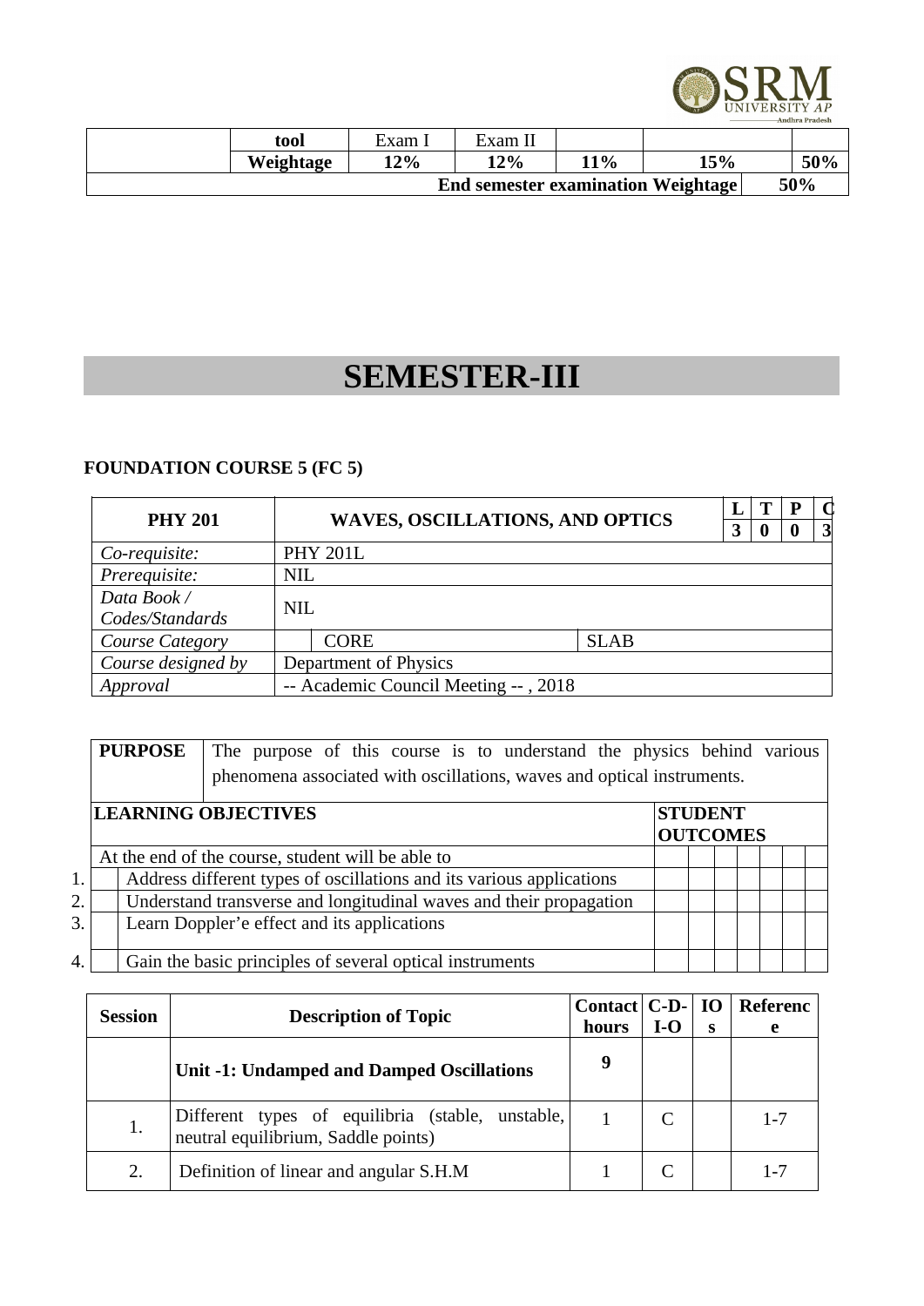|  | tool | Exam I | Exam II |  |  |  |
|---|---|---|---|---|---|---|
|  | Weightage | 12% | 12% | 11% | 15% | 50% |
| End semester examination Weightage |  |  |  |  |  | 50% |

# SEMESTER-III

**FOUNDATION COURSE 5 (FC 5)**

| PHY 201 | WAVES, OSCILLATIONS, AND OPTICS | | L | T | P | C |
|---|---|---|---|---|---|---|
|  |  |  | 3 | 0 | 0 | 3 |
| *Co-requisite:* | PHY 201L | | | | | |
| *Prerequisite:* | NIL | | | | | |
| *Data Book / Codes/Standards* | NIL | | | | | |
| *Course Category* | CORE | SLAB | | | | |
| *Course designed by* | Department of Physics | | | | | |
| *Approval* | -- Academic Council Meeting -- , 2018 | | | | | |

| **PURPOSE** | The purpose of this course is to understand the physics behind various phenomena associated with oscillations, waves and optical instruments. |
|---|---|

| **LEARNING OBJECTIVES** | **STUDENT OUTCOMES** |
|---|---|
| At the end of the course, student will be able to | |
| 1. Address different types of oscillations and its various applications | |
| 2. Understand transverse and longitudinal waves and their propagation | |
| 3. Learn Doppler'e effect and its applications | |
| 4. Gain the basic principles of several optical instruments | |

| Session | Description of Topic | Contact hours | C-D-I-O | IOs | Reference |
|---|---|---|---|---|---|
|  | **Unit -1: Undamped and Damped Oscillations** | 9 |  |  |  |
| 1. | Different types of equilibria (stable, unstable, neutral equilibrium, Saddle points) | 1 | C |  | 1-7 |
| 2. | Definition of linear and angular S.H.M | 1 | C |  | 1-7 |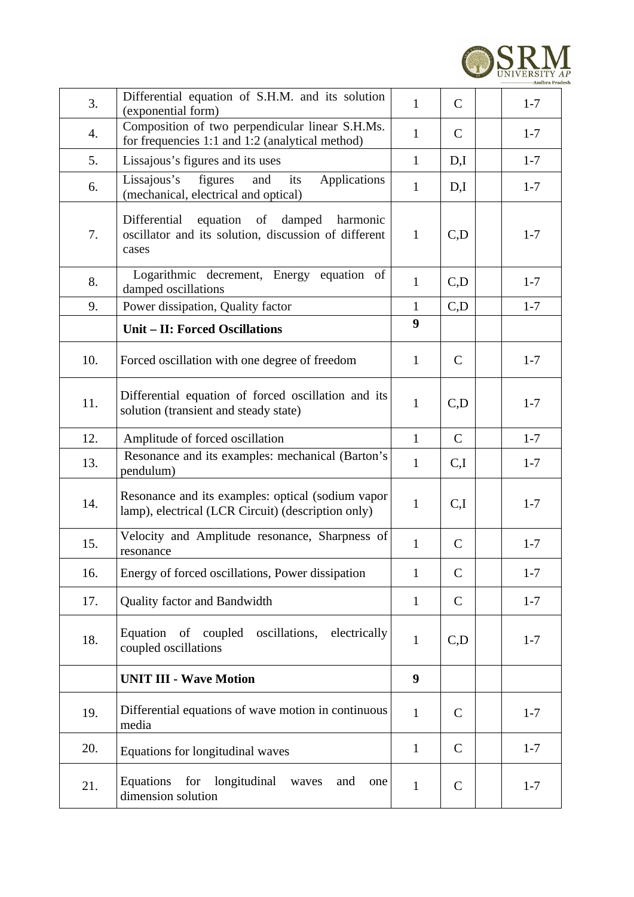| | | | | | |
|---|---|---|---|---|---|
| 3. | Differential equation of S.H.M. and its solution (exponential form) | 1 | C | | 1-7 |
| 4. | Composition of two perpendicular linear S.H.Ms. for frequencies 1:1 and 1:2 (analytical method) | 1 | C | | 1-7 |
| 5. | Lissajous's figures and its uses | 1 | D,I | | 1-7 |
| 6. | Lissajous's figures and its Applications (mechanical, electrical and optical) | 1 | D,I | | 1-7 |
| 7. | Differential equation of damped harmonic oscillator and its solution, discussion of different cases | 1 | C,D | | 1-7 |
| 8. | Logarithmic decrement, Energy equation of damped oscillations | 1 | C,D | | 1-7 |
| 9. | Power dissipation, Quality factor | 1 | C,D | | 1-7 |
| | **Unit – II: Forced Oscillations** | **9** | | | |
| 10. | Forced oscillation with one degree of freedom | 1 | C | | 1-7 |
| 11. | Differential equation of forced oscillation and its solution (transient and steady state) | 1 | C,D | | 1-7 |
| 12. | Amplitude of forced oscillation | 1 | C | | 1-7 |
| 13. | Resonance and its examples: mechanical (Barton's pendulum) | 1 | C,I | | 1-7 |
| 14. | Resonance and its examples: optical (sodium vapor lamp), electrical (LCR Circuit) (description only) | 1 | C,I | | 1-7 |
| 15. | Velocity and Amplitude resonance, Sharpness of resonance | 1 | C | | 1-7 |
| 16. | Energy of forced oscillations, Power dissipation | 1 | C | | 1-7 |
| 17. | Quality factor and Bandwidth | 1 | C | | 1-7 |
| 18. | Equation of coupled oscillations, electrically coupled oscillations | 1 | C,D | | 1-7 |
| | **UNIT III - Wave Motion** | **9** | | | |
| 19. | Differential equations of wave motion in continuous media | 1 | C | | 1-7 |
| 20. | Equations for longitudinal waves | 1 | C | | 1-7 |
| 21. | Equations for longitudinal waves and one dimension solution | 1 | C | | 1-7 |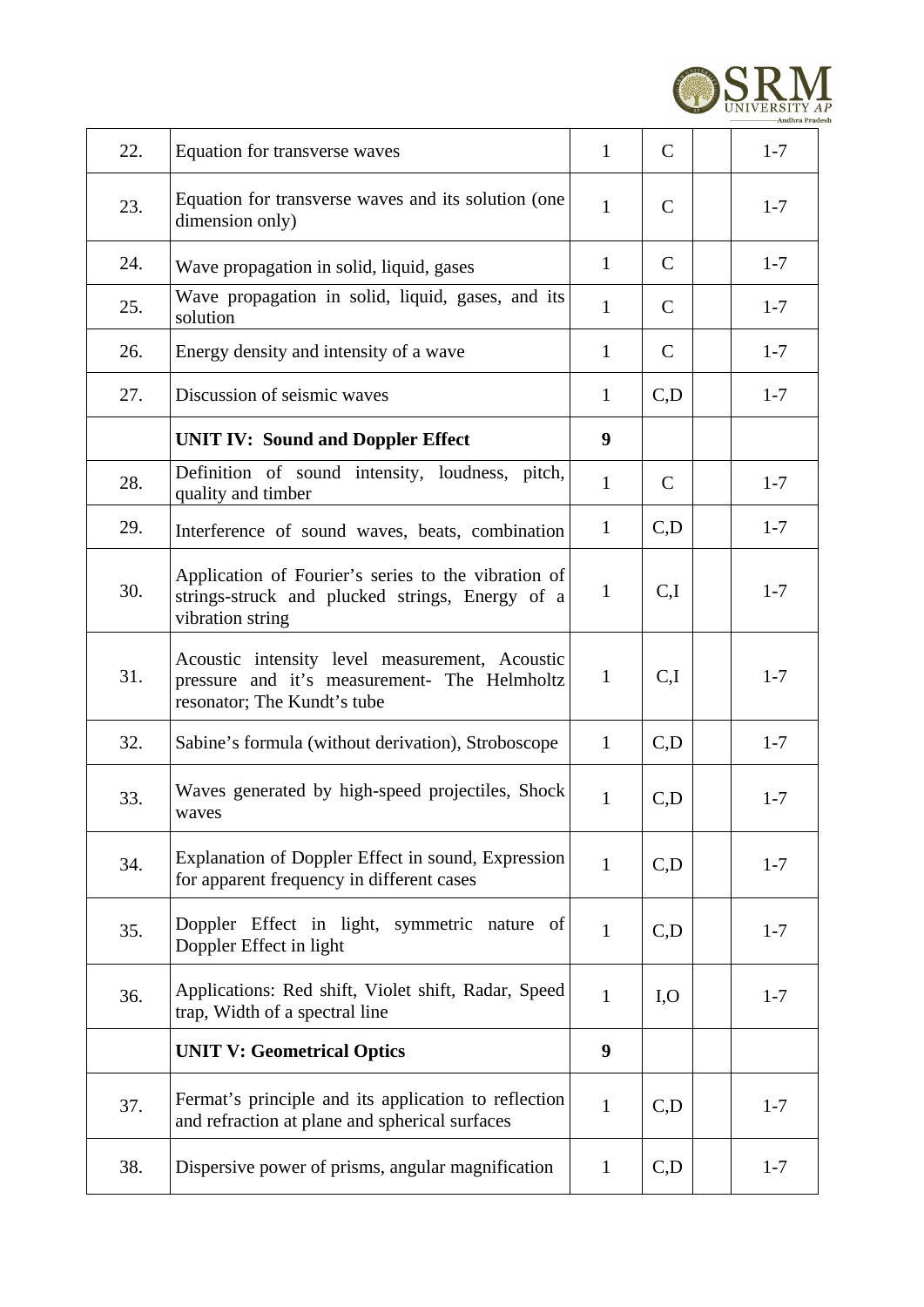| | | | | | |
|---|---|---|---|---|---|
| 22. | Equation for transverse waves | 1 | C | | 1-7 |
| 23. | Equation for transverse waves and its solution (one dimension only) | 1 | C | | 1-7 |
| 24. | Wave propagation in solid, liquid, gases | 1 | C | | 1-7 |
| 25. | Wave propagation in solid, liquid, gases, and its solution | 1 | C | | 1-7 |
| 26. | Energy density and intensity of a wave | 1 | C | | 1-7 |
| 27. | Discussion of seismic waves | 1 | C,D | | 1-7 |
| | **UNIT IV: Sound and Doppler Effect** | **9** | | | |
| 28. | Definition of sound intensity, loudness, pitch, quality and timber | 1 | C | | 1-7 |
| 29. | Interference of sound waves, beats, combination | 1 | C,D | | 1-7 |
| 30. | Application of Fourier's series to the vibration of strings-struck and plucked strings, Energy of a vibration string | 1 | C,I | | 1-7 |
| 31. | Acoustic intensity level measurement, Acoustic pressure and it's measurement- The Helmholtz resonator; The Kundt's tube | 1 | C,I | | 1-7 |
| 32. | Sabine's formula (without derivation), Stroboscope | 1 | C,D | | 1-7 |
| 33. | Waves generated by high-speed projectiles, Shock waves | 1 | C,D | | 1-7 |
| 34. | Explanation of Doppler Effect in sound, Expression for apparent frequency in different cases | 1 | C,D | | 1-7 |
| 35. | Doppler Effect in light, symmetric nature of Doppler Effect in light | 1 | C,D | | 1-7 |
| 36. | Applications: Red shift, Violet shift, Radar, Speed trap, Width of a spectral line | 1 | I,O | | 1-7 |
| | **UNIT V: Geometrical Optics** | **9** | | | |
| 37. | Fermat's principle and its application to reflection and refraction at plane and spherical surfaces | 1 | C,D | | 1-7 |
| 38. | Dispersive power of prisms, angular magnification | 1 | C,D | | 1-7 |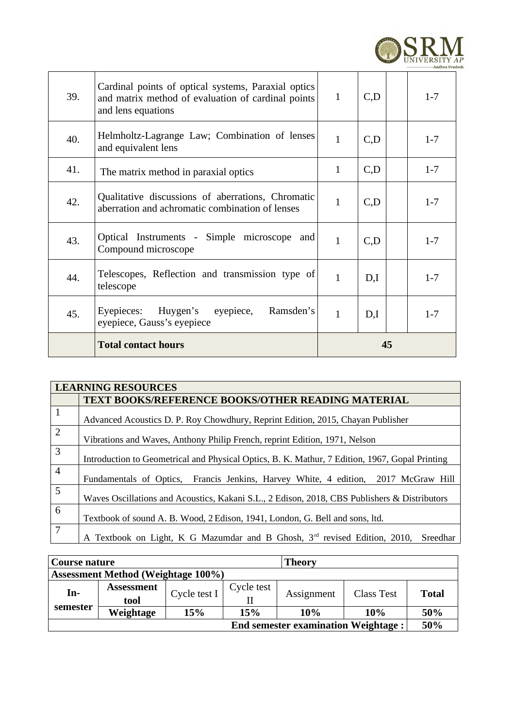| 39. | Cardinal points of optical systems, Paraxial optics and matrix method of evaluation of cardinal points and lens equations | 1 | C,D | | 1-7 |
|---|---|---|---|---|---|
| 40. | Helmholtz-Lagrange Law; Combination of lenses and equivalent lens | 1 | C,D | | 1-7 |
| 41. | The matrix method in paraxial optics | 1 | C,D | | 1-7 |
| 42. | Qualitative discussions of aberrations, Chromatic aberration and achromatic combination of lenses | 1 | C,D | | 1-7 |
| 43. | Optical Instruments - Simple microscope and Compound microscope | 1 | C,D | | 1-7 |
| 44. | Telescopes, Reflection and transmission type of telescope | 1 | D,I | | 1-7 |
| 45. | Eyepieces: Huygen's eyepiece, Ramsden's eyepiece, Gauss's eyepiece | 1 | D,I | | 1-7 |
| | **Total contact hours** | **45** | | | |

| **LEARNING RESOURCES** | |
|---|---|
| | **TEXT BOOKS/REFERENCE BOOKS/OTHER READING MATERIAL** |
| 1 | Advanced Acoustics D. P. Roy Chowdhury, Reprint Edition, 2015, Chayan Publisher |
| 2 | Vibrations and Waves, Anthony Philip French, reprint Edition, 1971, Nelson |
| 3 | Introduction to Geometrical and Physical Optics, B. K. Mathur, 7 Edition, 1967, Gopal Printing |
| 4 | Fundamentals of Optics, Francis Jenkins, Harvey White, 4 edition, 2017 McGraw Hill |
| 5 | Waves Oscillations and Acoustics, Kakani S.L., 2 Edison, 2018, CBS Publishers & Distributors |
| 6 | Textbook of sound A. B. Wood, 2 Edison, 1941, London, G. Bell and sons, ltd. |
| 7 | A Textbook on Light, K G Mazumdar and B Ghosh, 3rd revised Edition, 2010, Sreedhar |

| **Course nature** | | | | **Theory** | | |
|---|---|---|---|---|---|---|
| **Assessment Method (Weightage 100%)** | | | | | | |
| **In-semester** | **Assessment tool** | Cycle test I | Cycle test II | Assignment | Class Test | **Total** |
| | **Weightage** | **15%** | **15%** | **10%** | **10%** | **50%** |
| **End semester examination Weightage :** | | | | | | **50%** |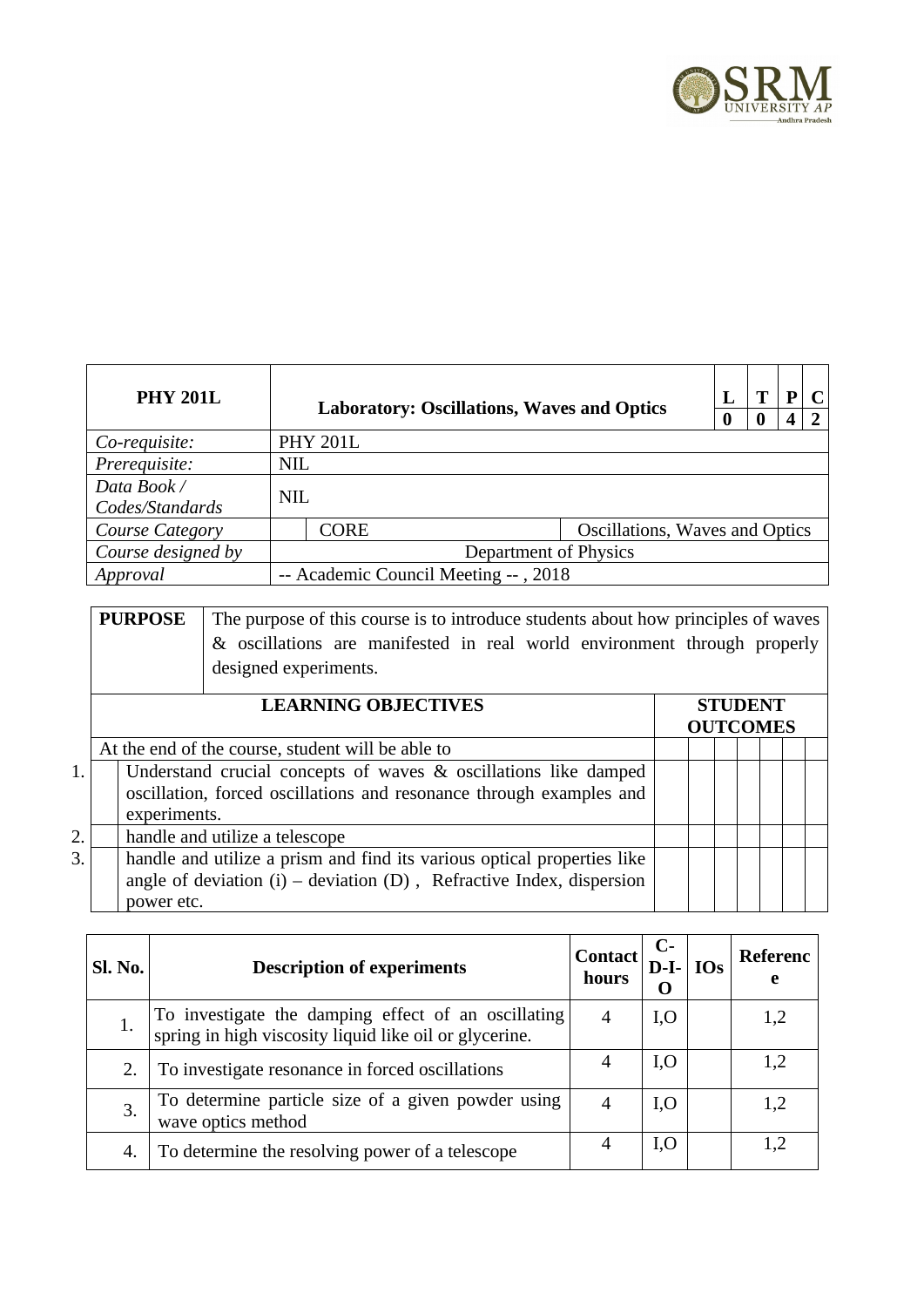| PHY 201L | Laboratory: Oscillations, Waves and Optics | | L | T | P | C |
|---|---|---|---|---|---|---|
| | | | 0 | 0 | 4 | 2 |
| *Co-requisite:* | PHY 201L | | | | | |
| *Prerequisite:* | NIL | | | | | |
| *Data Book / Codes/Standards* | NIL | | | | | |
| *Course Category* | CORE | Oscillations, Waves and Optics | | | | |
| *Course designed by* | Department of Physics | | | | | |
| *Approval* | -- Academic Council Meeting -- , 2018 | | | | | |

| PURPOSE | The purpose of this course is to introduce students about how principles of waves & oscillations are manifested in real world environment through properly designed experiments. |
|---|---|

| | LEARNING OBJECTIVES | STUDENT OUTCOMES | | | | | | |
|---|---|---|---|---|---|---|---|---|
| | At the end of the course, student will be able to | | | | | | | |
| 1. | Understand crucial concepts of waves & oscillations like damped oscillation, forced oscillations and resonance through examples and experiments. | | | | | | | |
| 2. | handle and utilize a telescope | | | | | | | |
| 3. | handle and utilize a prism and find its various optical properties like angle of deviation (i) – deviation (D) , Refractive Index, dispersion power etc. | | | | | | | |

| Sl. No. | Description of experiments | Contact hours | C-D-I-O | IOs | Reference |
|---|---|---|---|---|---|
| 1. | To investigate the damping effect of an oscillating spring in high viscosity liquid like oil or glycerine. | 4 | I,O | | 1,2 |
| 2. | To investigate resonance in forced oscillations | 4 | I,O | | 1,2 |
| 3. | To determine particle size of a given powder using wave optics method | 4 | I,O | | 1,2 |
| 4. | To determine the resolving power of a telescope | 4 | I,O | | 1,2 |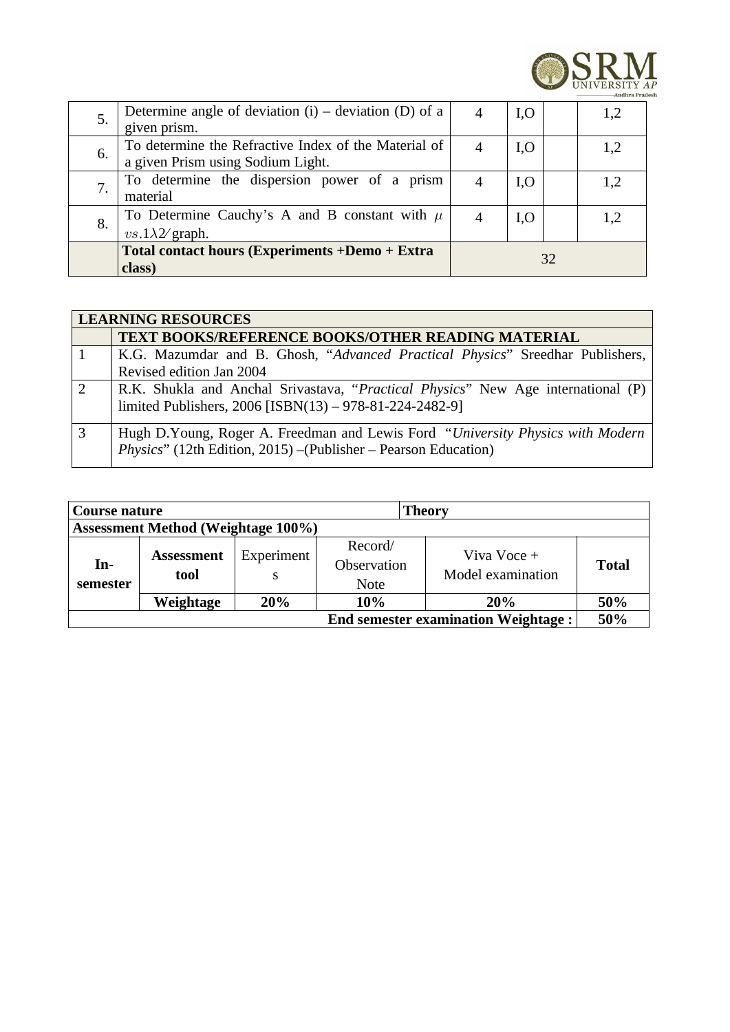| | | | | | |
|---|---|---|---|---|---|
| 5. | Determine angle of deviation (i) – deviation (D) of a given prism. | 4 | I,O | | 1,2 |
| 6. | To determine the Refractive Index of the Material of a given Prism using Sodium Light. | 4 | I,O | | 1,2 |
| 7. | To determine the dispersion power of a prism material | 4 | I,O | | 1,2 |
| 8. | To Determine Cauchy's A and B constant with $\mu$ $vs.1\lambda 2 /$ graph. | 4 | I,O | | 1,2 |
| | **Total contact hours (Experiments +Demo + Extra class)** | 32 | | | |

| **LEARNING RESOURCES** | |
|---|---|
| | **TEXT BOOKS/REFERENCE BOOKS/OTHER READING MATERIAL** |
| 1 | K.G. Mazumdar and B. Ghosh, "*Advanced Practical Physics*" Sreedhar Publishers, Revised edition Jan 2004 |
| 2 | R.K. Shukla and Anchal Srivastava, "*Practical Physics*" New Age international (P) limited Publishers, 2006 [ISBN(13) – 978-81-224-2482-9] |
| 3 | Hugh D.Young, Roger A. Freedman and Lewis Ford "*University Physics with Modern Physics*" (12th Edition, 2015) –(Publisher – Pearson Education) |

| **Course nature** | | | | **Theory** | |
|---|---|---|---|---|---|
| **Assessment Method (Weightage 100%)** | | | | | |
| **In-semester** | **Assessment tool** | Experiments | Record/ Observation Note | Viva Voce + Model examination | **Total** |
| | **Weightage** | **20%** | **10%** | **20%** | **50%** |
| | | | | **End semester examination Weightage :** | **50%** |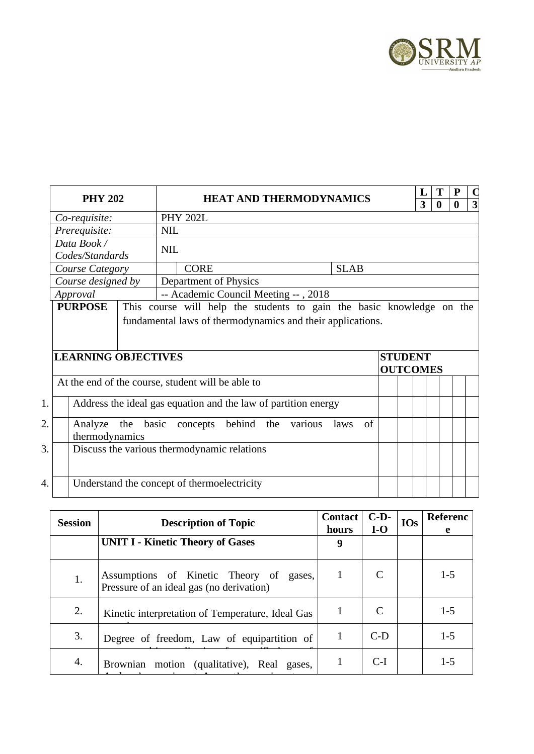| PHY 202 | HEAT AND THERMODYNAMICS | L | T | P | C |
|---|---|---|---|---|---|
| | | 3 | 0 | 0 | 3 |
| *Co-requisite:* | PHY 202L | | | | |
| *Prerequisite:* | NIL | | | | |
| *Data Book / Codes/Standards* | NIL | | | | |
| *Course Category* | CORE | SLAB | | | |
| *Course designed by* | Department of Physics | | | | |
| *Approval* | -- Academic Council Meeting -- , 2018 | | | | |

| **PURPOSE** | This course will help the students to gain the basic knowledge on the fundamental laws of thermodynamics and their applications. |
|---|---|

| **LEARNING OBJECTIVES** | **STUDENT OUTCOMES** | | | | | | | |
|---|---|---|---|---|---|---|---|---|
| At the end of the course, student will be able to | | | | | | | | |
| 1. Address the ideal gas equation and the law of partition energy | | | | | | | | |
| 2. Analyze the basic concepts behind the various laws of thermodynamics | | | | | | | | |
| 3. Discuss the various thermodynamic relations | | | | | | | | |
| 4. Understand the concept of thermoelectricity | | | | | | | | |

| Session | Description of Topic | Contact hours | C-D-I-O | IOs | Reference |
|---|---|---|---|---|---|
| | **UNIT I - Kinetic Theory of Gases** | **9** | | | |
| 1. | Assumptions of Kinetic Theory of gases, Pressure of an ideal gas (no derivation) | 1 | C | | 1-5 |
| 2. | Kinetic interpretation of Temperature, Ideal Gas | 1 | C | | 1-5 |
| 3. | Degree of freedom, Law of equipartition of | 1 | C-D | | 1-5 |
| 4. | Brownian motion (qualitative), Real gases, | 1 | C-I | | 1-5 |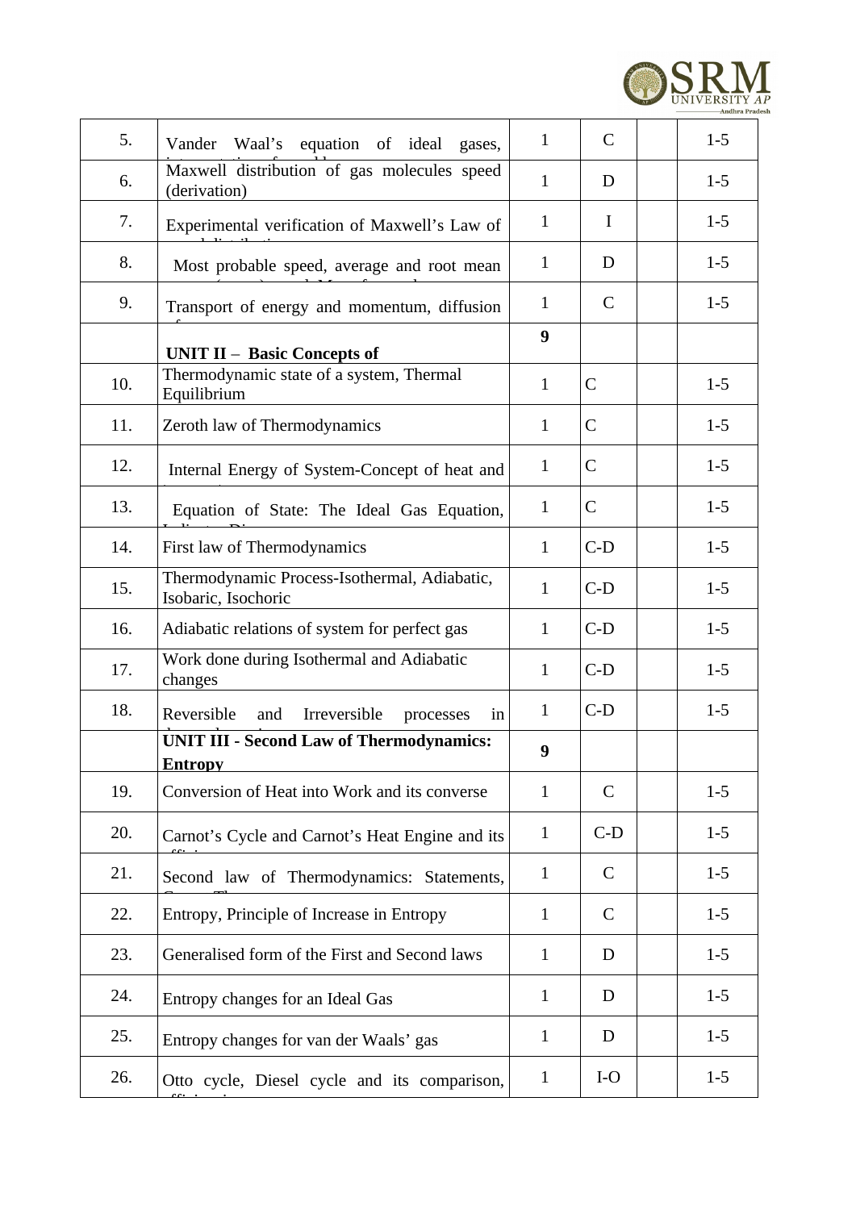| | | | | | |
|---|---|---|---|---|---|
| 5. | Vander Waal's equation of ideal gases, | 1 | C | | 1-5 |
| 6. | Maxwell distribution of gas molecules speed (derivation) | 1 | D | | 1-5 |
| 7. | Experimental verification of Maxwell's Law of | 1 | I | | 1-5 |
| 8. | Most probable speed, average and root mean | 1 | D | | 1-5 |
| 9. | Transport of energy and momentum, diffusion | 1 | C | | 1-5 |
| | **UNIT II – Basic Concepts of** | **9** | | | |
| 10. | Thermodynamic state of a system, Thermal Equilibrium | 1 | C | | 1-5 |
| 11. | Zeroth law of Thermodynamics | 1 | C | | 1-5 |
| 12. | Internal Energy of System-Concept of heat and | 1 | C | | 1-5 |
| 13. | Equation of State: The Ideal Gas Equation, | 1 | C | | 1-5 |
| 14. | First law of Thermodynamics | 1 | C-D | | 1-5 |
| 15. | Thermodynamic Process-Isothermal, Adiabatic, Isobaric, Isochoric | 1 | C-D | | 1-5 |
| 16. | Adiabatic relations of system for perfect gas | 1 | C-D | | 1-5 |
| 17. | Work done during Isothermal and Adiabatic changes | 1 | C-D | | 1-5 |
| 18. | Reversible and Irreversible processes in | 1 | C-D | | 1-5 |
| | **UNIT III - Second Law of Thermodynamics: Entropy** | **9** | | | |
| 19. | Conversion of Heat into Work and its converse | 1 | C | | 1-5 |
| 20. | Carnot's Cycle and Carnot's Heat Engine and its | 1 | C-D | | 1-5 |
| 21. | Second law of Thermodynamics: Statements, | 1 | C | | 1-5 |
| 22. | Entropy, Principle of Increase in Entropy | 1 | C | | 1-5 |
| 23. | Generalised form of the First and Second laws | 1 | D | | 1-5 |
| 24. | Entropy changes for an Ideal Gas | 1 | D | | 1-5 |
| 25. | Entropy changes for van der Waals' gas | 1 | D | | 1-5 |
| 26. | Otto cycle, Diesel cycle and its comparison, | 1 | I-O | | 1-5 |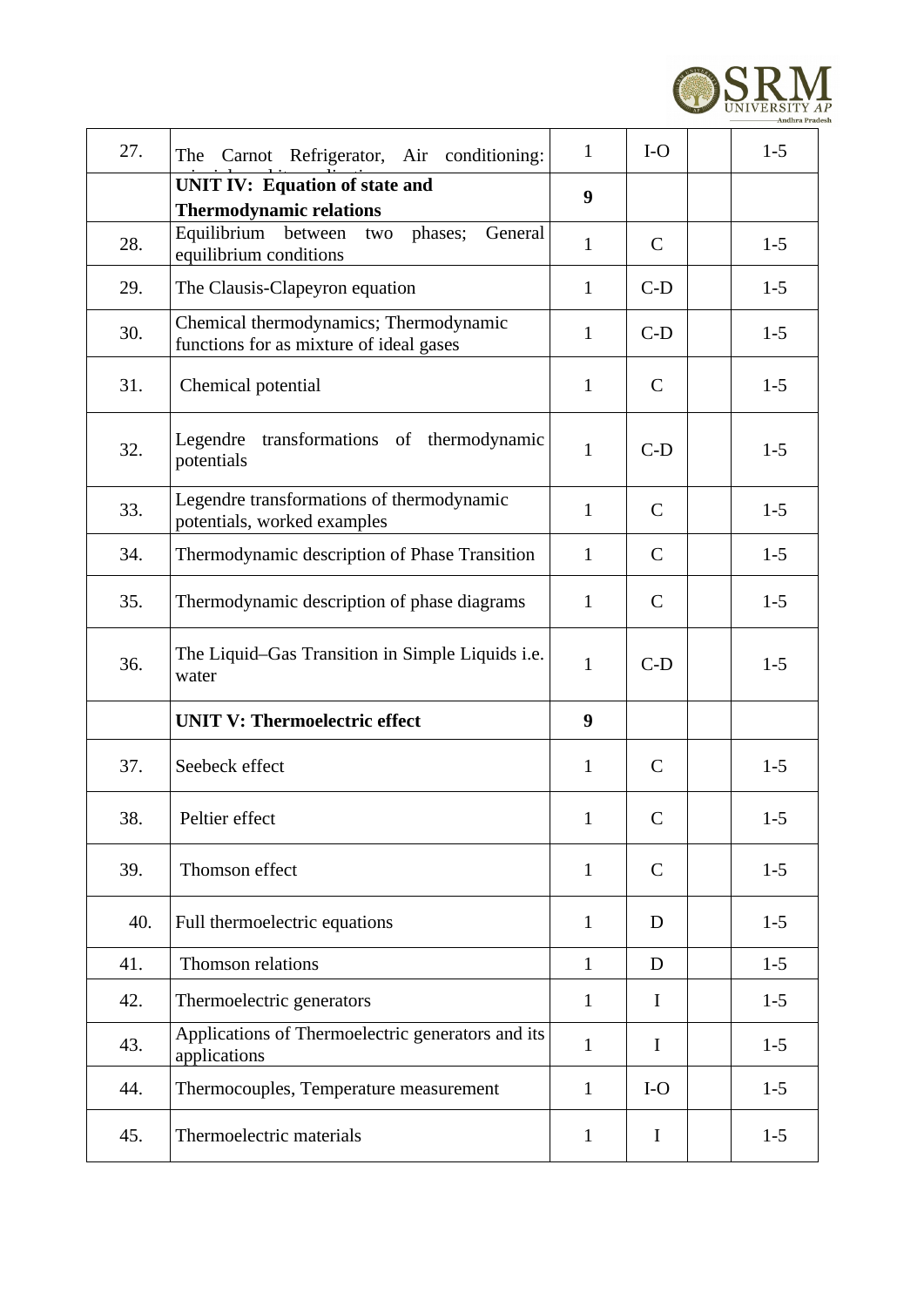| 27. | The Carnot Refrigerator, Air conditioning: principles and its applications | 1 | I-O | | 1-5 |
|---|---|---|---|---|---|
| | **UNIT IV: Equation of state and Thermodynamic relations** | **9** | | | |
| 28. | Equilibrium between two phases; General equilibrium conditions | 1 | C | | 1-5 |
| 29. | The Clausis-Clapeyron equation | 1 | C-D | | 1-5 |
| 30. | Chemical thermodynamics; Thermodynamic functions for as mixture of ideal gases | 1 | C-D | | 1-5 |
| 31. | Chemical potential | 1 | C | | 1-5 |
| 32. | Legendre transformations of thermodynamic potentials | 1 | C-D | | 1-5 |
| 33. | Legendre transformations of thermodynamic potentials, worked examples | 1 | C | | 1-5 |
| 34. | Thermodynamic description of Phase Transition | 1 | C | | 1-5 |
| 35. | Thermodynamic description of phase diagrams | 1 | C | | 1-5 |
| 36. | The Liquid–Gas Transition in Simple Liquids i.e. water | 1 | C-D | | 1-5 |
| | **UNIT V: Thermoelectric effect** | **9** | | | |
| 37. | Seebeck effect | 1 | C | | 1-5 |
| 38. | Peltier effect | 1 | C | | 1-5 |
| 39. | Thomson effect | 1 | C | | 1-5 |
| 40. | Full thermoelectric equations | 1 | D | | 1-5 |
| 41. | Thomson relations | 1 | D | | 1-5 |
| 42. | Thermoelectric generators | 1 | I | | 1-5 |
| 43. | Applications of Thermoelectric generators and its applications | 1 | I | | 1-5 |
| 44. | Thermocouples, Temperature measurement | 1 | I-O | | 1-5 |
| 45. | Thermoelectric materials | 1 | I | | 1-5 |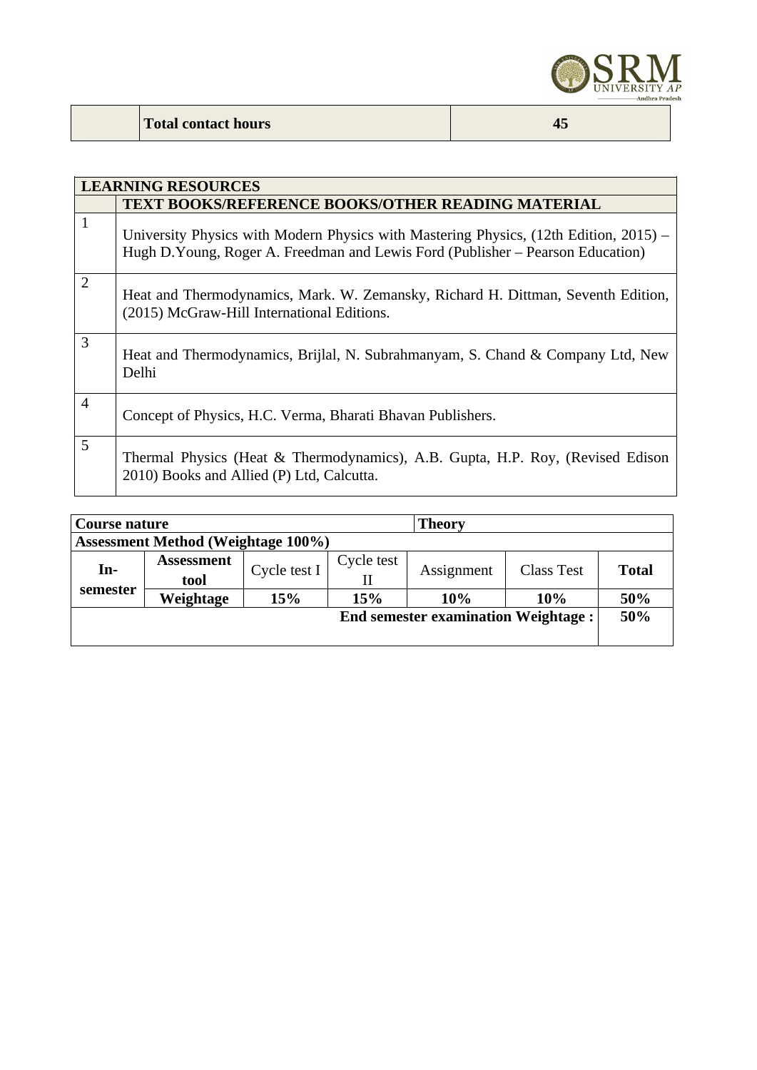| | **Total contact hours** | **45** |
|---|---|---|

| **LEARNING RESOURCES** | |
|---|---|
| | **TEXT BOOKS/REFERENCE BOOKS/OTHER READING MATERIAL** |
| 1 | University Physics with Modern Physics with Mastering Physics, (12th Edition, 2015) – Hugh D.Young, Roger A. Freedman and Lewis Ford (Publisher – Pearson Education) |
| 2 | Heat and Thermodynamics, Mark. W. Zemansky, Richard H. Dittman, Seventh Edition, (2015) McGraw-Hill International Editions. |
| 3 | Heat and Thermodynamics, Brijlal, N. Subrahmanyam, S. Chand & Company Ltd, New Delhi |
| 4 | Concept of Physics, H.C. Verma, Bharati Bhavan Publishers. |
| 5 | Thermal Physics (Heat & Thermodynamics), A.B. Gupta, H.P. Roy, (Revised Edison 2010) Books and Allied (P) Ltd, Calcutta. |

| **Course nature** | | | | **Theory** | | |
|---|---|---|---|---|---|---|
| **Assessment Method (Weightage 100%)** | | | | | | |
| **In-semester** | **Assessment tool** | Cycle test I | Cycle test II | Assignment | Class Test | **Total** |
| | **Weightage** | **15%** | **15%** | **10%** | **10%** | **50%** |
| **End semester examination Weightage :** | | | | | | **50%** |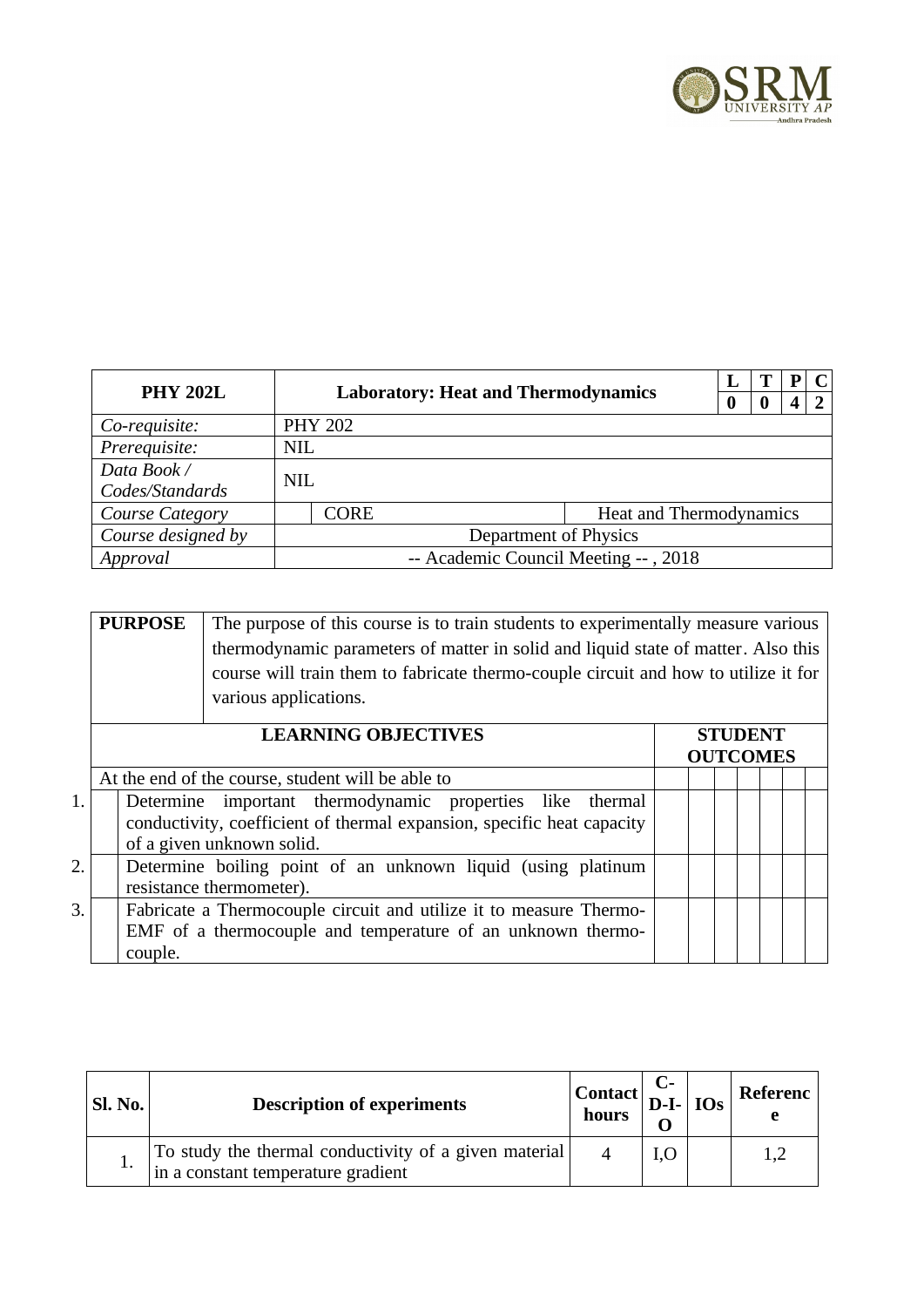| PHY 202L | Laboratory: Heat and Thermodynamics | | L | T | P | C |
|---|---|---|---|---|---|---|
| | | | 0 | 0 | 4 | 2 |
| *Co-requisite:* | PHY 202 | | | | | |
| *Prerequisite:* | NIL | | | | | |
| *Data Book / Codes/Standards* | NIL | | | | | |
| *Course Category* | CORE | Heat and Thermodynamics | | | | |
| *Course designed by* | Department of Physics | | | | | |
| *Approval* | -- Academic Council Meeting -- , 2018 | | | | | |

| **PURPOSE** | The purpose of this course is to train students to experimentally measure various thermodynamic parameters of matter in solid and liquid state of matter. Also this course will train them to fabricate thermo-couple circuit and how to utilize it for various applications. |
|---|---|

| | **LEARNING OBJECTIVES** | **STUDENT OUTCOMES** | | | | | |
|---|---|---|---|---|---|---|---|
| | At the end of the course, student will be able to | | | | | | |
| 1. | Determine important thermodynamic properties like thermal conductivity, coefficient of thermal expansion, specific heat capacity of a given unknown solid. | | | | | | |
| 2. | Determine boiling point of an unknown liquid (using platinum resistance thermometer). | | | | | | |
| 3. | Fabricate a Thermocouple circuit and utilize it to measure Thermo-EMF of a thermocouple and temperature of an unknown thermo-couple. | | | | | | |

| Sl. No. | Description of experiments | Contact hours | C-D-I-O | IOs | Reference |
|---|---|---|---|---|---|
| 1. | To study the thermal conductivity of a given material in a constant temperature gradient | 4 | I,O | | 1,2 |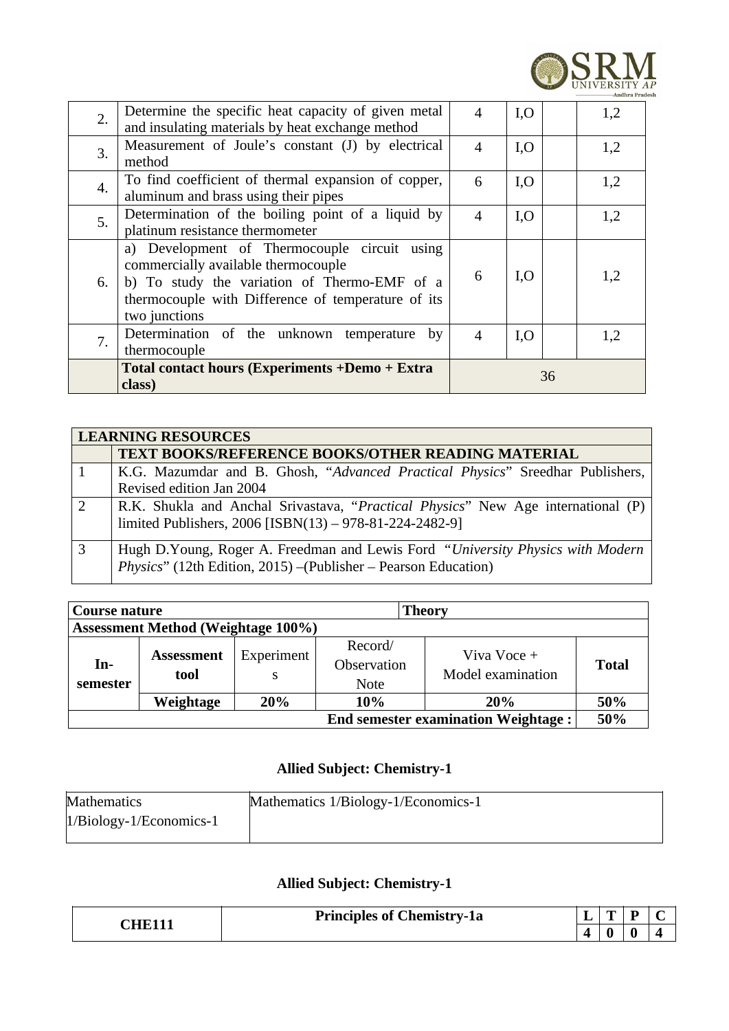| | | | | | |
|---|---|---|---|---|---|
| 2. | Determine the specific heat capacity of given metal and insulating materials by heat exchange method | 4 | I,O | | 1,2 |
| 3. | Measurement of Joule's constant (J) by electrical method | 4 | I,O | | 1,2 |
| 4. | To find coefficient of thermal expansion of copper, aluminum and brass using their pipes | 6 | I,O | | 1,2 |
| 5. | Determination of the boiling point of a liquid by platinum resistance thermometer | 4 | I,O | | 1,2 |
| 6. | a) Development of Thermocouple circuit using commercially available thermocouple<br>b) To study the variation of Thermo-EMF of a thermocouple with Difference of temperature of its two junctions | 6 | I,O | | 1,2 |
| 7. | Determination of the unknown temperature by thermocouple | 4 | I,O | | 1,2 |
| | **Total contact hours (Experiments +Demo + Extra class)** | 36 | | | |

| **LEARNING RESOURCES** | |
|---|---|
| | **TEXT BOOKS/REFERENCE BOOKS/OTHER READING MATERIAL** |
| 1 | K.G. Mazumdar and B. Ghosh, "*Advanced Practical Physics*" Sreedhar Publishers, Revised edition Jan 2004 |
| 2 | R.K. Shukla and Anchal Srivastava, "*Practical Physics*" New Age international (P) limited Publishers, 2006 [ISBN(13) – 978-81-224-2482-9] |
| 3 | Hugh D.Young, Roger A. Freedman and Lewis Ford "*University Physics with Modern Physics*" (12th Edition, 2015) –(Publisher – Pearson Education) |

| **Course nature** | | | **Theory** | | |
|---|---|---|---|---|---|
| **Assessment Method (Weightage 100%)** | | | | | |
| **In-semester** | **Assessment tool** | Experiments | Record/ Observation Note | Viva Voce + Model examination | **Total** |
| | **Weightage** | **20%** | **10%** | **20%** | **50%** |
| **End semester examination Weightage :** | | | | | **50%** |

### Allied Subject: Chemistry-1

| | |
|---|---|
| Mathematics 1/Biology-1/Economics-1 | Mathematics 1/Biology-1/Economics-1 |

### Allied Subject: Chemistry-1

| **CHE111** | **Principles of Chemistry-1a** | **L** | **T** | **P** | **C** |
|---|---|---|---|---|---|
| | | **4** | **0** | **0** | **4** |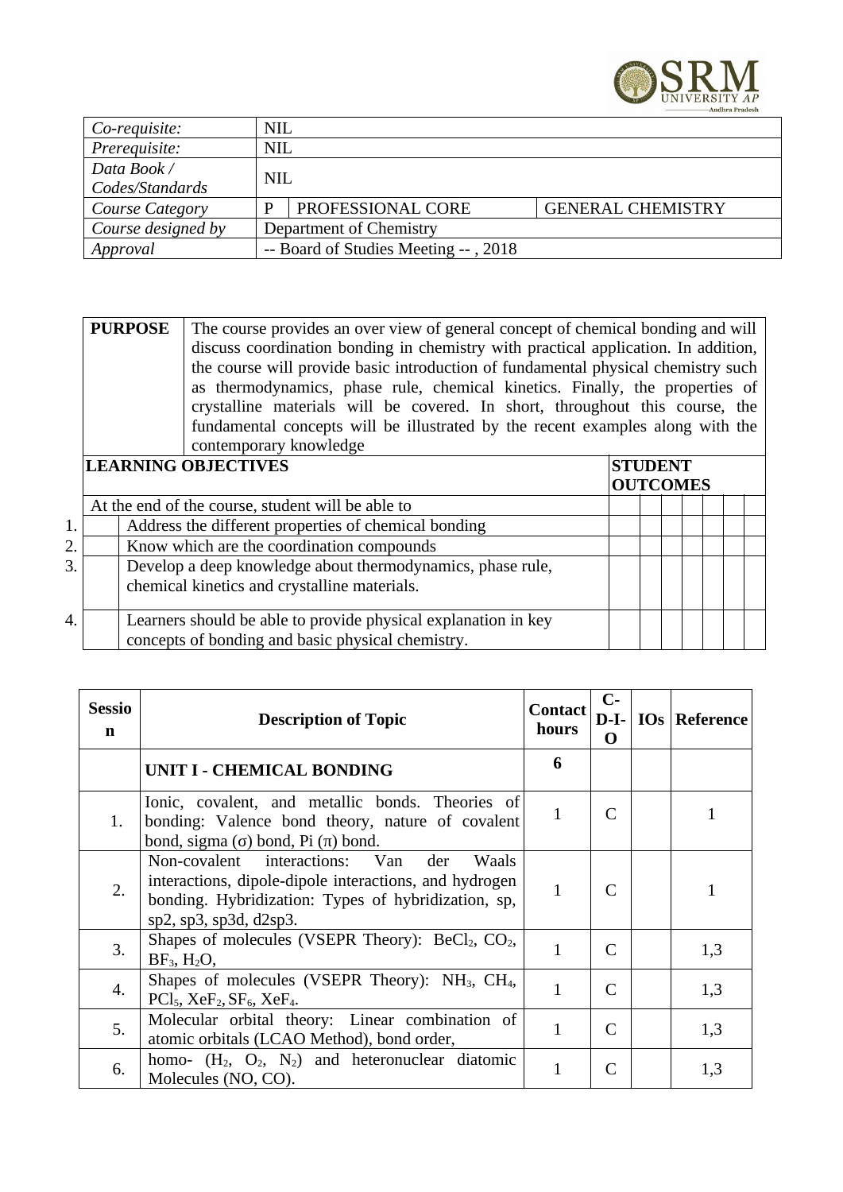| Co-requisite: | NIL | | |
|---|---|---|---|
| Prerequisite: | NIL | | |
| Data Book / Codes/Standards | NIL | | |
| Course Category | P | PROFESSIONAL CORE | GENERAL CHEMISTRY |
| Course designed by | Department of Chemistry | | |
| Approval | -- Board of Studies Meeting -- , 2018 | | |

| **PURPOSE** | The course provides an over view of general concept of chemical bonding and will discuss coordination bonding in chemistry with practical application. In addition, the course will provide basic introduction of fundamental physical chemistry such as thermodynamics, phase rule, chemical kinetics. Finally, the properties of crystalline materials will be covered. In short, throughout this course, the fundamental concepts will be illustrated by the recent examples along with the contemporary knowledge |
|---|---|

| | **LEARNING OBJECTIVES** | **STUDENT OUTCOMES** | | | | | | |
|---|---|---|---|---|---|---|---|---|
| | At the end of the course, student will be able to | | | | | | | |
| 1. | Address the different properties of chemical bonding | | | | | | | |
| 2. | Know which are the coordination compounds | | | | | | | |
| 3. | Develop a deep knowledge about thermodynamics, phase rule, chemical kinetics and crystalline materials. | | | | | | | |
| 4. | Learners should be able to provide physical explanation in key concepts of bonding and basic physical chemistry. | | | | | | | |

| Session | Description of Topic | Contact hours | C-D-I-O | IOs | Reference |
|---|---|---|---|---|---|
| | **UNIT I - CHEMICAL BONDING** | **6** | | | |
| 1. | Ionic, covalent, and metallic bonds. Theories of bonding: Valence bond theory, nature of covalent bond, sigma (σ) bond, Pi (π) bond. | 1 | C | | 1 |
| 2. | Non-covalent interactions: Van der Waals interactions, dipole-dipole interactions, and hydrogen bonding. Hybridization: Types of hybridization, sp, sp2, sp3, sp3d, d2sp3. | 1 | C | | 1 |
| 3. | Shapes of molecules (VSEPR Theory): $BeCl_2$, $CO_2$, $BF_3$, $H_2O$, | 1 | C | | 1,3 |
| 4. | Shapes of molecules (VSEPR Theory): $NH_3$, $CH_4$, $PCl_5$, $XeF_2$, $SF_6$, $XeF_4$. | 1 | C | | 1,3 |
| 5. | Molecular orbital theory: Linear combination of atomic orbitals (LCAO Method), bond order, | 1 | C | | 1,3 |
| 6. | homo- ($H_2$, $O_2$, $N_2$) and heteronuclear diatomic Molecules (NO, CO). | 1 | C | | 1,3 |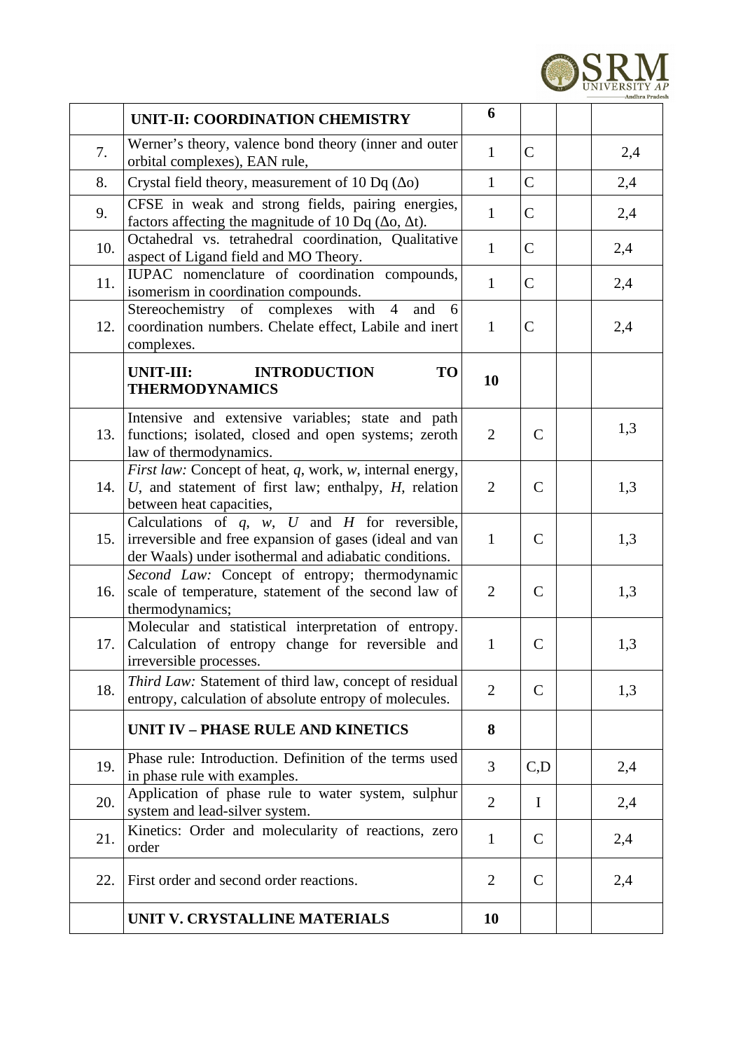| | UNIT-II: COORDINATION CHEMISTRY | 6 | | | |
|---|---|---|---|---|---|
| 7. | Werner's theory, valence bond theory (inner and outer orbital complexes), EAN rule, | 1 | C | | 2,4 |
| 8. | Crystal field theory, measurement of 10 Dq ($\Delta o$) | 1 | C | | 2,4 |
| 9. | CFSE in weak and strong fields, pairing energies, factors affecting the magnitude of 10 Dq ($\Delta o$, $\Delta t$). | 1 | C | | 2,4 |
| 10. | Octahedral vs. tetrahedral coordination, Qualitative aspect of Ligand field and MO Theory. | 1 | C | | 2,4 |
| 11. | IUPAC nomenclature of coordination compounds, isomerism in coordination compounds. | 1 | C | | 2,4 |
| 12. | Stereochemistry of complexes with 4 and 6 coordination numbers. Chelate effect, Labile and inert complexes. | 1 | C | | 2,4 |
| | **UNIT-III: INTRODUCTION TO THERMODYNAMICS** | **10** | | | |
| 13. | Intensive and extensive variables; state and path functions; isolated, closed and open systems; zeroth law of thermodynamics. | 2 | C | | 1,3 |
| 14. | *First law:* Concept of heat, *q*, work, *w*, internal energy, *U*, and statement of first law; enthalpy, *H*, relation between heat capacities, | 2 | C | | 1,3 |
| 15. | Calculations of *q*, *w*, *U* and *H* for reversible, irreversible and free expansion of gases (ideal and van der Waals) under isothermal and adiabatic conditions. | 1 | C | | 1,3 |
| 16. | *Second Law:* Concept of entropy; thermodynamic scale of temperature, statement of the second law of thermodynamics; | 2 | C | | 1,3 |
| 17. | Molecular and statistical interpretation of entropy. Calculation of entropy change for reversible and irreversible processes. | 1 | C | | 1,3 |
| 18. | *Third Law:* Statement of third law, concept of residual entropy, calculation of absolute entropy of molecules. | 2 | C | | 1,3 |
| | **UNIT IV – PHASE RULE AND KINETICS** | **8** | | | |
| 19. | Phase rule: Introduction. Definition of the terms used in phase rule with examples. | 3 | C,D | | 2,4 |
| 20. | Application of phase rule to water system, sulphur system and lead-silver system. | 2 | I | | 2,4 |
| 21. | Kinetics: Order and molecularity of reactions, zero order | 1 | C | | 2,4 |
| 22. | First order and second order reactions. | 2 | C | | 2,4 |
| | **UNIT V. CRYSTALLINE MATERIALS** | **10** | | | |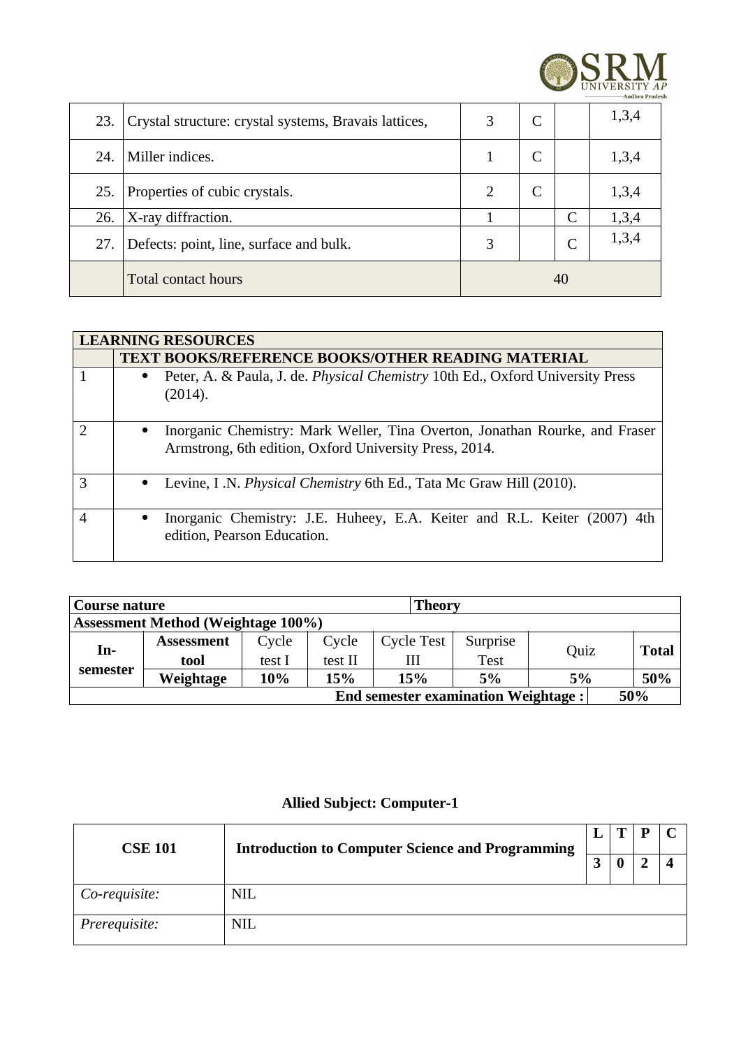| 23. | Crystal structure: crystal systems, Bravais lattices, | 3 | C | | 1,3,4 |
|---|---|---|---|---|---|
| 24. | Miller indices. | 1 | C | | 1,3,4 |
| 25. | Properties of cubic crystals. | 2 | C | | 1,3,4 |
| 26. | X-ray diffraction. | 1 | | C | 1,3,4 |
| 27. | Defects: point, line, surface and bulk. | 3 | | C | 1,3,4 |
| | Total contact hours | 40 | | | |

| **LEARNING RESOURCES** | |
|---|---|
| | **TEXT BOOKS/REFERENCE BOOKS/OTHER READING MATERIAL** |
| 1 | • Peter, A. & Paula, J. de. *Physical Chemistry* 10th Ed., Oxford University Press (2014). |
| 2 | • Inorganic Chemistry: Mark Weller, Tina Overton, Jonathan Rourke, and Fraser Armstrong, 6th edition, Oxford University Press, 2014. |
| 3 | • Levine, I .N. *Physical Chemistry* 6th Ed., Tata Mc Graw Hill (2010). |
| 4 | • Inorganic Chemistry: J.E. Huheey, E.A. Keiter and R.L. Keiter (2007) 4th edition, Pearson Education. |

| **Course nature** | | | | **Theory** | | | |
|---|---|---|---|---|---|---|---|
| **Assessment Method (Weightage 100%)** | | | | | | | |
| **In-semester** | **Assessment tool** | Cycle test I | Cycle test II | Cycle Test III | Surprise Test | Quiz | **Total** |
| | **Weightage** | **10%** | **15%** | **15%** | **5%** | **5%** | **50%** |
| | | | | **End semester examination Weightage :** | | | **50%** |

### Allied Subject: Computer-1

| **CSE 101** | **Introduction to Computer Science and Programming** | **L** | **T** | **P** | **C** |
|---|---|---|---|---|---|
| | | **3** | **0** | **2** | **4** |
| *Co-requisite:* | NIL | | | | |
| *Prerequisite:* | NIL | | | | |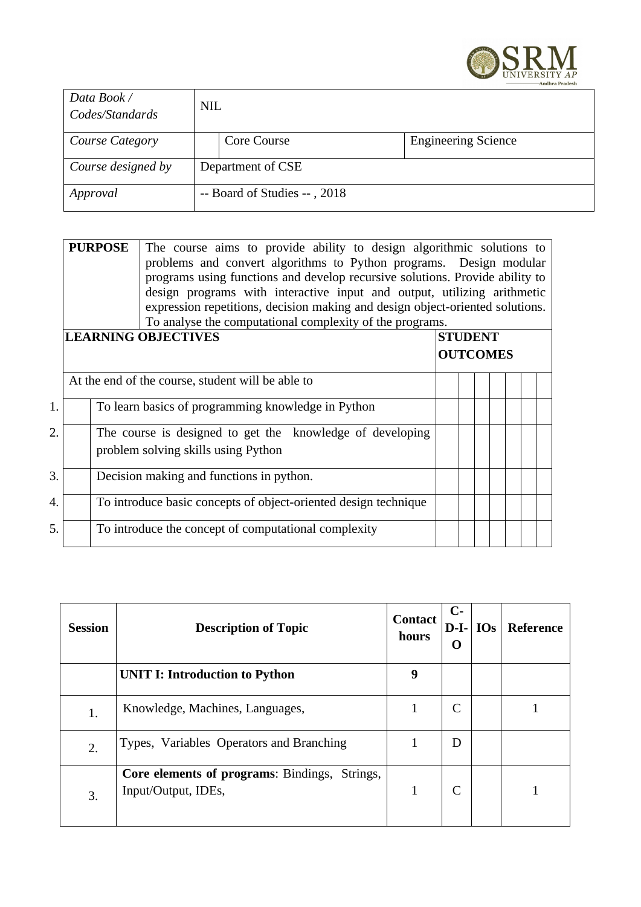| *Data Book / Codes/Standards* | NIL | | |
|---|---|---|---|
| *Course Category* | | Core Course | Engineering Science |
| *Course designed by* | Department of CSE | | |
| *Approval* | -- Board of Studies -- , 2018 | | |

| **PURPOSE** | The course aims to provide ability to design algorithmic solutions to problems and convert algorithms to Python programs. Design modular programs using functions and develop recursive solutions. Provide ability to design programs with interactive input and output, utilizing arithmetic expression repetitions, decision making and design object-oriented solutions. To analyse the computational complexity of the programs. |
|---|---|

| | **LEARNING OBJECTIVES** | **STUDENT OUTCOMES** | | | | | | | |
|---|---|---|---|---|---|---|---|---|---|
| | At the end of the course, student will be able to | | | | | | | | |
| 1. | To learn basics of programming knowledge in Python | | | | | | | | |
| 2. | The course is designed to get the knowledge of developing problem solving skills using Python | | | | | | | | |
| 3. | Decision making and functions in python. | | | | | | | | |
| 4. | To introduce basic concepts of object-oriented design technique | | | | | | | | |
| 5. | To introduce the concept of computational complexity | | | | | | | | |

| **Session** | **Description of Topic** | **Contact hours** | **C-D-I-O** | **IOs** | **Reference** |
|---|---|---|---|---|---|
| | **UNIT I: Introduction to Python** | **9** | | | |
| 1. | Knowledge, Machines, Languages, | 1 | C | | 1 |
| 2. | Types, Variables Operators and Branching | 1 | D | | |
| 3. | **Core elements of programs**: Bindings, Strings, Input/Output, IDEs, | 1 | C | | 1 |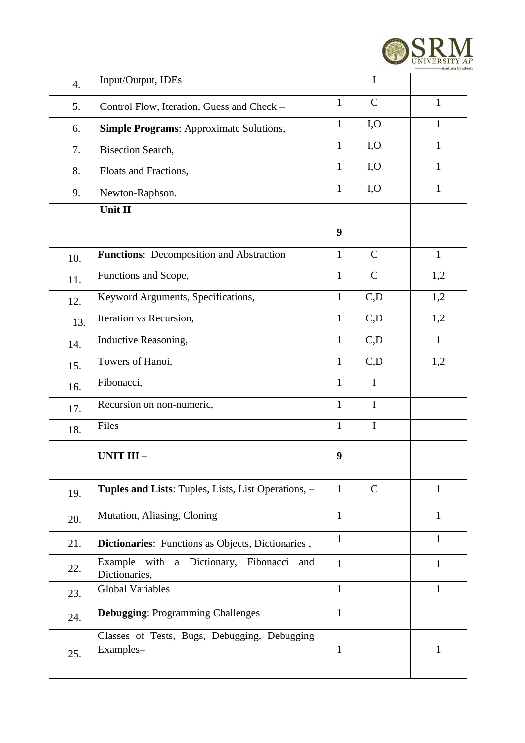| | | | | | |
|---|---|---|---|---|---|
| 4. | Input/Output, IDEs | | I | | |
| 5. | Control Flow, Iteration, Guess and Check – | 1 | C | | 1 |
| 6. | **Simple Programs**: Approximate Solutions, | 1 | I,O | | 1 |
| 7. | Bisection Search, | 1 | I,O | | 1 |
| 8. | Floats and Fractions, | 1 | I,O | | 1 |
| 9. | Newton-Raphson. | 1 | I,O | | 1 |
| | **Unit II** | **9** | | | |
| 10. | **Functions**: Decomposition and Abstraction | 1 | C | | 1 |
| 11. | Functions and Scope, | 1 | C | | 1,2 |
| 12. | Keyword Arguments, Specifications, | 1 | C,D | | 1,2 |
| 13. | Iteration vs Recursion, | 1 | C,D | | 1,2 |
| 14. | Inductive Reasoning, | 1 | C,D | | 1 |
| 15. | Towers of Hanoi, | 1 | C,D | | 1,2 |
| 16. | Fibonacci, | 1 | I | | |
| 17. | Recursion on non-numeric, | 1 | I | | |
| 18. | Files | 1 | I | | |
| | **UNIT III** – | **9** | | | |
| 19. | **Tuples and Lists**: Tuples, Lists, List Operations, – | 1 | C | | 1 |
| 20. | Mutation, Aliasing, Cloning | 1 | | | 1 |
| 21. | **Dictionaries**: Functions as Objects, Dictionaries , | 1 | | | 1 |
| 22. | Example with a Dictionary, Fibonacci and Dictionaries, | 1 | | | 1 |
| 23. | Global Variables | 1 | | | 1 |
| 24. | **Debugging**: Programming Challenges | 1 | | | |
| 25. | Classes of Tests, Bugs, Debugging, Debugging Examples– | 1 | | | 1 |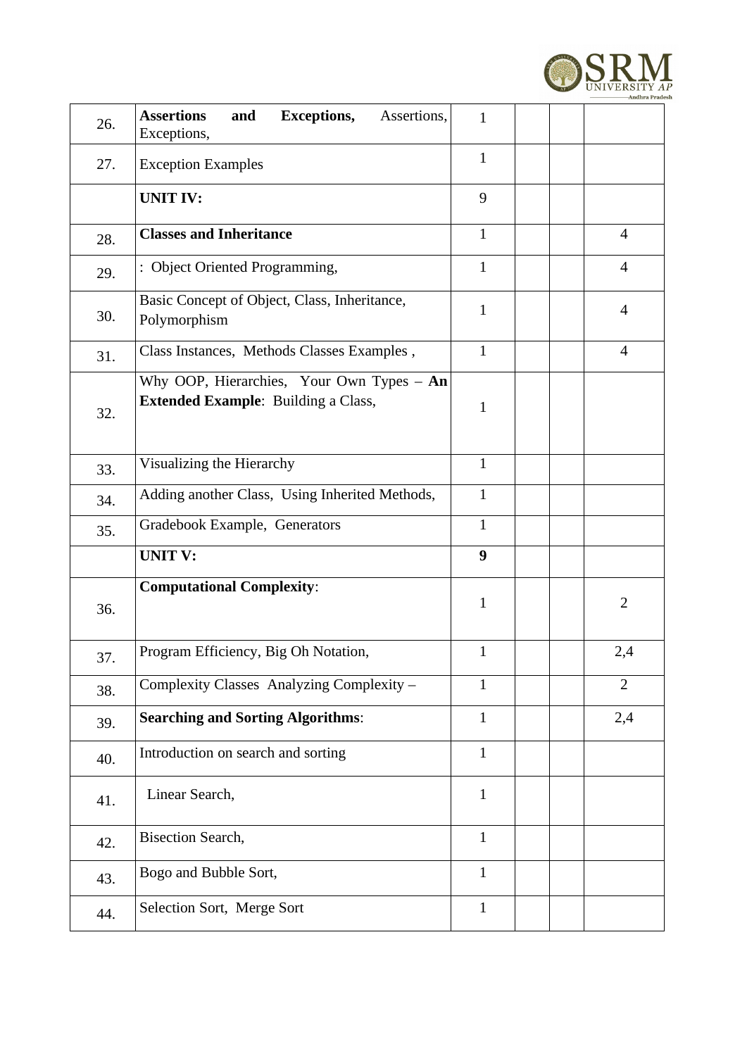| 26. | **Assertions and Exceptions,** Assertions, Exceptions, | 1 | | | |
|---|---|---|---|---|---|
| 27. | Exception Examples | 1 | | | |
| | **UNIT IV:** | 9 | | | |
| 28. | **Classes and Inheritance** | 1 | | | 4 |
| 29. | : Object Oriented Programming, | 1 | | | 4 |
| 30. | Basic Concept of Object, Class, Inheritance, Polymorphism | 1 | | | 4 |
| 31. | Class Instances, Methods Classes Examples , | 1 | | | 4 |
| 32. | Why OOP, Hierarchies, Your Own Types – **An Extended Example**: Building a Class, | 1 | | | |
| 33. | Visualizing the Hierarchy | 1 | | | |
| 34. | Adding another Class, Using Inherited Methods, | 1 | | | |
| 35. | Gradebook Example, Generators | 1 | | | |
| | **UNIT V:** | **9** | | | |
| 36. | **Computational Complexity**: | 1 | | | 2 |
| 37. | Program Efficiency, Big Oh Notation, | 1 | | | 2,4 |
| 38. | Complexity Classes Analyzing Complexity – | 1 | | | 2 |
| 39. | **Searching and Sorting Algorithms**: | 1 | | | 2,4 |
| 40. | Introduction on search and sorting | 1 | | | |
| 41. | Linear Search, | 1 | | | |
| 42. | Bisection Search, | 1 | | | |
| 43. | Bogo and Bubble Sort, | 1 | | | |
| 44. | Selection Sort, Merge Sort | 1 | | | |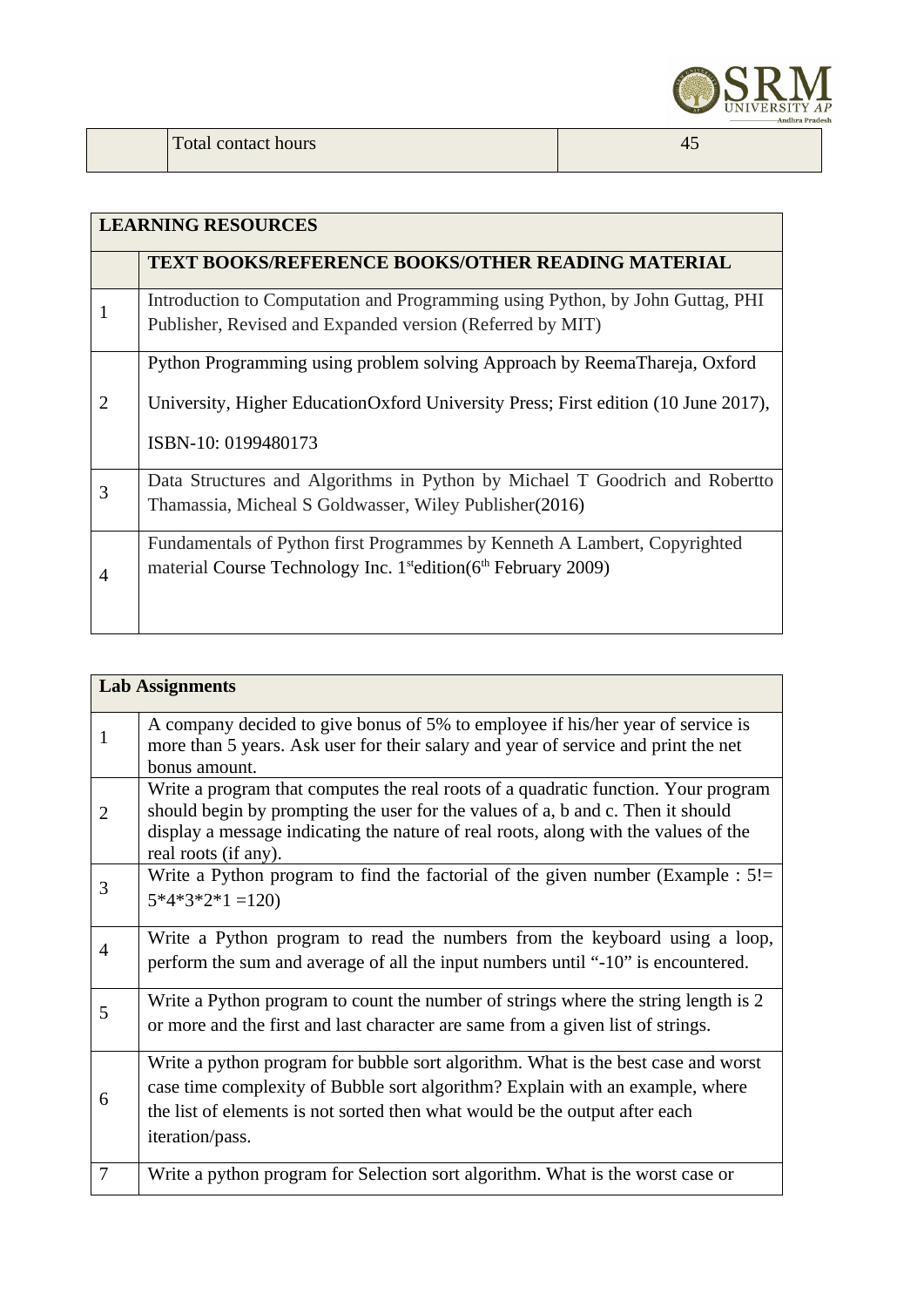|  | Total contact hours | 45 |
|---|---|---|

| LEARNING RESOURCES | |
|---|---|
| | **TEXT BOOKS/REFERENCE BOOKS/OTHER READING MATERIAL** |
| 1 | Introduction to Computation and Programming using Python, by John Guttag, PHI Publisher, Revised and Expanded version (Referred by MIT) |
| 2 | Python Programming using problem solving Approach by ReemaThareja, Oxford University, Higher EducationOxford University Press; First edition (10 June 2017), ISBN-10: 0199480173 |
| 3 | Data Structures and Algorithms in Python by Michael T Goodrich and Robertto Thamassia, Micheal S Goldwasser, Wiley Publisher(2016) |
| 4 | Fundamentals of Python first Programmes by Kenneth A Lambert, Copyrighted material Course Technology Inc. 1st edition(6th February 2009) |

| Lab Assignments | |
|---|---|
| 1 | A company decided to give bonus of 5% to employee if his/her year of service is more than 5 years. Ask user for their salary and year of service and print the net bonus amount. |
| 2 | Write a program that computes the real roots of a quadratic function. Your program should begin by prompting the user for the values of a, b and c. Then it should display a message indicating the nature of real roots, along with the values of the real roots (if any). |
| 3 | Write a Python program to find the factorial of the given number (Example : 5!= 5*4*3*2*1 =120) |
| 4 | Write a Python program to read the numbers from the keyboard using a loop, perform the sum and average of all the input numbers until "-10" is encountered. |
| 5 | Write a Python program to count the number of strings where the string length is 2 or more and the first and last character are same from a given list of strings. |
| 6 | Write a python program for bubble sort algorithm. What is the best case and worst case time complexity of Bubble sort algorithm? Explain with an example, where the list of elements is not sorted then what would be the output after each iteration/pass. |
| 7 | Write a python program for Selection sort algorithm. What is the worst case or |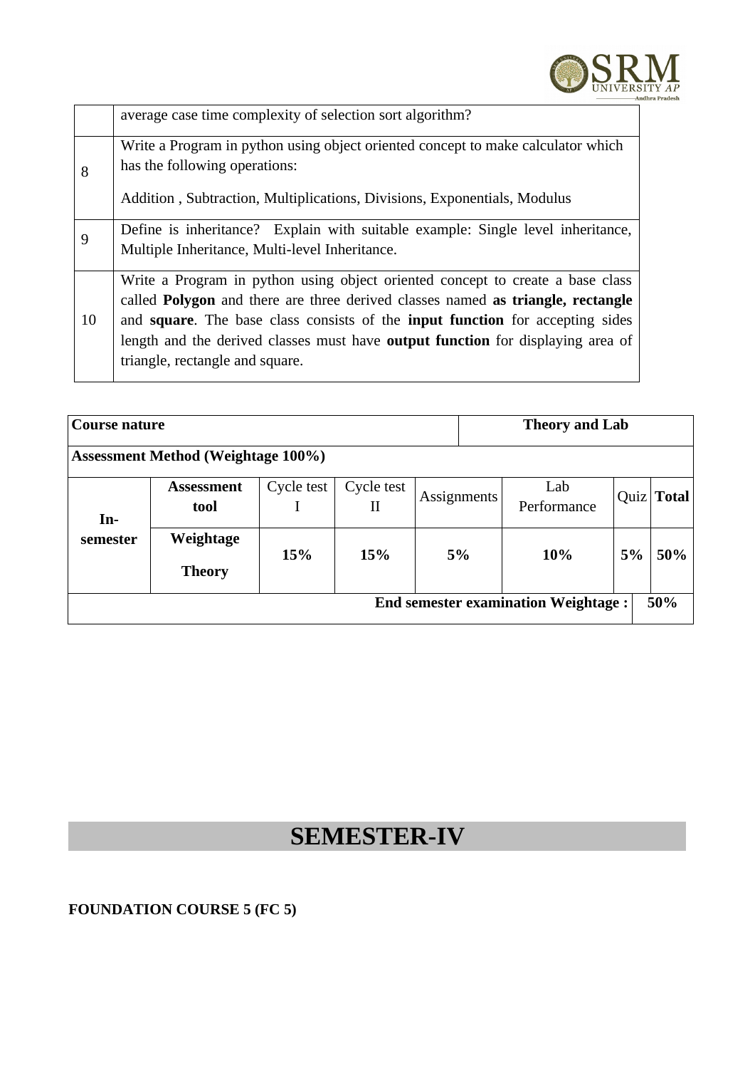|  |  |
|---|---|
|  | average case time complexity of selection sort algorithm? |
| 8 | Write a Program in python using object oriented concept to make calculator which has the following operations:<br><br>Addition , Subtraction, Multiplications, Divisions, Exponentials, Modulus |
| 9 | Define is inheritance?  Explain with suitable example: Single level inheritance, Multiple Inheritance, Multi-level Inheritance. |
| 10 | Write a Program in python using object oriented concept to create a base class called **Polygon** and there are three derived classes named **as triangle, rectangle** and **square**. The base class consists of the **input function** for accepting sides length and the derived classes must have **output function** for displaying area of triangle, rectangle and square. |

| **Course nature** | | | | | **Theory and Lab** | | |
|---|---|---|---|---|---|---|---|
| **Assessment Method (Weightage 100%)** | | | | | | | |
| **In-semester** | **Assessment tool** | Cycle test I | Cycle test II | Assignments | Lab Performance | Quiz | **Total** |
| | **Weightage**<br>**Theory** | **15%** | **15%** | **5%** | **10%** | **5%** | **50%** |
| **End semester examination Weightage :** | | | | | | | **50%** |

# SEMESTER-IV

**FOUNDATION COURSE 5 (FC 5)**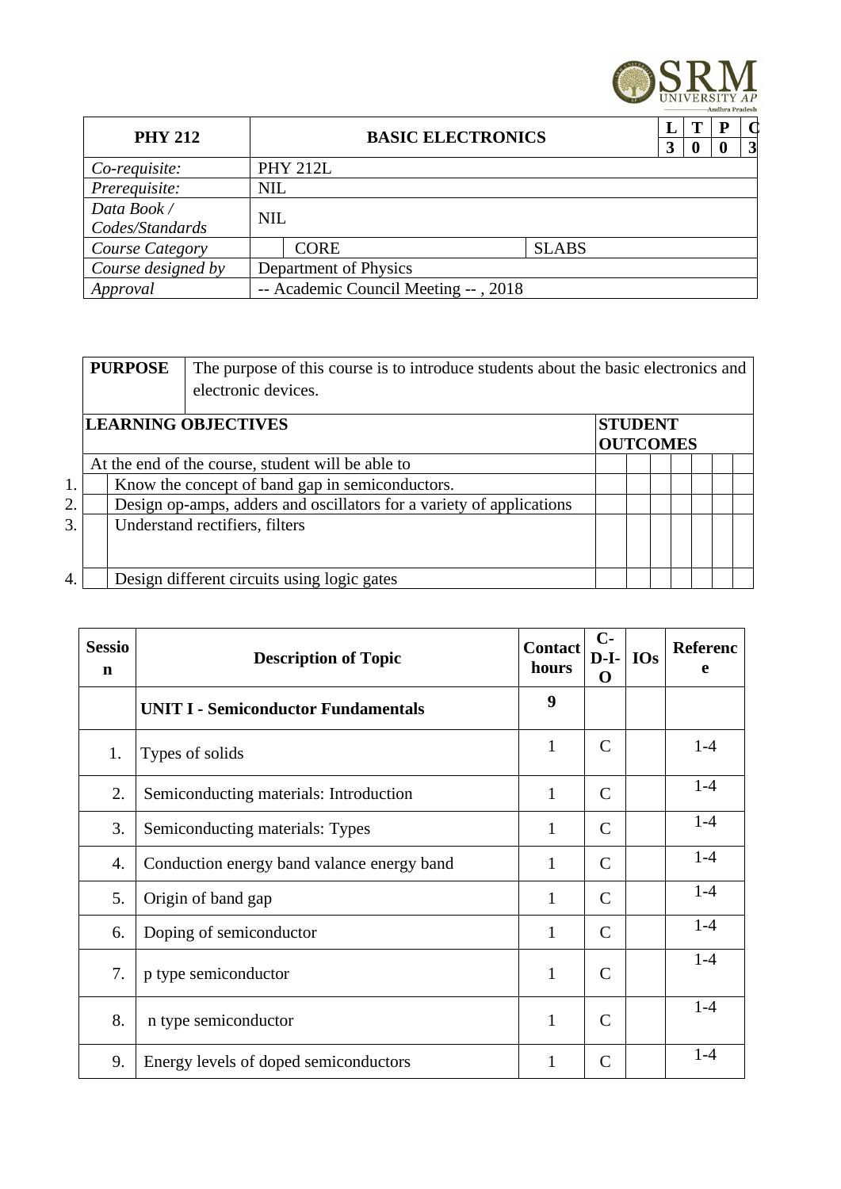| PHY 212 | BASIC ELECTRONICS | | L | T | P | C |
|---|---|---|---|---|---|---|
| | | | 3 | 0 | 0 | 3 |
| *Co-requisite:* | PHY 212L | | | | | |
| *Prerequisite:* | NIL | | | | | |
| *Data Book / Codes/Standards* | NIL | | | | | |
| *Course Category* | CORE | SLABS | | | | |
| *Course designed by* | Department of Physics | | | | | |
| *Approval* | -- Academic Council Meeting -- , 2018 | | | | | |

| **PURPOSE** | The purpose of this course is to introduce students about the basic electronics and electronic devices. |
|---|---|

| | **LEARNING OBJECTIVES** | **STUDENT OUTCOMES** | | | | | | |
|---|---|---|---|---|---|---|---|---|
| | At the end of the course, student will be able to | | | | | | | |
| 1. | Know the concept of band gap in semiconductors. | | | | | | | |
| 2. | Design op-amps, adders and oscillators for a variety of applications | | | | | | | |
| 3. | Understand rectifiers, filters | | | | | | | |
| 4. | Design different circuits using logic gates | | | | | | | |

| Session | Description of Topic | Contact hours | C-D-I-O | IOs | Reference |
|---|---|---|---|---|---|
| | **UNIT I - Semiconductor Fundamentals** | **9** | | | |
| 1. | Types of solids | 1 | C | | 1-4 |
| 2. | Semiconducting materials: Introduction | 1 | C | | 1-4 |
| 3. | Semiconducting materials: Types | 1 | C | | 1-4 |
| 4. | Conduction energy band valance energy band | 1 | C | | 1-4 |
| 5. | Origin of band gap | 1 | C | | 1-4 |
| 6. | Doping of semiconductor | 1 | C | | 1-4 |
| 7. | p type semiconductor | 1 | C | | 1-4 |
| 8. | n type semiconductor | 1 | C | | 1-4 |
| 9. | Energy levels of doped semiconductors | 1 | C | | 1-4 |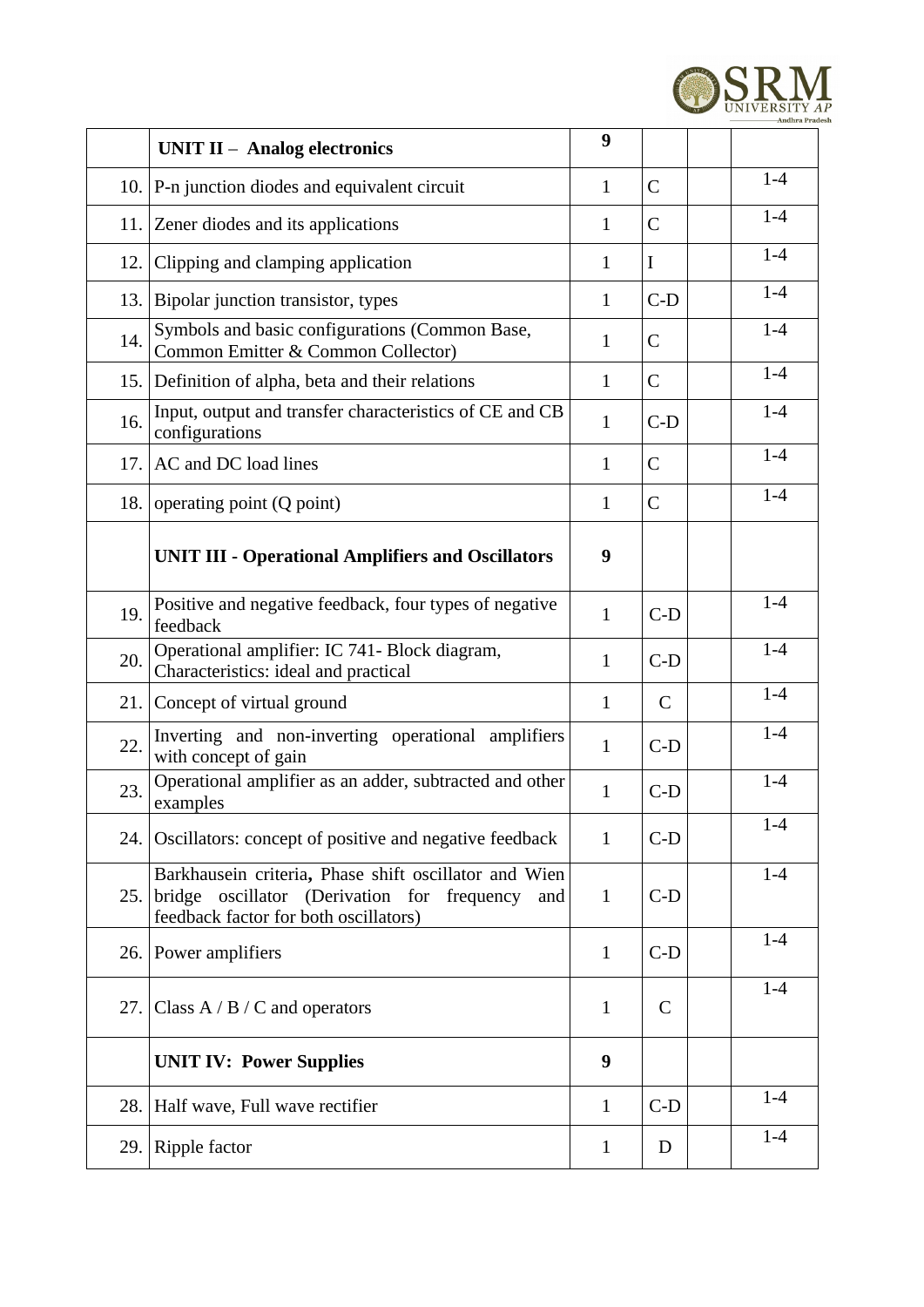| | **UNIT II – Analog electronics** | **9** | | | |
|---|---|---|---|---|---|
| 10. | P-n junction diodes and equivalent circuit | 1 | C | | 1-4 |
| 11. | Zener diodes and its applications | 1 | C | | 1-4 |
| 12. | Clipping and clamping application | 1 | I | | 1-4 |
| 13. | Bipolar junction transistor, types | 1 | C-D | | 1-4 |
| 14. | Symbols and basic configurations (Common Base, Common Emitter & Common Collector) | 1 | C | | 1-4 |
| 15. | Definition of alpha, beta and their relations | 1 | C | | 1-4 |
| 16. | Input, output and transfer characteristics of CE and CB configurations | 1 | C-D | | 1-4 |
| 17. | AC and DC load lines | 1 | C | | 1-4 |
| 18. | operating point (Q point) | 1 | C | | 1-4 |
| | **UNIT III - Operational Amplifiers and Oscillators** | **9** | | | |
| 19. | Positive and negative feedback, four types of negative feedback | 1 | C-D | | 1-4 |
| 20. | Operational amplifier: IC 741- Block diagram, Characteristics: ideal and practical | 1 | C-D | | 1-4 |
| 21. | Concept of virtual ground | 1 | C | | 1-4 |
| 22. | Inverting and non-inverting operational amplifiers with concept of gain | 1 | C-D | | 1-4 |
| 23. | Operational amplifier as an adder, subtracted and other examples | 1 | C-D | | 1-4 |
| 24. | Oscillators: concept of positive and negative feedback | 1 | C-D | | 1-4 |
| 25. | Barkhausein criteria**,** Phase shift oscillator and Wien bridge oscillator (Derivation for frequency and feedback factor for both oscillators) | 1 | C-D | | 1-4 |
| 26. | Power amplifiers | 1 | C-D | | 1-4 |
| 27. | Class A / B / C and operators | 1 | C | | 1-4 |
| | **UNIT IV: Power Supplies** | **9** | | | |
| 28. | Half wave, Full wave rectifier | 1 | C-D | | 1-4 |
| 29. | Ripple factor | 1 | D | | 1-4 |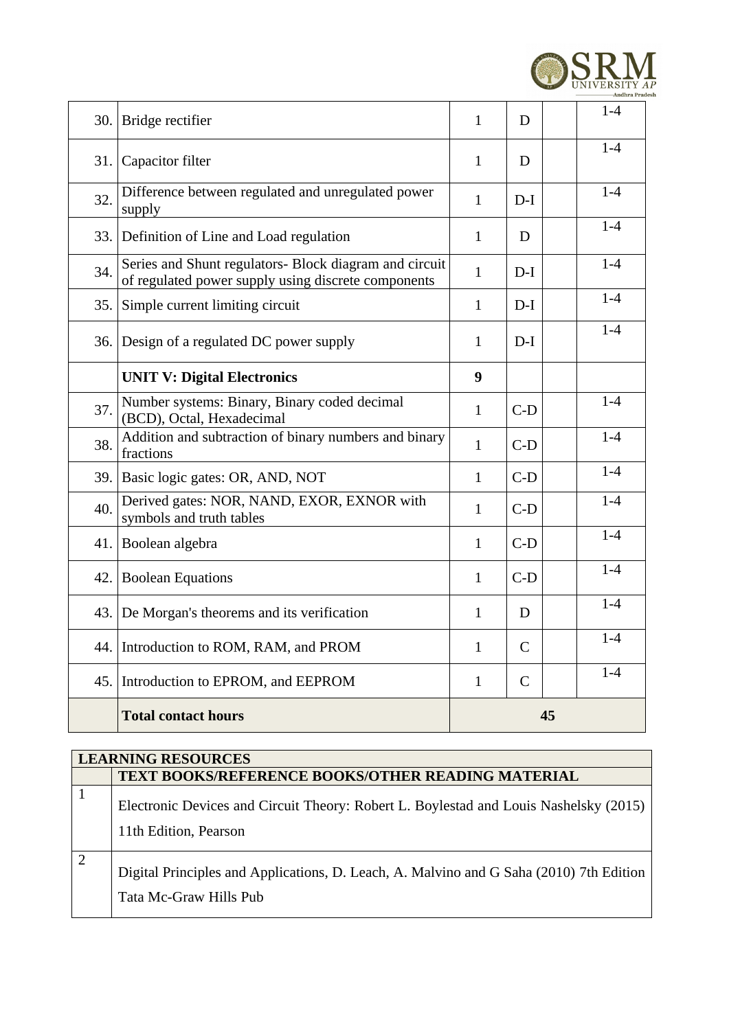| | | | | | |
|---|---|---|---|---|---|
| 30. | Bridge rectifier | 1 | D | | 1-4 |
| 31. | Capacitor filter | 1 | D | | 1-4 |
| 32. | Difference between regulated and unregulated power supply | 1 | D-I | | 1-4 |
| 33. | Definition of Line and Load regulation | 1 | D | | 1-4 |
| 34. | Series and Shunt regulators- Block diagram and circuit of regulated power supply using discrete components | 1 | D-I | | 1-4 |
| 35. | Simple current limiting circuit | 1 | D-I | | 1-4 |
| 36. | Design of a regulated DC power supply | 1 | D-I | | 1-4 |
| | **UNIT V: Digital Electronics** | **9** | | | |
| 37. | Number systems: Binary, Binary coded decimal (BCD), Octal, Hexadecimal | 1 | C-D | | 1-4 |
| 38. | Addition and subtraction of binary numbers and binary fractions | 1 | C-D | | 1-4 |
| 39. | Basic logic gates: OR, AND, NOT | 1 | C-D | | 1-4 |
| 40. | Derived gates: NOR, NAND, EXOR, EXNOR with symbols and truth tables | 1 | C-D | | 1-4 |
| 41. | Boolean algebra | 1 | C-D | | 1-4 |
| 42. | Boolean Equations | 1 | C-D | | 1-4 |
| 43. | De Morgan's theorems and its verification | 1 | D | | 1-4 |
| 44. | Introduction to ROM, RAM, and PROM | 1 | C | | 1-4 |
| 45. | Introduction to EPROM, and EEPROM | 1 | C | | 1-4 |
| | **Total contact hours** | **45** | | | |

| **LEARNING RESOURCES** | |
|---|---|
| | **TEXT BOOKS/REFERENCE BOOKS/OTHER READING MATERIAL** |
| 1 | Electronic Devices and Circuit Theory: Robert L. Boylestad and Louis Nashelsky (2015) 11th Edition, Pearson |
| 2 | Digital Principles and Applications, D. Leach, A. Malvino and G Saha (2010) 7th Edition Tata Mc-Graw Hills Pub |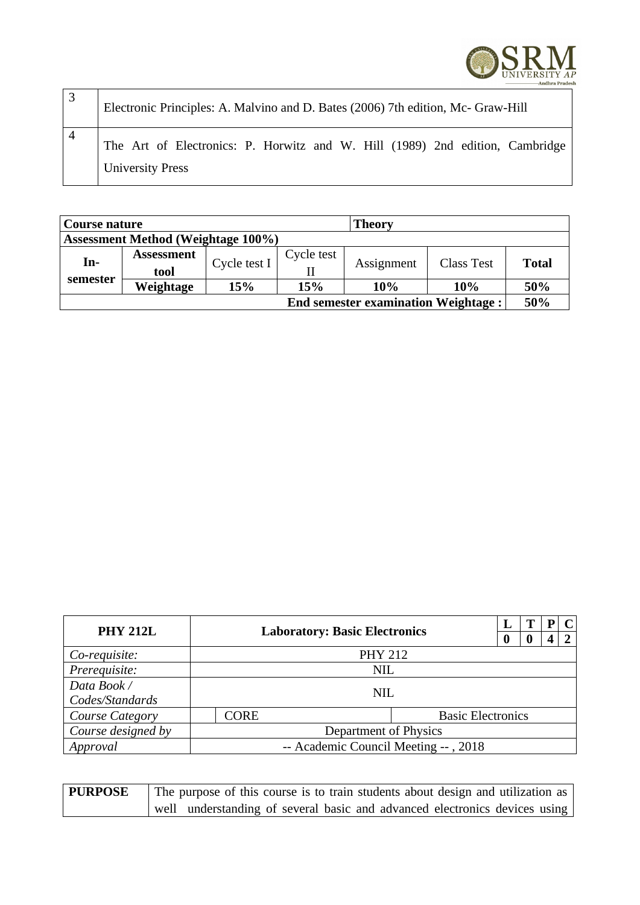| | |
|---|---|
| 3 | Electronic Principles: A. Malvino and D. Bates (2006) 7th edition, Mc- Graw-Hill |
| 4 | The Art of Electronics: P. Horwitz and W. Hill (1989) 2nd edition, Cambridge University Press |

| **Course nature** | | | | **Theory** | | |
|---|---|---|---|---|---|---|
| **Assessment Method (Weightage 100%)** | | | | | | |
| **In-semester** | **Assessment tool** | Cycle test I | Cycle test II | Assignment | Class Test | **Total** |
| | **Weightage** | **15%** | **15%** | **10%** | **10%** | **50%** |
| **End semester examination Weightage :** | | | | | | **50%** |

| **PHY 212L** | **Laboratory: Basic Electronics** | | **L** | **T** | **P** | **C** |
|---|---|---|---|---|---|---|
| | | | **0** | **0** | **4** | **2** |
| *Co-requisite:* | PHY 212 | | | | | |
| *Prerequisite:* | NIL | | | | | |
| *Data Book / Codes/Standards* | NIL | | | | | |
| *Course Category* | CORE | Basic Electronics | | | | |
| *Course designed by* | Department of Physics | | | | | |
| *Approval* | -- Academic Council Meeting -- , 2018 | | | | | |

| **PURPOSE** | The purpose of this course is to train students about design and utilization as well understanding of several basic and advanced electronics devices using |
|---|---|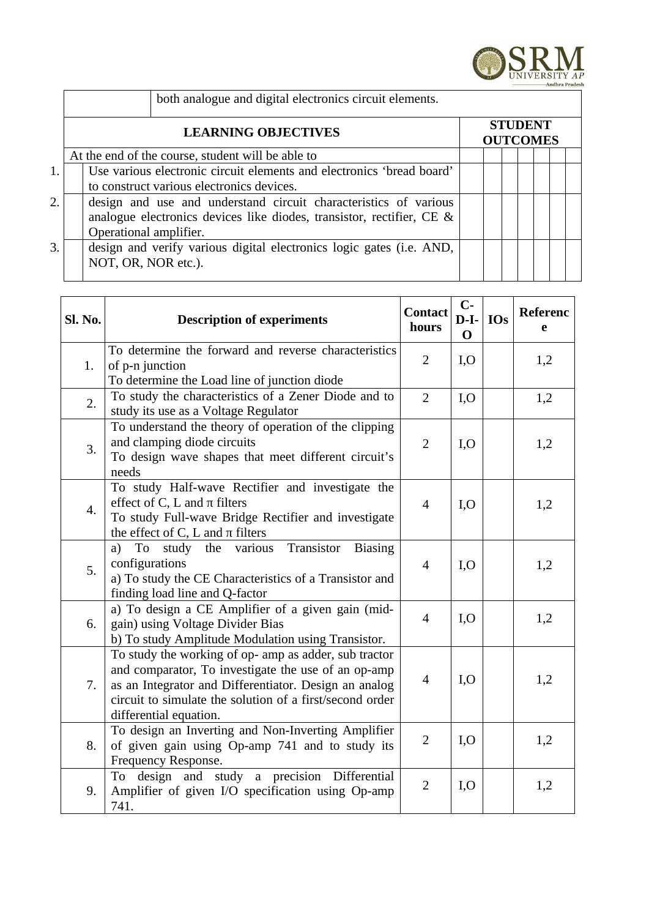| | both analogue and digital electronics circuit elements. | | | | | | | | |
|---|---|---|---|---|---|---|---|---|---|
| **LEARNING OBJECTIVES** | | **STUDENT OUTCOMES** | | | | | | | |
| At the end of the course, student will be able to | | | | | | | | | |
| 1. | Use various electronic circuit elements and electronics 'bread board' to construct various electronics devices. | | | | | | | | |
| 2. | design and use and understand circuit characteristics of various analogue electronics devices like diodes, transistor, rectifier, CE & Operational amplifier. | | | | | | | | |
| 3. | design and verify various digital electronics logic gates (i.e. AND, NOT, OR, NOR etc.). | | | | | | | | |

| Sl. No. | Description of experiments | Contact hours | C-D-I-O | IOs | Reference |
|---|---|---|---|---|---|
| 1. | To determine the forward and reverse characteristics of p-n junction<br>To determine the Load line of junction diode | 2 | I,O | | 1,2 |
| 2. | To study the characteristics of a Zener Diode and to study its use as a Voltage Regulator | 2 | I,O | | 1,2 |
| 3. | To understand the theory of operation of the clipping and clamping diode circuits<br>To design wave shapes that meet different circuit's needs | 2 | I,O | | 1,2 |
| 4. | To study Half-wave Rectifier and investigate the effect of C, L and π filters<br>To study Full-wave Bridge Rectifier and investigate the effect of C, L and π filters | 4 | I,O | | 1,2 |
| 5. | a) To study the various Transistor Biasing configurations<br>a) To study the CE Characteristics of a Transistor and finding load line and Q-factor | 4 | I,O | | 1,2 |
| 6. | a) To design a CE Amplifier of a given gain (mid-gain) using Voltage Divider Bias<br>b) To study Amplitude Modulation using Transistor. | 4 | I,O | | 1,2 |
| 7. | To study the working of op- amp as adder, sub tractor and comparator, To investigate the use of an op-amp as an Integrator and Differentiator. Design an analog circuit to simulate the solution of a first/second order differential equation. | 4 | I,O | | 1,2 |
| 8. | To design an Inverting and Non-Inverting Amplifier of given gain using Op-amp 741 and to study its Frequency Response. | 2 | I,O | | 1,2 |
| 9. | To design and study a precision Differential Amplifier of given I/O specification using Op-amp 741. | 2 | I,O | | 1,2 |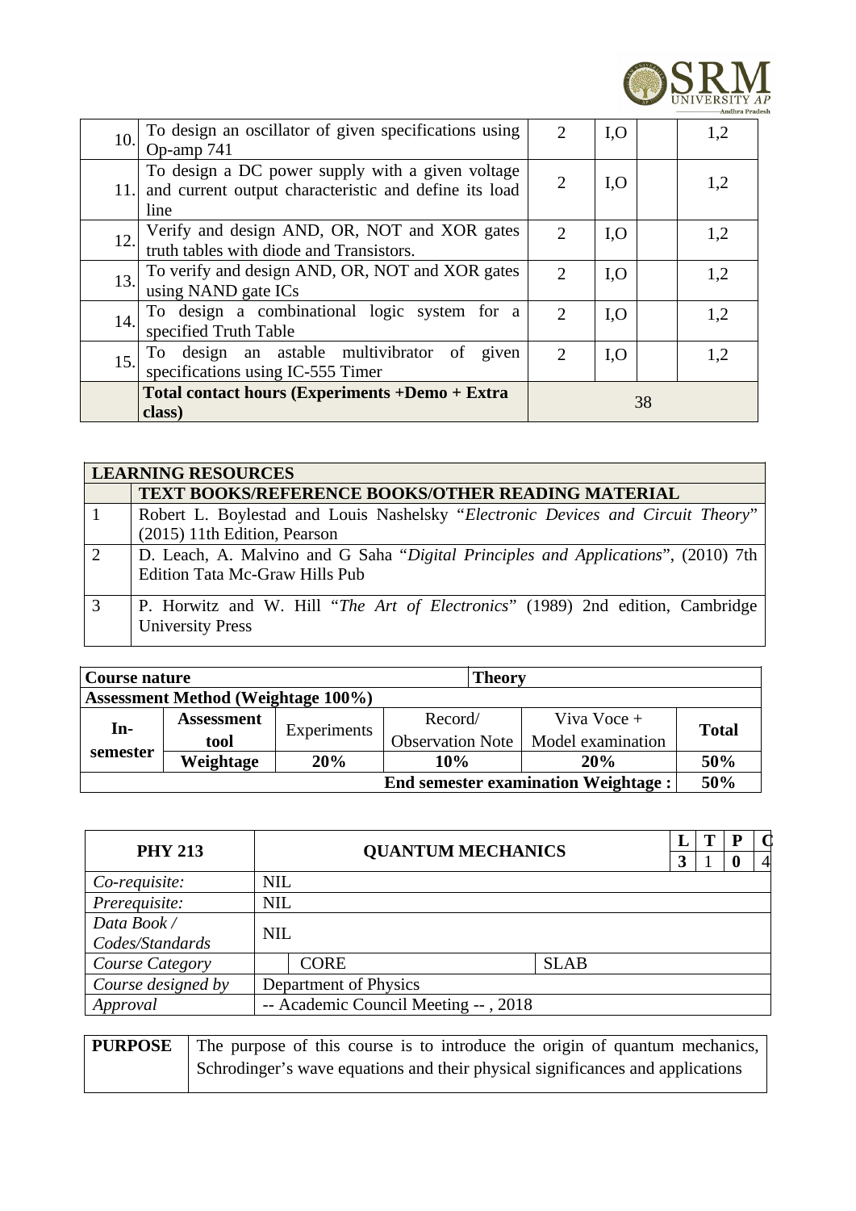| | | | | | |
|---|---|---|---|---|---|
| 10. | To design an oscillator of given specifications using Op-amp 741 | 2 | I,O | | 1,2 |
| 11. | To design a DC power supply with a given voltage and current output characteristic and define its load line | 2 | I,O | | 1,2 |
| 12. | Verify and design AND, OR, NOT and XOR gates truth tables with diode and Transistors. | 2 | I,O | | 1,2 |
| 13. | To verify and design AND, OR, NOT and XOR gates using NAND gate ICs | 2 | I,O | | 1,2 |
| 14. | To design a combinational logic system for a specified Truth Table | 2 | I,O | | 1,2 |
| 15. | To design an astable multivibrator of given specifications using IC-555 Timer | 2 | I,O | | 1,2 |
| | **Total contact hours (Experiments +Demo + Extra class)** | 38 | | | |

| **LEARNING RESOURCES** | |
|---|---|
| | **TEXT BOOKS/REFERENCE BOOKS/OTHER READING MATERIAL** |
| 1 | Robert L. Boylestad and Louis Nashelsky "*Electronic Devices and Circuit Theory*" (2015) 11th Edition, Pearson |
| 2 | D. Leach, A. Malvino and G Saha "*Digital Principles and Applications*", (2010) 7th Edition Tata Mc-Graw Hills Pub |
| 3 | P. Horwitz and W. Hill "*The Art of Electronics*" (1989) 2nd edition, Cambridge University Press |

| **Course nature** | | | **Theory** | | |
|---|---|---|---|---|---|
| **Assessment Method (Weightage 100%)** | | | | | |
| **In-semester** | **Assessment tool** | Experiments | Record/ Observation Note | Viva Voce + Model examination | **Total** |
| | **Weightage** | **20%** | **10%** | **20%** | **50%** |
| | | | | **End semester examination Weightage :** | **50%** |

| **PHY 213** | **QUANTUM MECHANICS** | | **L** | **T** | **P** | **C** |
|---|---|---|---|---|---|---|
| | | | **3** | 1 | **0** | 4 |
| *Co-requisite:* | NIL | | | | | |
| *Prerequisite:* | NIL | | | | | |
| *Data Book / Codes/Standards* | NIL | | | | | |
| *Course Category* | CORE | SLAB | | | | |
| *Course designed by* | Department of Physics | | | | | |
| *Approval* | -- Academic Council Meeting -- , 2018 | | | | | |

| **PURPOSE** | The purpose of this course is to introduce the origin of quantum mechanics, Schrodinger's wave equations and their physical significances and applications |
|---|---|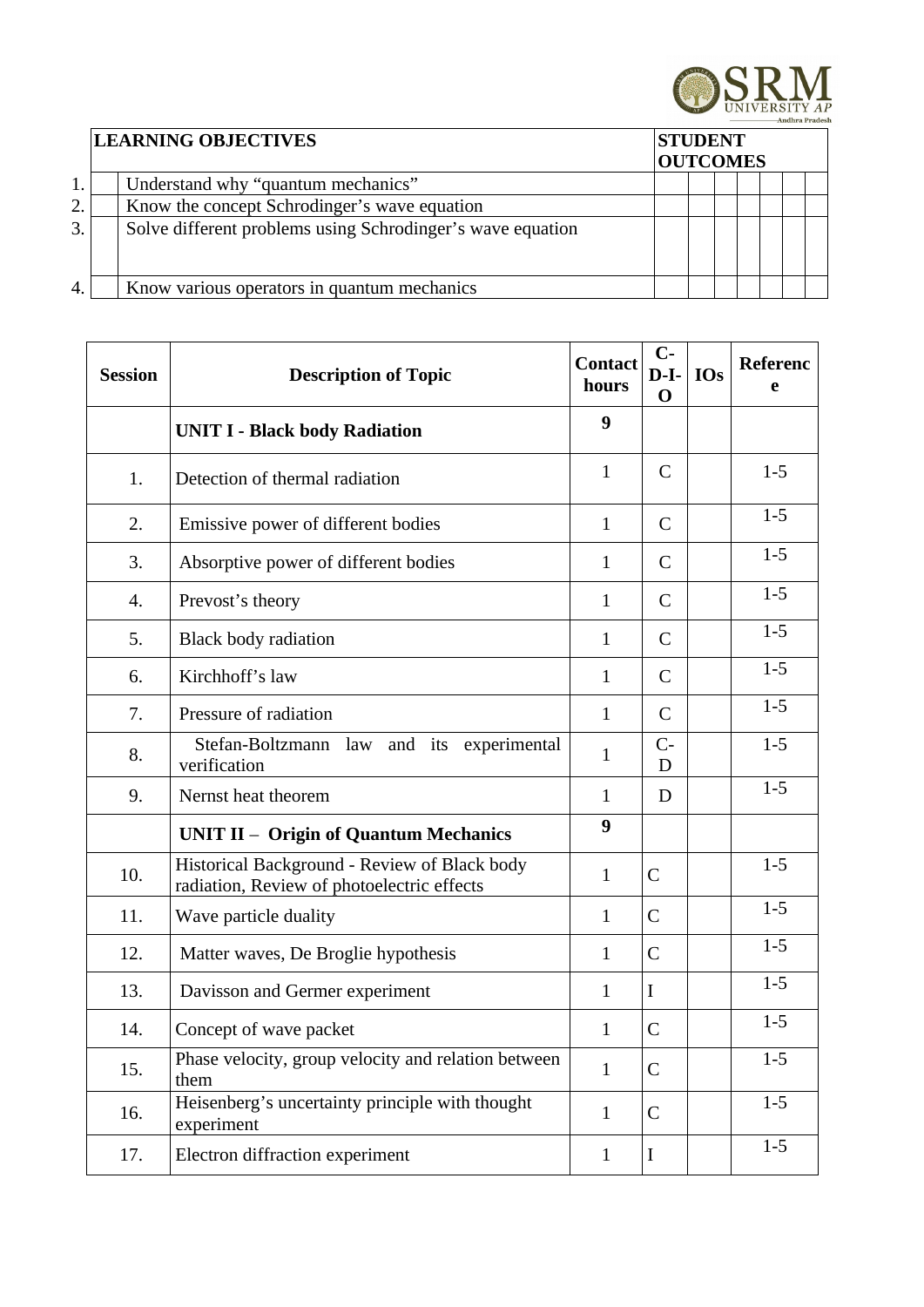| | LEARNING OBJECTIVES | STUDENT OUTCOMES | | | | | | |
|---|---|---|---|---|---|---|---|---|
| 1. | Understand why "quantum mechanics" | | | | | | | |
| 2. | Know the concept Schrodinger's wave equation | | | | | | | |
| 3. | Solve different problems using Schrodinger's wave equation | | | | | | | |
| 4. | Know various operators in quantum mechanics | | | | | | | |

| Session | Description of Topic | Contact hours | C-D-I-O | IOs | Reference |
|---|---|---|---|---|---|
| | **UNIT I - Black body Radiation** | **9** | | | |
| 1. | Detection of thermal radiation | 1 | C | | 1-5 |
| 2. | Emissive power of different bodies | 1 | C | | 1-5 |
| 3. | Absorptive power of different bodies | 1 | C | | 1-5 |
| 4. | Prevost's theory | 1 | C | | 1-5 |
| 5. | Black body radiation | 1 | C | | 1-5 |
| 6. | Kirchhoff's law | 1 | C | | 1-5 |
| 7. | Pressure of radiation | 1 | C | | 1-5 |
| 8. | Stefan-Boltzmann law and its experimental verification | 1 | C-D | | 1-5 |
| 9. | Nernst heat theorem | 1 | D | | 1-5 |
| | **UNIT II – Origin of Quantum Mechanics** | **9** | | | |
| 10. | Historical Background - Review of Black body radiation, Review of photoelectric effects | 1 | C | | 1-5 |
| 11. | Wave particle duality | 1 | C | | 1-5 |
| 12. | Matter waves, De Broglie hypothesis | 1 | C | | 1-5 |
| 13. | Davisson and Germer experiment | 1 | I | | 1-5 |
| 14. | Concept of wave packet | 1 | C | | 1-5 |
| 15. | Phase velocity, group velocity and relation between them | 1 | C | | 1-5 |
| 16. | Heisenberg's uncertainty principle with thought experiment | 1 | C | | 1-5 |
| 17. | Electron diffraction experiment | 1 | I | | 1-5 |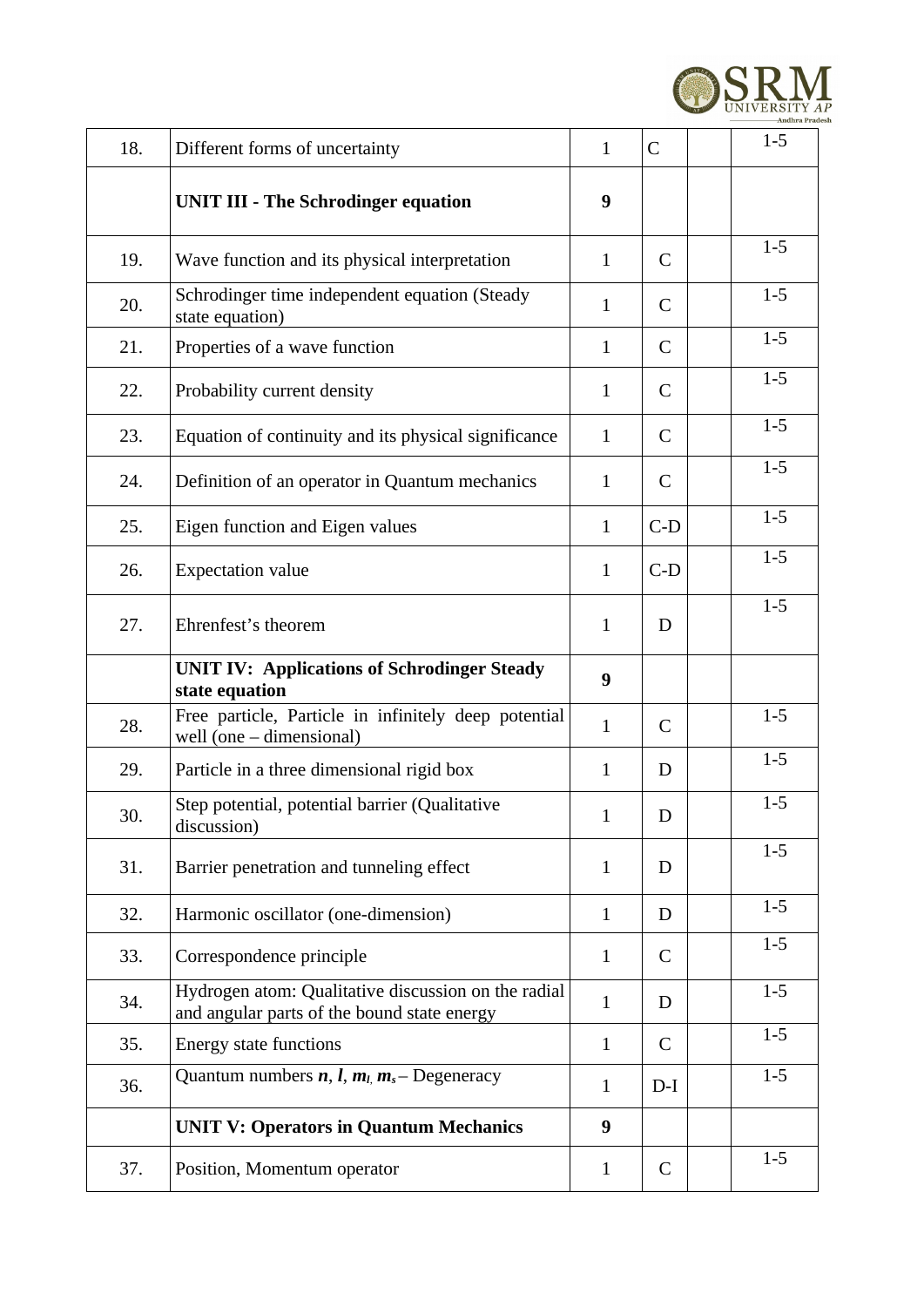| | | | | | |
|---|---|---|---|---|---|
| 18. | Different forms of uncertainty | 1 | C | | 1-5 |
| | **UNIT III - The Schrodinger equation** | **9** | | | |
| 19. | Wave function and its physical interpretation | 1 | C | | 1-5 |
| 20. | Schrodinger time independent equation (Steady state equation) | 1 | C | | 1-5 |
| 21. | Properties of a wave function | 1 | C | | 1-5 |
| 22. | Probability current density | 1 | C | | 1-5 |
| 23. | Equation of continuity and its physical significance | 1 | C | | 1-5 |
| 24. | Definition of an operator in Quantum mechanics | 1 | C | | 1-5 |
| 25. | Eigen function and Eigen values | 1 | C-D | | 1-5 |
| 26. | Expectation value | 1 | C-D | | 1-5 |
| 27. | Ehrenfest's theorem | 1 | D | | 1-5 |
| | **UNIT IV: Applications of Schrodinger Steady state equation** | **9** | | | |
| 28. | Free particle, Particle in infinitely deep potential well (one – dimensional) | 1 | C | | 1-5 |
| 29. | Particle in a three dimensional rigid box | 1 | D | | 1-5 |
| 30. | Step potential, potential barrier (Qualitative discussion) | 1 | D | | 1-5 |
| 31. | Barrier penetration and tunneling effect | 1 | D | | 1-5 |
| 32. | Harmonic oscillator (one-dimension) | 1 | D | | 1-5 |
| 33. | Correspondence principle | 1 | C | | 1-5 |
| 34. | Hydrogen atom: Qualitative discussion on the radial and angular parts of the bound state energy | 1 | D | | 1-5 |
| 35. | Energy state functions | 1 | C | | 1-5 |
| 36. | Quantum numbers $\boldsymbol{n}$, $\boldsymbol{l}$, $\boldsymbol{m_l}$, $\boldsymbol{m_s}$ – Degeneracy | 1 | D-I | | 1-5 |
| | **UNIT V: Operators in Quantum Mechanics** | **9** | | | |
| 37. | Position, Momentum operator | 1 | C | | 1-5 |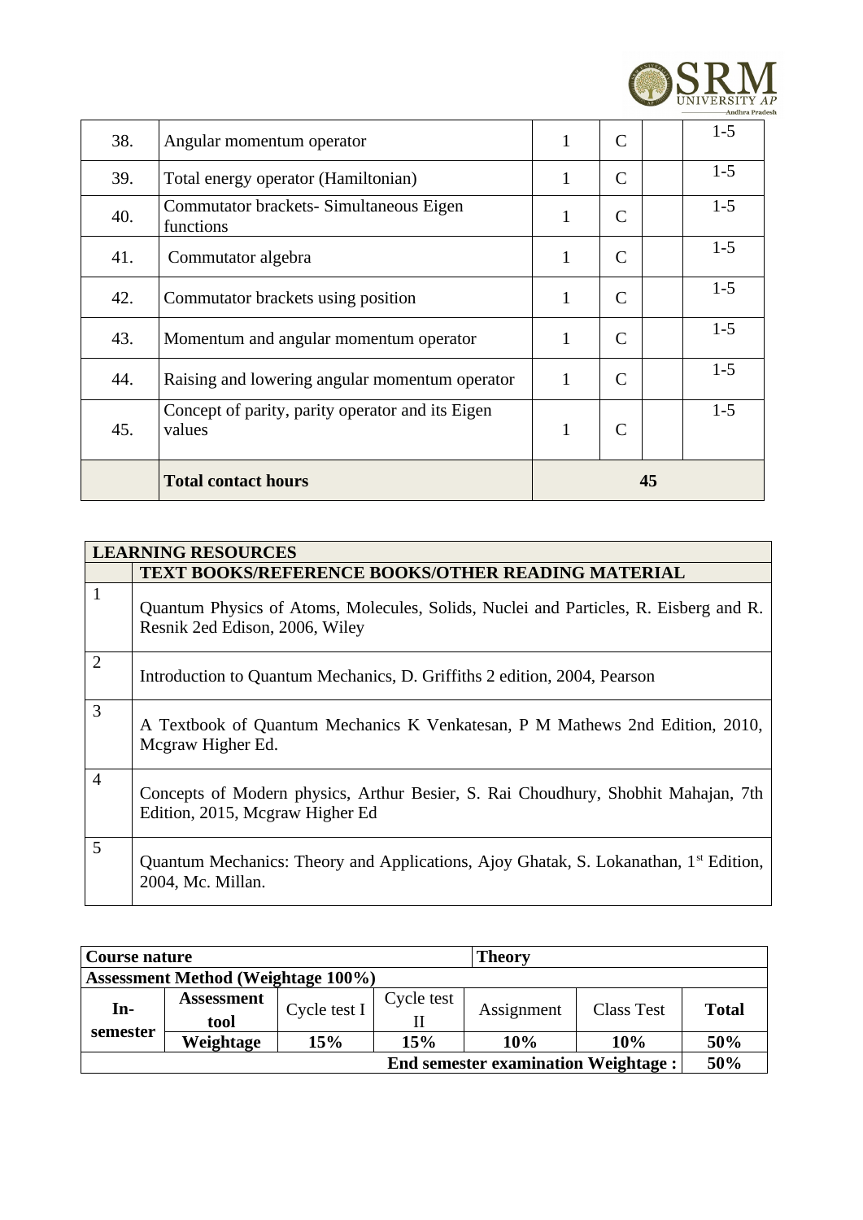| 38. | Angular momentum operator | 1 | C | | 1-5 |
|---|---|---|---|---|---|
| 39. | Total energy operator (Hamiltonian) | 1 | C | | 1-5 |
| 40. | Commutator brackets- Simultaneous Eigen functions | 1 | C | | 1-5 |
| 41. | Commutator algebra | 1 | C | | 1-5 |
| 42. | Commutator brackets using position | 1 | C | | 1-5 |
| 43. | Momentum and angular momentum operator | 1 | C | | 1-5 |
| 44. | Raising and lowering angular momentum operator | 1 | C | | 1-5 |
| 45. | Concept of parity, parity operator and its Eigen values | 1 | C | | 1-5 |
| | **Total contact hours** | **45** | | | |

| **LEARNING RESOURCES** | |
|---|---|
| | **TEXT BOOKS/REFERENCE BOOKS/OTHER READING MATERIAL** |
| 1 | Quantum Physics of Atoms, Molecules, Solids, Nuclei and Particles, R. Eisberg and R. Resnik 2ed Edison, 2006, Wiley |
| 2 | Introduction to Quantum Mechanics, D. Griffiths 2 edition, 2004, Pearson |
| 3 | A Textbook of Quantum Mechanics K Venkatesan, P M Mathews 2nd Edition, 2010, Mcgraw Higher Ed. |
| 4 | Concepts of Modern physics, Arthur Besier, S. Rai Choudhury, Shobhit Mahajan, 7th Edition, 2015, Mcgraw Higher Ed |
| 5 | Quantum Mechanics: Theory and Applications, Ajoy Ghatak, S. Lokanathan, 1st Edition, 2004, Mc. Millan. |

| **Course nature** | | | | **Theory** | | |
|---|---|---|---|---|---|---|
| **Assessment Method (Weightage 100%)** | | | | | | |
| **In-semester** | **Assessment tool** | Cycle test I | Cycle test II | Assignment | Class Test | **Total** |
| | **Weightage** | **15%** | **15%** | **10%** | **10%** | **50%** |
| **End semester examination Weightage :** | | | | | | **50%** |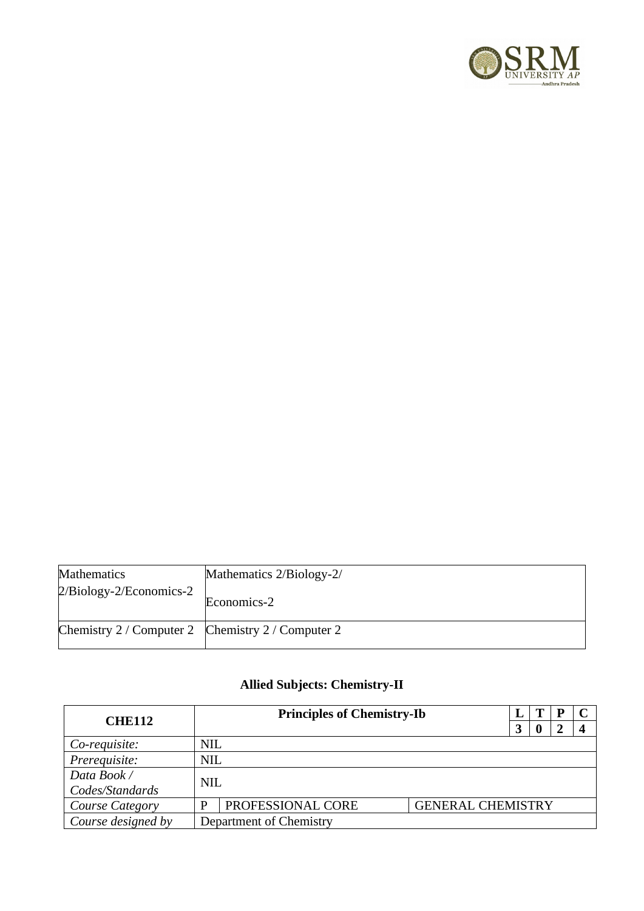| Mathematics 2/Biology-2/Economics-2 | Mathematics 2/Biology-2/ Economics-2 |
|---|---|
| Chemistry 2 / Computer 2 | Chemistry 2 / Computer 2 |

## Allied Subjects: Chemistry-II

| CHE112 | Principles of Chemistry-Ib | | L | T | P | C |
|---|---|---|---|---|---|---|
| | | | 3 | 0 | 2 | 4 |
| *Co-requisite:* | NIL | | | | | |
| *Prerequisite:* | NIL | | | | | |
| *Data Book / Codes/Standards* | NIL | | | | | |
| *Course Category* | P | PROFESSIONAL CORE | GENERAL CHEMISTRY | | | |
| *Course designed by* | Department of Chemistry | | | | | |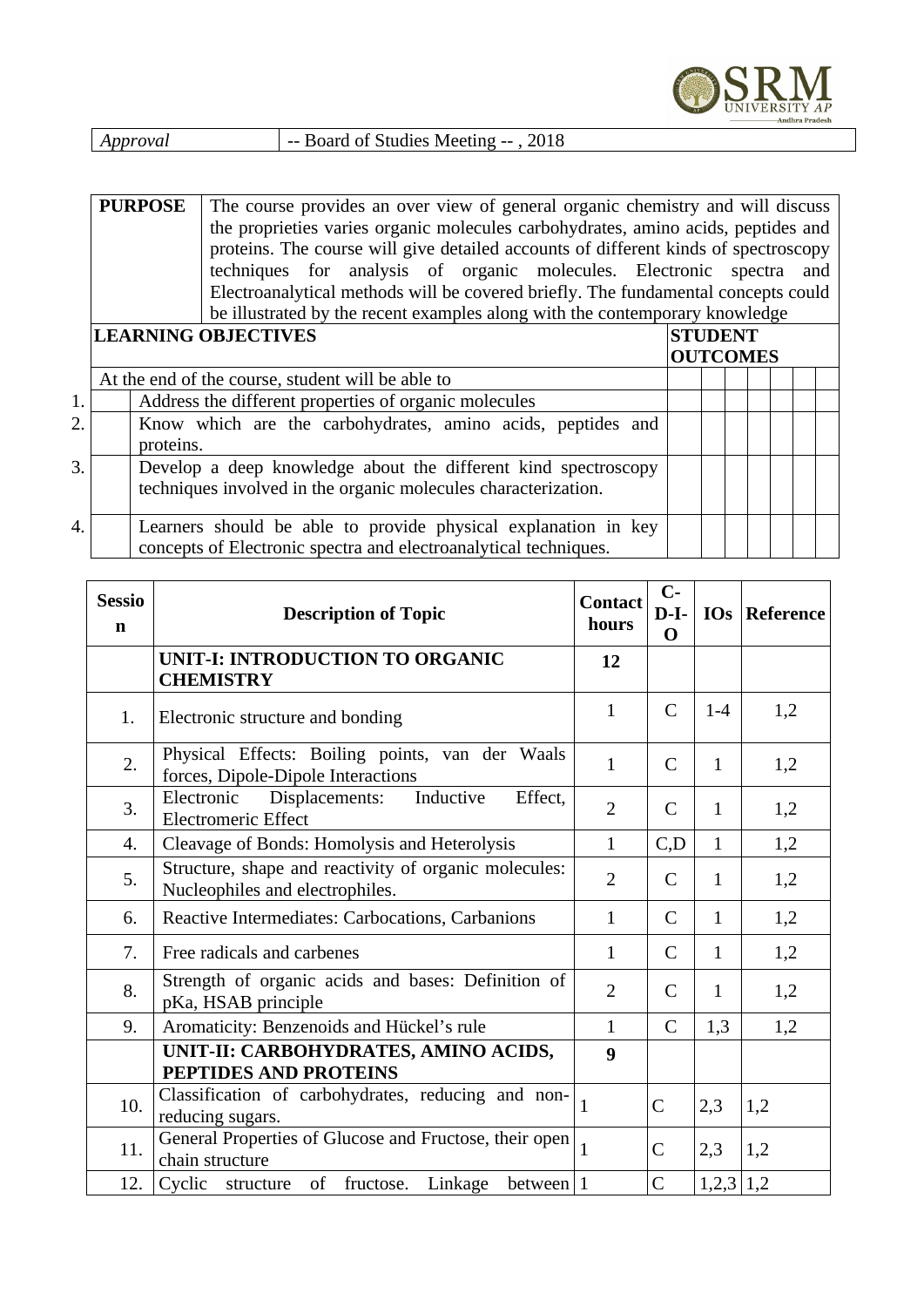| *Approval* | -- Board of Studies Meeting -- , 2018 |
|---|---|

| **PURPOSE** | The course provides an over view of general organic chemistry and will discuss the proprieties varies organic molecules carbohydrates, amino acids, peptides and proteins. The course will give detailed accounts of different kinds of spectroscopy techniques for analysis of organic molecules. Electronic spectra and Electroanalytical methods will be covered briefly. The fundamental concepts could be illustrated by the recent examples along with the contemporary knowledge |
|---|---|

| | **LEARNING OBJECTIVES** | **STUDENT OUTCOMES** | | | | | | | |
|---|---|---|---|---|---|---|---|---|---|
| | At the end of the course, student will be able to | | | | | | | | |
| 1. | Address the different properties of organic molecules | | | | | | | | |
| 2. | Know which are the carbohydrates, amino acids, peptides and proteins. | | | | | | | | |
| 3. | Develop a deep knowledge about the different kind spectroscopy techniques involved in the organic molecules characterization. | | | | | | | | |
| 4. | Learners should be able to provide physical explanation in key concepts of Electronic spectra and electroanalytical techniques. | | | | | | | | |

| **Session** | **Description of Topic** | **Contact hours** | **C-D-I-O** | **IOs** | **Reference** |
|---|---|---|---|---|---|
| | **UNIT-I: INTRODUCTION TO ORGANIC CHEMISTRY** | **12** | | | |
| 1. | Electronic structure and bonding | 1 | C | 1-4 | 1,2 |
| 2. | Physical Effects: Boiling points, van der Waals forces, Dipole-Dipole Interactions | 1 | C | 1 | 1,2 |
| 3. | Electronic Displacements: Inductive Effect, Electromeric Effect | 2 | C | 1 | 1,2 |
| 4. | Cleavage of Bonds: Homolysis and Heterolysis | 1 | C,D | 1 | 1,2 |
| 5. | Structure, shape and reactivity of organic molecules: Nucleophiles and electrophiles. | 2 | C | 1 | 1,2 |
| 6. | Reactive Intermediates: Carbocations, Carbanions | 1 | C | 1 | 1,2 |
| 7. | Free radicals and carbenes | 1 | C | 1 | 1,2 |
| 8. | Strength of organic acids and bases: Definition of pKa, HSAB principle | 2 | C | 1 | 1,2 |
| 9. | Aromaticity: Benzenoids and Hückel's rule | 1 | C | 1,3 | 1,2 |
| | **UNIT-II: CARBOHYDRATES, AMINO ACIDS, PEPTIDES AND PROTEINS** | **9** | | | |
| 10. | Classification of carbohydrates, reducing and non-reducing sugars. | 1 | C | 2,3 | 1,2 |
| 11. | General Properties of Glucose and Fructose, their open chain structure | 1 | C | 2,3 | 1,2 |
| 12. | Cyclic structure of fructose. Linkage between | 1 | C | 1,2,3 | 1,2 |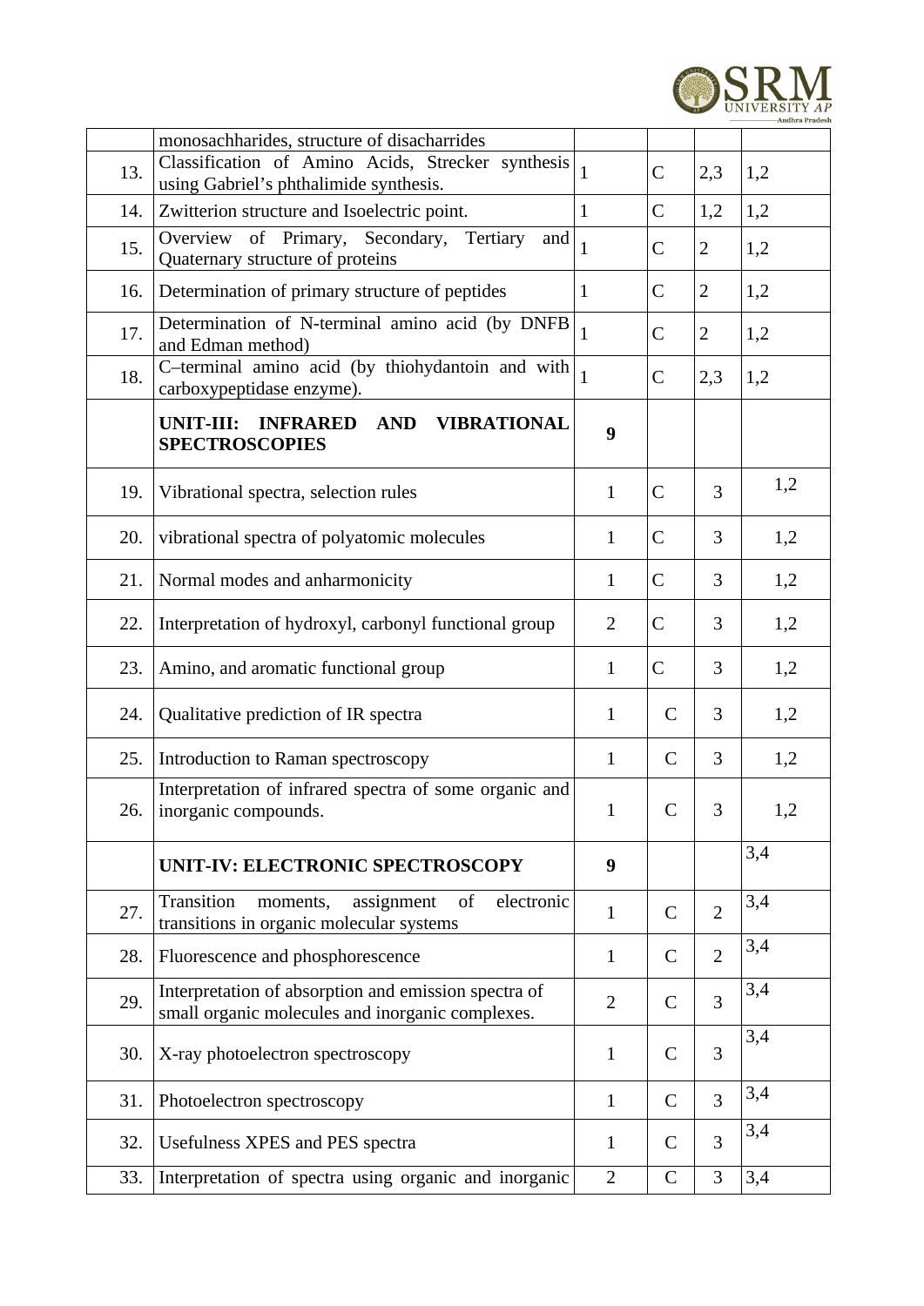| | | | | | |
|---|---|---|---|---|---|
| | monosachharides, structure of disacharrides | | | | |
| 13. | Classification of Amino Acids, Strecker synthesis using Gabriel's phthalimide synthesis. | 1 | C | 2,3 | 1,2 |
| 14. | Zwitterion structure and Isoelectric point. | 1 | C | 1,2 | 1,2 |
| 15. | Overview of Primary, Secondary, Tertiary and Quaternary structure of proteins | 1 | C | 2 | 1,2 |
| 16. | Determination of primary structure of peptides | 1 | C | 2 | 1,2 |
| 17. | Determination of N-terminal amino acid (by DNFB and Edman method) | 1 | C | 2 | 1,2 |
| 18. | C–terminal amino acid (by thiohydantoin and with carboxypeptidase enzyme). | 1 | C | 2,3 | 1,2 |
| | **UNIT-III: INFRARED AND VIBRATIONAL SPECTROSCOPIES** | **9** | | | |
| 19. | Vibrational spectra, selection rules | 1 | C | 3 | 1,2 |
| 20. | vibrational spectra of polyatomic molecules | 1 | C | 3 | 1,2 |
| 21. | Normal modes and anharmonicity | 1 | C | 3 | 1,2 |
| 22. | Interpretation of hydroxyl, carbonyl functional group | 2 | C | 3 | 1,2 |
| 23. | Amino, and aromatic functional group | 1 | C | 3 | 1,2 |
| 24. | Qualitative prediction of IR spectra | 1 | C | 3 | 1,2 |
| 25. | Introduction to Raman spectroscopy | 1 | C | 3 | 1,2 |
| 26. | Interpretation of infrared spectra of some organic and inorganic compounds. | 1 | C | 3 | 1,2 |
| | **UNIT-IV: ELECTRONIC SPECTROSCOPY** | **9** | | | 3,4 |
| 27. | Transition moments, assignment of electronic transitions in organic molecular systems | 1 | C | 2 | 3,4 |
| 28. | Fluorescence and phosphorescence | 1 | C | 2 | 3,4 |
| 29. | Interpretation of absorption and emission spectra of small organic molecules and inorganic complexes. | 2 | C | 3 | 3,4 |
| 30. | X-ray photoelectron spectroscopy | 1 | C | 3 | 3,4 |
| 31. | Photoelectron spectroscopy | 1 | C | 3 | 3,4 |
| 32. | Usefulness XPES and PES spectra | 1 | C | 3 | 3,4 |
| 33. | Interpretation of spectra using organic and inorganic | 2 | C | 3 | 3,4 |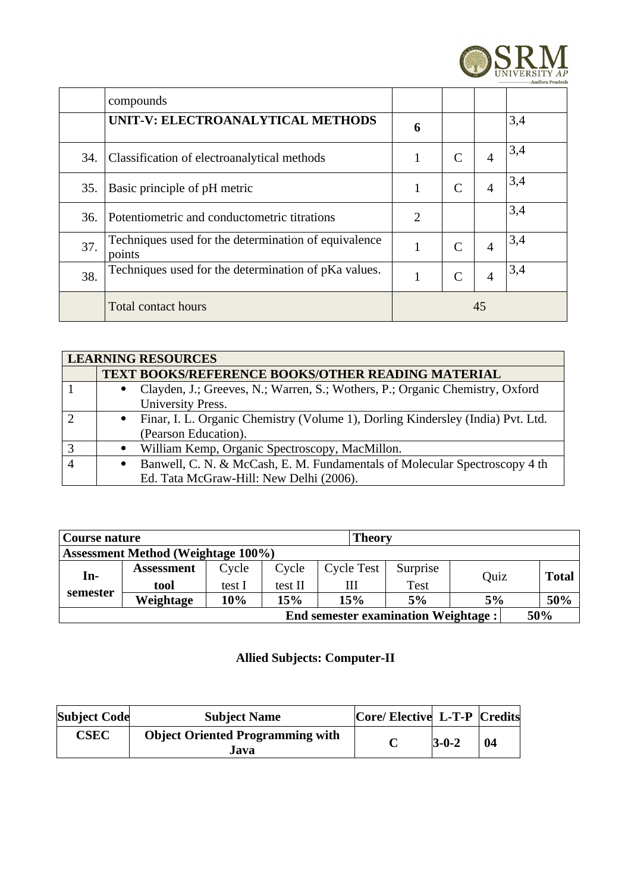|  |  |  |  |  |  |
|---|---|---|---|---|---|
|  | compounds |  |  |  |  |
|  | **UNIT-V: ELECTROANALYTICAL METHODS** | **6** |  |  | 3,4 |
| 34. | Classification of electroanalytical methods | 1 | C | 4 | 3,4 |
| 35. | Basic principle of pH metric | 1 | C | 4 | 3,4 |
| 36. | Potentiometric and conductometric titrations | 2 |  |  | 3,4 |
| 37. | Techniques used for the determination of equivalence points | 1 | C | 4 | 3,4 |
| 38. | Techniques used for the determination of pKa values. | 1 | C | 4 | 3,4 |
|  | Total contact hours | 45 |  |  |  |

| **LEARNING RESOURCES** |  |
|---|---|
|  | **TEXT BOOKS/REFERENCE BOOKS/OTHER READING MATERIAL** |
| 1 | • Clayden, J.; Greeves, N.; Warren, S.; Wothers, P.; Organic Chemistry, Oxford University Press. |
| 2 | • Finar, I. L. Organic Chemistry (Volume 1), Dorling Kindersley (India) Pvt. Ltd. (Pearson Education). |
| 3 | • William Kemp, Organic Spectroscopy, MacMillon. |
| 4 | • Banwell, C. N. & McCash, E. M. Fundamentals of Molecular Spectroscopy 4 th Ed. Tata McGraw-Hill: New Delhi (2006). |

| **Course nature** |  |  |  | **Theory** |  |  |  |
|---|---|---|---|---|---|---|---|
| **Assessment Method (Weightage 100%)** |  |  |  |  |  |  |  |
| **In-semester** | **Assessment tool** | Cycle test I | Cycle test II | Cycle Test III | Surprise Test | Quiz | **Total** |
|  | **Weightage** | **10%** | **15%** | **15%** | **5%** | **5%** | **50%** |
| **End semester examination Weightage :** |  |  |  |  |  |  | **50%** |

## Allied Subjects: Computer-II

| Subject Code | Subject Name | Core/ Elective | L-T-P | Credits |
|---|---|---|---|---|
| **CSEC** | **Object Oriented Programming with Java** | **C** | **3-0-2** | **04** |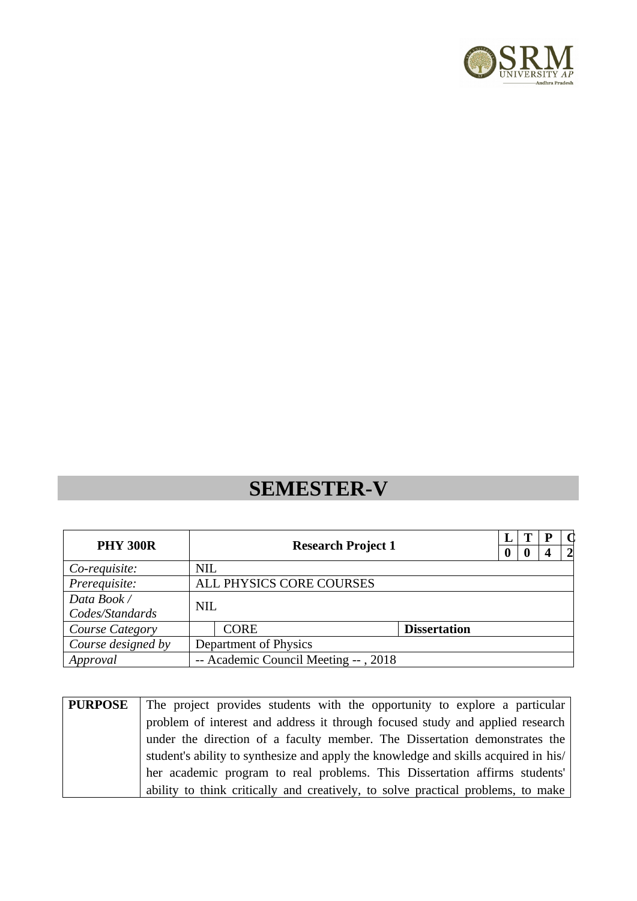# SEMESTER-V

| PHY 300R | Research Project 1 | | L | T | P | C |
|---|---|---|---|---|---|---|
| | | | 0 | 0 | 4 | 2 |
| *Co-requisite:* | NIL | | | | | |
| *Prerequisite:* | ALL PHYSICS CORE COURSES | | | | | |
| *Data Book / Codes/Standards* | NIL | | | | | |
| *Course Category* | CORE | **Dissertation** | | | | |
| *Course designed by* | Department of Physics | | | | | |
| *Approval* | -- Academic Council Meeting -- , 2018 | | | | | |

| **PURPOSE** | The project provides students with the opportunity to explore a particular problem of interest and address it through focused study and applied research under the direction of a faculty member. The Dissertation demonstrates the student's ability to synthesize and apply the knowledge and skills acquired in his/ her academic program to real problems. This Dissertation affirms students' ability to think critically and creatively, to solve practical problems, to make |
|---|---|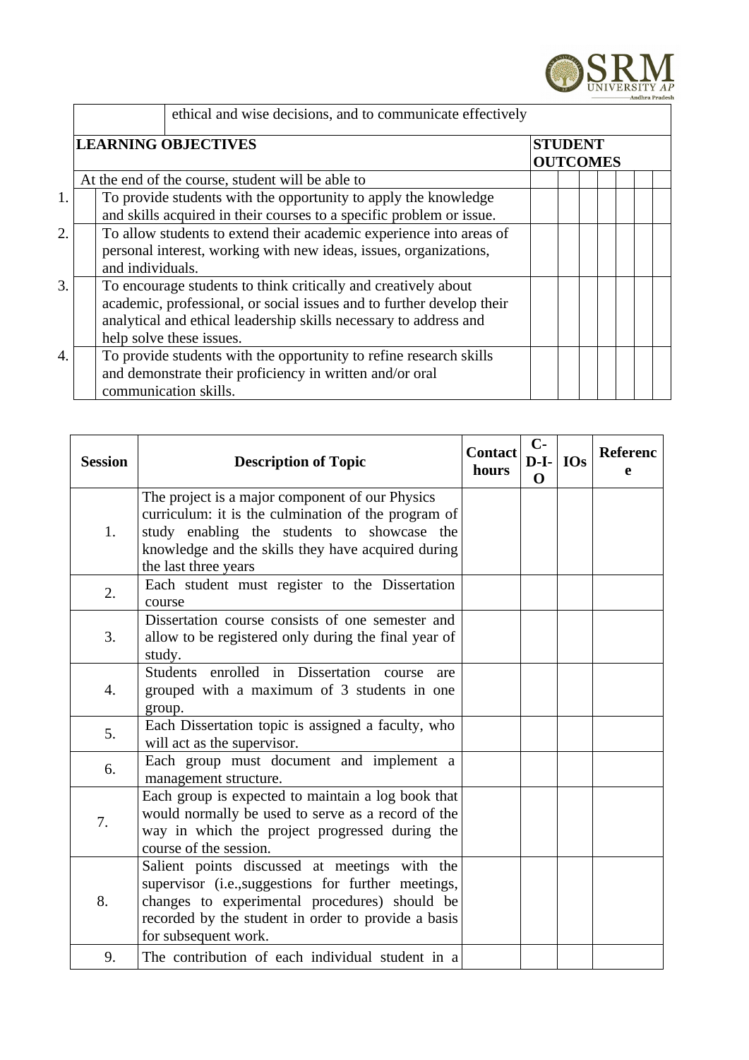| | ethical and wise decisions, and to communicate effectively | | | | | | | |
|---|---|---|---|---|---|---|---|---|
| **LEARNING OBJECTIVES** | | **STUDENT OUTCOMES** | | | | | | |
| At the end of the course, student will be able to | | | | | | | | |
| 1. | To provide students with the opportunity to apply the knowledge and skills acquired in their courses to a specific problem or issue. | | | | | | | |
| 2. | To allow students to extend their academic experience into areas of personal interest, working with new ideas, issues, organizations, and individuals. | | | | | | | |
| 3. | To encourage students to think critically and creatively about academic, professional, or social issues and to further develop their analytical and ethical leadership skills necessary to address and help solve these issues. | | | | | | | |
| 4. | To provide students with the opportunity to refine research skills and demonstrate their proficiency in written and/or oral communication skills. | | | | | | | |

| Session | Description of Topic | Contact hours | C-D-I-O | IOs | Reference |
|---|---|---|---|---|---|
| 1. | The project is a major component of our Physics curriculum: it is the culmination of the program of study enabling the students to showcase the knowledge and the skills they have acquired during the last three years | | | | |
| 2. | Each student must register to the Dissertation course | | | | |
| 3. | Dissertation course consists of one semester and allow to be registered only during the final year of study. | | | | |
| 4. | Students enrolled in Dissertation course are grouped with a maximum of 3 students in one group. | | | | |
| 5. | Each Dissertation topic is assigned a faculty, who will act as the supervisor. | | | | |
| 6. | Each group must document and implement a management structure. | | | | |
| 7. | Each group is expected to maintain a log book that would normally be used to serve as a record of the way in which the project progressed during the course of the session. | | | | |
| 8. | Salient points discussed at meetings with the supervisor (i.e.,suggestions for further meetings, changes to experimental procedures) should be recorded by the student in order to provide a basis for subsequent work. | | | | |
| 9. | The contribution of each individual student in a | | | | |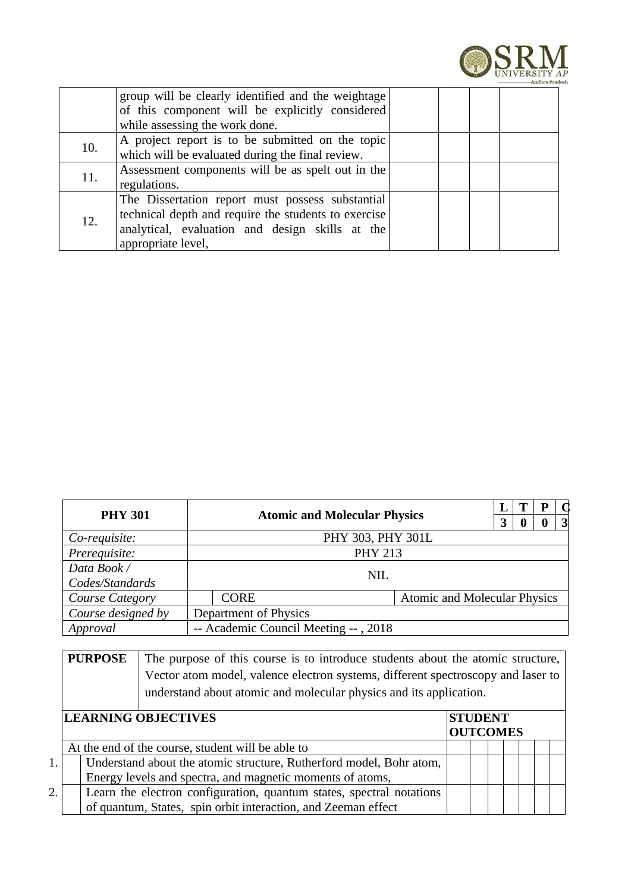|  | group will be clearly identified and the weightage of this component will be explicitly considered while assessing the work done. |  |  |  |  |
|---|---|---|---|---|---|
| 10. | A project report is to be submitted on the topic which will be evaluated during the final review. |  |  |  |  |
| 11. | Assessment components will be as spelt out in the regulations. |  |  |  |  |
| 12. | The Dissertation report must possess substantial technical depth and require the students to exercise analytical, evaluation and design skills at the appropriate level, |  |  |  |  |

| **PHY 301** | **Atomic and Molecular Physics** | | **L** | **T** | **P** | **C** |
|---|---|---|---|---|---|---|
|  |  |  | **3** | **0** | **0** | **3** |
| *Co-requisite:* | PHY 303, PHY 301L | | | | | |
| *Prerequisite:* | PHY 213 | | | | | |
| *Data Book / Codes/Standards* | NIL | | | | | |
| *Course Category* | CORE | Atomic and Molecular Physics | | | | |
| *Course designed by* | Department of Physics | | | | | |
| *Approval* | -- Academic Council Meeting -- , 2018 | | | | | |

| **PURPOSE** | The purpose of this course is to introduce students about the atomic structure, Vector atom model, valence electron systems, different spectroscopy and laser to understand about atomic and molecular physics and its application. |
|---|---|

| | **LEARNING OBJECTIVES** | **STUDENT OUTCOMES** | | | | | | |
|---|---|---|---|---|---|---|---|---|
| | At the end of the course, student will be able to | | | | | | | |
| 1. | Understand about the atomic structure, Rutherford model, Bohr atom, Energy levels and spectra, and magnetic moments of atoms, | | | | | | | |
| 2. | Learn the electron configuration, quantum states, spectral notations of quantum, States, spin orbit interaction, and Zeeman effect | | | | | | | |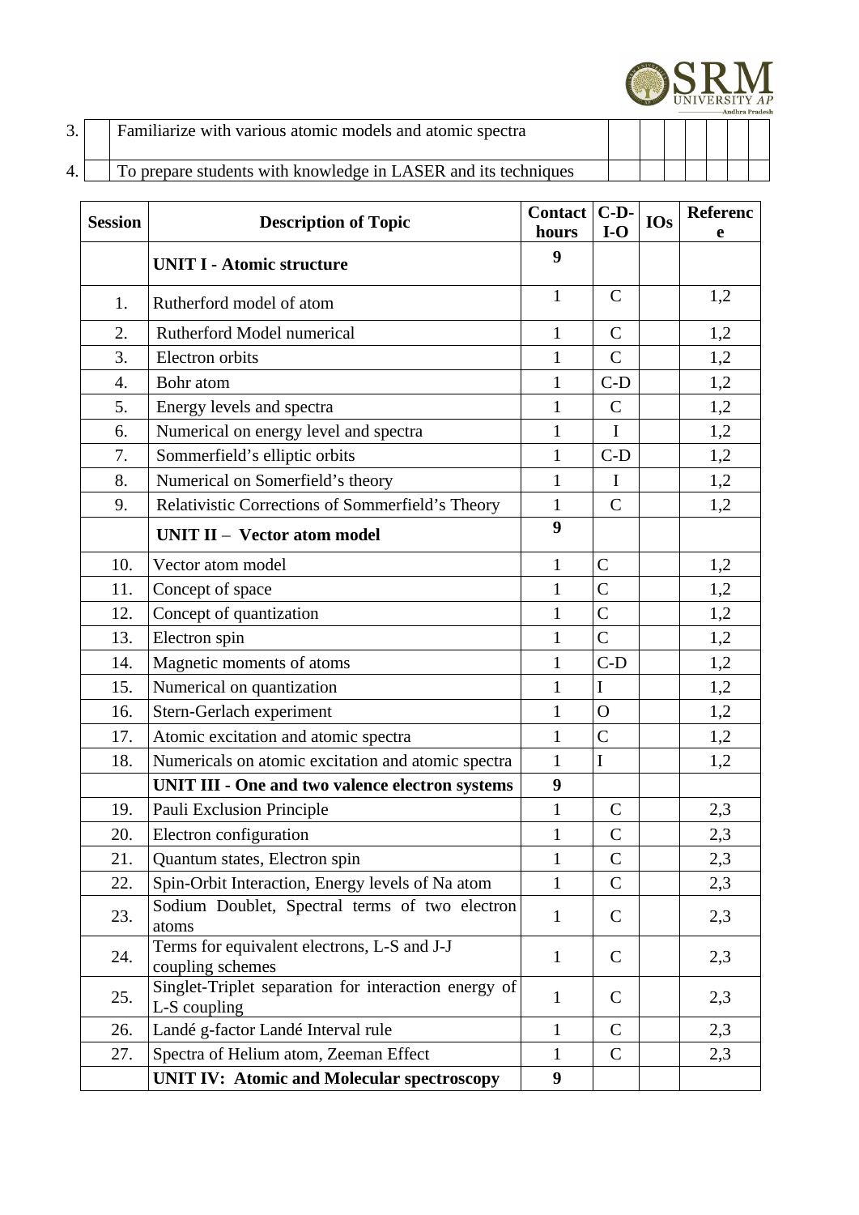| 3. | | Familiarize with various atomic models and atomic spectra | | | | | | | |
|---|---|---|---|---|---|---|---|---|---|
| 4. | | To prepare students with knowledge in LASER and its techniques | | | | | | | |

| Session | Description of Topic | Contact hours | C-D-I-O | IOs | Reference |
|---|---|---|---|---|---|
| | **UNIT I - Atomic structure** | **9** | | | |
| 1. | Rutherford model of atom | 1 | C | | 1,2 |
| 2. | Rutherford Model numerical | 1 | C | | 1,2 |
| 3. | Electron orbits | 1 | C | | 1,2 |
| 4. | Bohr atom | 1 | C-D | | 1,2 |
| 5. | Energy levels and spectra | 1 | C | | 1,2 |
| 6. | Numerical on energy level and spectra | 1 | I | | 1,2 |
| 7. | Sommerfield's elliptic orbits | 1 | C-D | | 1,2 |
| 8. | Numerical on Somerfield's theory | 1 | I | | 1,2 |
| 9. | Relativistic Corrections of Sommerfield's Theory | 1 | C | | 1,2 |
| | **UNIT II – Vector atom model** | **9** | | | |
| 10. | Vector atom model | 1 | C | | 1,2 |
| 11. | Concept of space | 1 | C | | 1,2 |
| 12. | Concept of quantization | 1 | C | | 1,2 |
| 13. | Electron spin | 1 | C | | 1,2 |
| 14. | Magnetic moments of atoms | 1 | C-D | | 1,2 |
| 15. | Numerical on quantization | 1 | I | | 1,2 |
| 16. | Stern-Gerlach experiment | 1 | O | | 1,2 |
| 17. | Atomic excitation and atomic spectra | 1 | C | | 1,2 |
| 18. | Numericals on atomic excitation and atomic spectra | 1 | I | | 1,2 |
| | **UNIT III - One and two valence electron systems** | **9** | | | |
| 19. | Pauli Exclusion Principle | 1 | C | | 2,3 |
| 20. | Electron configuration | 1 | C | | 2,3 |
| 21. | Quantum states, Electron spin | 1 | C | | 2,3 |
| 22. | Spin-Orbit Interaction, Energy levels of Na atom | 1 | C | | 2,3 |
| 23. | Sodium Doublet, Spectral terms of two electron atoms | 1 | C | | 2,3 |
| 24. | Terms for equivalent electrons, L-S and J-J coupling schemes | 1 | C | | 2,3 |
| 25. | Singlet-Triplet separation for interaction energy of L-S coupling | 1 | C | | 2,3 |
| 26. | Landé g-factor Landé Interval rule | 1 | C | | 2,3 |
| 27. | Spectra of Helium atom, Zeeman Effect | 1 | C | | 2,3 |
| | **UNIT IV: Atomic and Molecular spectroscopy** | **9** | | | |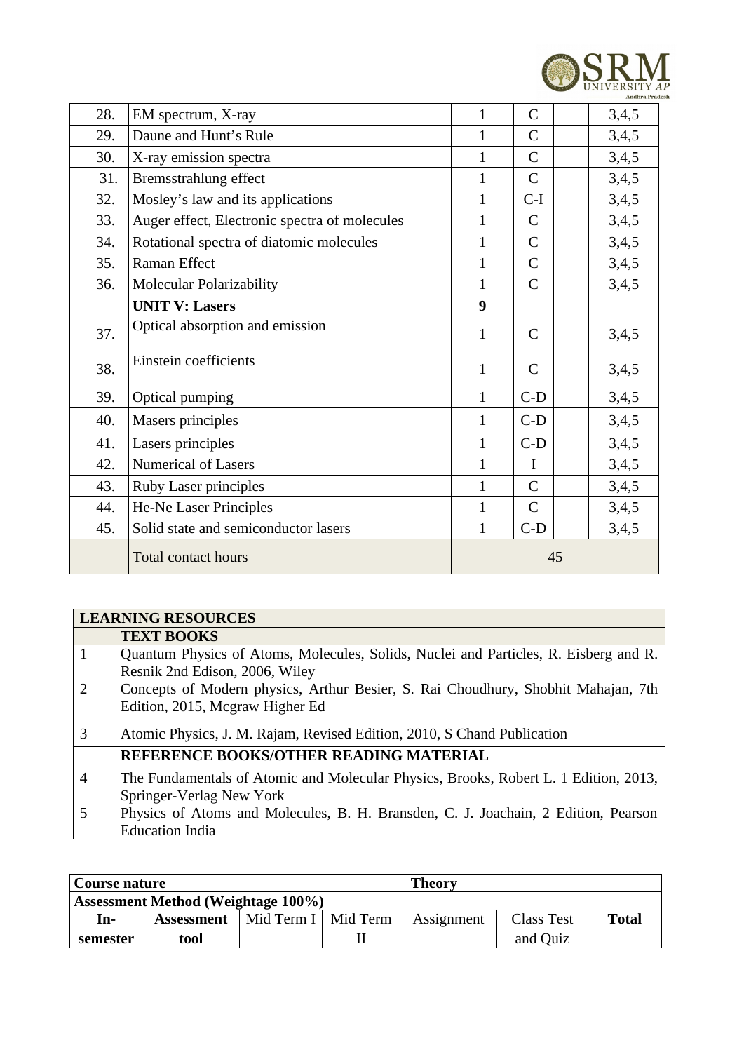| 28. | EM spectrum, X-ray | 1 | C | | 3,4,5 |
|---|---|---|---|---|---|
| 29. | Daune and Hunt's Rule | 1 | C | | 3,4,5 |
| 30. | X-ray emission spectra | 1 | C | | 3,4,5 |
| 31. | Bremsstrahlung effect | 1 | C | | 3,4,5 |
| 32. | Mosley's law and its applications | 1 | C-I | | 3,4,5 |
| 33. | Auger effect, Electronic spectra of molecules | 1 | C | | 3,4,5 |
| 34. | Rotational spectra of diatomic molecules | 1 | C | | 3,4,5 |
| 35. | Raman Effect | 1 | C | | 3,4,5 |
| 36. | Molecular Polarizability | 1 | C | | 3,4,5 |
| | **UNIT V: Lasers** | **9** | | | |
| 37. | Optical absorption and emission | 1 | C | | 3,4,5 |
| 38. | Einstein coefficients | 1 | C | | 3,4,5 |
| 39. | Optical pumping | 1 | C-D | | 3,4,5 |
| 40. | Masers principles | 1 | C-D | | 3,4,5 |
| 41. | Lasers principles | 1 | C-D | | 3,4,5 |
| 42. | Numerical of Lasers | 1 | I | | 3,4,5 |
| 43. | Ruby Laser principles | 1 | C | | 3,4,5 |
| 44. | He-Ne Laser Principles | 1 | C | | 3,4,5 |
| 45. | Solid state and semiconductor lasers | 1 | C-D | | 3,4,5 |
| | Total contact hours | 45 | | | |

| **LEARNING RESOURCES** | |
|---|---|
| | **TEXT BOOKS** |
| 1 | Quantum Physics of Atoms, Molecules, Solids, Nuclei and Particles, R. Eisberg and R. Resnik 2nd Edison, 2006, Wiley |
| 2 | Concepts of Modern physics, Arthur Besier, S. Rai Choudhury, Shobhit Mahajan, 7th Edition, 2015, Mcgraw Higher Ed |
| 3 | Atomic Physics, J. M. Rajam, Revised Edition, 2010, S Chand Publication |
| | **REFERENCE BOOKS/OTHER READING MATERIAL** |
| 4 | The Fundamentals of Atomic and Molecular Physics, Brooks, Robert L. 1 Edition, 2013, Springer-Verlag New York |
| 5 | Physics of Atoms and Molecules, B. H. Bransden, C. J. Joachain, 2 Edition, Pearson Education India |

| **Course nature** | | | | **Theory** | | |
|---|---|---|---|---|---|---|
| **Assessment Method (Weightage 100%)** | | | | | | |
| **In-semester** | **Assessment tool** | Mid Term I | Mid Term II | Assignment | Class Test and Quiz | **Total** |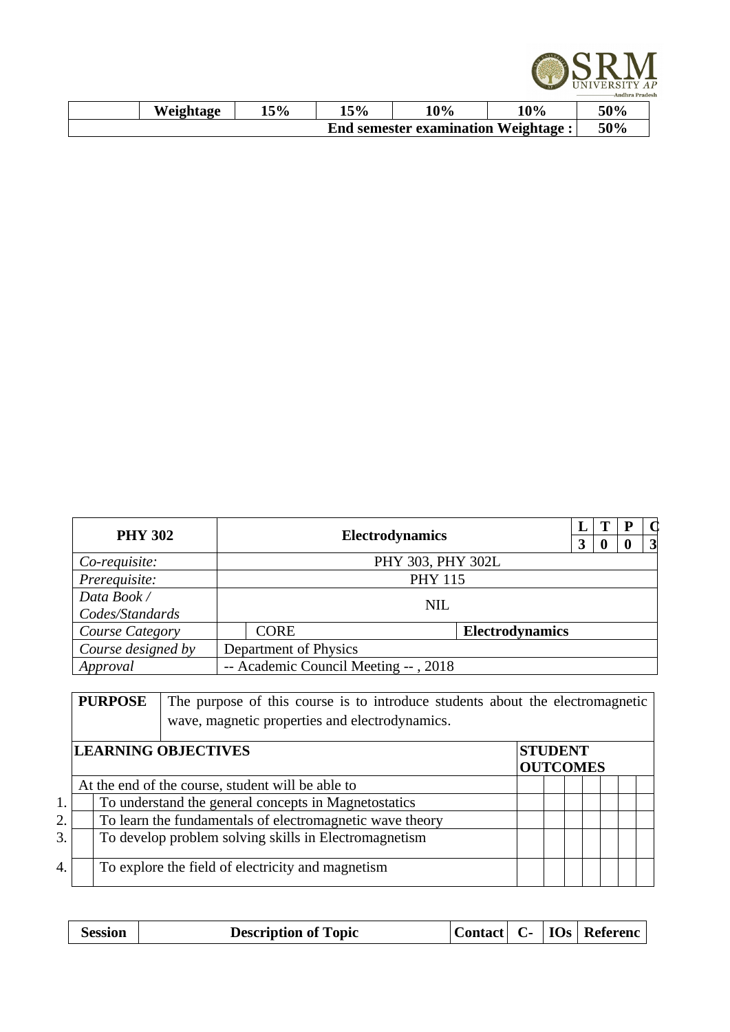| | Weightage | 15% | 15% | 10% | 10% | 50% |
|---|---|---|---|---|---|---|
| | | | End semester examination Weightage : | | | 50% |

| PHY 302 | Electrodynamics | | L | T | P | C |
|---|---|---|---|---|---|---|
| | | | 3 | 0 | 0 | 3 |
| *Co-requisite:* | PHY 303, PHY 302L | | | | | |
| *Prerequisite:* | PHY 115 | | | | | |
| *Data Book / Codes/Standards* | NIL | | | | | |
| *Course Category* | CORE | Electrodynamics | | | | |
| *Course designed by* | Department of Physics | | | | | |
| *Approval* | -- Academic Council Meeting -- , 2018 | | | | | |

| PURPOSE | The purpose of this course is to introduce students about the electromagnetic wave, magnetic properties and electrodynamics. |
|---|---|

| LEARNING OBJECTIVES | STUDENT OUTCOMES | | | | | | |
|---|---|---|---|---|---|---|---|
| At the end of the course, student will be able to | | | | | | | |
| 1. To understand the general concepts in Magnetostatics | | | | | | | |
| 2. To learn the fundamentals of electromagnetic wave theory | | | | | | | |
| 3. To develop problem solving skills in Electromagnetism | | | | | | | |
| 4. To explore the field of electricity and magnetism | | | | | | | |

| Session | Description of Topic | Contact | C- | IOs | Referenc |
|---|---|---|---|---|---|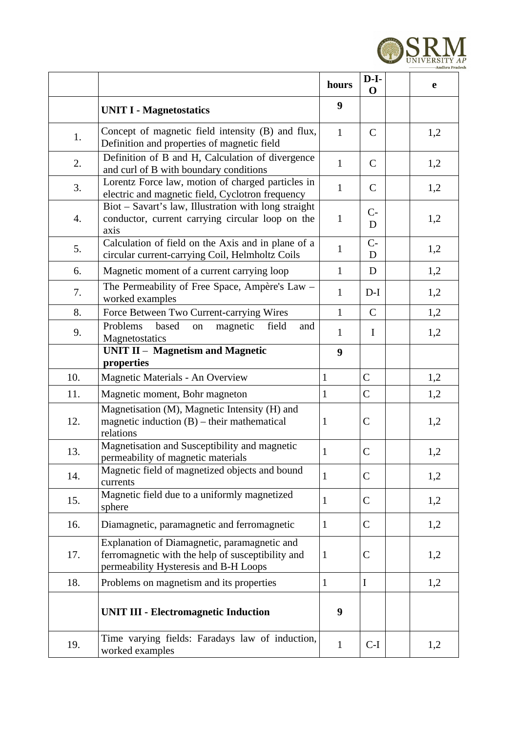| | | hours | D-I-O | | e |
|---|---|---|---|---|---|
| | **UNIT I - Magnetostatics** | **9** | | | |
| 1. | Concept of magnetic field intensity (B) and flux, Definition and properties of magnetic field | 1 | C | | 1,2 |
| 2. | Definition of B and H, Calculation of divergence and curl of B with boundary conditions | 1 | C | | 1,2 |
| 3. | Lorentz Force law, motion of charged particles in electric and magnetic field, Cyclotron frequency | 1 | C | | 1,2 |
| 4. | Biot – Savart's law, Illustration with long straight conductor, current carrying circular loop on the axis | 1 | C-D | | 1,2 |
| 5. | Calculation of field on the Axis and in plane of a circular current-carrying Coil, Helmholtz Coils | 1 | C-D | | 1,2 |
| 6. | Magnetic moment of a current carrying loop | 1 | D | | 1,2 |
| 7. | The Permeability of Free Space, Ampère's Law – worked examples | 1 | D-I | | 1,2 |
| 8. | Force Between Two Current-carrying Wires | 1 | C | | 1,2 |
| 9. | Problems based on magnetic field and Magnetostatics | 1 | I | | 1,2 |
| | **UNIT II – Magnetism and Magnetic properties** | **9** | | | |
| 10. | Magnetic Materials - An Overview | 1 | C | | 1,2 |
| 11. | Magnetic moment, Bohr magneton | 1 | C | | 1,2 |
| 12. | Magnetisation (M), Magnetic Intensity (H) and magnetic induction (B) – their mathematical relations | 1 | C | | 1,2 |
| 13. | Magnetisation and Susceptibility and magnetic permeability of magnetic materials | 1 | C | | 1,2 |
| 14. | Magnetic field of magnetized objects and bound currents | 1 | C | | 1,2 |
| 15. | Magnetic field due to a uniformly magnetized sphere | 1 | C | | 1,2 |
| 16. | Diamagnetic, paramagnetic and ferromagnetic | 1 | C | | 1,2 |
| 17. | Explanation of Diamagnetic, paramagnetic and ferromagnetic with the help of susceptibility and permeability Hysteresis and B-H Loops | 1 | C | | 1,2 |
| 18. | Problems on magnetism and its properties | 1 | I | | 1,2 |
| | **UNIT III - Electromagnetic Induction** | **9** | | | |
| 19. | Time varying fields: Faradays law of induction, worked examples | 1 | C-I | | 1,2 |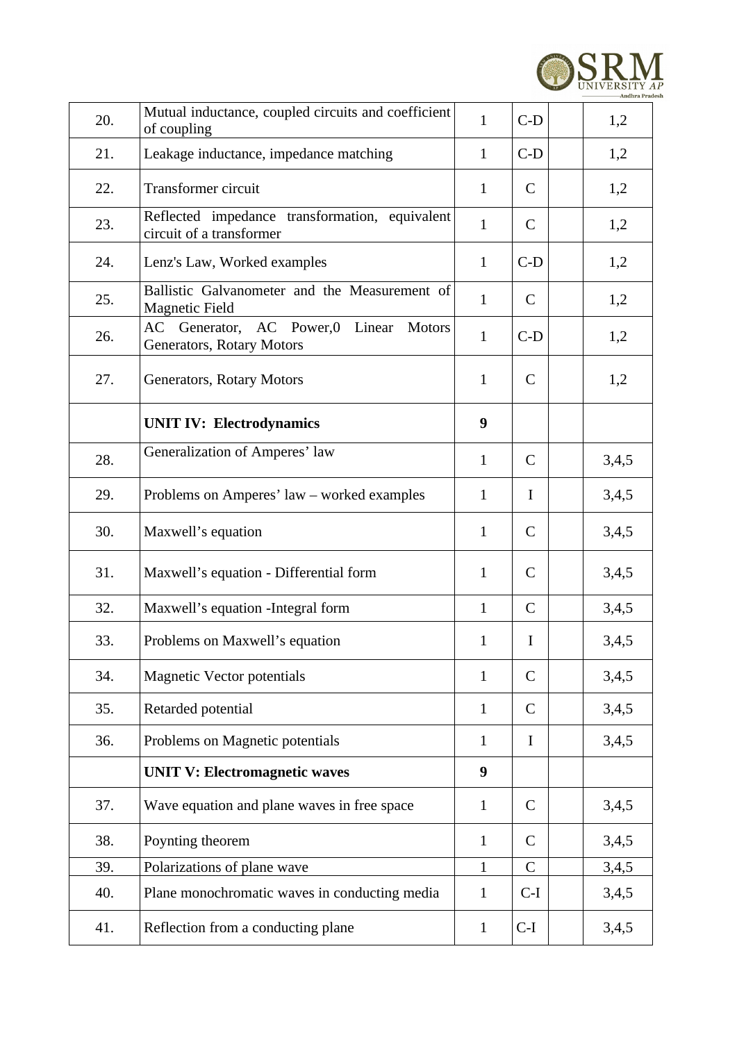| | | | | | |
|---|---|---|---|---|---|
| 20. | Mutual inductance, coupled circuits and coefficient of coupling | 1 | C-D | | 1,2 |
| 21. | Leakage inductance, impedance matching | 1 | C-D | | 1,2 |
| 22. | Transformer circuit | 1 | C | | 1,2 |
| 23. | Reflected impedance transformation, equivalent circuit of a transformer | 1 | C | | 1,2 |
| 24. | Lenz's Law, Worked examples | 1 | C-D | | 1,2 |
| 25. | Ballistic Galvanometer and the Measurement of Magnetic Field | 1 | C | | 1,2 |
| 26. | AC Generator, AC Power,0 Linear Motors Generators, Rotary Motors | 1 | C-D | | 1,2 |
| 27. | Generators, Rotary Motors | 1 | C | | 1,2 |
| | **UNIT IV: Electrodynamics** | **9** | | | |
| 28. | Generalization of Amperes' law | 1 | C | | 3,4,5 |
| 29. | Problems on Amperes' law – worked examples | 1 | I | | 3,4,5 |
| 30. | Maxwell's equation | 1 | C | | 3,4,5 |
| 31. | Maxwell's equation - Differential form | 1 | C | | 3,4,5 |
| 32. | Maxwell's equation -Integral form | 1 | C | | 3,4,5 |
| 33. | Problems on Maxwell's equation | 1 | I | | 3,4,5 |
| 34. | Magnetic Vector potentials | 1 | C | | 3,4,5 |
| 35. | Retarded potential | 1 | C | | 3,4,5 |
| 36. | Problems on Magnetic potentials | 1 | I | | 3,4,5 |
| | **UNIT V: Electromagnetic waves** | **9** | | | |
| 37. | Wave equation and plane waves in free space | 1 | C | | 3,4,5 |
| 38. | Poynting theorem | 1 | C | | 3,4,5 |
| 39. | Polarizations of plane wave | 1 | C | | 3,4,5 |
| 40. | Plane monochromatic waves in conducting media | 1 | C-I | | 3,4,5 |
| 41. | Reflection from a conducting plane | 1 | C-I | | 3,4,5 |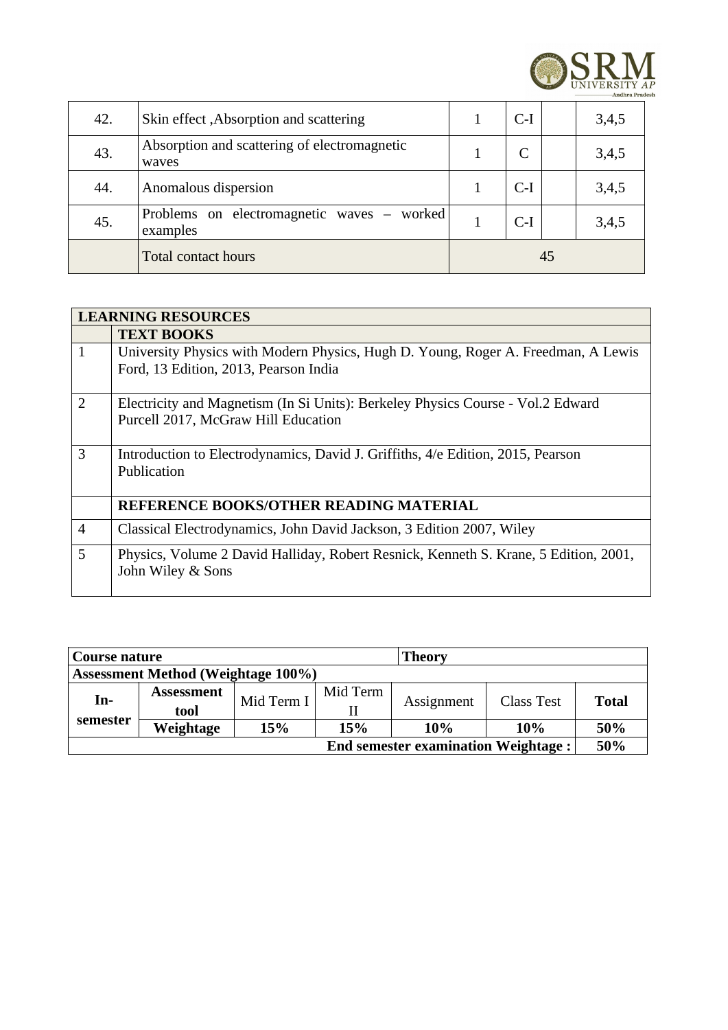| 42. | Skin effect ,Absorption and scattering | 1 | C-I | | 3,4,5 |
|---|---|---|---|---|---|
| 43. | Absorption and scattering of electromagnetic waves | 1 | C | | 3,4,5 |
| 44. | Anomalous dispersion | 1 | C-I | | 3,4,5 |
| 45. | Problems on electromagnetic waves – worked examples | 1 | C-I | | 3,4,5 |
| | Total contact hours | 45 | | | |

| LEARNING RESOURCES | |
|---|---|
| | **TEXT BOOKS** |
| 1 | University Physics with Modern Physics, Hugh D. Young, Roger A. Freedman, A Lewis Ford, 13 Edition, 2013, Pearson India |
| 2 | Electricity and Magnetism (In Si Units): Berkeley Physics Course - Vol.2 Edward Purcell 2017, McGraw Hill Education |
| 3 | Introduction to Electrodynamics, David J. Griffiths, 4/e Edition, 2015, Pearson Publication |
| | **REFERENCE BOOKS/OTHER READING MATERIAL** |
| 4 | Classical Electrodynamics, John David Jackson, 3 Edition 2007, Wiley |
| 5 | Physics, Volume 2 David Halliday, Robert Resnick, Kenneth S. Krane, 5 Edition, 2001, John Wiley & Sons |

| **Course nature** | | | | **Theory** | | |
|---|---|---|---|---|---|---|
| **Assessment Method (Weightage 100%)** | | | | | | |
| **In-semester** | **Assessment tool** | Mid Term I | Mid Term II | Assignment | Class Test | **Total** |
| | **Weightage** | **15%** | **15%** | **10%** | **10%** | **50%** |
| **End semester examination Weightage :** | | | | | | **50%** |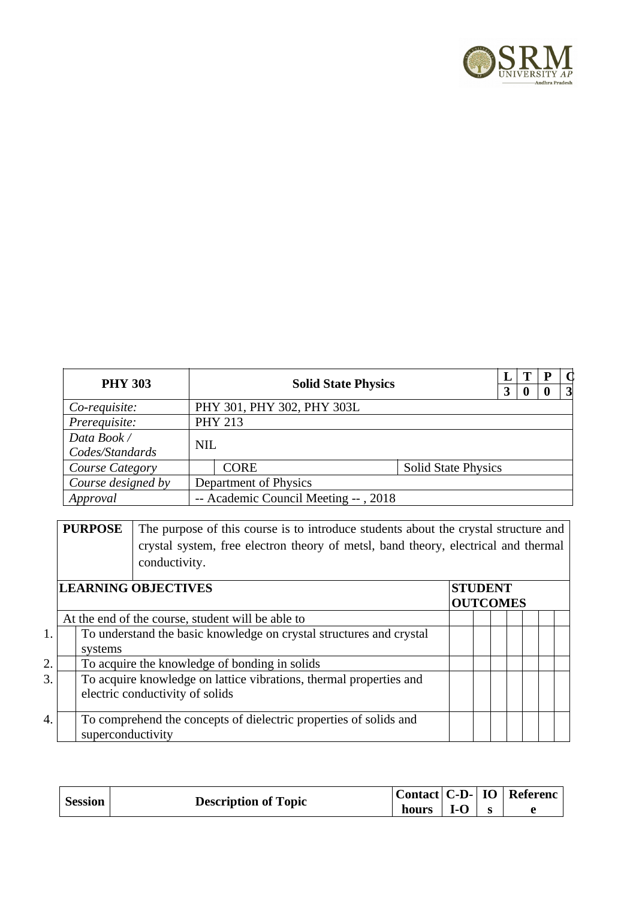| PHY 303 | Solid State Physics | | L | T | P | C |
|---|---|---|---|---|---|---|
| | | | 3 | 0 | 0 | 3 |
| *Co-requisite:* | PHY 301, PHY 302, PHY 303L | | | | | |
| *Prerequisite:* | PHY 213 | | | | | |
| *Data Book / Codes/Standards* | NIL | | | | | |
| *Course Category* | CORE | Solid State Physics | | | | |
| *Course designed by* | Department of Physics | | | | | |
| *Approval* | -- Academic Council Meeting -- , 2018 | | | | | |

| **PURPOSE** | The purpose of this course is to introduce students about the crystal structure and crystal system, free electron theory of metsl, band theory, electrical and thermal conductivity. |
|---|---|

| | **LEARNING OBJECTIVES** | **STUDENT OUTCOMES** | | | | | | |
|---|---|---|---|---|---|---|---|---|
| | At the end of the course, student will be able to | | | | | | | |
| 1. | To understand the basic knowledge on crystal structures and crystal systems | | | | | | | |
| 2. | To acquire the knowledge of bonding in solids | | | | | | | |
| 3. | To acquire knowledge on lattice vibrations, thermal properties and electric conductivity of solids | | | | | | | |
| 4. | To comprehend the concepts of dielectric properties of solids and superconductivity | | | | | | | |

| **Session** | **Description of Topic** | **Contact hours** | **C-D-I-O** | **IOs** | **Reference** |
|---|---|---|---|---|---|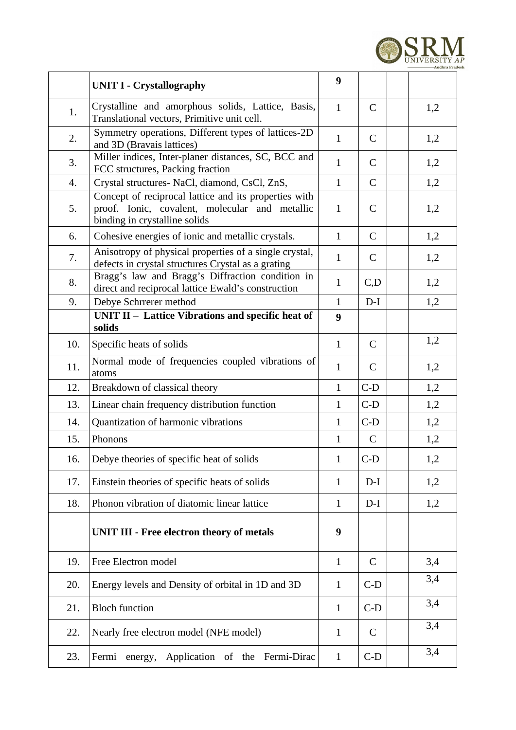| | UNIT I - Crystallography | 9 | | | |
|---|---|---|---|---|---|
| 1. | Crystalline and amorphous solids, Lattice, Basis, Translational vectors, Primitive unit cell. | 1 | C | | 1,2 |
| 2. | Symmetry operations, Different types of lattices-2D and 3D (Bravais lattices) | 1 | C | | 1,2 |
| 3. | Miller indices, Inter-planer distances, SC, BCC and FCC structures, Packing fraction | 1 | C | | 1,2 |
| 4. | Crystal structures- NaCl, diamond, CsCl, ZnS, | 1 | C | | 1,2 |
| 5. | Concept of reciprocal lattice and its properties with proof. Ionic, covalent, molecular and metallic binding in crystalline solids | 1 | C | | 1,2 |
| 6. | Cohesive energies of ionic and metallic crystals. | 1 | C | | 1,2 |
| 7. | Anisotropy of physical properties of a single crystal, defects in crystal structures Crystal as a grating | 1 | C | | 1,2 |
| 8. | Bragg's law and Bragg's Diffraction condition in direct and reciprocal lattice Ewald's construction | 1 | C,D | | 1,2 |
| 9. | Debye Schrrerer method | 1 | D-I | | 1,2 |
| | **UNIT II – Lattice Vibrations and specific heat of solids** | **9** | | | |
| 10. | Specific heats of solids | 1 | C | | 1,2 |
| 11. | Normal mode of frequencies coupled vibrations of atoms | 1 | C | | 1,2 |
| 12. | Breakdown of classical theory | 1 | C-D | | 1,2 |
| 13. | Linear chain frequency distribution function | 1 | C-D | | 1,2 |
| 14. | Quantization of harmonic vibrations | 1 | C-D | | 1,2 |
| 15. | Phonons | 1 | C | | 1,2 |
| 16. | Debye theories of specific heat of solids | 1 | C-D | | 1,2 |
| 17. | Einstein theories of specific heats of solids | 1 | D-I | | 1,2 |
| 18. | Phonon vibration of diatomic linear lattice | 1 | D-I | | 1,2 |
| | **UNIT III - Free electron theory of metals** | **9** | | | |
| 19. | Free Electron model | 1 | C | | 3,4 |
| 20. | Energy levels and Density of orbital in 1D and 3D | 1 | C-D | | 3,4 |
| 21. | Bloch function | 1 | C-D | | 3,4 |
| 22. | Nearly free electron model (NFE model) | 1 | C | | 3,4 |
| 23. | Fermi energy, Application of the Fermi-Dirac | 1 | C-D | | 3,4 |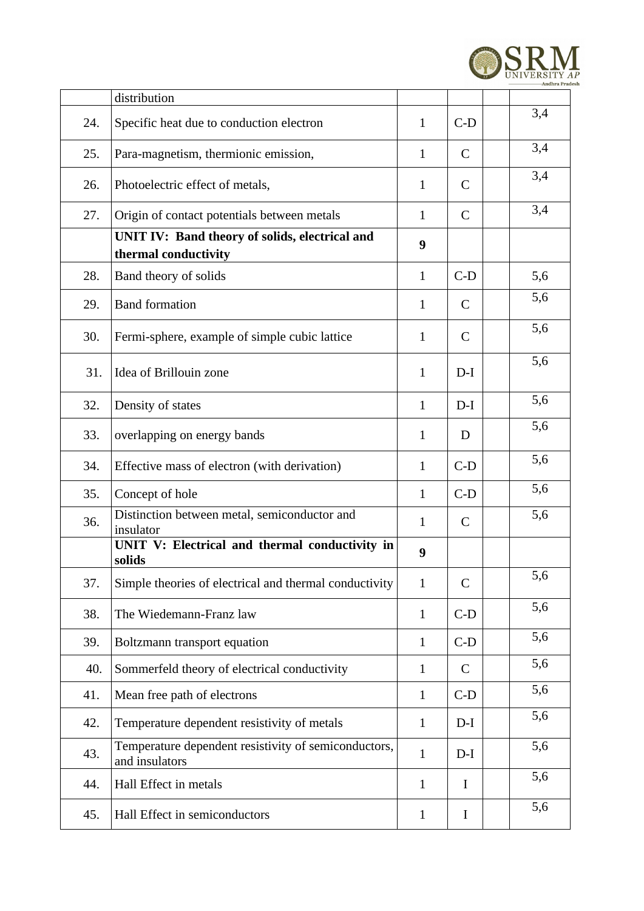| | | | | | |
|---|---|---|---|---|---|
| | distribution | | | | |
| 24. | Specific heat due to conduction electron | 1 | C-D | | 3,4 |
| 25. | Para-magnetism, thermionic emission, | 1 | C | | 3,4 |
| 26. | Photoelectric effect of metals, | 1 | C | | 3,4 |
| 27. | Origin of contact potentials between metals | 1 | C | | 3,4 |
| | **UNIT IV: Band theory of solids, electrical and thermal conductivity** | **9** | | | |
| 28. | Band theory of solids | 1 | C-D | | 5,6 |
| 29. | Band formation | 1 | C | | 5,6 |
| 30. | Fermi-sphere, example of simple cubic lattice | 1 | C | | 5,6 |
| 31. | Idea of Brillouin zone | 1 | D-I | | 5,6 |
| 32. | Density of states | 1 | D-I | | 5,6 |
| 33. | overlapping on energy bands | 1 | D | | 5,6 |
| 34. | Effective mass of electron (with derivation) | 1 | C-D | | 5,6 |
| 35. | Concept of hole | 1 | C-D | | 5,6 |
| 36. | Distinction between metal, semiconductor and insulator | 1 | C | | 5,6 |
| | **UNIT V: Electrical and thermal conductivity in solids** | **9** | | | |
| 37. | Simple theories of electrical and thermal conductivity | 1 | C | | 5,6 |
| 38. | The Wiedemann-Franz law | 1 | C-D | | 5,6 |
| 39. | Boltzmann transport equation | 1 | C-D | | 5,6 |
| 40. | Sommerfeld theory of electrical conductivity | 1 | C | | 5,6 |
| 41. | Mean free path of electrons | 1 | C-D | | 5,6 |
| 42. | Temperature dependent resistivity of metals | 1 | D-I | | 5,6 |
| 43. | Temperature dependent resistivity of semiconductors, and insulators | 1 | D-I | | 5,6 |
| 44. | Hall Effect in metals | 1 | I | | 5,6 |
| 45. | Hall Effect in semiconductors | 1 | I | | 5,6 |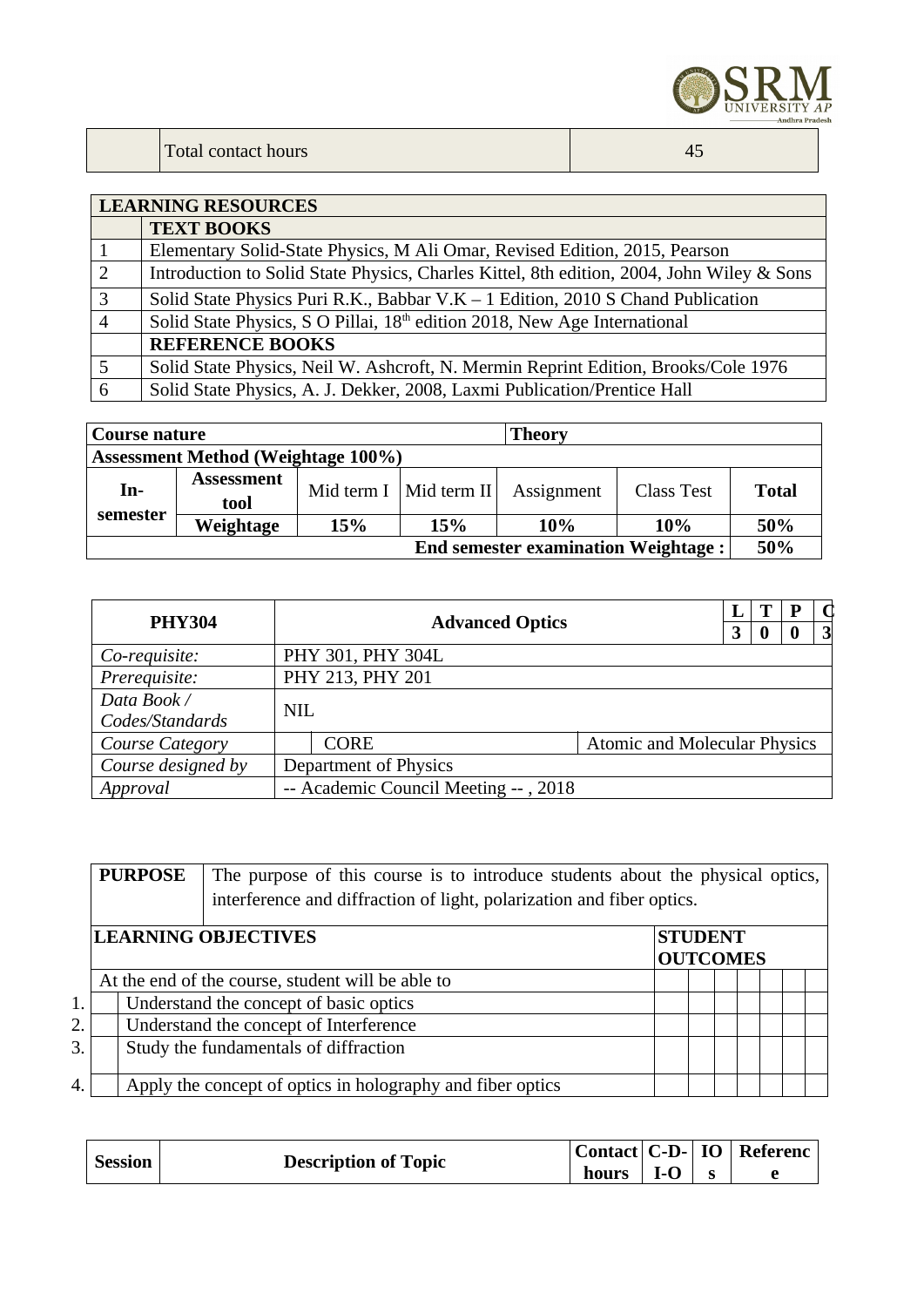| | Total contact hours | 45 |
|---|---|---|

| LEARNING RESOURCES | |
|---|---|
| | **TEXT BOOKS** |
| 1 | Elementary Solid-State Physics, M Ali Omar, Revised Edition, 2015, Pearson |
| 2 | Introduction to Solid State Physics, Charles Kittel, 8th edition, 2004, John Wiley & Sons |
| 3 | Solid State Physics Puri R.K., Babbar V.K – 1 Edition, 2010 S Chand Publication |
| 4 | Solid State Physics, S O Pillai, 18th edition 2018, New Age International |
| | **REFERENCE BOOKS** |
| 5 | Solid State Physics, Neil W. Ashcroft, N. Mermin Reprint Edition, Brooks/Cole 1976 |
| 6 | Solid State Physics, A. J. Dekker, 2008, Laxmi Publication/Prentice Hall |

| **Course nature** | | | | **Theory** | | |
|---|---|---|---|---|---|---|
| **Assessment Method (Weightage 100%)** | | | | | | |
| **In-semester** | **Assessment tool** | Mid term I | Mid term II | Assignment | Class Test | **Total** |
| | **Weightage** | **15%** | **15%** | **10%** | **10%** | **50%** |
| **End semester examination Weightage :** | | | | | | **50%** |

| **PHY304** | **Advanced Optics** | | **L** | **T** | **P** | **C** |
|---|---|---|---|---|---|---|
| | | | **3** | **0** | **0** | **3** |
| *Co-requisite:* | PHY 301, PHY 304L | | | | | |
| *Prerequisite:* | PHY 213, PHY 201 | | | | | |
| *Data Book / Codes/Standards* | NIL | | | | | |
| *Course Category* | CORE | Atomic and Molecular Physics | | | | |
| *Course designed by* | Department of Physics | | | | | |
| *Approval* | -- Academic Council Meeting -- , 2018 | | | | | |

| **PURPOSE** | The purpose of this course is to introduce students about the physical optics, interference and diffraction of light, polarization and fiber optics. |
|---|---|

| **LEARNING OBJECTIVES** | **STUDENT OUTCOMES** | | | | | | |
|---|---|---|---|---|---|---|---|
| At the end of the course, student will be able to | | | | | | | |
| 1. Understand the concept of basic optics | | | | | | | |
| 2. Understand the concept of Interference | | | | | | | |
| 3. Study the fundamentals of diffraction | | | | | | | |
| 4. Apply the concept of optics in holography and fiber optics | | | | | | | |

| **Session** | **Description of Topic** | **Contact hours** | **C-D-I-O** | **IOs** | **Reference** |
|---|---|---|---|---|---|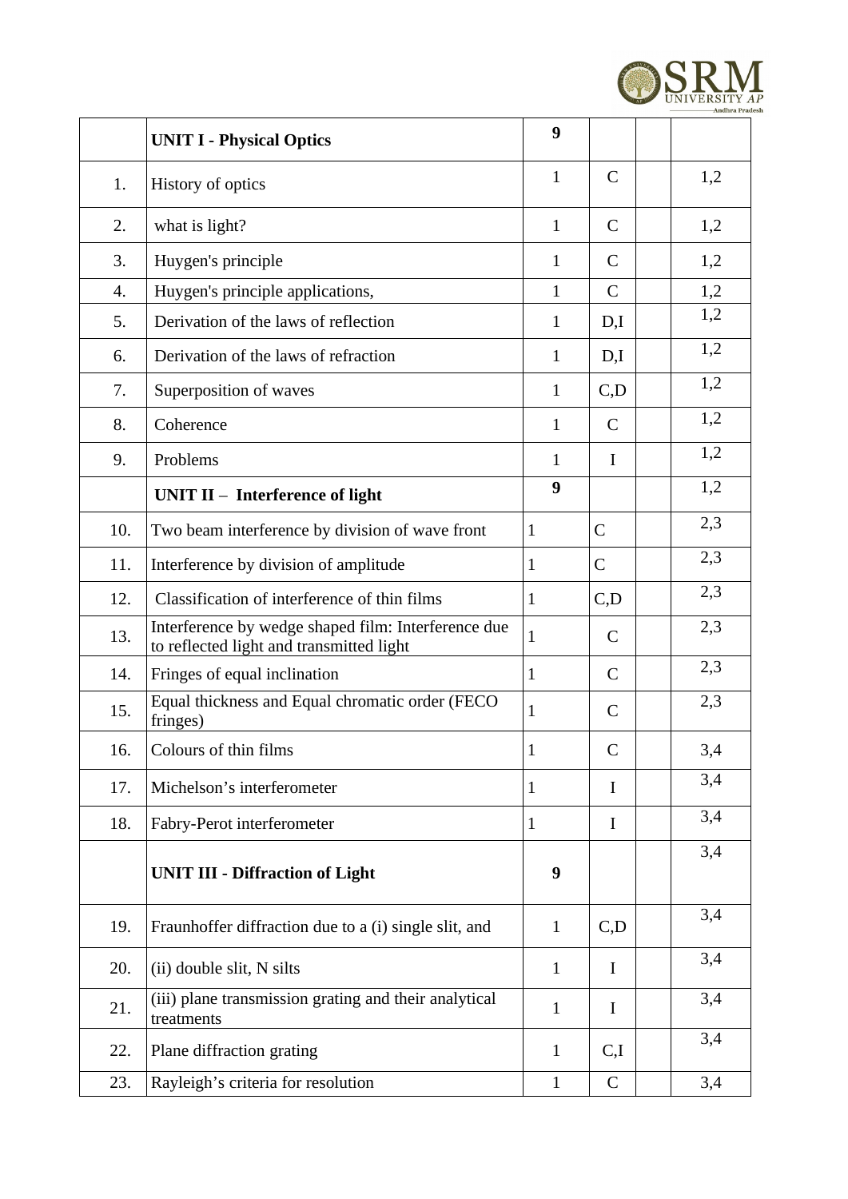|  | **UNIT I - Physical Optics** | **9** |  |  |  |
|---|---|---|---|---|---|
| 1. | History of optics | 1 | C |  | 1,2 |
| 2. | what is light? | 1 | C |  | 1,2 |
| 3. | Huygen's principle | 1 | C |  | 1,2 |
| 4. | Huygen's principle applications, | 1 | C |  | 1,2 |
| 5. | Derivation of the laws of reflection | 1 | D,I |  | 1,2 |
| 6. | Derivation of the laws of refraction | 1 | D,I |  | 1,2 |
| 7. | Superposition of waves | 1 | C,D |  | 1,2 |
| 8. | Coherence | 1 | C |  | 1,2 |
| 9. | Problems | 1 | I |  | 1,2 |
|  | **UNIT II – Interference of light** | **9** |  |  | 1,2 |
| 10. | Two beam interference by division of wave front | 1 | C |  | 2,3 |
| 11. | Interference by division of amplitude | 1 | C |  | 2,3 |
| 12. | Classification of interference of thin films | 1 | C,D |  | 2,3 |
| 13. | Interference by wedge shaped film: Interference due to reflected light and transmitted light | 1 | C |  | 2,3 |
| 14. | Fringes of equal inclination | 1 | C |  | 2,3 |
| 15. | Equal thickness and Equal chromatic order (FECO fringes) | 1 | C |  | 2,3 |
| 16. | Colours of thin films | 1 | C |  | 3,4 |
| 17. | Michelson's interferometer | 1 | I |  | 3,4 |
| 18. | Fabry-Perot interferometer | 1 | I |  | 3,4 |
|  | **UNIT III - Diffraction of Light** | **9** |  |  | 3,4 |
| 19. | Fraunhoffer diffraction due to a (i) single slit, and | 1 | C,D |  | 3,4 |
| 20. | (ii) double slit, N silts | 1 | I |  | 3,4 |
| 21. | (iii) plane transmission grating and their analytical treatments | 1 | I |  | 3,4 |
| 22. | Plane diffraction grating | 1 | C,I |  | 3,4 |
| 23. | Rayleigh's criteria for resolution | 1 | C |  | 3,4 |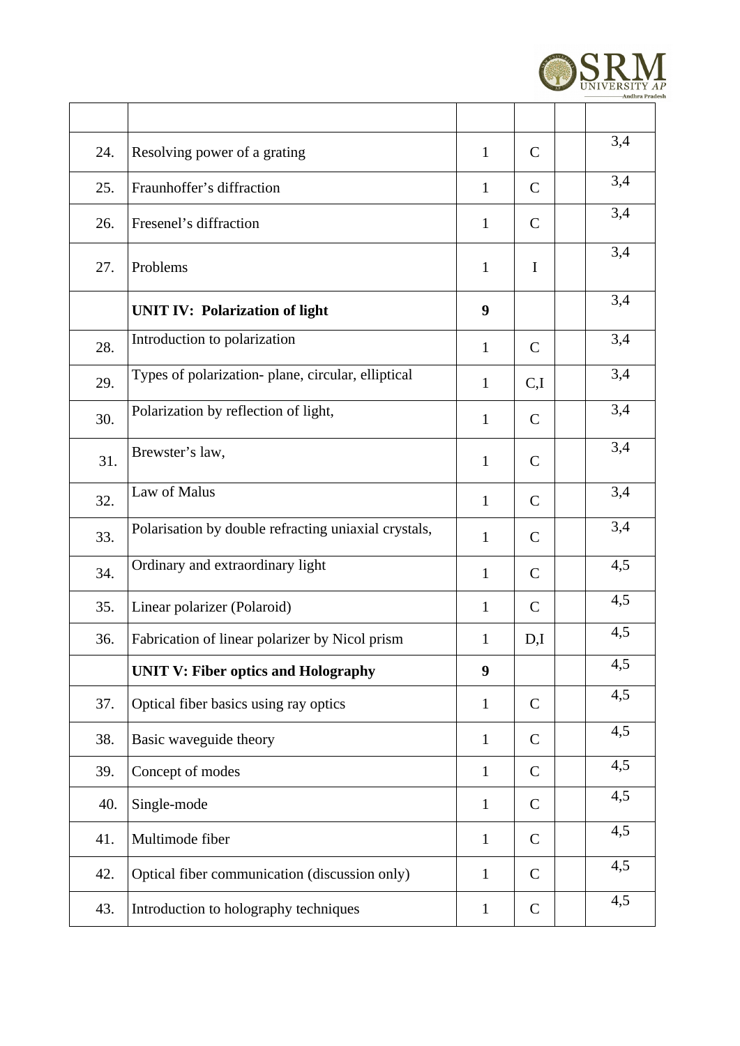| | | | | | |
|---|---|---|---|---|---|
| 24. | Resolving power of a grating | 1 | C | | 3,4 |
| 25. | Fraunhoffer's diffraction | 1 | C | | 3,4 |
| 26. | Fresenel's diffraction | 1 | C | | 3,4 |
| 27. | Problems | 1 | I | | 3,4 |
| | **UNIT IV: Polarization of light** | **9** | | | 3,4 |
| 28. | Introduction to polarization | 1 | C | | 3,4 |
| 29. | Types of polarization- plane, circular, elliptical | 1 | C,I | | 3,4 |
| 30. | Polarization by reflection of light, | 1 | C | | 3,4 |
| 31. | Brewster's law, | 1 | C | | 3,4 |
| 32. | Law of Malus | 1 | C | | 3,4 |
| 33. | Polarisation by double refracting uniaxial crystals, | 1 | C | | 3,4 |
| 34. | Ordinary and extraordinary light | 1 | C | | 4,5 |
| 35. | Linear polarizer (Polaroid) | 1 | C | | 4,5 |
| 36. | Fabrication of linear polarizer by Nicol prism | 1 | D,I | | 4,5 |
| | **UNIT V: Fiber optics and Holography** | **9** | | | 4,5 |
| 37. | Optical fiber basics using ray optics | 1 | C | | 4,5 |
| 38. | Basic waveguide theory | 1 | C | | 4,5 |
| 39. | Concept of modes | 1 | C | | 4,5 |
| 40. | Single-mode | 1 | C | | 4,5 |
| 41. | Multimode fiber | 1 | C | | 4,5 |
| 42. | Optical fiber communication (discussion only) | 1 | C | | 4,5 |
| 43. | Introduction to holography techniques | 1 | C | | 4,5 |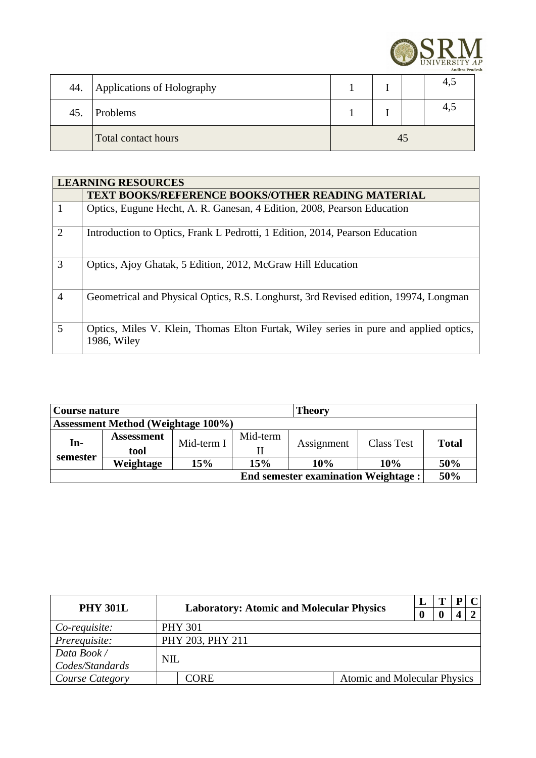| 44. | Applications of Holography | 1 | I | | 4,5 |
|---|---|---|---|---|---|
| 45. | Problems | 1 | I | | 4,5 |
| | Total contact hours | 45 | | | |

| LEARNING RESOURCES | |
|---|---|
| | **TEXT BOOKS/REFERENCE BOOKS/OTHER READING MATERIAL** |
| 1 | Optics, Eugune Hecht, A. R. Ganesan, 4 Edition, 2008, Pearson Education |
| 2 | Introduction to Optics, Frank L Pedrotti, 1 Edition, 2014, Pearson Education |
| 3 | Optics, Ajoy Ghatak, 5 Edition, 2012, McGraw Hill Education |
| 4 | Geometrical and Physical Optics, R.S. Longhurst, 3rd Revised edition, 19974, Longman |
| 5 | Optics, Miles V. Klein, Thomas Elton Furtak, Wiley series in pure and applied optics, 1986, Wiley |

| **Course nature** | | | | **Theory** | | |
|---|---|---|---|---|---|---|
| **Assessment Method (Weightage 100%)** | | | | | | |
| **In-semester** | **Assessment tool** | Mid-term I | Mid-term II | Assignment | Class Test | **Total** |
| | **Weightage** | **15%** | **15%** | **10%** | **10%** | **50%** |
| | | | | | **End semester examination Weightage :** | **50%** |

| **PHY 301L** | **Laboratory: Atomic and Molecular Physics** | | L | T | P | C |
|---|---|---|---|---|---|---|
| | | | **0** | **0** | **4** | **2** |
| *Co-requisite:* | PHY 301 | | | | | |
| *Prerequisite:* | PHY 203, PHY 211 | | | | | |
| *Data Book / Codes/Standards* | NIL | | | | | |
| *Course Category* | CORE | Atomic and Molecular Physics | | | | |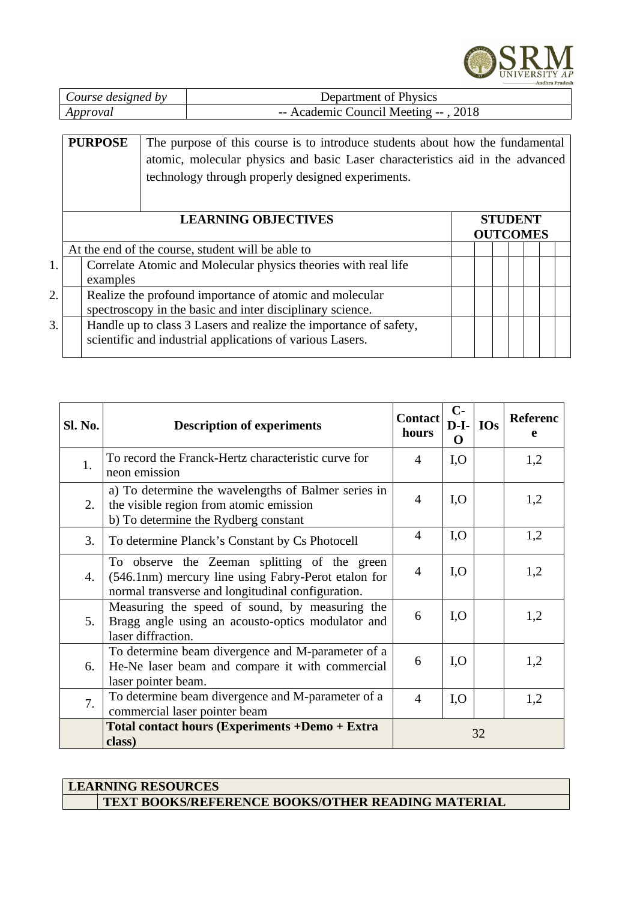| *Course designed by* | Department of Physics |
|---|---|
| *Approval* | -- Academic Council Meeting -- , 2018 |

| **PURPOSE** | The purpose of this course is to introduce students about how the fundamental atomic, molecular physics and basic Laser characteristics aid in the advanced technology through properly designed experiments. |
|---|---|

| | **LEARNING OBJECTIVES** | **STUDENT OUTCOMES** | | | | | | |
|---|---|---|---|---|---|---|---|---|
| | At the end of the course, student will be able to | | | | | | | |
| 1. | Correlate Atomic and Molecular physics theories with real life examples | | | | | | | |
| 2. | Realize the profound importance of atomic and molecular spectroscopy in the basic and inter disciplinary science. | | | | | | | |
| 3. | Handle up to class 3 Lasers and realize the importance of safety, scientific and industrial applications of various Lasers. | | | | | | | |

| Sl. No. | Description of experiments | Contact hours | C-D-I-O | IOs | Reference |
|---|---|---|---|---|---|
| 1. | To record the Franck-Hertz characteristic curve for neon emission | 4 | I,O | | 1,2 |
| 2. | a) To determine the wavelengths of Balmer series in the visible region from atomic emission<br>b) To determine the Rydberg constant | 4 | I,O | | 1,2 |
| 3. | To determine Planck's Constant by Cs Photocell | 4 | I,O | | 1,2 |
| 4. | To observe the Zeeman splitting of the green (546.1nm) mercury line using Fabry-Perot etalon for normal transverse and longitudinal configuration. | 4 | I,O | | 1,2 |
| 5. | Measuring the speed of sound, by measuring the Bragg angle using an acousto-optics modulator and laser diffraction. | 6 | I,O | | 1,2 |
| 6. | To determine beam divergence and M-parameter of a He-Ne laser beam and compare it with commercial laser pointer beam. | 6 | I,O | | 1,2 |
| 7. | To determine beam divergence and M-parameter of a commercial laser pointer beam | 4 | I,O | | 1,2 |
| | **Total contact hours (Experiments +Demo + Extra class)** | 32 | | | |

| **LEARNING RESOURCES** | |
|---|---|
| | **TEXT BOOKS/REFERENCE BOOKS/OTHER READING MATERIAL** |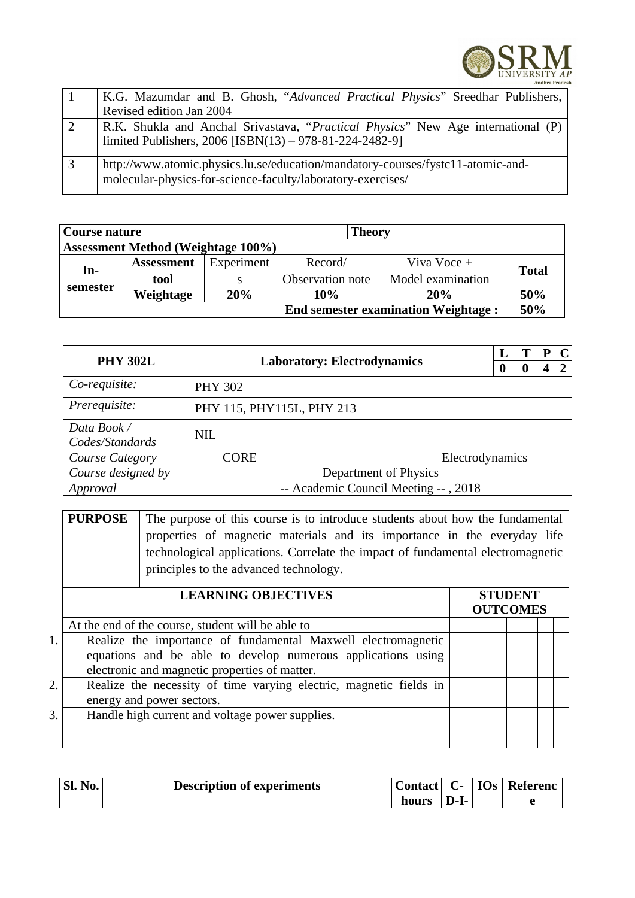| | |
|---|---|
| 1 | K.G. Mazumdar and B. Ghosh, "*Advanced Practical Physics*" Sreedhar Publishers, Revised edition Jan 2004 |
| 2 | R.K. Shukla and Anchal Srivastava, "*Practical Physics*" New Age international (P) limited Publishers, 2006 [ISBN(13) – 978-81-224-2482-9] |
| 3 | http://www.atomic.physics.lu.se/education/mandatory-courses/fystc11-atomic-and-molecular-physics-for-science-faculty/laboratory-exercises/ |

| **Course nature** | | | **Theory** | | |
|---|---|---|---|---|---|
| **Assessment Method (Weightage 100%)** | | | | | |
| **In-semester** | **Assessment tool** | Experiments | Record/ Observation note | Viva Voce + Model examination | **Total** |
| | **Weightage** | **20%** | **10%** | **20%** | **50%** |
| | | | | **End semester examination Weightage :** | **50%** |

| **PHY 302L** | **Laboratory: Electrodynamics** | | **L** | **T** | **P** | **C** |
|---|---|---|---|---|---|---|
| | | | **0** | **0** | **4** | **2** |
| *Co-requisite:* | PHY 302 | | | | | |
| *Prerequisite:* | PHY 115, PHY115L, PHY 213 | | | | | |
| *Data Book / Codes/Standards* | NIL | | | | | |
| *Course Category* | CORE | Electrodynamics | | | | |
| *Course designed by* | Department of Physics | | | | | |
| *Approval* | -- Academic Council Meeting -- , 2018 | | | | | |

| **PURPOSE** | The purpose of this course is to introduce students about how the fundamental properties of magnetic materials and its importance in the everyday life technological applications. Correlate the impact of fundamental electromagnetic principles to the advanced technology. |
|---|---|

| | **LEARNING OBJECTIVES** | **STUDENT OUTCOMES** | | | | | | |
|---|---|---|---|---|---|---|---|---|
| | At the end of the course, student will be able to | | | | | | | |
| 1. | Realize the importance of fundamental Maxwell electromagnetic equations and be able to develop numerous applications using electronic and magnetic properties of matter. | | | | | | | |
| 2. | Realize the necessity of time varying electric, magnetic fields in energy and power sectors. | | | | | | | |
| 3. | Handle high current and voltage power supplies. | | | | | | | |

| **Sl. No.** | **Description of experiments** | **Contact hours** | **C-D-I-** | **IOs** | **Reference** |
|---|---|---|---|---|---|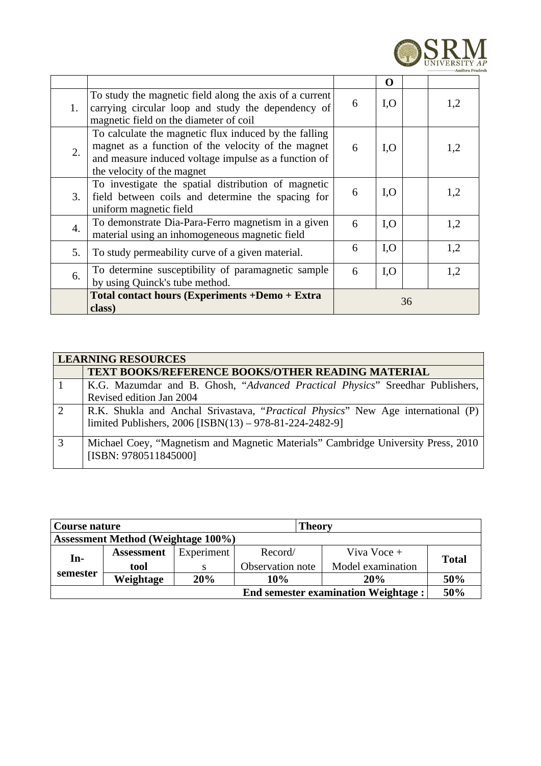| | | | O | | |
|---|---|---|---|---|---|
| 1. | To study the magnetic field along the axis of a current carrying circular loop and study the dependency of magnetic field on the diameter of coil | 6 | I,O | | 1,2 |
| 2. | To calculate the magnetic flux induced by the falling magnet as a function of the velocity of the magnet and measure induced voltage impulse as a function of the velocity of the magnet | 6 | I,O | | 1,2 |
| 3. | To investigate the spatial distribution of magnetic field between coils and determine the spacing for uniform magnetic field | 6 | I,O | | 1,2 |
| 4. | To demonstrate Dia-Para-Ferro magnetism in a given material using an inhomogeneous magnetic field | 6 | I,O | | 1,2 |
| 5. | To study permeability curve of a given material. | 6 | I,O | | 1,2 |
| 6. | To determine susceptibility of paramagnetic sample by using Quinck's tube method. | 6 | I,O | | 1,2 |
| | **Total contact hours (Experiments +Demo + Extra class)** | 36 | | | |

| **LEARNING RESOURCES** | |
|---|---|
| | **TEXT BOOKS/REFERENCE BOOKS/OTHER READING MATERIAL** |
| 1 | K.G. Mazumdar and B. Ghosh, "*Advanced Practical Physics*" Sreedhar Publishers, Revised edition Jan 2004 |
| 2 | R.K. Shukla and Anchal Srivastava, "*Practical Physics*" New Age international (P) limited Publishers, 2006 [ISBN(13) – 978-81-224-2482-9] |
| 3 | Michael Coey, "Magnetism and Magnetic Materials" Cambridge University Press, 2010 [ISBN: 9780511845000] |

| **Course nature** | | | | **Theory** | |
|---|---|---|---|---|---|
| **Assessment Method (Weightage 100%)** | | | | | |
| **In-semester** | **Assessment tool** | Experiments | Record/ Observation note | Viva Voce + Model examination | **Total** |
| | **Weightage** | **20%** | **10%** | **20%** | **50%** |
| **End semester examination Weightage :** | | | | | **50%** |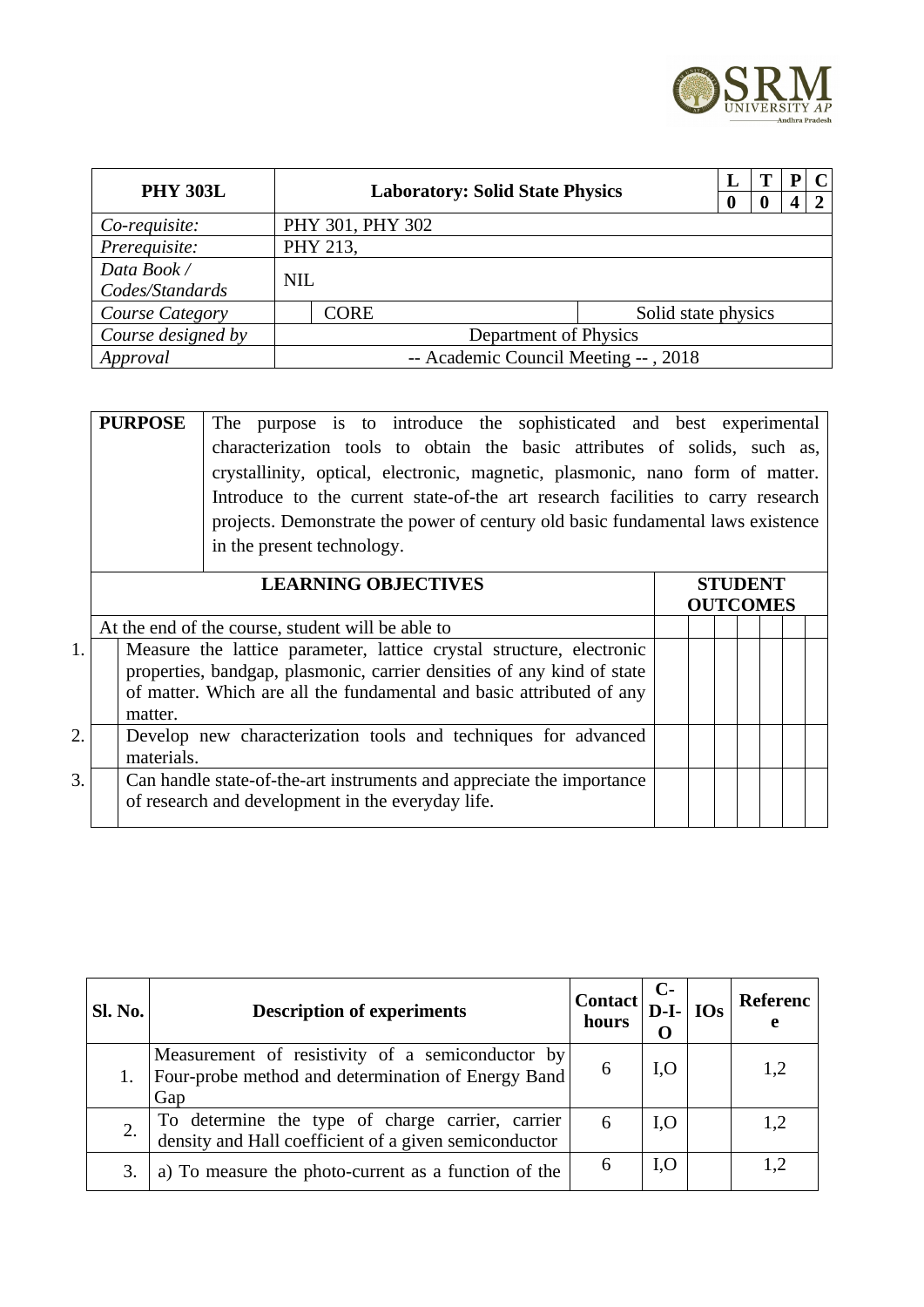| PHY 303L | Laboratory: Solid State Physics | | L | T | P | C |
|---|---|---|---|---|---|---|
| | | | 0 | 0 | 4 | 2 |
| *Co-requisite:* | PHY 301, PHY 302 | | | | | |
| *Prerequisite:* | PHY 213, | | | | | |
| *Data Book / Codes/Standards* | NIL | | | | | |
| *Course Category* | CORE | Solid state physics | | | | |
| *Course designed by* | Department of Physics | | | | | |
| *Approval* | -- Academic Council Meeting -- , 2018 | | | | | |

| **PURPOSE** | The purpose is to introduce the sophisticated and best experimental characterization tools to obtain the basic attributes of solids, such as, crystallinity, optical, electronic, magnetic, plasmonic, nano form of matter. Introduce to the current state-of-the art research facilities to carry research projects. Demonstrate the power of century old basic fundamental laws existence in the present technology. |
|---|---|

| | **LEARNING OBJECTIVES** | **STUDENT OUTCOMES** | | | | | | |
|---|---|---|---|---|---|---|---|---|
| | At the end of the course, student will be able to | | | | | | | |
| 1. | Measure the lattice parameter, lattice crystal structure, electronic properties, bandgap, plasmonic, carrier densities of any kind of state of matter. Which are all the fundamental and basic attributed of any matter. | | | | | | | |
| 2. | Develop new characterization tools and techniques for advanced materials. | | | | | | | |
| 3. | Can handle state-of-the-art instruments and appreciate the importance of research and development in the everyday life. | | | | | | | |

| Sl. No. | Description of experiments | Contact hours | C-D-I-O | IOs | Reference |
|---|---|---|---|---|---|
| 1. | Measurement of resistivity of a semiconductor by Four-probe method and determination of Energy Band Gap | 6 | I,O | | 1,2 |
| 2. | To determine the type of charge carrier, carrier density and Hall coefficient of a given semiconductor | 6 | I,O | | 1,2 |
| 3. | a) To measure the photo-current as a function of the | 6 | I,O | | 1,2 |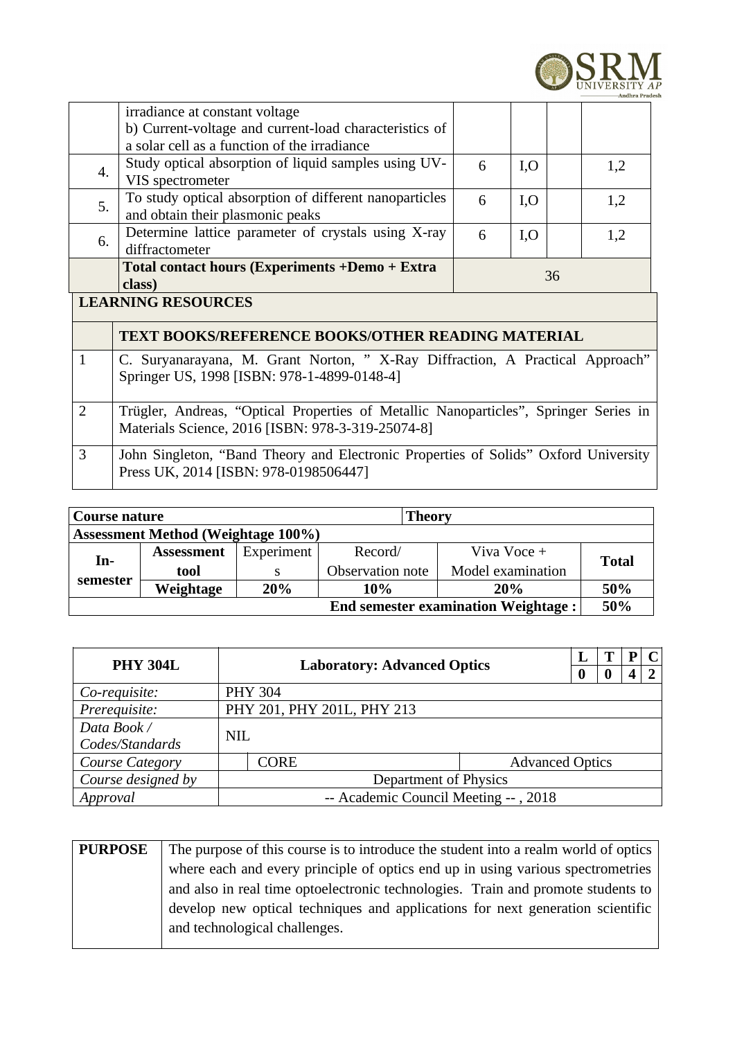| | | | | | |
|---|---|---|---|---|---|
| | irradiance at constant voltage<br>b) Current-voltage and current-load characteristics of a solar cell as a function of the irradiance | | | | |
| 4. | Study optical absorption of liquid samples using UV-VIS spectrometer | 6 | I,O | | 1,2 |
| 5. | To study optical absorption of different nanoparticles and obtain their plasmonic peaks | 6 | I,O | | 1,2 |
| 6. | Determine lattice parameter of crystals using X-ray diffractometer | 6 | I,O | | 1,2 |
| | **Total contact hours (Experiments +Demo + Extra class)** | 36 | | | |

| **LEARNING RESOURCES** | |
|---|---|
| | **TEXT BOOKS/REFERENCE BOOKS/OTHER READING MATERIAL** |
| 1 | C. Suryanarayana, M. Grant Norton, " X-Ray Diffraction, A Practical Approach" Springer US, 1998 [ISBN: 978-1-4899-0148-4] |
| 2 | Trügler, Andreas, "Optical Properties of Metallic Nanoparticles", Springer Series in Materials Science, 2016 [ISBN: 978-3-319-25074-8] |
| 3 | John Singleton, "Band Theory and Electronic Properties of Solids" Oxford University Press UK, 2014 [ISBN: 978-0198506447] |

| **Course nature** | | | **Theory** | | |
|---|---|---|---|---|---|
| **Assessment Method (Weightage 100%)** | | | | | |
| **In-semester** | **Assessment tool** | Experiments | Record/ Observation note | Viva Voce + Model examination | **Total** |
| | **Weightage** | **20%** | **10%** | **20%** | **50%** |
| **End semester examination Weightage :** | | | | | **50%** |

| **PHY 304L** | **Laboratory: Advanced Optics** | | **L** | **T** | **P** | **C** |
|---|---|---|---|---|---|---|
| | | | **0** | **0** | **4** | **2** |
| *Co-requisite:* | PHY 304 | | | | | |
| *Prerequisite:* | PHY 201, PHY 201L, PHY 213 | | | | | |
| *Data Book / Codes/Standards* | NIL | | | | | |
| *Course Category* | CORE | Advanced Optics | | | | |
| *Course designed by* | Department of Physics | | | | | |
| *Approval* | -- Academic Council Meeting -- , 2018 | | | | | |

| **PURPOSE** | The purpose of this course is to introduce the student into a realm world of optics where each and every principle of optics end up in using various spectrometries and also in real time optoelectronic technologies. Train and promote students to develop new optical techniques and applications for next generation scientific and technological challenges. |
|---|---|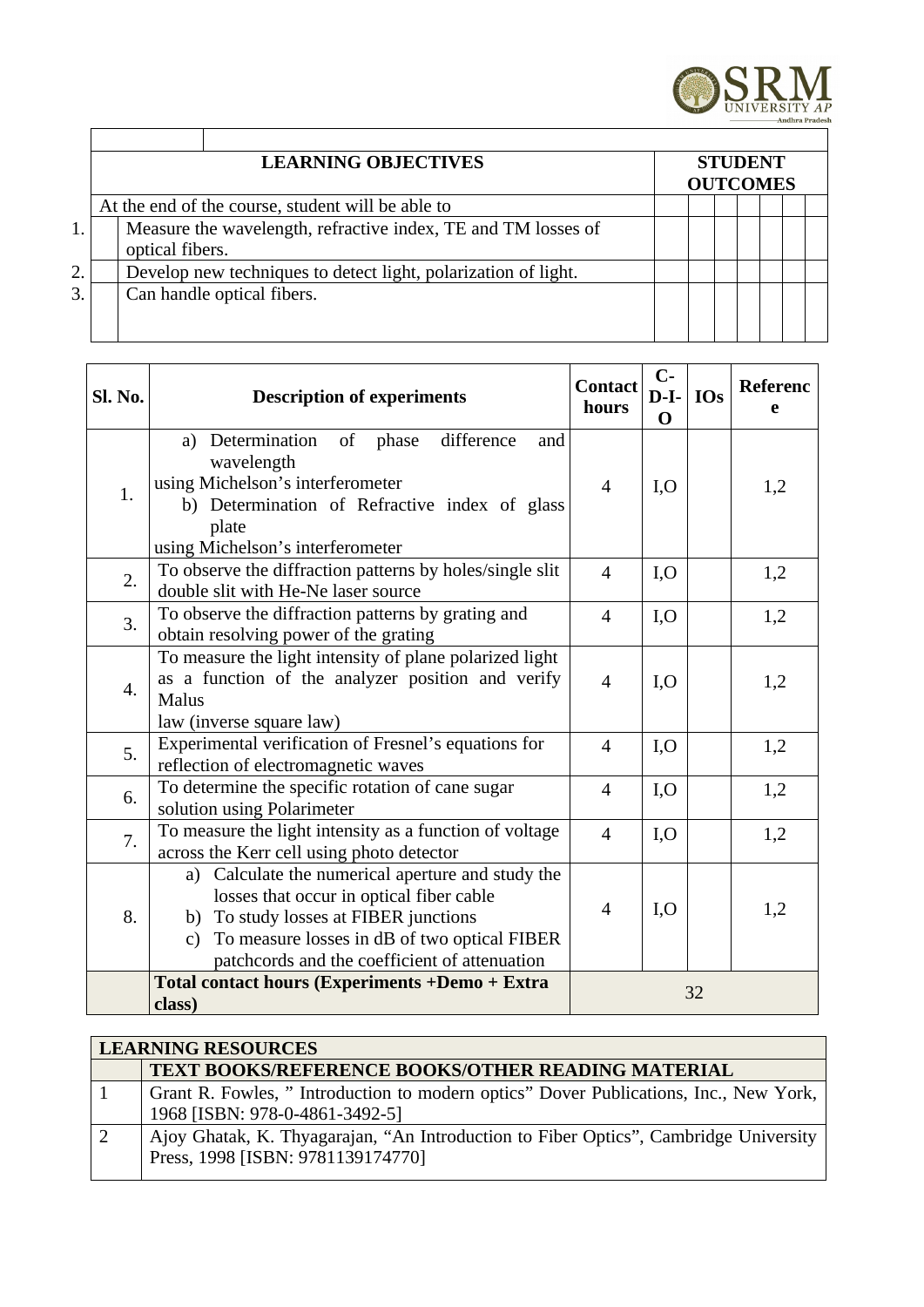| | LEARNING OBJECTIVES | STUDENT OUTCOMES | | | | | | |
|---|---|---|---|---|---|---|---|---|
| | At the end of the course, student will be able to | | | | | | | |
| 1. | Measure the wavelength, refractive index, TE and TM losses of optical fibers. | | | | | | | |
| 2. | Develop new techniques to detect light, polarization of light. | | | | | | | |
| 3. | Can handle optical fibers. | | | | | | | |

| Sl. No. | Description of experiments | Contact hours | C-D-I-O | IOs | Reference |
|---|---|---|---|---|---|
| 1. | a) Determination of phase difference and wavelength using Michelson's interferometer<br>b) Determination of Refractive index of glass plate using Michelson's interferometer | 4 | I,O | | 1,2 |
| 2. | To observe the diffraction patterns by holes/single slit double slit with He-Ne laser source | 4 | I,O | | 1,2 |
| 3. | To observe the diffraction patterns by grating and obtain resolving power of the grating | 4 | I,O | | 1,2 |
| 4. | To measure the light intensity of plane polarized light as a function of the analyzer position and verify Malus law (inverse square law) | 4 | I,O | | 1,2 |
| 5. | Experimental verification of Fresnel's equations for reflection of electromagnetic waves | 4 | I,O | | 1,2 |
| 6. | To determine the specific rotation of cane sugar solution using Polarimeter | 4 | I,O | | 1,2 |
| 7. | To measure the light intensity as a function of voltage across the Kerr cell using photo detector | 4 | I,O | | 1,2 |
| 8. | a) Calculate the numerical aperture and study the losses that occur in optical fiber cable<br>b) To study losses at FIBER junctions<br>c) To measure losses in dB of two optical FIBER patchcords and the coefficient of attenuation | 4 | I,O | | 1,2 |
| | **Total contact hours (Experiments +Demo + Extra class)** | 32 | | | |

| LEARNING RESOURCES | |
|---|---|
| | **TEXT BOOKS/REFERENCE BOOKS/OTHER READING MATERIAL** |
| 1 | Grant R. Fowles, " Introduction to modern optics" Dover Publications, Inc., New York, 1968 [ISBN: 978-0-4861-3492-5] |
| 2 | Ajoy Ghatak, K. Thyagarajan, "An Introduction to Fiber Optics", Cambridge University Press, 1998 [ISBN: 9781139174770] |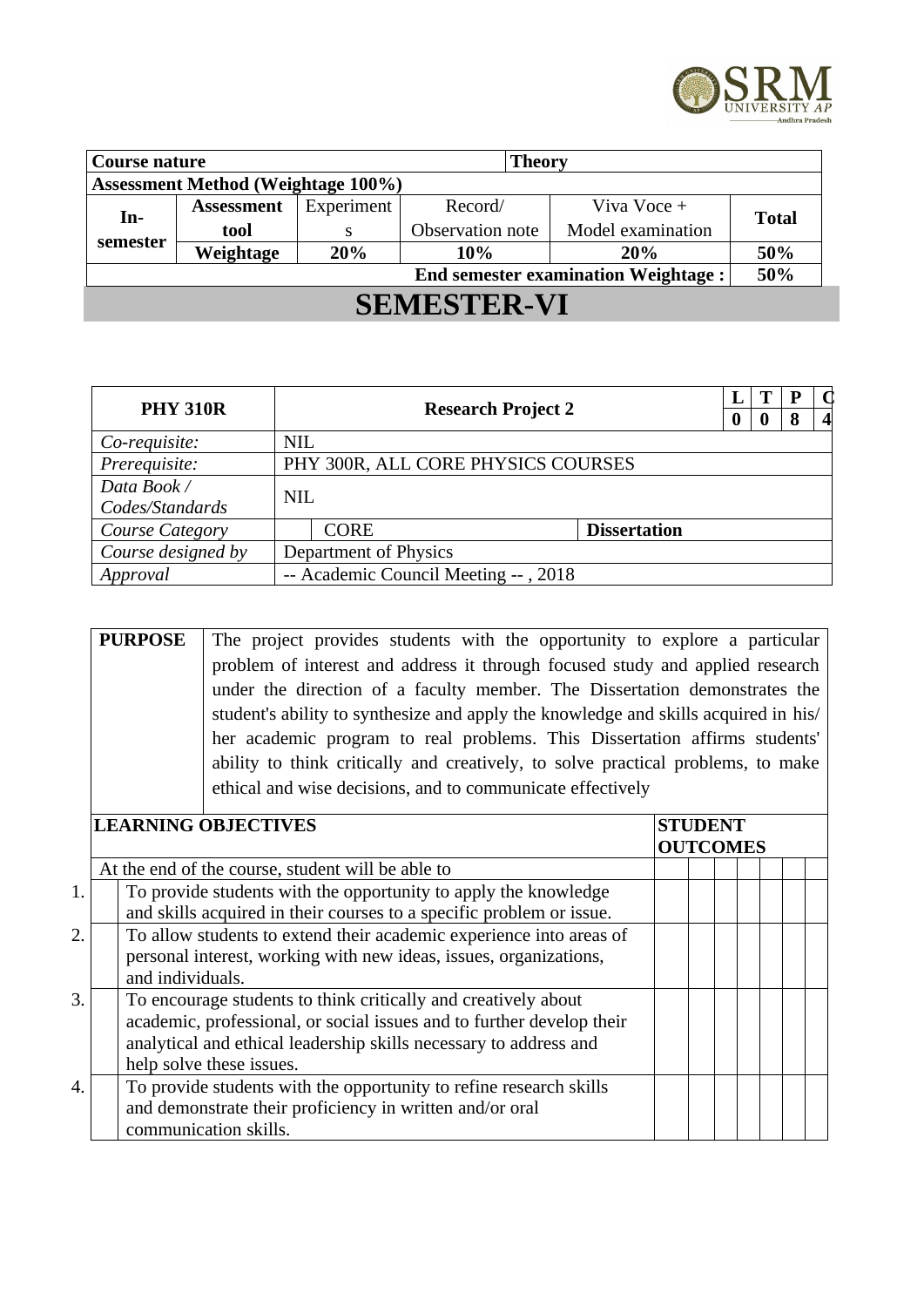| Course nature | | | Theory | | |
|---|---|---|---|---|---|
| **Assessment Method (Weightage 100%)** | | | | | |
| **In-semester** | **Assessment tool** | Experiments | Record/ Observation note | Viva Voce + Model examination | **Total** |
| | **Weightage** | **20%** | **10%** | **20%** | **50%** |
| **End semester examination Weightage :** | | | | | **50%** |

# SEMESTER-VI

| PHY 310R | Research Project 2 | | L | T | P | C |
|---|---|---|---|---|---|---|
| | | | 0 | 0 | 8 | 4 |
| *Co-requisite:* | NIL | | | | | |
| *Prerequisite:* | PHY 300R, ALL CORE PHYSICS COURSES | | | | | |
| *Data Book / Codes/Standards* | NIL | | | | | |
| *Course Category* | CORE | **Dissertation** | | | | |
| *Course designed by* | Department of Physics | | | | | |
| *Approval* | -- Academic Council Meeting -- , 2018 | | | | | |

| **PURPOSE** | The project provides students with the opportunity to explore a particular problem of interest and address it through focused study and applied research under the direction of a faculty member. The Dissertation demonstrates the student's ability to synthesize and apply the knowledge and skills acquired in his/ her academic program to real problems. This Dissertation affirms students' ability to think critically and creatively, to solve practical problems, to make ethical and wise decisions, and to communicate effectively |
|---|---|

| | **LEARNING OBJECTIVES** | **STUDENT OUTCOMES** | | | | | | |
|---|---|---|---|---|---|---|---|---|
| | At the end of the course, student will be able to | | | | | | | |
| 1. | To provide students with the opportunity to apply the knowledge and skills acquired in their courses to a specific problem or issue. | | | | | | | |
| 2. | To allow students to extend their academic experience into areas of personal interest, working with new ideas, issues, organizations, and individuals. | | | | | | | |
| 3. | To encourage students to think critically and creatively about academic, professional, or social issues and to further develop their analytical and ethical leadership skills necessary to address and help solve these issues. | | | | | | | |
| 4. | To provide students with the opportunity to refine research skills and demonstrate their proficiency in written and/or oral communication skills. | | | | | | | |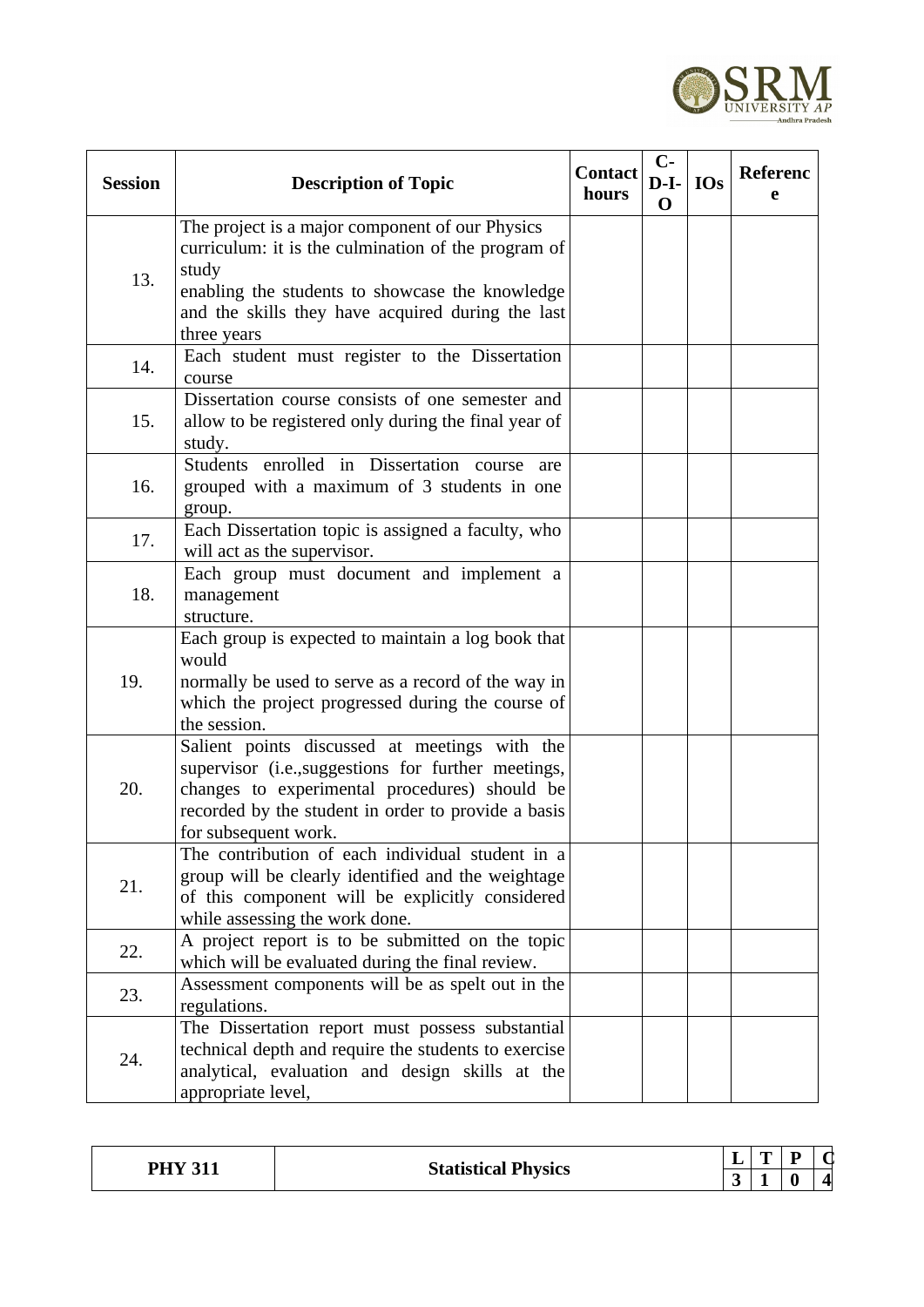| Session | Description of Topic | Contact hours | C-D-I-O | IOs | Reference |
|---|---|---|---|---|---|
| 13. | The project is a major component of our Physics curriculum: it is the culmination of the program of study enabling the students to showcase the knowledge and the skills they have acquired during the last three years | | | | |
| 14. | Each student must register to the Dissertation course | | | | |
| 15. | Dissertation course consists of one semester and allow to be registered only during the final year of study. | | | | |
| 16. | Students enrolled in Dissertation course are grouped with a maximum of 3 students in one group. | | | | |
| 17. | Each Dissertation topic is assigned a faculty, who will act as the supervisor. | | | | |
| 18. | Each group must document and implement a management structure. | | | | |
| 19. | Each group is expected to maintain a log book that would normally be used to serve as a record of the way in which the project progressed during the course of the session. | | | | |
| 20. | Salient points discussed at meetings with the supervisor (i.e.,suggestions for further meetings, changes to experimental procedures) should be recorded by the student in order to provide a basis for subsequent work. | | | | |
| 21. | The contribution of each individual student in a group will be clearly identified and the weightage of this component will be explicitly considered while assessing the work done. | | | | |
| 22. | A project report is to be submitted on the topic which will be evaluated during the final review. | | | | |
| 23. | Assessment components will be as spelt out in the regulations. | | | | |
| 24. | The Dissertation report must possess substantial technical depth and require the students to exercise analytical, evaluation and design skills at the appropriate level, | | | | |

| PHY 311 | Statistical Physics | L | T | P | C |
|---|---|---|---|---|---|
| | | 3 | 1 | 0 | 4 |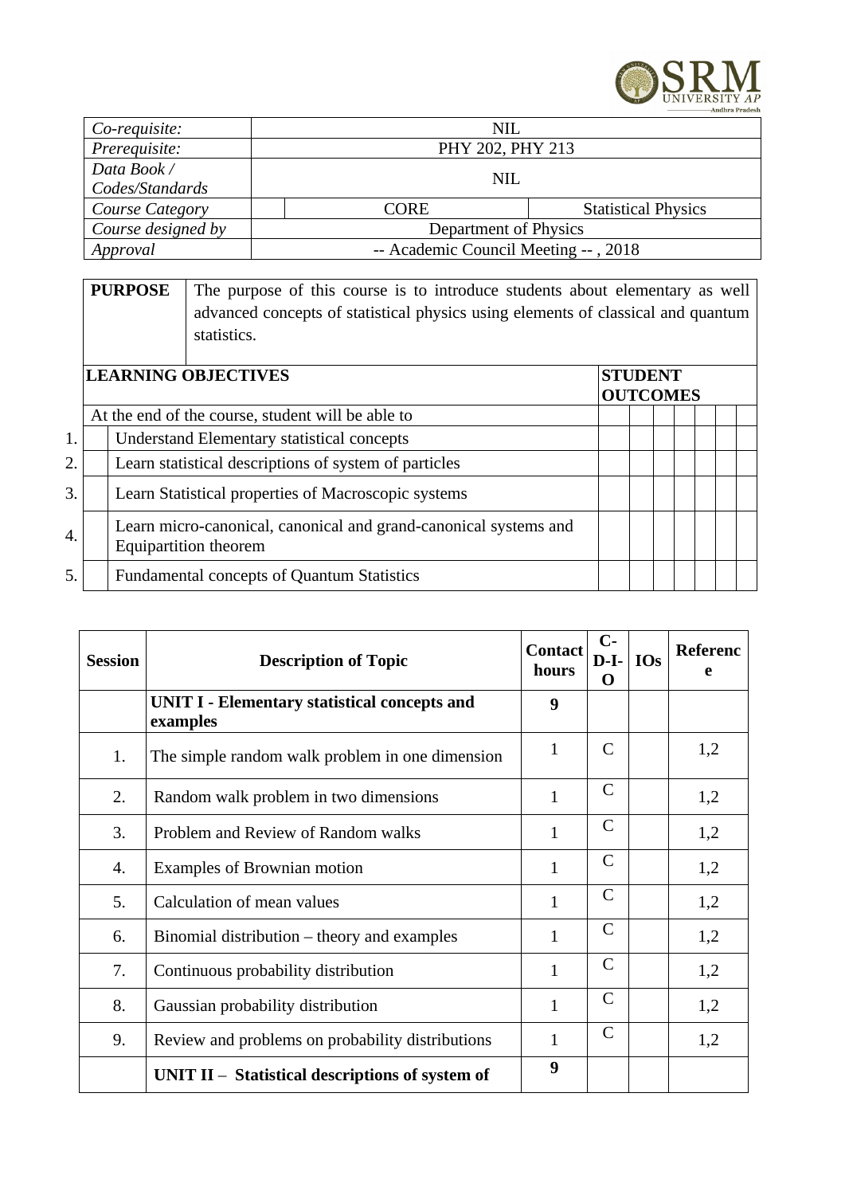| | | |
|---|---|---|
| *Co-requisite:* | NIL | |
| *Prerequisite:* | PHY 202, PHY 213 | |
| *Data Book / Codes/Standards* | NIL | |
| *Course Category* | CORE | Statistical Physics |
| *Course designed by* | Department of Physics | |
| *Approval* | -- Academic Council Meeting -- , 2018 | |

| **PURPOSE** | The purpose of this course is to introduce students about elementary as well advanced concepts of statistical physics using elements of classical and quantum statistics. |
|---|---|

| | **LEARNING OBJECTIVES** | **STUDENT OUTCOMES** | | | | | | |
|---|---|---|---|---|---|---|---|---|
| | At the end of the course, student will be able to | | | | | | | |
| 1. | Understand Elementary statistical concepts | | | | | | | |
| 2. | Learn statistical descriptions of system of particles | | | | | | | |
| 3. | Learn Statistical properties of Macroscopic systems | | | | | | | |
| 4. | Learn micro-canonical, canonical and grand-canonical systems and Equipartition theorem | | | | | | | |
| 5. | Fundamental concepts of Quantum Statistics | | | | | | | |

| **Session** | **Description of Topic** | **Contact hours** | **C-D-I-O** | **IOs** | **Reference** |
|---|---|---|---|---|---|
| | **UNIT I - Elementary statistical concepts and examples** | **9** | | | |
| 1. | The simple random walk problem in one dimension | 1 | C | | 1,2 |
| 2. | Random walk problem in two dimensions | 1 | C | | 1,2 |
| 3. | Problem and Review of Random walks | 1 | C | | 1,2 |
| 4. | Examples of Brownian motion | 1 | C | | 1,2 |
| 5. | Calculation of mean values | 1 | C | | 1,2 |
| 6. | Binomial distribution – theory and examples | 1 | C | | 1,2 |
| 7. | Continuous probability distribution | 1 | C | | 1,2 |
| 8. | Gaussian probability distribution | 1 | C | | 1,2 |
| 9. | Review and problems on probability distributions | 1 | C | | 1,2 |
| | **UNIT II – Statistical descriptions of system of** | **9** | | | |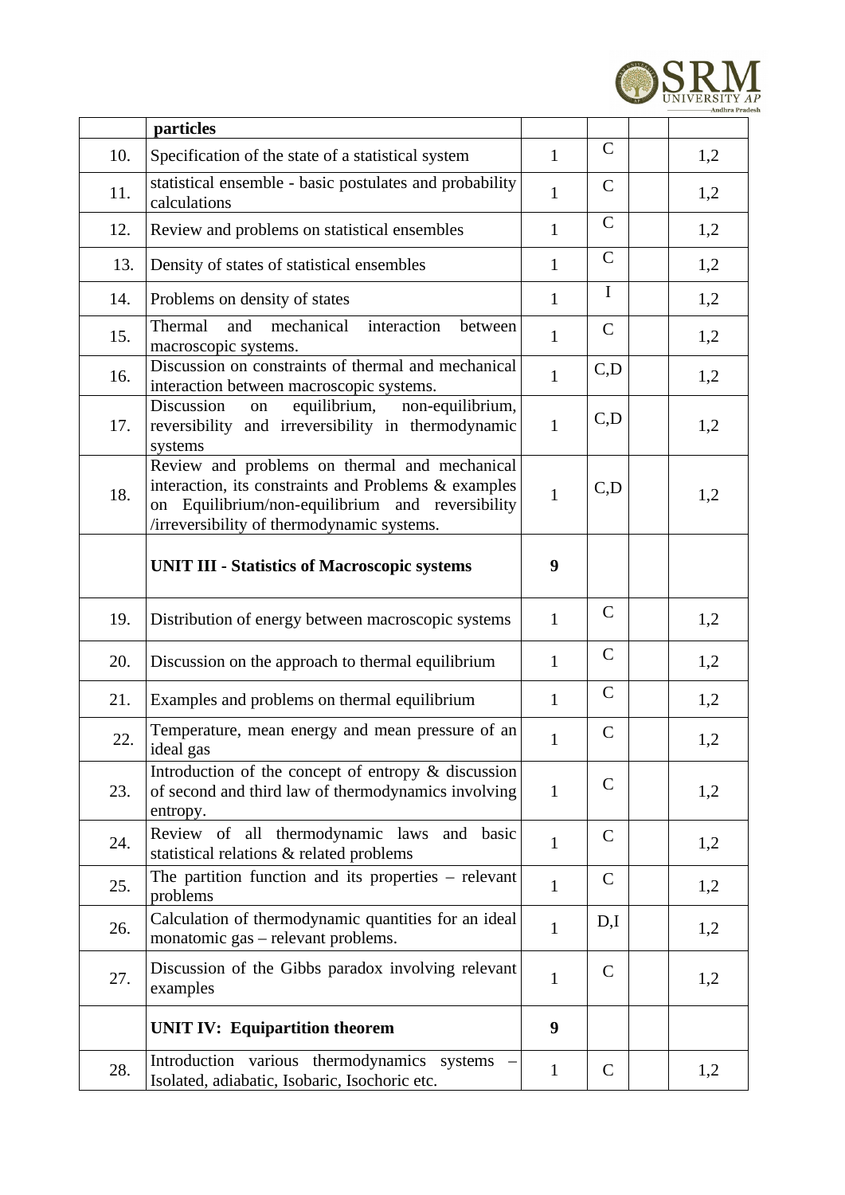| | particles | | | | |
|---|---|---|---|---|---|
| 10. | Specification of the state of a statistical system | 1 | C | | 1,2 |
| 11. | statistical ensemble - basic postulates and probability calculations | 1 | C | | 1,2 |
| 12. | Review and problems on statistical ensembles | 1 | C | | 1,2 |
| 13. | Density of states of statistical ensembles | 1 | C | | 1,2 |
| 14. | Problems on density of states | 1 | I | | 1,2 |
| 15. | Thermal and mechanical interaction between macroscopic systems. | 1 | C | | 1,2 |
| 16. | Discussion on constraints of thermal and mechanical interaction between macroscopic systems. | 1 | C,D | | 1,2 |
| 17. | Discussion on equilibrium, non-equilibrium, reversibility and irreversibility in thermodynamic systems | 1 | C,D | | 1,2 |
| 18. | Review and problems on thermal and mechanical interaction, its constraints and Problems & examples on Equilibrium/non-equilibrium and reversibility /irreversibility of thermodynamic systems. | 1 | C,D | | 1,2 |
| | **UNIT III - Statistics of Macroscopic systems** | **9** | | | |
| 19. | Distribution of energy between macroscopic systems | 1 | C | | 1,2 |
| 20. | Discussion on the approach to thermal equilibrium | 1 | C | | 1,2 |
| 21. | Examples and problems on thermal equilibrium | 1 | C | | 1,2 |
| 22. | Temperature, mean energy and mean pressure of an ideal gas | 1 | C | | 1,2 |
| 23. | Introduction of the concept of entropy & discussion of second and third law of thermodynamics involving entropy. | 1 | C | | 1,2 |
| 24. | Review of all thermodynamic laws and basic statistical relations & related problems | 1 | C | | 1,2 |
| 25. | The partition function and its properties – relevant problems | 1 | C | | 1,2 |
| 26. | Calculation of thermodynamic quantities for an ideal monatomic gas – relevant problems. | 1 | D,I | | 1,2 |
| 27. | Discussion of the Gibbs paradox involving relevant examples | 1 | C | | 1,2 |
| | **UNIT IV: Equipartition theorem** | **9** | | | |
| 28. | Introduction various thermodynamics systems – Isolated, adiabatic, Isobaric, Isochoric etc. | 1 | C | | 1,2 |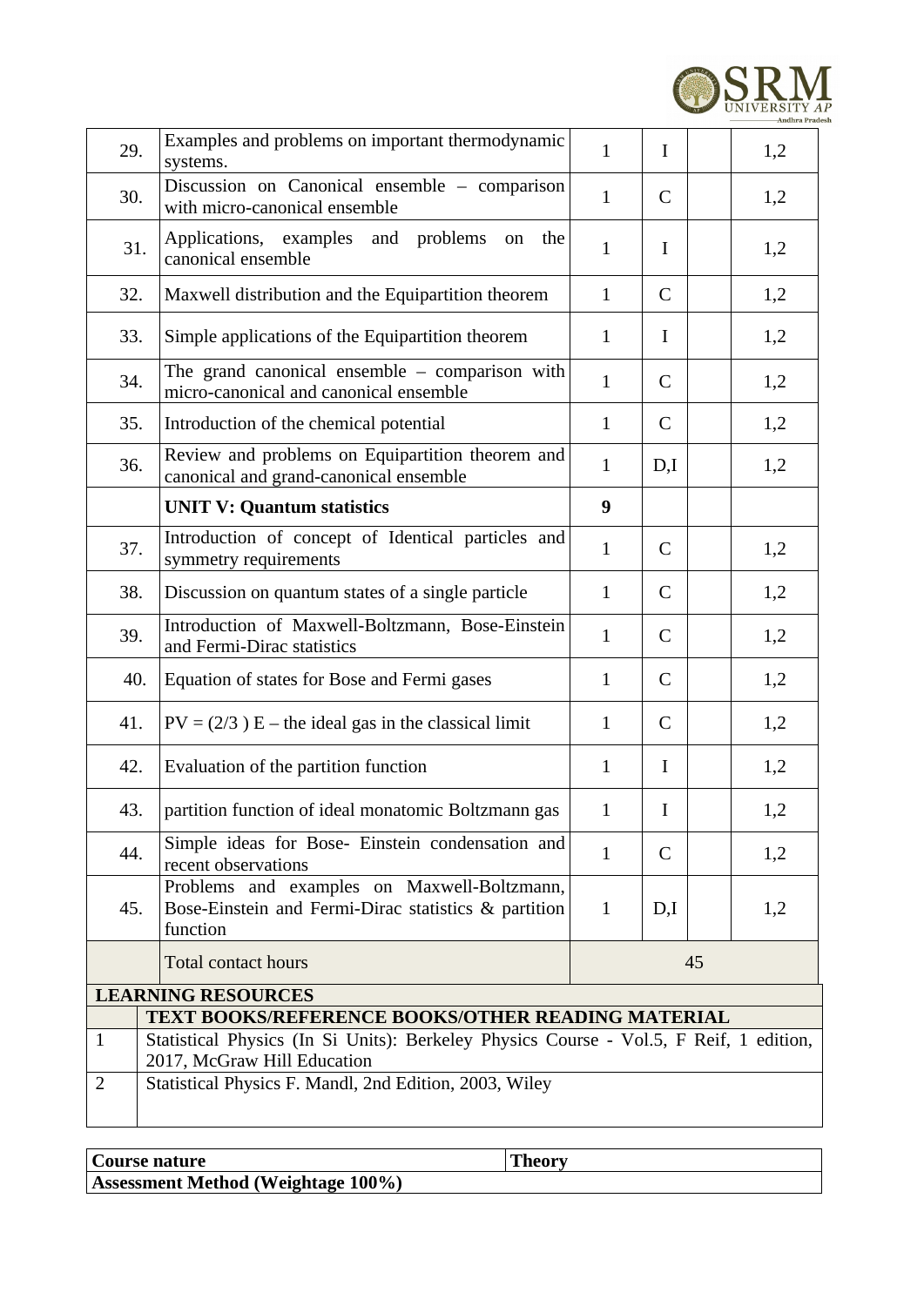| | | | | | |
|---|---|---|---|---|---|
| 29. | Examples and problems on important thermodynamic systems. | 1 | I | | 1,2 |
| 30. | Discussion on Canonical ensemble – comparison with micro-canonical ensemble | 1 | C | | 1,2 |
| 31. | Applications, examples and problems on the canonical ensemble | 1 | I | | 1,2 |
| 32. | Maxwell distribution and the Equipartition theorem | 1 | C | | 1,2 |
| 33. | Simple applications of the Equipartition theorem | 1 | I | | 1,2 |
| 34. | The grand canonical ensemble – comparison with micro-canonical and canonical ensemble | 1 | C | | 1,2 |
| 35. | Introduction of the chemical potential | 1 | C | | 1,2 |
| 36. | Review and problems on Equipartition theorem and canonical and grand-canonical ensemble | 1 | D,I | | 1,2 |
| | **UNIT V: Quantum statistics** | **9** | | | |
| 37. | Introduction of concept of Identical particles and symmetry requirements | 1 | C | | 1,2 |
| 38. | Discussion on quantum states of a single particle | 1 | C | | 1,2 |
| 39. | Introduction of Maxwell-Boltzmann, Bose-Einstein and Fermi-Dirac statistics | 1 | C | | 1,2 |
| 40. | Equation of states for Bose and Fermi gases | 1 | C | | 1,2 |
| 41. | PV = (2/3 ) E – the ideal gas in the classical limit | 1 | C | | 1,2 |
| 42. | Evaluation of the partition function | 1 | I | | 1,2 |
| 43. | partition function of ideal monatomic Boltzmann gas | 1 | I | | 1,2 |
| 44. | Simple ideas for Bose- Einstein condensation and recent observations | 1 | C | | 1,2 |
| 45. | Problems and examples on Maxwell-Boltzmann, Bose-Einstein and Fermi-Dirac statistics & partition function | 1 | D,I | | 1,2 |
| | Total contact hours | 45 | | | |

| **LEARNING RESOURCES** | |
|---|---|
| | **TEXT BOOKS/REFERENCE BOOKS/OTHER READING MATERIAL** |
| 1 | Statistical Physics (In Si Units): Berkeley Physics Course - Vol.5, F Reif, 1 edition, 2017, McGraw Hill Education |
| 2 | Statistical Physics F. Mandl, 2nd Edition, 2003, Wiley |

| **Course nature** | **Theory** |
|---|---|
| **Assessment Method (Weightage 100%)** | |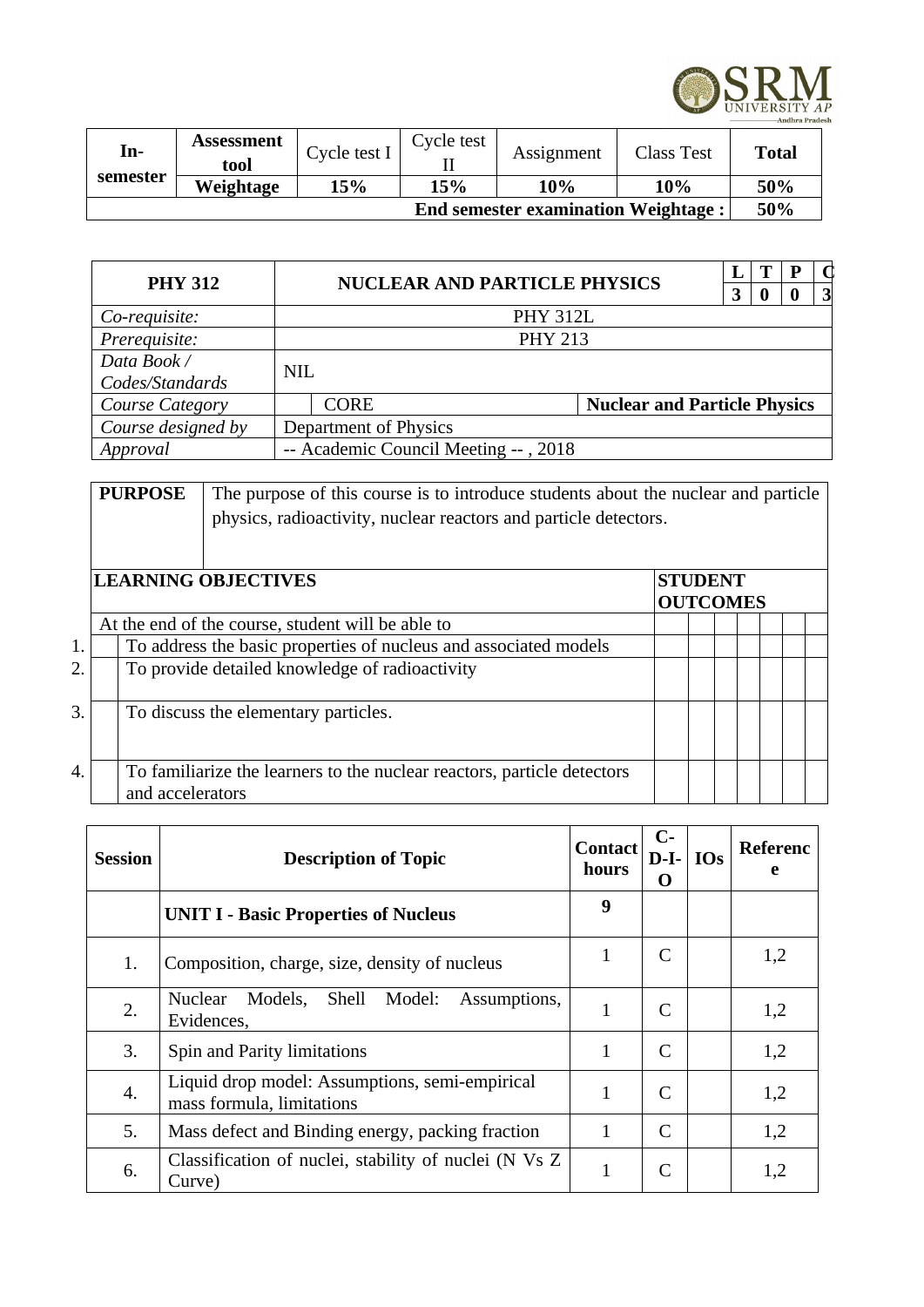| In-semester | Assessment tool | Cycle test I | Cycle test II | Assignment | Class Test | Total |
|---|---|---|---|---|---|---|
| | Weightage | 15% | 15% | 10% | 10% | 50% |
| **End semester examination Weightage :** | | | | | | 50% |

| PHY 312 | NUCLEAR AND PARTICLE PHYSICS | | L | T | P | C |
|---|---|---|---|---|---|---|
| | | | 3 | 0 | 0 | 3 |
| *Co-requisite:* | PHY 312L | | | | | |
| *Prerequisite:* | PHY 213 | | | | | |
| *Data Book / Codes/Standards* | NIL | | | | | |
| *Course Category* | CORE | **Nuclear and Particle Physics** | | | | |
| *Course designed by* | Department of Physics | | | | | |
| *Approval* | -- Academic Council Meeting -- , 2018 | | | | | |

| PURPOSE | The purpose of this course is to introduce students about the nuclear and particle physics, radioactivity, nuclear reactors and particle detectors. |
|---|---|

| LEARNING OBJECTIVES | STUDENT OUTCOMES | | | | | | |
|---|---|---|---|---|---|---|---|
| At the end of the course, student will be able to | | | | | | | |
| 1. To address the basic properties of nucleus and associated models | | | | | | | |
| 2. To provide detailed knowledge of radioactivity | | | | | | | |
| 3. To discuss the elementary particles. | | | | | | | |
| 4. To familiarize the learners to the nuclear reactors, particle detectors and accelerators | | | | | | | |

| Session | Description of Topic | Contact hours | C-D-I-O | IOs | Reference |
|---|---|---|---|---|---|
| | **UNIT I - Basic Properties of Nucleus** | 9 | | | |
| 1. | Composition, charge, size, density of nucleus | 1 | C | | 1,2 |
| 2. | Nuclear Models, Shell Model: Assumptions, Evidences, | 1 | C | | 1,2 |
| 3. | Spin and Parity limitations | 1 | C | | 1,2 |
| 4. | Liquid drop model: Assumptions, semi-empirical mass formula, limitations | 1 | C | | 1,2 |
| 5. | Mass defect and Binding energy, packing fraction | 1 | C | | 1,2 |
| 6. | Classification of nuclei, stability of nuclei (N Vs Z Curve) | 1 | C | | 1,2 |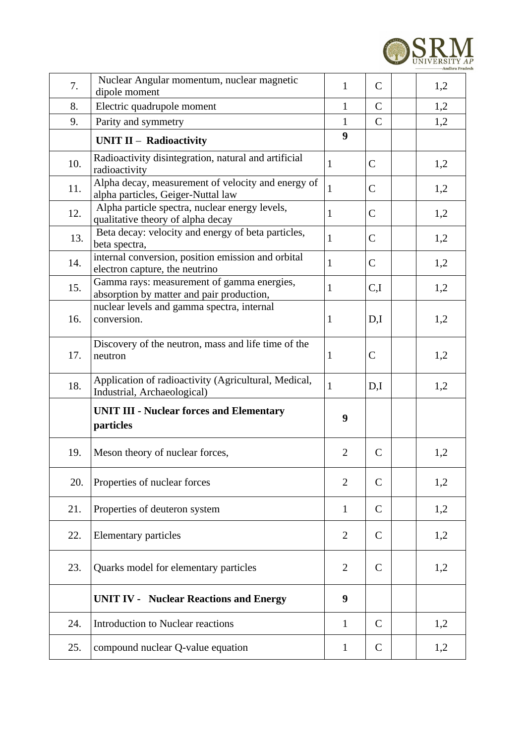| | | | | | |
|---|---|---|---|---|---|
| 7. | Nuclear Angular momentum, nuclear magnetic dipole moment | 1 | C | | 1,2 |
| 8. | Electric quadrupole moment | 1 | C | | 1,2 |
| 9. | Parity and symmetry | 1 | C | | 1,2 |
| | **UNIT II – Radioactivity** | **9** | | | |
| 10. | Radioactivity disintegration, natural and artificial radioactivity | 1 | C | | 1,2 |
| 11. | Alpha decay, measurement of velocity and energy of alpha particles, Geiger-Nuttal law | 1 | C | | 1,2 |
| 12. | Alpha particle spectra, nuclear energy levels, qualitative theory of alpha decay | 1 | C | | 1,2 |
| 13. | Beta decay: velocity and energy of beta particles, beta spectra, | 1 | C | | 1,2 |
| 14. | internal conversion, position emission and orbital electron capture, the neutrino | 1 | C | | 1,2 |
| 15. | Gamma rays: measurement of gamma energies, absorption by matter and pair production, | 1 | C,I | | 1,2 |
| 16. | nuclear levels and gamma spectra, internal conversion. | 1 | D,I | | 1,2 |
| 17. | Discovery of the neutron, mass and life time of the neutron | 1 | C | | 1,2 |
| 18. | Application of radioactivity (Agricultural, Medical, Industrial, Archaeological) | 1 | D,I | | 1,2 |
| | **UNIT III - Nuclear forces and Elementary particles** | **9** | | | |
| 19. | Meson theory of nuclear forces, | 2 | C | | 1,2 |
| 20. | Properties of nuclear forces | 2 | C | | 1,2 |
| 21. | Properties of deuteron system | 1 | C | | 1,2 |
| 22. | Elementary particles | 2 | C | | 1,2 |
| 23. | Quarks model for elementary particles | 2 | C | | 1,2 |
| | **UNIT IV - Nuclear Reactions and Energy** | **9** | | | |
| 24. | Introduction to Nuclear reactions | 1 | C | | 1,2 |
| 25. | compound nuclear Q-value equation | 1 | C | | 1,2 |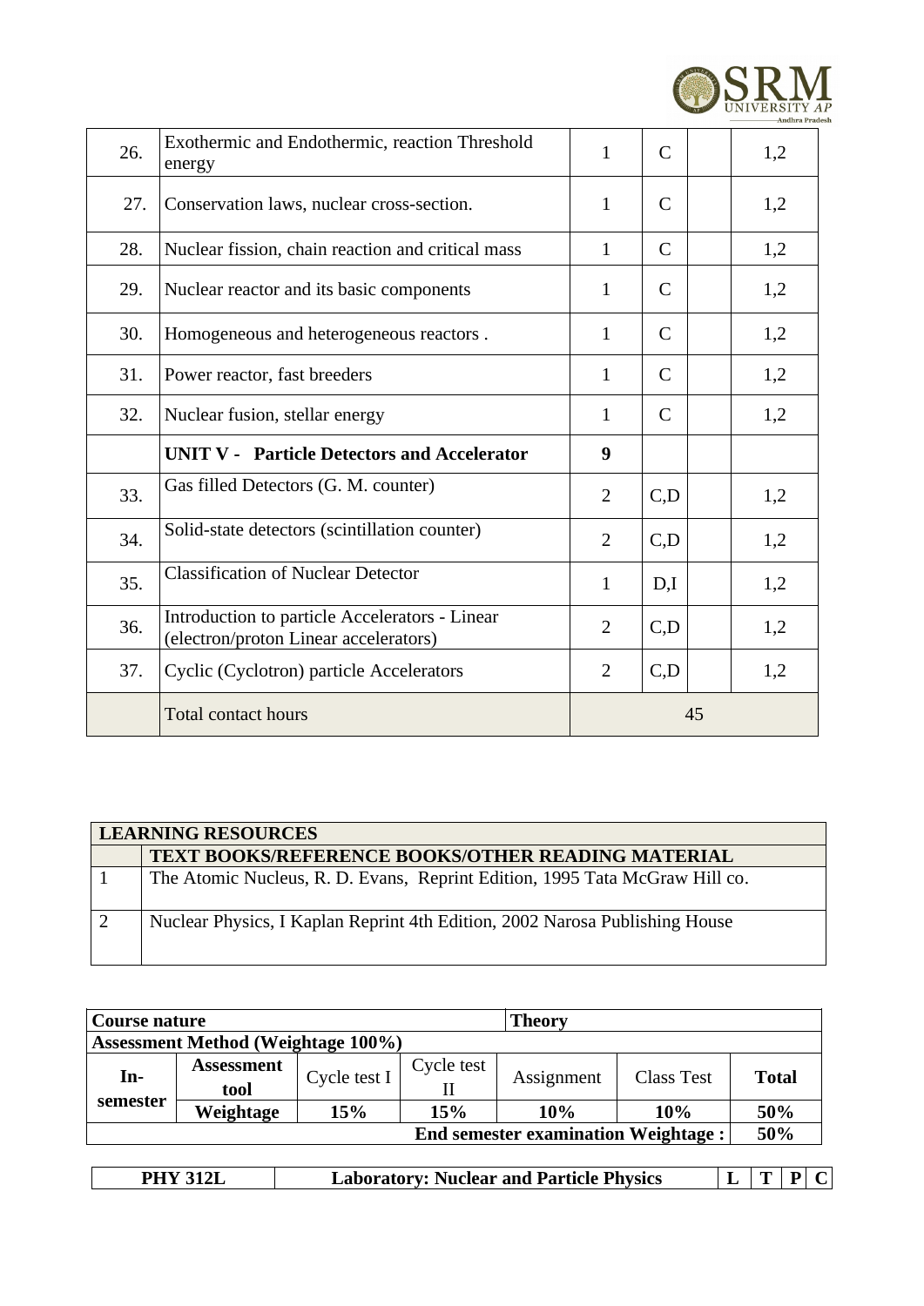| 26. | Exothermic and Endothermic, reaction Threshold energy | 1 | C | | 1,2 |
|---|---|---|---|---|---|
| 27. | Conservation laws, nuclear cross-section. | 1 | C | | 1,2 |
| 28. | Nuclear fission, chain reaction and critical mass | 1 | C | | 1,2 |
| 29. | Nuclear reactor and its basic components | 1 | C | | 1,2 |
| 30. | Homogeneous and heterogeneous reactors . | 1 | C | | 1,2 |
| 31. | Power reactor, fast breeders | 1 | C | | 1,2 |
| 32. | Nuclear fusion, stellar energy | 1 | C | | 1,2 |
| | **UNIT V - Particle Detectors and Accelerator** | **9** | | | |
| 33. | Gas filled Detectors (G. M. counter) | 2 | C,D | | 1,2 |
| 34. | Solid-state detectors (scintillation counter) | 2 | C,D | | 1,2 |
| 35. | Classification of Nuclear Detector | 1 | D,I | | 1,2 |
| 36. | Introduction to particle Accelerators - Linear (electron/proton Linear accelerators) | 2 | C,D | | 1,2 |
| 37. | Cyclic (Cyclotron) particle Accelerators | 2 | C,D | | 1,2 |
| | Total contact hours | 45 | | | |

| **LEARNING RESOURCES** | |
|---|---|
| | **TEXT BOOKS/REFERENCE BOOKS/OTHER READING MATERIAL** |
| 1 | The Atomic Nucleus, R. D. Evans, Reprint Edition, 1995 Tata McGraw Hill co. |
| 2 | Nuclear Physics, I Kaplan Reprint 4th Edition, 2002 Narosa Publishing House |

| **Course nature** | | | | **Theory** | | |
|---|---|---|---|---|---|---|
| **Assessment Method (Weightage 100%)** | | | | | | |
| **In-semester** | **Assessment tool** | Cycle test I | Cycle test II | Assignment | Class Test | **Total** |
| | **Weightage** | **15%** | **15%** | **10%** | **10%** | **50%** |
| **End semester examination Weightage :** | | | | | | **50%** |

| **PHY 312L** | **Laboratory: Nuclear and Particle Physics** | **L** | **T** | **P** | **C** |
|---|---|---|---|---|---|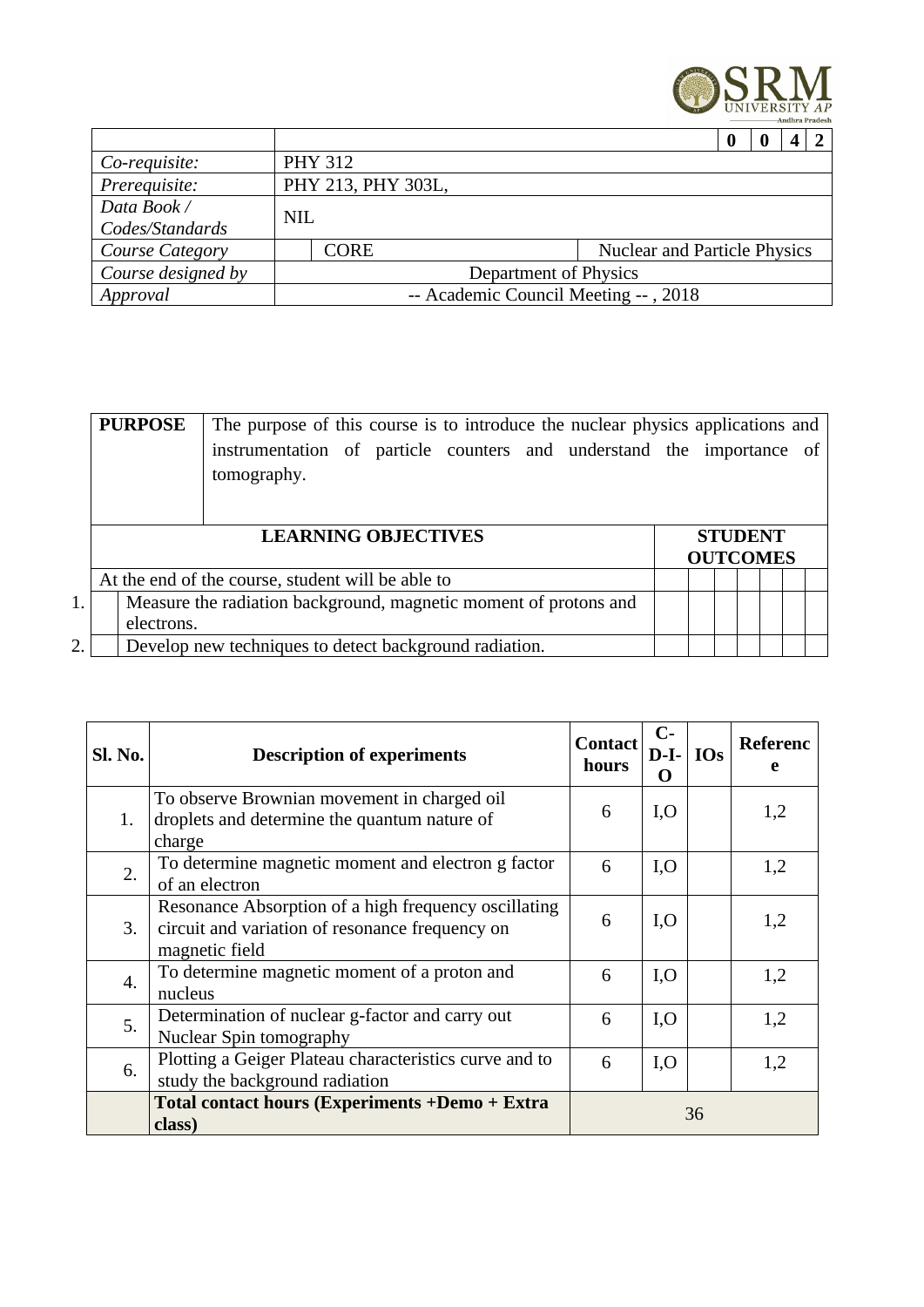| | | | | | | |
|---|---|---|---|---|---|---|
| | | | **0** | **0** | **4** | **2** |
| *Co-requisite:* | PHY 312 | | | | | |
| *Prerequisite:* | PHY 213, PHY 303L, | | | | | |
| *Data Book / Codes/Standards* | NIL | | | | | |
| *Course Category* | CORE | Nuclear and Particle Physics | | | | |
| *Course designed by* | Department of Physics | | | | | |
| *Approval* | -- Academic Council Meeting -- , 2018 | | | | | |

| **PURPOSE** | The purpose of this course is to introduce the nuclear physics applications and instrumentation of particle counters and understand the importance of tomography. |
|---|---|

| | **LEARNING OBJECTIVES** | **STUDENT OUTCOMES** | | | | | | |
|---|---|---|---|---|---|---|---|---|
| | At the end of the course, student will be able to | | | | | | | |
| 1. | Measure the radiation background, magnetic moment of protons and electrons. | | | | | | | |
| 2. | Develop new techniques to detect background radiation. | | | | | | | |

| **Sl. No.** | **Description of experiments** | **Contact hours** | **C-D-I-O** | **IOs** | **Reference** |
|---|---|---|---|---|---|
| 1. | To observe Brownian movement in charged oil droplets and determine the quantum nature of charge | 6 | I,O | | 1,2 |
| 2. | To determine magnetic moment and electron g factor of an electron | 6 | I,O | | 1,2 |
| 3. | Resonance Absorption of a high frequency oscillating circuit and variation of resonance frequency on magnetic field | 6 | I,O | | 1,2 |
| 4. | To determine magnetic moment of a proton and nucleus | 6 | I,O | | 1,2 |
| 5. | Determination of nuclear g-factor and carry out Nuclear Spin tomography | 6 | I,O | | 1,2 |
| 6. | Plotting a Geiger Plateau characteristics curve and to study the background radiation | 6 | I,O | | 1,2 |
| | **Total contact hours (Experiments +Demo + Extra class)** | 36 | | | |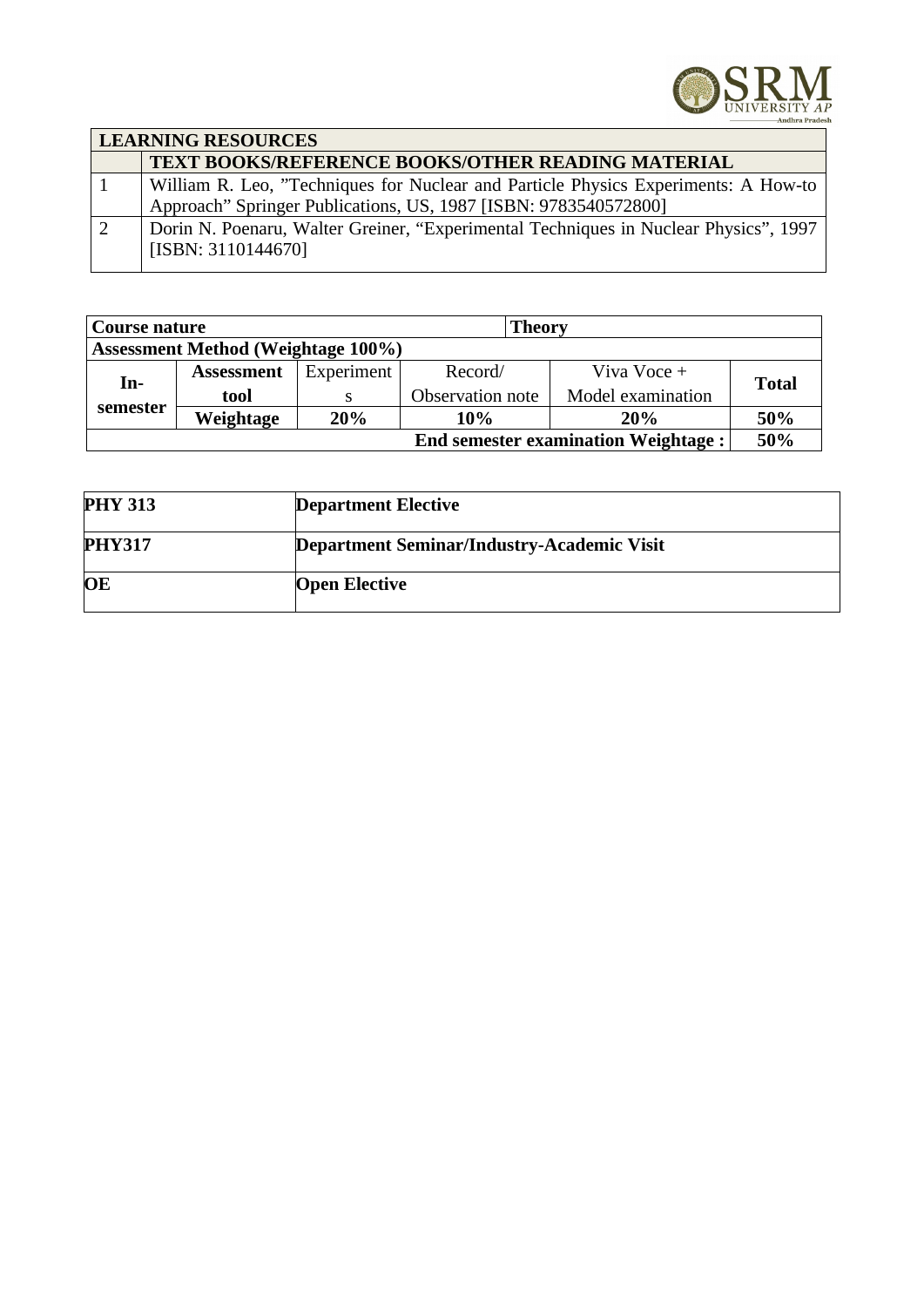| LEARNING RESOURCES | |
|---|---|
| | **TEXT BOOKS/REFERENCE BOOKS/OTHER READING MATERIAL** |
| 1 | William R. Leo, "Techniques for Nuclear and Particle Physics Experiments: A How-to Approach" Springer Publications, US, 1987 [ISBN: 9783540572800] |
| 2 | Dorin N. Poenaru, Walter Greiner, "Experimental Techniques in Nuclear Physics", 1997 [ISBN: 3110144670] |

| **Course nature** | | | **Theory** | | |
|---|---|---|---|---|---|
| **Assessment Method (Weightage 100%)** | | | | | |
| **In-semester** | **Assessment tool** | Experiments | Record/ Observation note | Viva Voce + Model examination | **Total** |
| | **Weightage** | **20%** | **10%** | **20%** | **50%** |
| | | | | **End semester examination Weightage :** | **50%** |

| | |
|---|---|
| **PHY 313** | **Department Elective** |
| **PHY317** | **Department Seminar/Industry-Academic Visit** |
| **OE** | **Open Elective** |